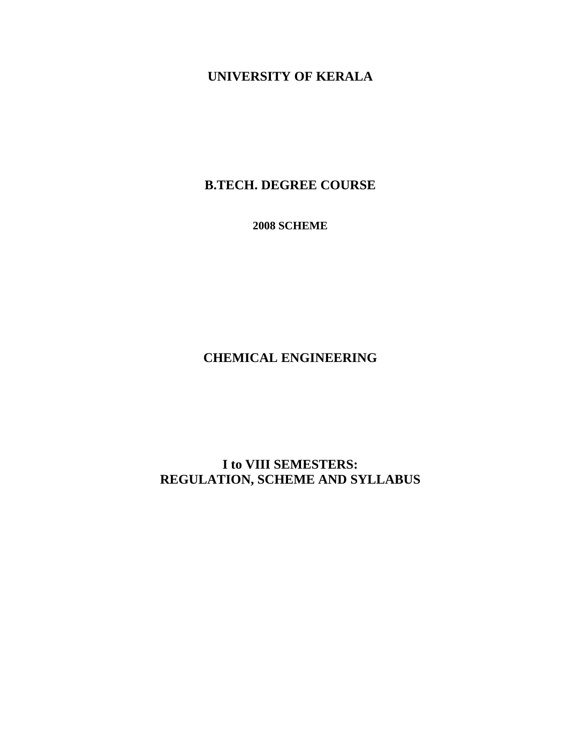# UNIVERSITY OF KERALA

## B.TECH. DEGREE COURSE

### 2008 SCHEME

## CHEMICAL ENGINEERING

## I to VIII SEMESTERS: REGULATION, SCHEME AND SYLLABUS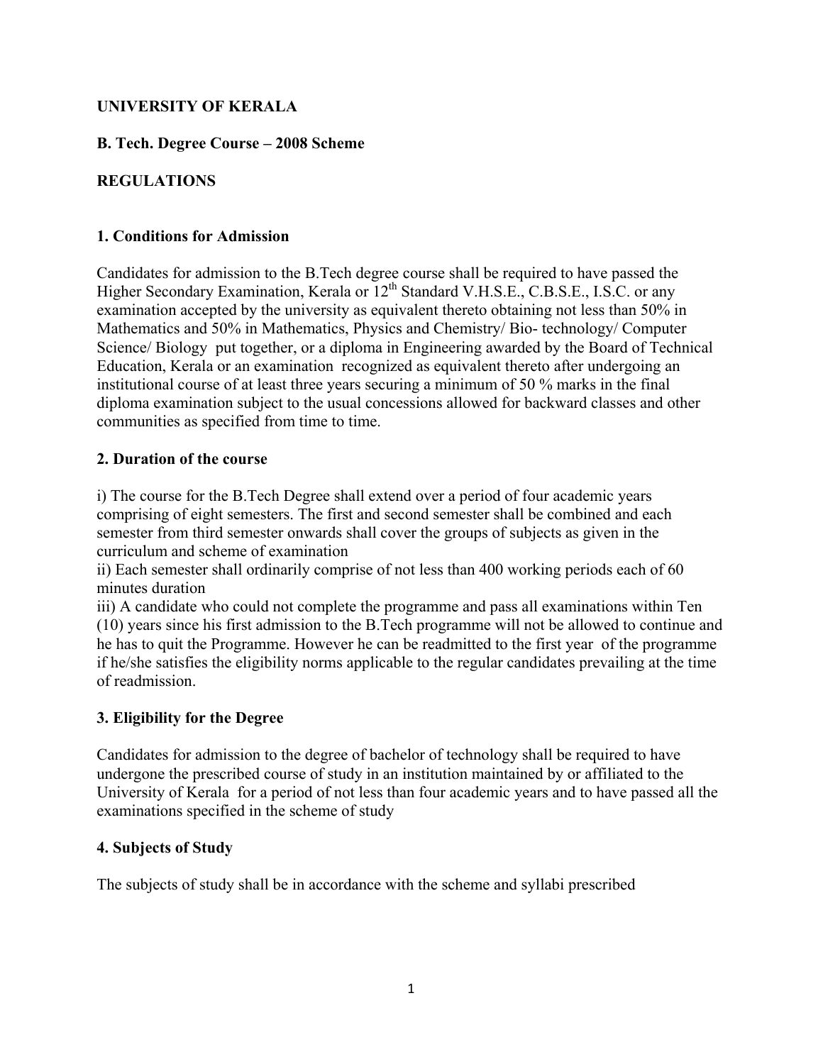**UNIVERSITY OF KERALA**

**B. Tech. Degree Course – 2008 Scheme**

**REGULATIONS**

### 1. Conditions for Admission

Candidates for admission to the B.Tech degree course shall be required to have passed the Higher Secondary Examination, Kerala or 12th Standard V.H.S.E., C.B.S.E., I.S.C. or any examination accepted by the university as equivalent thereto obtaining not less than 50% in Mathematics and 50% in Mathematics, Physics and Chemistry/ Bio- technology/ Computer Science/ Biology put together, or a diploma in Engineering awarded by the Board of Technical Education, Kerala or an examination recognized as equivalent thereto after undergoing an institutional course of at least three years securing a minimum of 50 % marks in the final diploma examination subject to the usual concessions allowed for backward classes and other communities as specified from time to time.

### 2. Duration of the course

i) The course for the B.Tech Degree shall extend over a period of four academic years comprising of eight semesters. The first and second semester shall be combined and each semester from third semester onwards shall cover the groups of subjects as given in the curriculum and scheme of examination

ii) Each semester shall ordinarily comprise of not less than 400 working periods each of 60 minutes duration

iii) A candidate who could not complete the programme and pass all examinations within Ten (10) years since his first admission to the B.Tech programme will not be allowed to continue and he has to quit the Programme. However he can be readmitted to the first year of the programme if he/she satisfies the eligibility norms applicable to the regular candidates prevailing at the time of readmission.

### 3. Eligibility for the Degree

Candidates for admission to the degree of bachelor of technology shall be required to have undergone the prescribed course of study in an institution maintained by or affiliated to the University of Kerala for a period of not less than four academic years and to have passed all the examinations specified in the scheme of study

### 4. Subjects of Study

The subjects of study shall be in accordance with the scheme and syllabi prescribed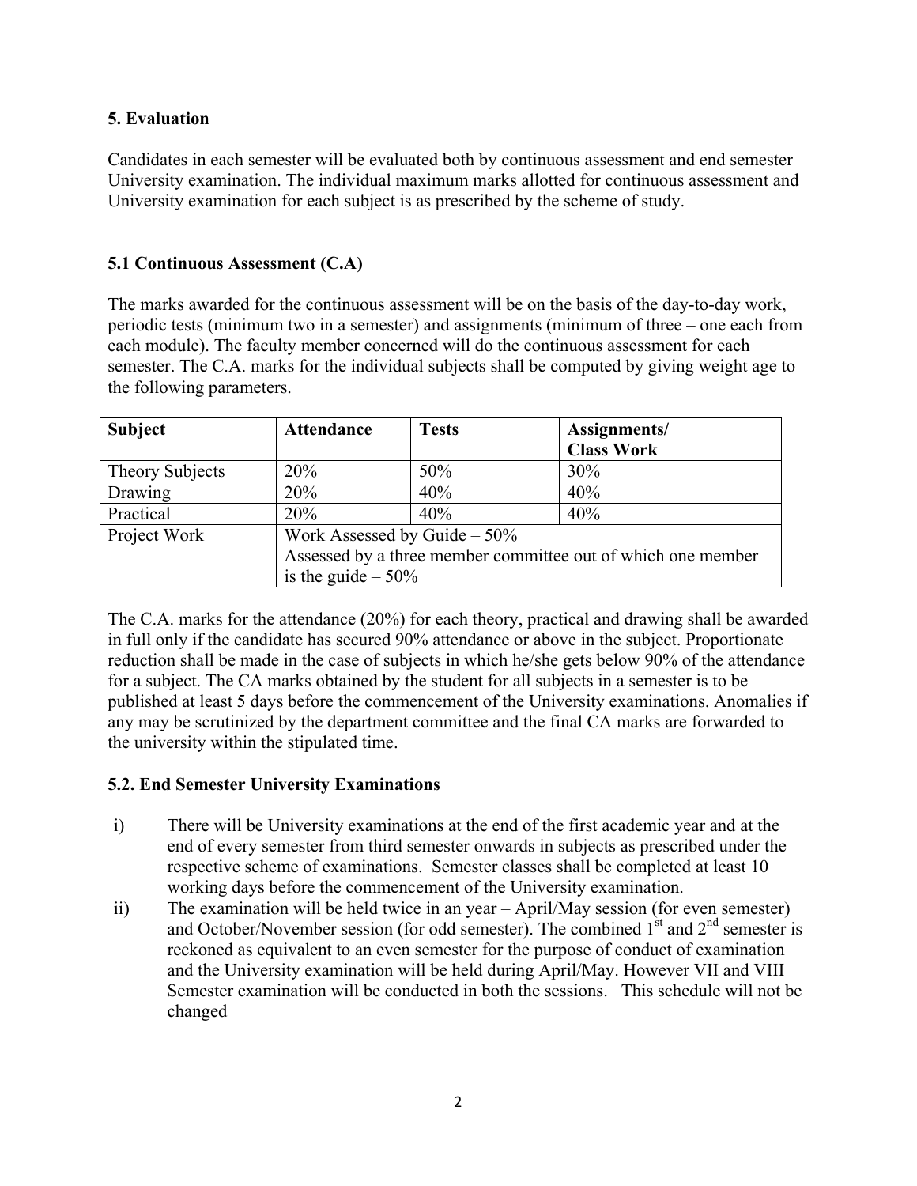## 5. Evaluation

Candidates in each semester will be evaluated both by continuous assessment and end semester University examination. The individual maximum marks allotted for continuous assessment and University examination for each subject is as prescribed by the scheme of study.

### 5.1 Continuous Assessment (C.A)

The marks awarded for the continuous assessment will be on the basis of the day-to-day work, periodic tests (minimum two in a semester) and assignments (minimum of three – one each from each module). The faculty member concerned will do the continuous assessment for each semester. The C.A. marks for the individual subjects shall be computed by giving weight age to the following parameters.

| Subject | Attendance | Tests | Assignments/ Class Work |
|---|---|---|---|
| Theory Subjects | 20% | 50% | 30% |
| Drawing | 20% | 40% | 40% |
| Practical | 20% | 40% | 40% |
| Project Work | Work Assessed by Guide – 50%<br>Assessed by a three member committee out of which one member is the guide – 50% | | |

The C.A. marks for the attendance (20%) for each theory, practical and drawing shall be awarded in full only if the candidate has secured 90% attendance or above in the subject. Proportionate reduction shall be made in the case of subjects in which he/she gets below 90% of the attendance for a subject. The CA marks obtained by the student for all subjects in a semester is to be published at least 5 days before the commencement of the University examinations. Anomalies if any may be scrutinized by the department committee and the final CA marks are forwarded to the university within the stipulated time.

### 5.2. End Semester University Examinations

i) There will be University examinations at the end of the first academic year and at the end of every semester from third semester onwards in subjects as prescribed under the respective scheme of examinations. Semester classes shall be completed at least 10 working days before the commencement of the University examination.

ii) The examination will be held twice in an year – April/May session (for even semester) and October/November session (for odd semester). The combined 1st and 2nd semester is reckoned as equivalent to an even semester for the purpose of conduct of examination and the University examination will be held during April/May. However VII and VIII Semester examination will be conducted in both the sessions. This schedule will not be changed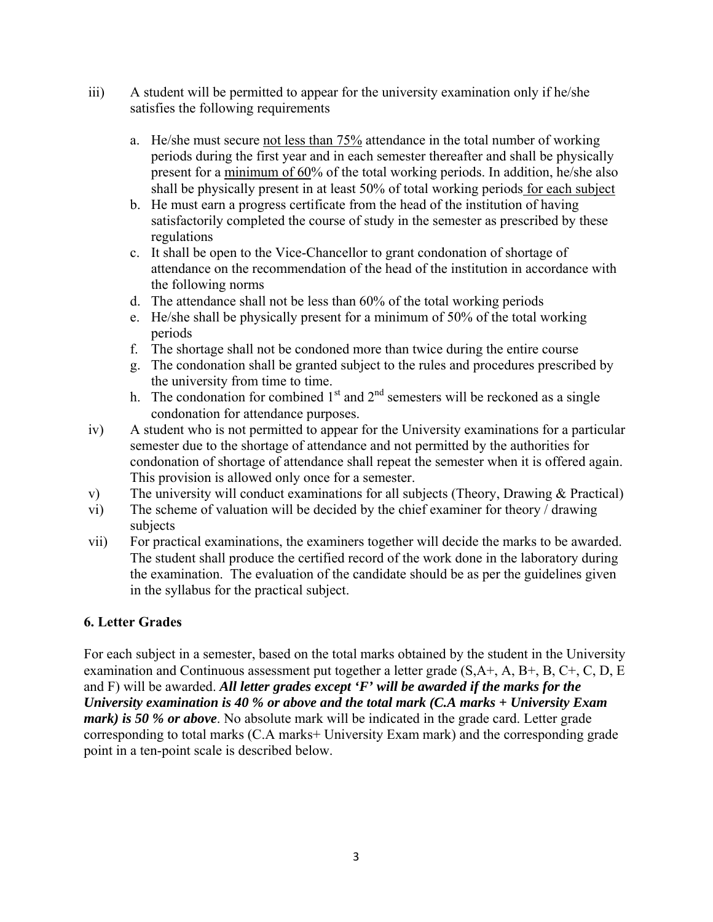iii) A student will be permitted to appear for the university examination only if he/she satisfies the following requirements

   a. He/she must secure <u>not less than 75%</u> attendance in the total number of working periods during the first year and in each semester thereafter and shall be physically present for a <u>minimum of 60</u>% of the total working periods. In addition, he/she also shall be physically present in at least 50% of total working periods <u>for each subject</u>
   b. He must earn a progress certificate from the head of the institution of having satisfactorily completed the course of study in the semester as prescribed by these regulations
   c. It shall be open to the Vice-Chancellor to grant condonation of shortage of attendance on the recommendation of the head of the institution in accordance with the following norms
   d. The attendance shall not be less than 60% of the total working periods
   e. He/she shall be physically present for a minimum of 50% of the total working periods
   f. The shortage shall not be condoned more than twice during the entire course
   g. The condonation shall be granted subject to the rules and procedures prescribed by the university from time to time.
   h. The condonation for combined 1st and 2nd semesters will be reckoned as a single condonation for attendance purposes.

iv) A student who is not permitted to appear for the University examinations for a particular semester due to the shortage of attendance and not permitted by the authorities for condonation of shortage of attendance shall repeat the semester when it is offered again. This provision is allowed only once for a semester.

v) The university will conduct examinations for all subjects (Theory, Drawing & Practical)

vi) The scheme of valuation will be decided by the chief examiner for theory / drawing subjects

vii) For practical examinations, the examiners together will decide the marks to be awarded. The student shall produce the certified record of the work done in the laboratory during the examination. The evaluation of the candidate should be as per the guidelines given in the syllabus for the practical subject.

## 6. Letter Grades

For each subject in a semester, based on the total marks obtained by the student in the University examination and Continuous assessment put together a letter grade (S,A+, A, B+, B, C+, C, D, E and F) will be awarded. ***All letter grades except 'F' will be awarded if the marks for the University examination is 40 % or above and the total mark (C.A marks + University Exam mark) is 50 % or above***. No absolute mark will be indicated in the grade card. Letter grade corresponding to total marks (C.A marks+ University Exam mark) and the corresponding grade point in a ten-point scale is described below.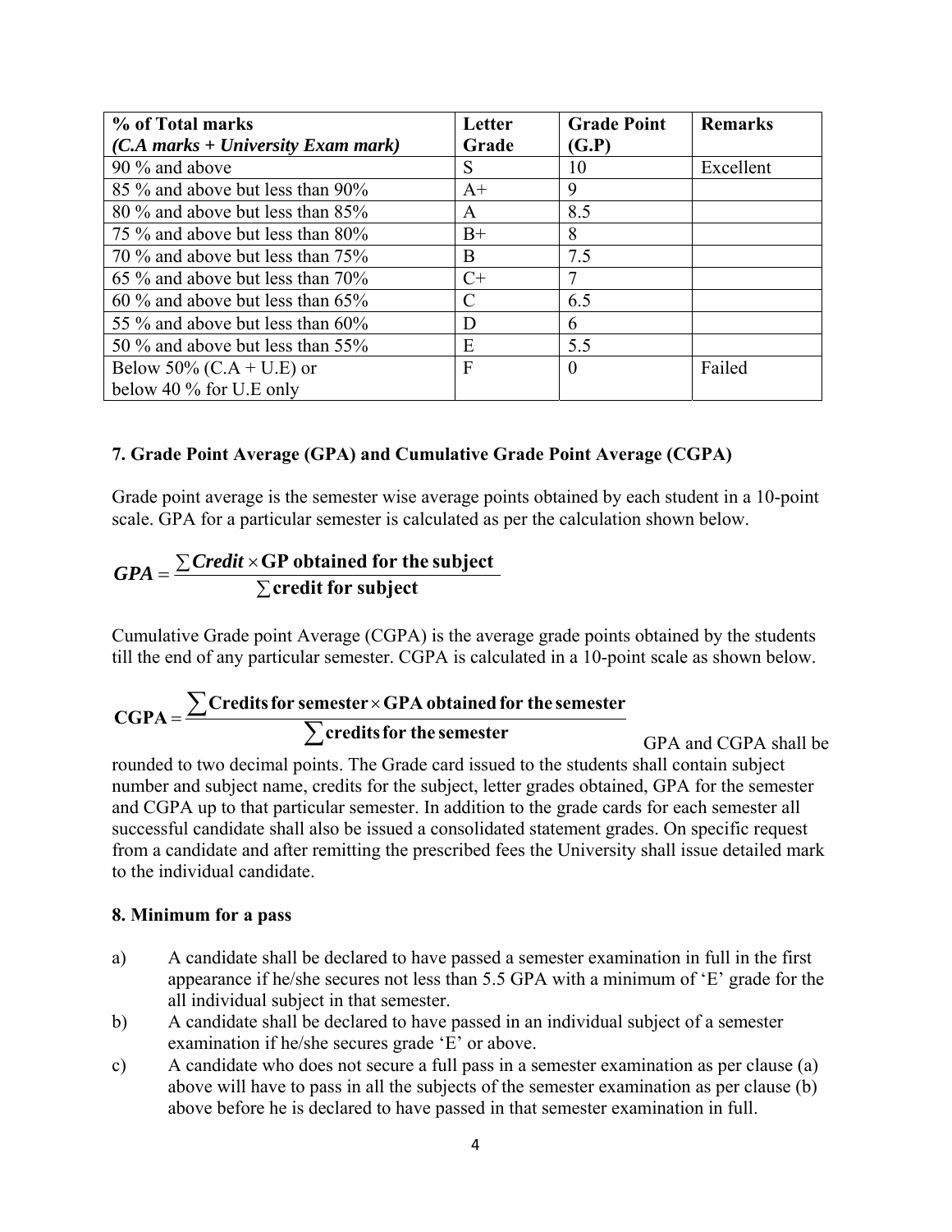| % of Total marks (C.A marks + University Exam mark) | Letter Grade | Grade Point (G.P) | Remarks |
| --- | --- | --- | --- |
| 90 % and above | S | 10 | Excellent |
| 85 % and above but less than 90% | A+ | 9 | |
| 80 % and above but less than 85% | A | 8.5 | |
| 75 % and above but less than 80% | B+ | 8 | |
| 70 % and above but less than 75% | B | 7.5 | |
| 65 % and above but less than 70% | C+ | 7 | |
| 60 % and above but less than 65% | C | 6.5 | |
| 55 % and above but less than 60% | D | 6 | |
| 50 % and above but less than 55% | E | 5.5 | |
| Below 50% (C.A + U.E) or below 40 % for U.E only | F | 0 | Failed |

### 7. Grade Point Average (GPA) and Cumulative Grade Point Average (CGPA)

Grade point average is the semester wise average points obtained by each student in a 10-point scale. GPA for a particular semester is calculated as per the calculation shown below.

$$GPA = \frac{\sum Credit \times \text{GP obtained for the subject}}{\sum \text{credit for subject}}$$

Cumulative Grade point Average (CGPA) is the average grade points obtained by the students till the end of any particular semester. CGPA is calculated in a 10-point scale as shown below.

$$\text{CGPA} = \frac{\sum \text{Credits for semester} \times \text{GPA obtained for the semester}}{\sum \text{credits for the semester}}$$

GPA and CGPA shall be rounded to two decimal points. The Grade card issued to the students shall contain subject number and subject name, credits for the subject, letter grades obtained, GPA for the semester and CGPA up to that particular semester. In addition to the grade cards for each semester all successful candidate shall also be issued a consolidated statement grades. On specific request from a candidate and after remitting the prescribed fees the University shall issue detailed mark to the individual candidate.

### 8. Minimum for a pass

a) A candidate shall be declared to have passed a semester examination in full in the first appearance if he/she secures not less than 5.5 GPA with a minimum of 'E' grade for the all individual subject in that semester.

b) A candidate shall be declared to have passed in an individual subject of a semester examination if he/she secures grade 'E' or above.

c) A candidate who does not secure a full pass in a semester examination as per clause (a) above will have to pass in all the subjects of the semester examination as per clause (b) above before he is declared to have passed in that semester examination in full.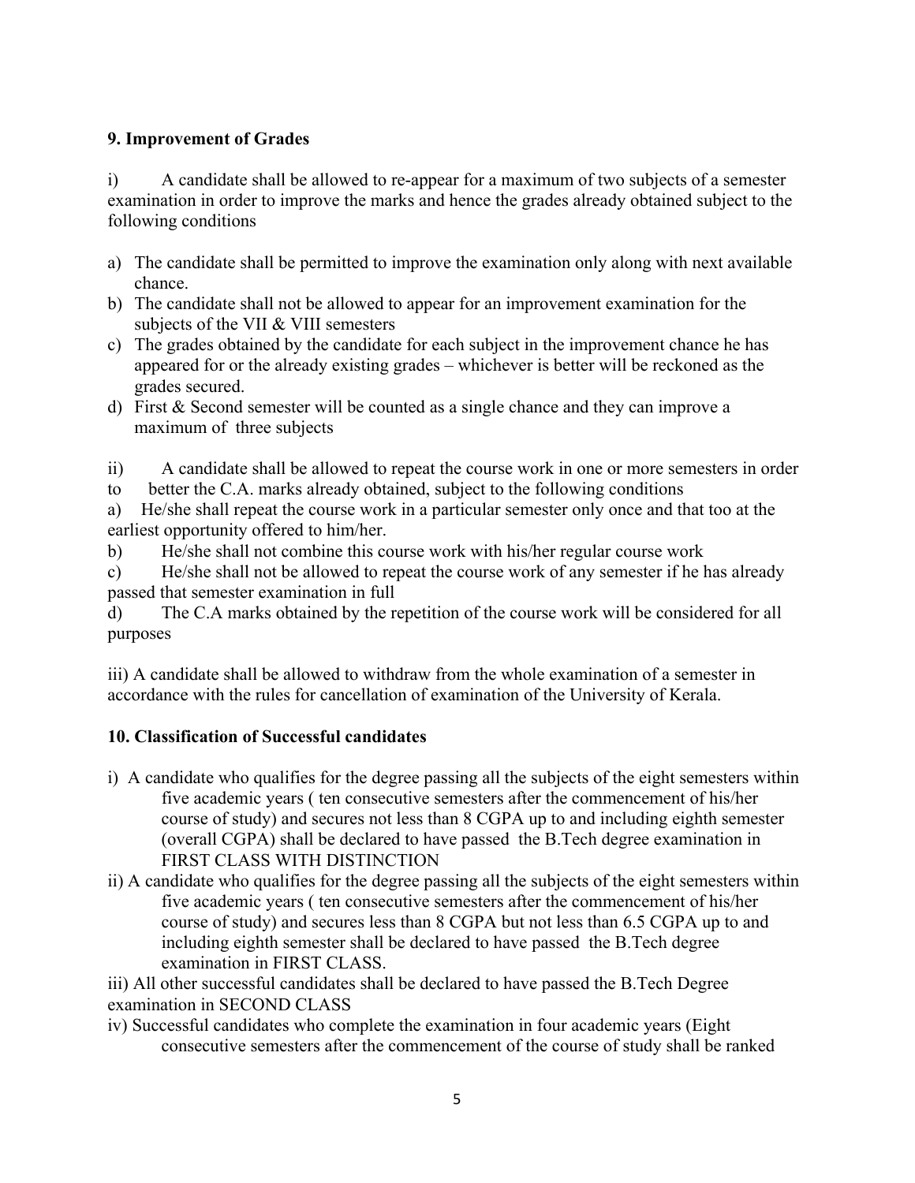### 9. Improvement of Grades

i) A candidate shall be allowed to re-appear for a maximum of two subjects of a semester examination in order to improve the marks and hence the grades already obtained subject to the following conditions

a) The candidate shall be permitted to improve the examination only along with next available chance.
b) The candidate shall not be allowed to appear for an improvement examination for the subjects of the VII & VIII semesters
c) The grades obtained by the candidate for each subject in the improvement chance he has appeared for or the already existing grades – whichever is better will be reckoned as the grades secured.
d) First & Second semester will be counted as a single chance and they can improve a maximum of three subjects

ii) A candidate shall be allowed to repeat the course work in one or more semesters in order to better the C.A. marks already obtained, subject to the following conditions

a) He/she shall repeat the course work in a particular semester only once and that too at the earliest opportunity offered to him/her.

b) He/she shall not combine this course work with his/her regular course work

c) He/she shall not be allowed to repeat the course work of any semester if he has already passed that semester examination in full

d) The C.A marks obtained by the repetition of the course work will be considered for all purposes

iii) A candidate shall be allowed to withdraw from the whole examination of a semester in accordance with the rules for cancellation of examination of the University of Kerala.

### 10. Classification of Successful candidates

i) A candidate who qualifies for the degree passing all the subjects of the eight semesters within five academic years ( ten consecutive semesters after the commencement of his/her course of study) and secures not less than 8 CGPA up to and including eighth semester (overall CGPA) shall be declared to have passed the B.Tech degree examination in FIRST CLASS WITH DISTINCTION

ii) A candidate who qualifies for the degree passing all the subjects of the eight semesters within five academic years ( ten consecutive semesters after the commencement of his/her course of study) and secures less than 8 CGPA but not less than 6.5 CGPA up to and including eighth semester shall be declared to have passed the B.Tech degree examination in FIRST CLASS.

iii) All other successful candidates shall be declared to have passed the B.Tech Degree examination in SECOND CLASS

iv) Successful candidates who complete the examination in four academic years (Eight consecutive semesters after the commencement of the course of study shall be ranked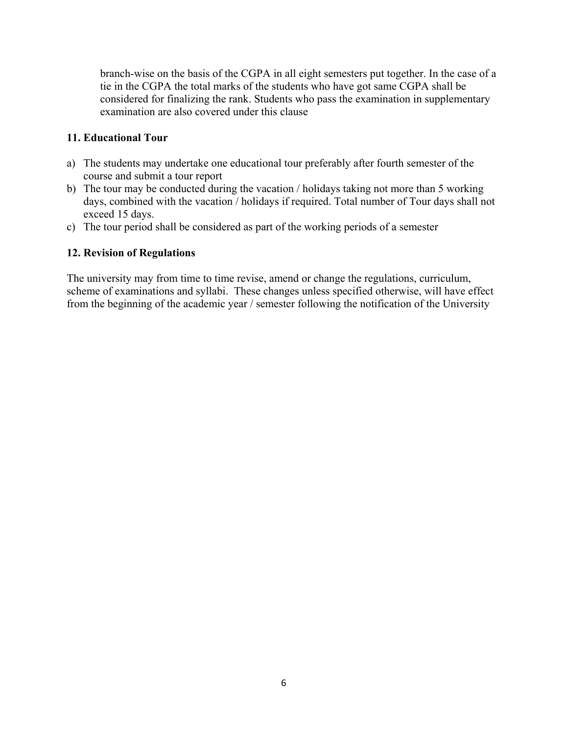branch-wise on the basis of the CGPA in all eight semesters put together. In the case of a tie in the CGPA the total marks of the students who have got same CGPA shall be considered for finalizing the rank. Students who pass the examination in supplementary examination are also covered under this clause

**11. Educational Tour**

a) The students may undertake one educational tour preferably after fourth semester of the course and submit a tour report
b) The tour may be conducted during the vacation / holidays taking not more than 5 working days, combined with the vacation / holidays if required. Total number of Tour days shall not exceed 15 days.
c) The tour period shall be considered as part of the working periods of a semester

**12. Revision of Regulations**

The university may from time to time revise, amend or change the regulations, curriculum, scheme of examinations and syllabi. These changes unless specified otherwise, will have effect from the beginning of the academic year / semester following the notification of the University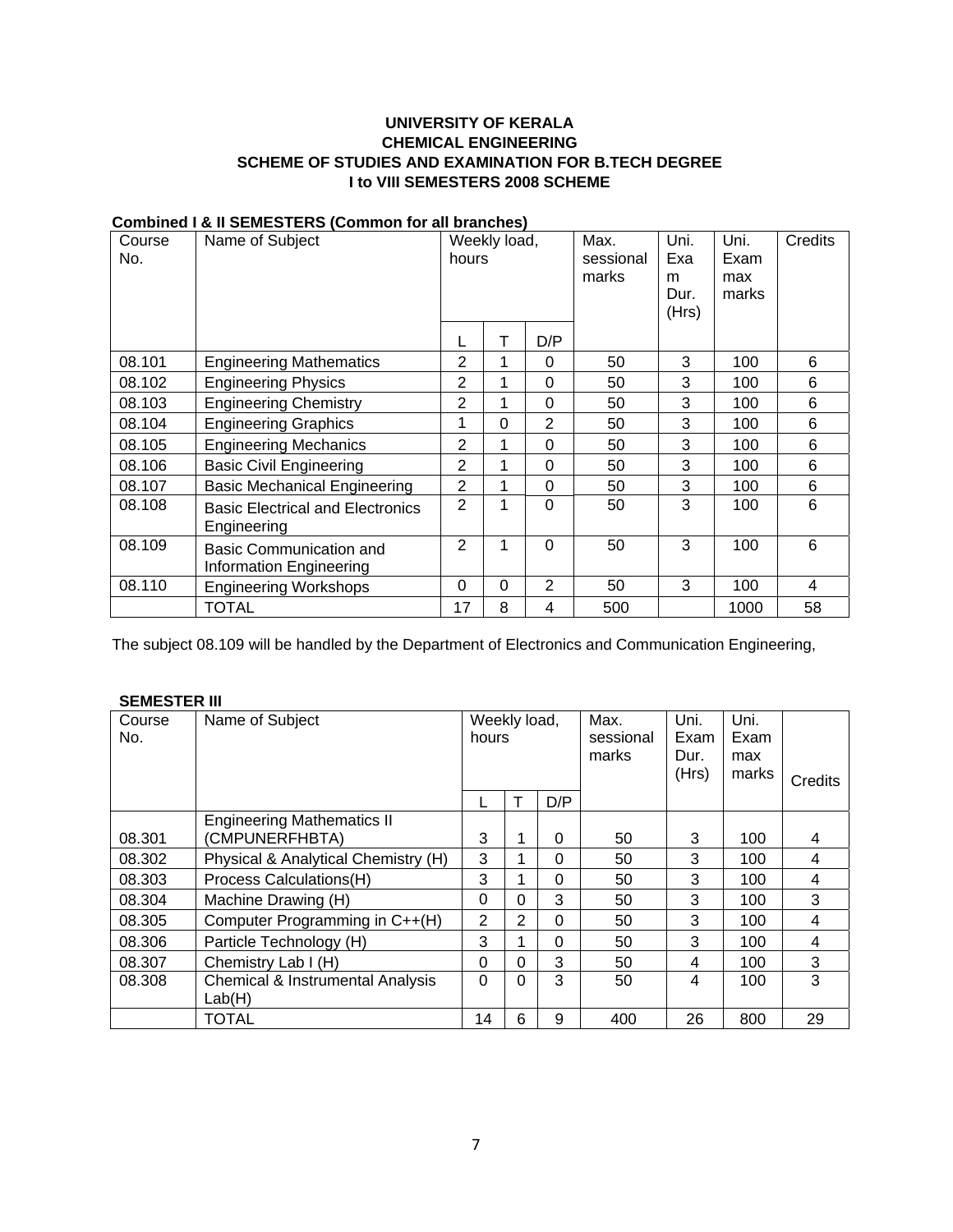**UNIVERSITY OF KERALA**
**CHEMICAL ENGINEERING**
**SCHEME OF STUDIES AND EXAMINATION FOR B.TECH DEGREE**
**I to VIII SEMESTERS 2008 SCHEME**

**Combined I & II SEMESTERS (Common for all branches)**

| Course No. | Name of Subject | Weekly load, hours | | | Max. sessional marks | Uni. Exam Dur. (Hrs) | Uni. Exam max marks | Credits |
|---|---|---|---|---|---|---|---|---|
| | | L | T | D/P | | | | |
| 08.101 | Engineering Mathematics | 2 | 1 | 0 | 50 | 3 | 100 | 6 |
| 08.102 | Engineering Physics | 2 | 1 | 0 | 50 | 3 | 100 | 6 |
| 08.103 | Engineering Chemistry | 2 | 1 | 0 | 50 | 3 | 100 | 6 |
| 08.104 | Engineering Graphics | 1 | 0 | 2 | 50 | 3 | 100 | 6 |
| 08.105 | Engineering Mechanics | 2 | 1 | 0 | 50 | 3 | 100 | 6 |
| 08.106 | Basic Civil Engineering | 2 | 1 | 0 | 50 | 3 | 100 | 6 |
| 08.107 | Basic Mechanical Engineering | 2 | 1 | 0 | 50 | 3 | 100 | 6 |
| 08.108 | Basic Electrical and Electronics Engineering | 2 | 1 | 0 | 50 | 3 | 100 | 6 |
| 08.109 | Basic Communication and Information Engineering | 2 | 1 | 0 | 50 | 3 | 100 | 6 |
| 08.110 | Engineering Workshops | 0 | 0 | 2 | 50 | 3 | 100 | 4 |
| | TOTAL | 17 | 8 | 4 | 500 | | 1000 | 58 |

The subject 08.109 will be handled by the Department of Electronics and Communication Engineering,

**SEMESTER III**

| Course No. | Name of Subject | Weekly load, hours | | | Max. sessional marks | Uni. Exam Dur. (Hrs) | Uni. Exam max marks | Credits |
|---|---|---|---|---|---|---|---|---|
| | | L | T | D/P | | | | |
| 08.301 | Engineering Mathematics II (CMPUNERFHBTA) | 3 | 1 | 0 | 50 | 3 | 100 | 4 |
| 08.302 | Physical & Analytical Chemistry (H) | 3 | 1 | 0 | 50 | 3 | 100 | 4 |
| 08.303 | Process Calculations(H) | 3 | 1 | 0 | 50 | 3 | 100 | 4 |
| 08.304 | Machine Drawing (H) | 0 | 0 | 3 | 50 | 3 | 100 | 3 |
| 08.305 | Computer Programming in C++(H) | 2 | 2 | 0 | 50 | 3 | 100 | 4 |
| 08.306 | Particle Technology (H) | 3 | 1 | 0 | 50 | 3 | 100 | 4 |
| 08.307 | Chemistry Lab I (H) | 0 | 0 | 3 | 50 | 4 | 100 | 3 |
| 08.308 | Chemical & Instrumental Analysis Lab(H) | 0 | 0 | 3 | 50 | 4 | 100 | 3 |
| | TOTAL | 14 | 6 | 9 | 400 | 26 | 800 | 29 |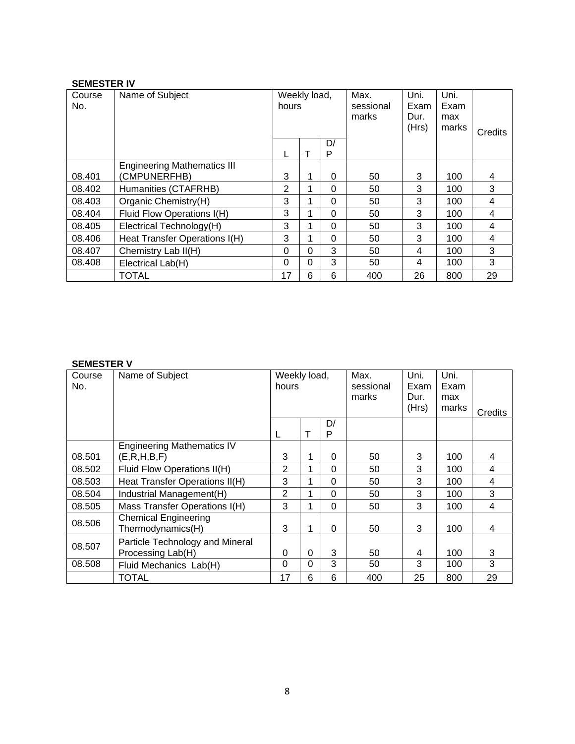**SEMESTER IV**

| Course No. | Name of Subject | Weekly load, hours | | | Max. sessional marks | Uni. Exam Dur. (Hrs) | Uni. Exam max marks | Credits |
|---|---|---|---|---|---|---|---|---|
| | | L | T | D/P | | | | |
| 08.401 | Engineering Mathematics III (CMPUNERFHB) | 3 | 1 | 0 | 50 | 3 | 100 | 4 |
| 08.402 | Humanities (CTAFRHB) | 2 | 1 | 0 | 50 | 3 | 100 | 3 |
| 08.403 | Organic Chemistry(H) | 3 | 1 | 0 | 50 | 3 | 100 | 4 |
| 08.404 | Fluid Flow Operations I(H) | 3 | 1 | 0 | 50 | 3 | 100 | 4 |
| 08.405 | Electrical Technology(H) | 3 | 1 | 0 | 50 | 3 | 100 | 4 |
| 08.406 | Heat Transfer Operations I(H) | 3 | 1 | 0 | 50 | 3 | 100 | 4 |
| 08.407 | Chemistry Lab II(H) | 0 | 0 | 3 | 50 | 4 | 100 | 3 |
| 08.408 | Electrical Lab(H) | 0 | 0 | 3 | 50 | 4 | 100 | 3 |
| | TOTAL | 17 | 6 | 6 | 400 | 26 | 800 | 29 |

**SEMESTER V**

| Course No. | Name of Subject | Weekly load, hours | | | Max. sessional marks | Uni. Exam Dur. (Hrs) | Uni. Exam max marks | Credits |
|---|---|---|---|---|---|---|---|---|
| | | L | T | D/P | | | | |
| 08.501 | Engineering Mathematics IV (E,R,H,B,F) | 3 | 1 | 0 | 50 | 3 | 100 | 4 |
| 08.502 | Fluid Flow Operations II(H) | 2 | 1 | 0 | 50 | 3 | 100 | 4 |
| 08.503 | Heat Transfer Operations II(H) | 3 | 1 | 0 | 50 | 3 | 100 | 4 |
| 08.504 | Industrial Management(H) | 2 | 1 | 0 | 50 | 3 | 100 | 3 |
| 08.505 | Mass Transfer Operations I(H) | 3 | 1 | 0 | 50 | 3 | 100 | 4 |
| 08.506 | Chemical Engineering Thermodynamics(H) | 3 | 1 | 0 | 50 | 3 | 100 | 4 |
| 08.507 | Particle Technology and Mineral Processing Lab(H) | 0 | 0 | 3 | 50 | 4 | 100 | 3 |
| 08.508 | Fluid Mechanics Lab(H) | 0 | 0 | 3 | 50 | 3 | 100 | 3 |
| | TOTAL | 17 | 6 | 6 | 400 | 25 | 800 | 29 |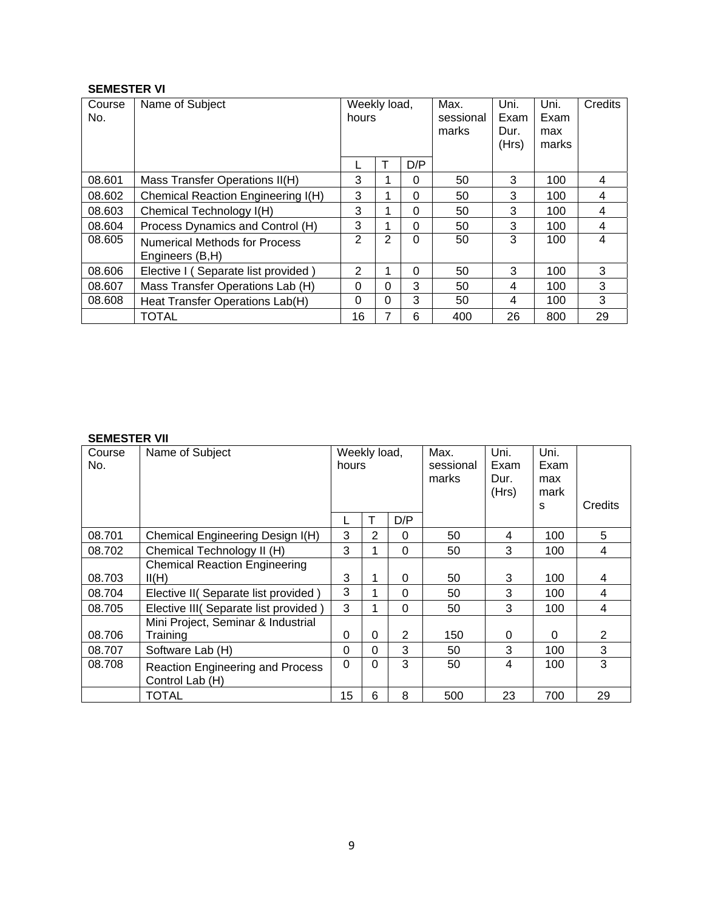**SEMESTER VI**

| Course No. | Name of Subject | Weekly load, hours | | | Max. sessional marks | Uni. Exam Dur. (Hrs) | Uni. Exam max marks | Credits |
|---|---|---|---|---|---|---|---|---|
| | | L | T | D/P | | | | |
| 08.601 | Mass Transfer Operations II(H) | 3 | 1 | 0 | 50 | 3 | 100 | 4 |
| 08.602 | Chemical Reaction Engineering I(H) | 3 | 1 | 0 | 50 | 3 | 100 | 4 |
| 08.603 | Chemical Technology I(H) | 3 | 1 | 0 | 50 | 3 | 100 | 4 |
| 08.604 | Process Dynamics and Control (H) | 3 | 1 | 0 | 50 | 3 | 100 | 4 |
| 08.605 | Numerical Methods for Process Engineers (B,H) | 2 | 2 | 0 | 50 | 3 | 100 | 4 |
| 08.606 | Elective I ( Separate list provided ) | 2 | 1 | 0 | 50 | 3 | 100 | 3 |
| 08.607 | Mass Transfer Operations Lab (H) | 0 | 0 | 3 | 50 | 4 | 100 | 3 |
| 08.608 | Heat Transfer Operations Lab(H) | 0 | 0 | 3 | 50 | 4 | 100 | 3 |
| | TOTAL | 16 | 7 | 6 | 400 | 26 | 800 | 29 |

**SEMESTER VII**

| Course No. | Name of Subject | Weekly load, hours | | | Max. sessional marks | Uni. Exam Dur. (Hrs) | Uni. Exam max marks | Credits |
|---|---|---|---|---|---|---|---|---|
| | | L | T | D/P | | | | |
| 08.701 | Chemical Engineering Design I(H) | 3 | 2 | 0 | 50 | 4 | 100 | 5 |
| 08.702 | Chemical Technology II (H) | 3 | 1 | 0 | 50 | 3 | 100 | 4 |
| 08.703 | Chemical Reaction Engineering II(H) | 3 | 1 | 0 | 50 | 3 | 100 | 4 |
| 08.704 | Elective II( Separate list provided ) | 3 | 1 | 0 | 50 | 3 | 100 | 4 |
| 08.705 | Elective III( Separate list provided ) | 3 | 1 | 0 | 50 | 3 | 100 | 4 |
| 08.706 | Mini Project, Seminar & Industrial Training | 0 | 0 | 2 | 150 | 0 | 0 | 2 |
| 08.707 | Software Lab (H) | 0 | 0 | 3 | 50 | 3 | 100 | 3 |
| 08.708 | Reaction Engineering and Process Control Lab (H) | 0 | 0 | 3 | 50 | 4 | 100 | 3 |
| | TOTAL | 15 | 6 | 8 | 500 | 23 | 700 | 29 |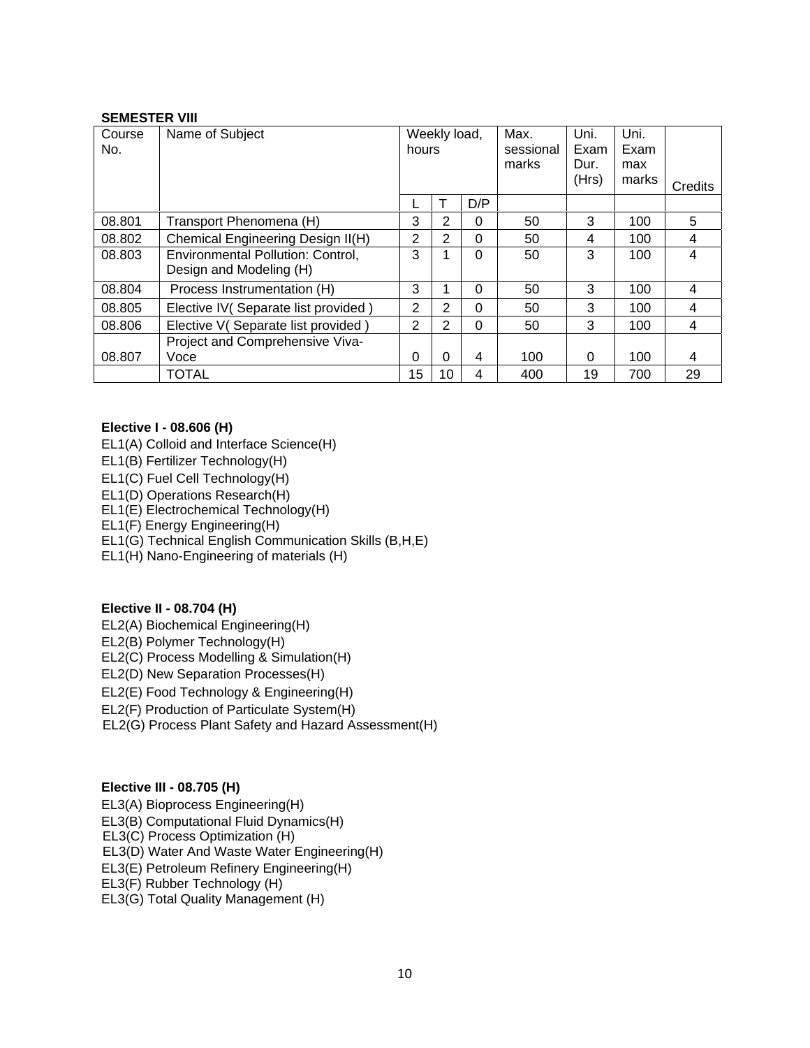**SEMESTER VIII**

| Course No. | Name of Subject | Weekly load, hours | | | Max. sessional marks | Uni. Exam Dur. (Hrs) | Uni. Exam max marks | Credits |
|---|---|---|---|---|---|---|---|---|
| | | L | T | D/P | | | | |
| 08.801 | Transport Phenomena (H) | 3 | 2 | 0 | 50 | 3 | 100 | 5 |
| 08.802 | Chemical Engineering Design II(H) | 2 | 2 | 0 | 50 | 4 | 100 | 4 |
| 08.803 | Environmental Pollution: Control, Design and Modeling (H) | 3 | 1 | 0 | 50 | 3 | 100 | 4 |
| 08.804 | Process Instrumentation (H) | 3 | 1 | 0 | 50 | 3 | 100 | 4 |
| 08.805 | Elective IV( Separate list provided ) | 2 | 2 | 0 | 50 | 3 | 100 | 4 |
| 08.806 | Elective V( Separate list provided ) | 2 | 2 | 0 | 50 | 3 | 100 | 4 |
| 08.807 | Project and Comprehensive Viva-Voce | 0 | 0 | 4 | 100 | 0 | 100 | 4 |
| | TOTAL | 15 | 10 | 4 | 400 | 19 | 700 | 29 |

**Elective I - 08.606 (H)**

EL1(A) Colloid and Interface Science(H)
EL1(B) Fertilizer Technology(H)
EL1(C) Fuel Cell Technology(H)
EL1(D) Operations Research(H)
EL1(E) Electrochemical Technology(H)
EL1(F) Energy Engineering(H)
EL1(G) Technical English Communication Skills (B,H,E)
EL1(H) Nano-Engineering of materials (H)

**Elective II - 08.704 (H)**

EL2(A) Biochemical Engineering(H)
EL2(B) Polymer Technology(H)
EL2(C) Process Modelling & Simulation(H)
EL2(D) New Separation Processes(H)
EL2(E) Food Technology & Engineering(H)
EL2(F) Production of Particulate System(H)
EL2(G) Process Plant Safety and Hazard Assessment(H)

**Elective III - 08.705 (H)**

EL3(A) Bioprocess Engineering(H)
EL3(B) Computational Fluid Dynamics(H)
EL3(C) Process Optimization (H)
EL3(D) Water And Waste Water Engineering(H)
EL3(E) Petroleum Refinery Engineering(H)
EL3(F) Rubber Technology (H)
EL3(G) Total Quality Management (H)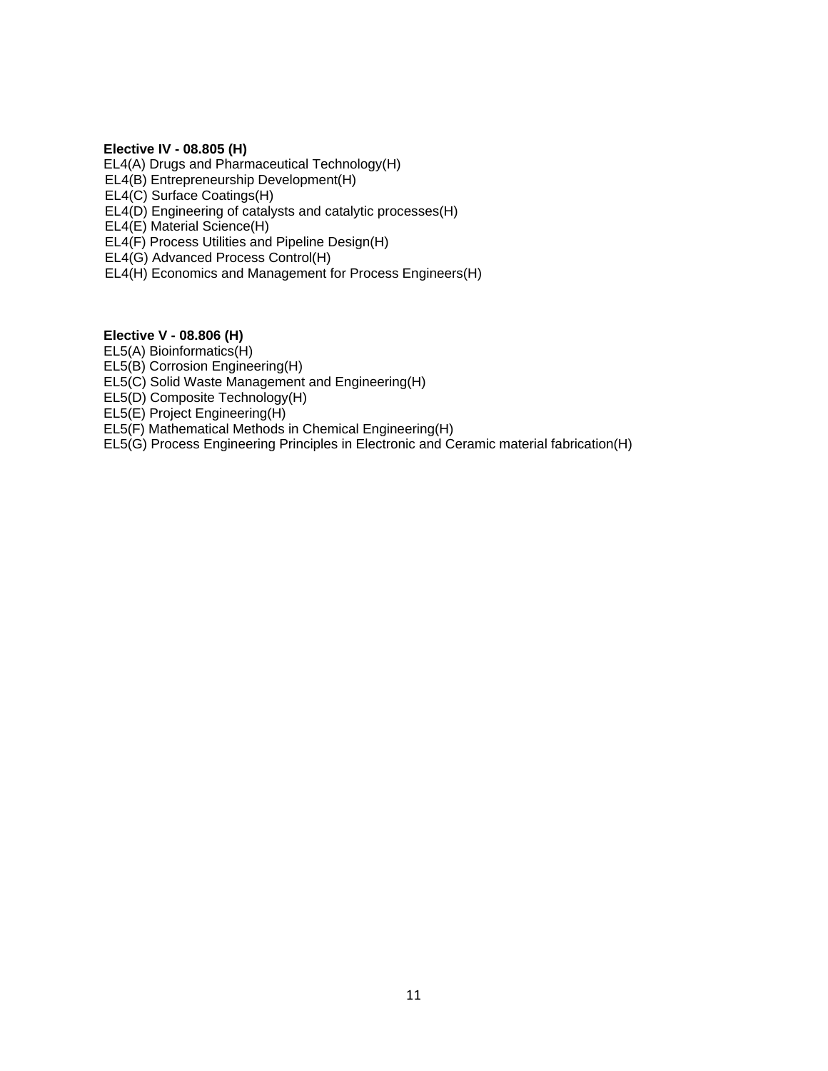**Elective IV - 08.805 (H)**

EL4(A) Drugs and Pharmaceutical Technology(H)
EL4(B) Entrepreneurship Development(H)
EL4(C) Surface Coatings(H)
EL4(D) Engineering of catalysts and catalytic processes(H)
EL4(E) Material Science(H)
EL4(F) Process Utilities and Pipeline Design(H)
EL4(G) Advanced Process Control(H)
EL4(H) Economics and Management for Process Engineers(H)

**Elective V - 08.806 (H)**

EL5(A) Bioinformatics(H)
EL5(B) Corrosion Engineering(H)
EL5(C) Solid Waste Management and Engineering(H)
EL5(D) Composite Technology(H)
EL5(E) Project Engineering(H)
EL5(F) Mathematical Methods in Chemical Engineering(H)
EL5(G) Process Engineering Principles in Electronic and Ceramic material fabrication(H)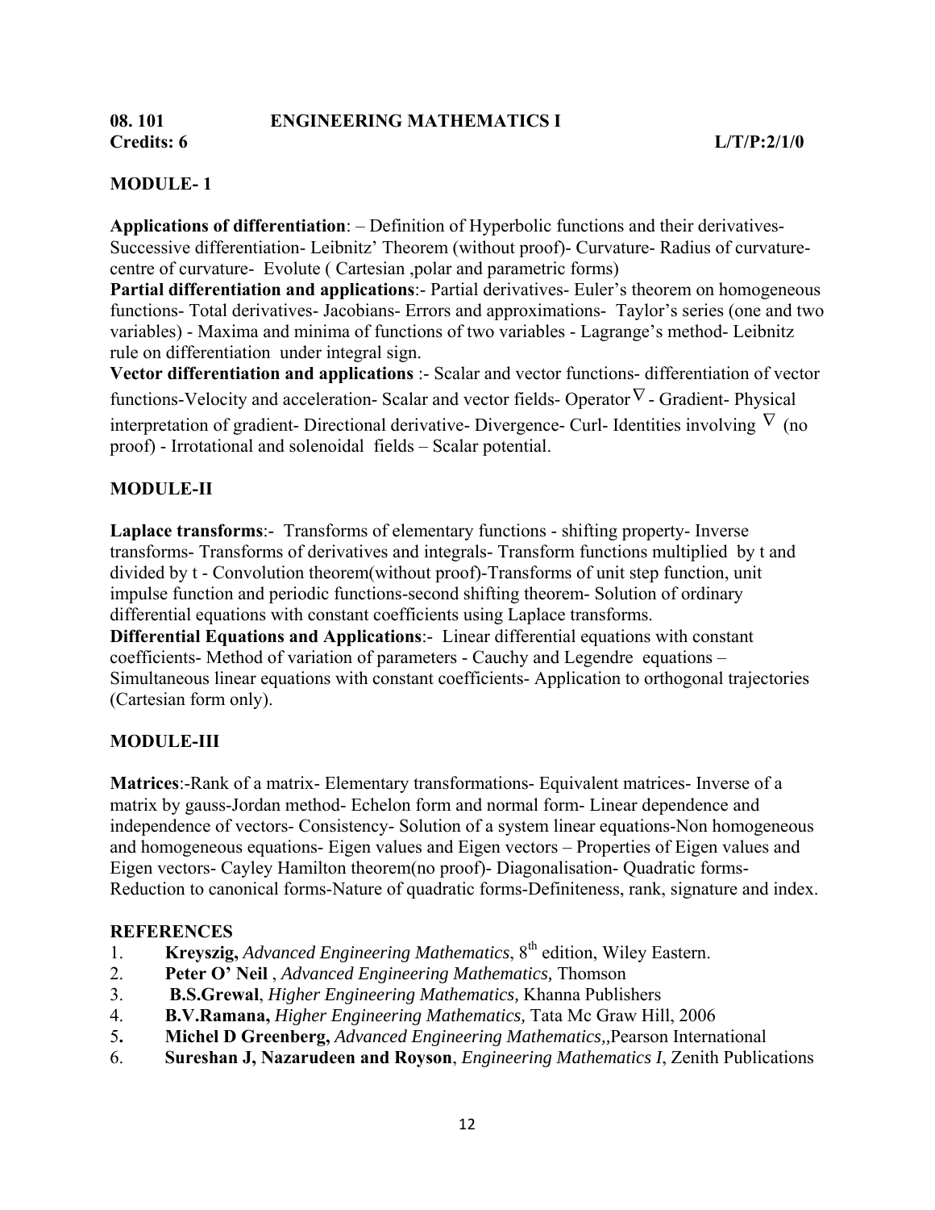**08. 101 ENGINEERING MATHEMATICS I**

**Credits: 6** **L/T/P:2/1/0**

## MODULE- 1

**Applications of differentiation**: – Definition of Hyperbolic functions and their derivatives- Successive differentiation- Leibnitz' Theorem (without proof)- Curvature- Radius of curvature- centre of curvature- Evolute ( Cartesian ,polar and parametric forms)

**Partial differentiation and applications**:- Partial derivatives- Euler's theorem on homogeneous functions- Total derivatives- Jacobians- Errors and approximations- Taylor's series (one and two variables) - Maxima and minima of functions of two variables - Lagrange's method- Leibnitz rule on differentiation under integral sign.

**Vector differentiation and applications** :- Scalar and vector functions- differentiation of vector functions-Velocity and acceleration- Scalar and vector fields- Operator $\nabla$ - Gradient- Physical interpretation of gradient- Directional derivative- Divergence- Curl- Identities involving $\nabla$ (no proof) - Irrotational and solenoidal fields – Scalar potential.

## MODULE-II

**Laplace transforms**:- Transforms of elementary functions - shifting property- Inverse transforms- Transforms of derivatives and integrals- Transform functions multiplied by t and divided by t - Convolution theorem(without proof)-Transforms of unit step function, unit impulse function and periodic functions-second shifting theorem- Solution of ordinary differential equations with constant coefficients using Laplace transforms.

**Differential Equations and Applications**:- Linear differential equations with constant coefficients- Method of variation of parameters - Cauchy and Legendre equations – Simultaneous linear equations with constant coefficients- Application to orthogonal trajectories (Cartesian form only).

## MODULE-III

**Matrices**:-Rank of a matrix- Elementary transformations- Equivalent matrices- Inverse of a matrix by gauss-Jordan method- Echelon form and normal form- Linear dependence and independence of vectors- Consistency- Solution of a system linear equations-Non homogeneous and homogeneous equations- Eigen values and Eigen vectors – Properties of Eigen values and Eigen vectors- Cayley Hamilton theorem(no proof)- Diagonalisation- Quadratic forms- Reduction to canonical forms-Nature of quadratic forms-Definiteness, rank, signature and index.

## REFERENCES

1. **Kreyszig,** *Advanced Engineering Mathematics*, 8th edition, Wiley Eastern.
2. **Peter O' Neil** , *Advanced Engineering Mathematics,* Thomson
3. **B.S.Grewal**, *Higher Engineering Mathematics,* Khanna Publishers
4. **B.V.Ramana,** *Higher Engineering Mathematics,* Tata Mc Graw Hill, 2006
5. **Michel D Greenberg,** *Advanced Engineering Mathematics,,*Pearson International
6. **Sureshan J, Nazarudeen and Royson**, *Engineering Mathematics I*, Zenith Publications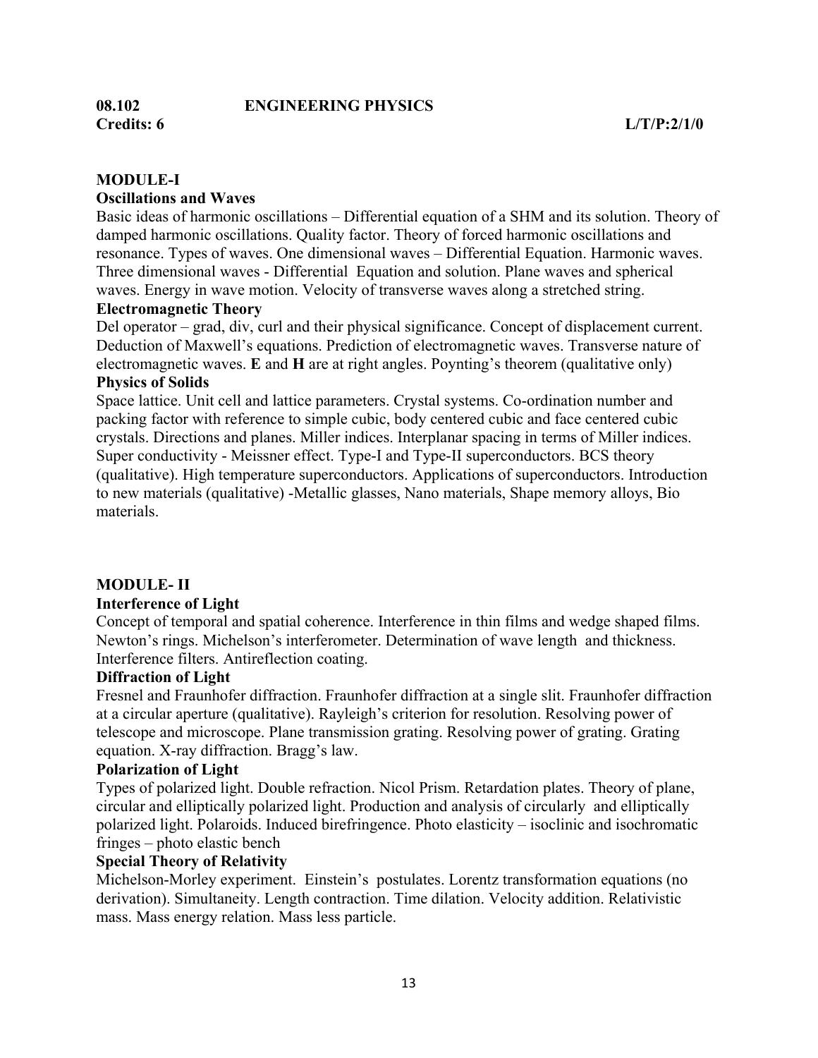**08.102 ENGINEERING PHYSICS**

**Credits: 6 L/T/P:2/1/0**

## MODULE-I

### Oscillations and Waves

Basic ideas of harmonic oscillations – Differential equation of a SHM and its solution. Theory of damped harmonic oscillations. Quality factor. Theory of forced harmonic oscillations and resonance. Types of waves. One dimensional waves – Differential Equation. Harmonic waves. Three dimensional waves - Differential Equation and solution. Plane waves and spherical waves. Energy in wave motion. Velocity of transverse waves along a stretched string.

### Electromagnetic Theory

Del operator – grad, div, curl and their physical significance. Concept of displacement current. Deduction of Maxwell's equations. Prediction of electromagnetic waves. Transverse nature of electromagnetic waves. **E** and **H** are at right angles. Poynting's theorem (qualitative only)

### Physics of Solids

Space lattice. Unit cell and lattice parameters. Crystal systems. Co-ordination number and packing factor with reference to simple cubic, body centered cubic and face centered cubic crystals. Directions and planes. Miller indices. Interplanar spacing in terms of Miller indices. Super conductivity - Meissner effect. Type-I and Type-II superconductors. BCS theory (qualitative). High temperature superconductors. Applications of superconductors. Introduction to new materials (qualitative) -Metallic glasses, Nano materials, Shape memory alloys, Bio materials.

## MODULE- II

### Interference of Light

Concept of temporal and spatial coherence. Interference in thin films and wedge shaped films. Newton's rings. Michelson's interferometer. Determination of wave length and thickness. Interference filters. Antireflection coating.

### Diffraction of Light

Fresnel and Fraunhofer diffraction. Fraunhofer diffraction at a single slit. Fraunhofer diffraction at a circular aperture (qualitative). Rayleigh's criterion for resolution. Resolving power of telescope and microscope. Plane transmission grating. Resolving power of grating. Grating equation. X-ray diffraction. Bragg's law.

### Polarization of Light

Types of polarized light. Double refraction. Nicol Prism. Retardation plates. Theory of plane, circular and elliptically polarized light. Production and analysis of circularly and elliptically polarized light. Polaroids. Induced birefringence. Photo elasticity – isoclinic and isochromatic fringes – photo elastic bench

### Special Theory of Relativity

Michelson-Morley experiment. Einstein's postulates. Lorentz transformation equations (no derivation). Simultaneity. Length contraction. Time dilation. Velocity addition. Relativistic mass. Mass energy relation. Mass less particle.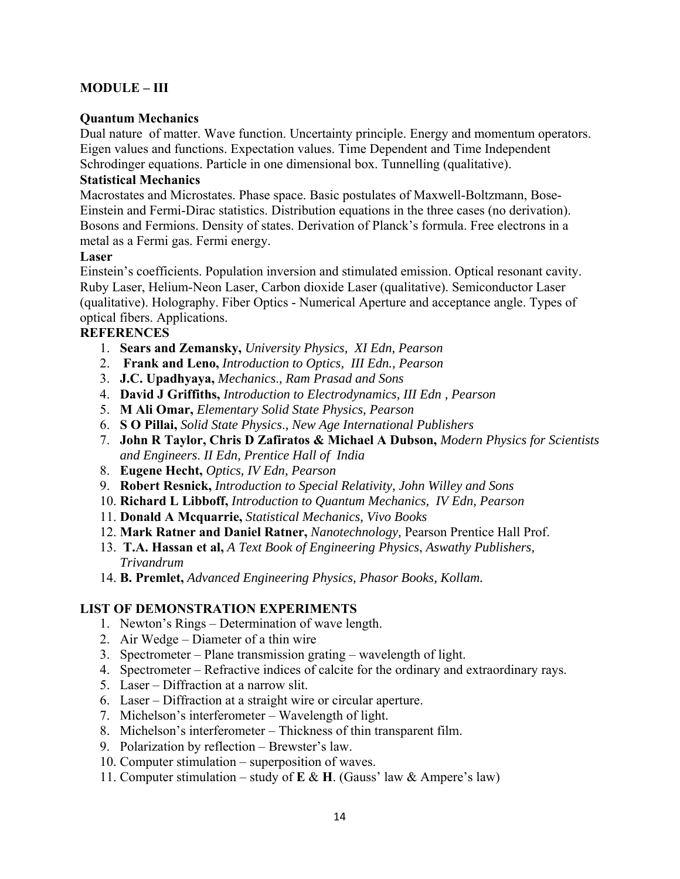## MODULE – III

**Quantum Mechanics**

Dual nature of matter. Wave function. Uncertainty principle. Energy and momentum operators. Eigen values and functions. Expectation values. Time Dependent and Time Independent Schrodinger equations. Particle in one dimensional box. Tunnelling (qualitative).

**Statistical Mechanics**

Macrostates and Microstates. Phase space. Basic postulates of Maxwell-Boltzmann, Bose-Einstein and Fermi-Dirac statistics. Distribution equations in the three cases (no derivation). Bosons and Fermions. Density of states. Derivation of Planck's formula. Free electrons in a metal as a Fermi gas. Fermi energy.

**Laser**

Einstein's coefficients. Population inversion and stimulated emission. Optical resonant cavity. Ruby Laser, Helium-Neon Laser, Carbon dioxide Laser (qualitative). Semiconductor Laser (qualitative). Holography. Fiber Optics - Numerical Aperture and acceptance angle. Types of optical fibers. Applications.

**REFERENCES**

1. **Sears and Zemansky,** *University Physics, XI Edn, Pearson*
2. **Frank and Leno,** *Introduction to Optics, III Edn., Pearson*
3. **J.C. Upadhyaya,** *Mechanics., Ram Prasad and Sons*
4. **David J Griffiths,** *Introduction to Electrodynamics, III Edn , Pearson*
5. **M Ali Omar,** *Elementary Solid State Physics, Pearson*
6. **S O Pillai,** *Solid State Physics., New Age International Publishers*
7. **John R Taylor, Chris D Zafiratos & Michael A Dubson,** *Modern Physics for Scientists and Engineers. II Edn, Prentice Hall of India*
8. **Eugene Hecht,** *Optics, IV Edn, Pearson*
9. **Robert Resnick,** *Introduction to Special Relativity, John Willey and Sons*
10. **Richard L Libboff,** *Introduction to Quantum Mechanics, IV Edn, Pearson*
11. **Donald A Mcquarrie,** *Statistical Mechanics, Vivo Books*
12. **Mark Ratner and Daniel Ratner,** *Nanotechnology,* Pearson Prentice Hall Prof.
13. **T.A. Hassan et al,** *A Text Book of Engineering Physics*, *Aswathy Publishers, Trivandrum*
14. **B. Premlet,** *Advanced Engineering Physics, Phasor Books, Kollam.*

**LIST OF DEMONSTRATION EXPERIMENTS**

1. Newton's Rings – Determination of wave length.
2. Air Wedge – Diameter of a thin wire
3. Spectrometer – Plane transmission grating – wavelength of light.
4. Spectrometer – Refractive indices of calcite for the ordinary and extraordinary rays.
5. Laser – Diffraction at a narrow slit.
6. Laser – Diffraction at a straight wire or circular aperture.
7. Michelson's interferometer – Wavelength of light.
8. Michelson's interferometer – Thickness of thin transparent film.
9. Polarization by reflection – Brewster's law.
10. Computer stimulation – superposition of waves.
11. Computer stimulation – study of **E** & **H**. (Gauss' law & Ampere's law)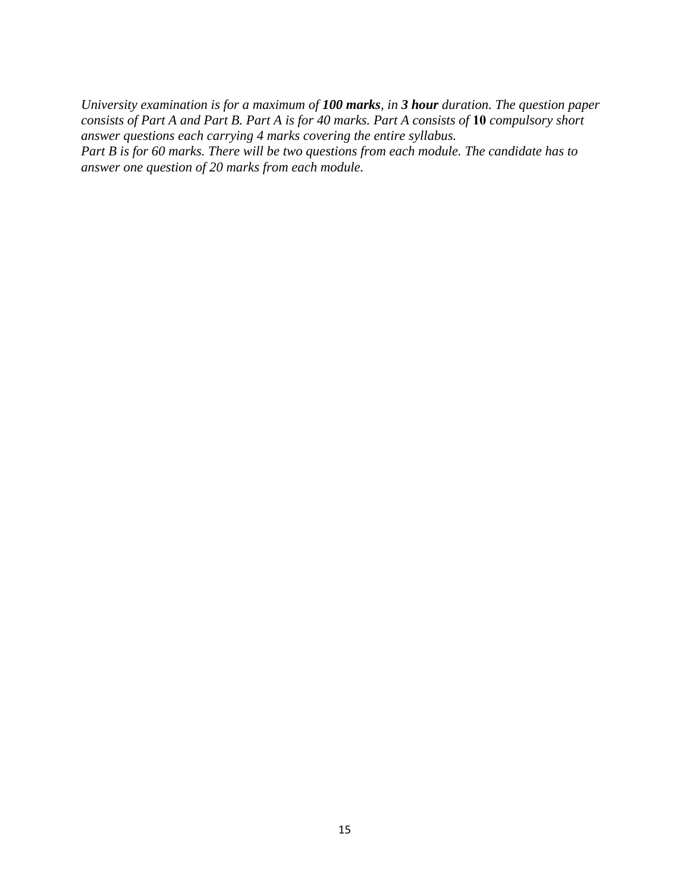*University examination is for a maximum of **100 marks**, in **3 hour** duration. The question paper consists of Part A and Part B. Part A is for 40 marks. Part A consists of* **10** *compulsory short answer questions each carrying 4 marks covering the entire syllabus.*

*Part B is for 60 marks. There will be two questions from each module. The candidate has to answer one question of 20 marks from each module.*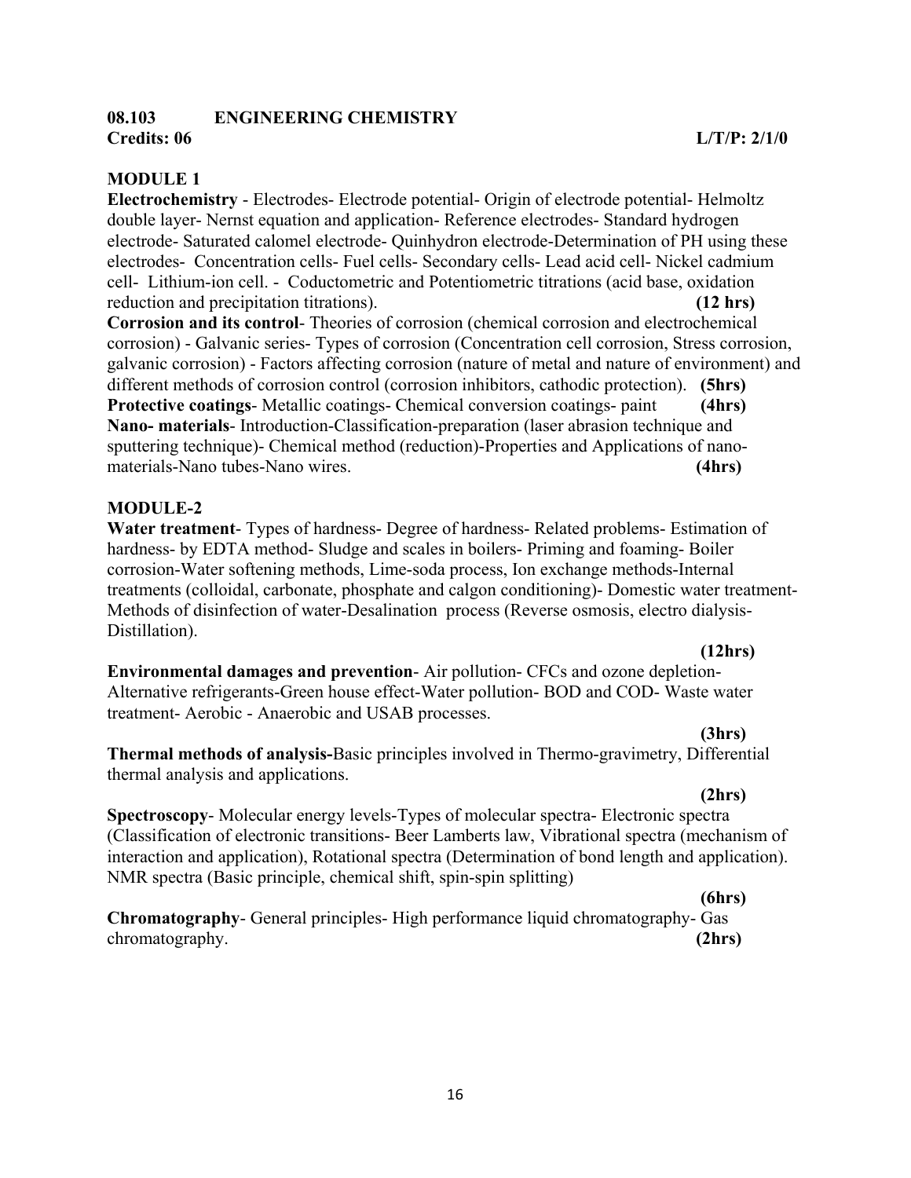## 08.103 ENGINEERING CHEMISTRY

**Credits: 06** **L/T/P: 2/1/0**

### MODULE 1

**Electrochemistry** - Electrodes- Electrode potential- Origin of electrode potential- Helmoltz double layer- Nernst equation and application- Reference electrodes- Standard hydrogen electrode- Saturated calomel electrode- Quinhydron electrode-Determination of PH using these electrodes- Concentration cells- Fuel cells- Secondary cells- Lead acid cell- Nickel cadmium cell- Lithium-ion cell. - Coductometric and Potentiometric titrations (acid base, oxidation reduction and precipitation titrations). **(12 hrs)**

**Corrosion and its control**- Theories of corrosion (chemical corrosion and electrochemical corrosion) - Galvanic series- Types of corrosion (Concentration cell corrosion, Stress corrosion, galvanic corrosion) - Factors affecting corrosion (nature of metal and nature of environment) and different methods of corrosion control (corrosion inhibitors, cathodic protection). **(5hrs)**

**Protective coatings**- Metallic coatings- Chemical conversion coatings- paint **(4hrs)**

**Nano- materials**- Introduction-Classification-preparation (laser abrasion technique and sputtering technique)- Chemical method (reduction)-Properties and Applications of nano-materials-Nano tubes-Nano wires. **(4hrs)**

### MODULE-2

**Water treatment**- Types of hardness- Degree of hardness- Related problems- Estimation of hardness- by EDTA method- Sludge and scales in boilers- Priming and foaming- Boiler corrosion-Water softening methods, Lime-soda process, Ion exchange methods-Internal treatments (colloidal, carbonate, phosphate and calgon conditioning)- Domestic water treatment- Methods of disinfection of water-Desalination process (Reverse osmosis, electro dialysis- Distillation). **(12hrs)**

**Environmental damages and prevention**- Air pollution- CFCs and ozone depletion- Alternative refrigerants-Green house effect-Water pollution- BOD and COD- Waste water treatment- Aerobic - Anaerobic and USAB processes. **(3hrs)**

**Thermal methods of analysis-**Basic principles involved in Thermo-gravimetry, Differential thermal analysis and applications. **(2hrs)**

**Spectroscopy**- Molecular energy levels-Types of molecular spectra- Electronic spectra (Classification of electronic transitions- Beer Lamberts law, Vibrational spectra (mechanism of interaction and application), Rotational spectra (Determination of bond length and application). NMR spectra (Basic principle, chemical shift, spin-spin splitting) **(6hrs)**

**Chromatography**- General principles- High performance liquid chromatography- Gas chromatography. **(2hrs)**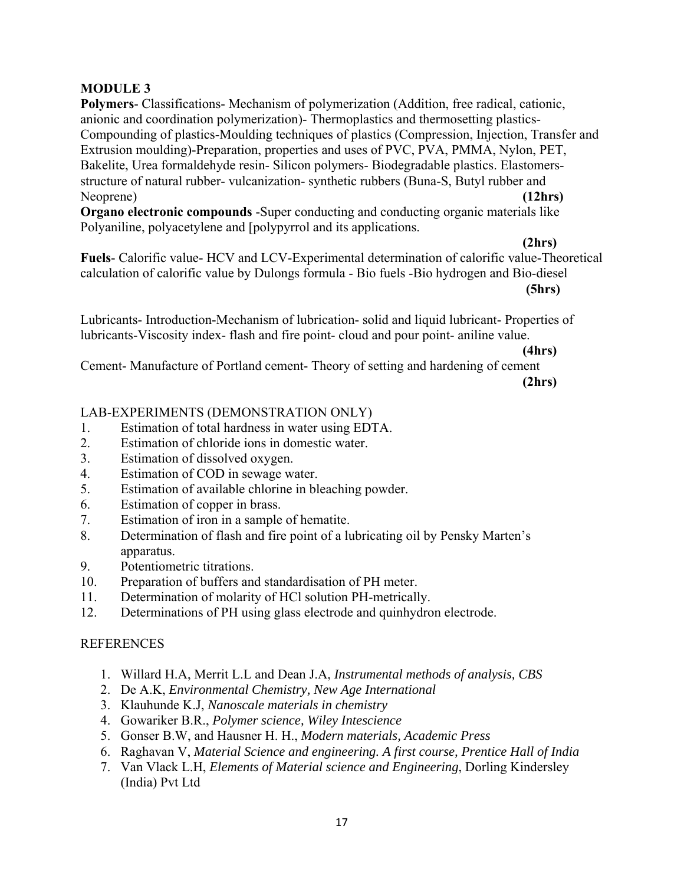**MODULE 3**

**Polymers**- Classifications- Mechanism of polymerization (Addition, free radical, cationic, anionic and coordination polymerization)- Thermoplastics and thermosetting plastics-Compounding of plastics-Moulding techniques of plastics (Compression, Injection, Transfer and Extrusion moulding)-Preparation, properties and uses of PVC, PVA, PMMA, Nylon, PET, Bakelite, Urea formaldehyde resin- Silicon polymers- Biodegradable plastics. Elastomers-structure of natural rubber- vulcanization- synthetic rubbers (Buna-S, Butyl rubber and Neoprene) **(12hrs)**

**Organo electronic compounds** -Super conducting and conducting organic materials like Polyaniline, polyacetylene and [polypyrrol and its applications.

**(2hrs)**

**Fuels**- Calorific value- HCV and LCV-Experimental determination of calorific value-Theoretical calculation of calorific value by Dulongs formula - Bio fuels -Bio hydrogen and Bio-diesel

**(5hrs)**

Lubricants- Introduction-Mechanism of lubrication- solid and liquid lubricant- Properties of lubricants-Viscosity index- flash and fire point- cloud and pour point- aniline value.

**(4hrs)**

Cement- Manufacture of Portland cement- Theory of setting and hardening of cement

**(2hrs)**

LAB-EXPERIMENTS (DEMONSTRATION ONLY)

1. Estimation of total hardness in water using EDTA.
2. Estimation of chloride ions in domestic water.
3. Estimation of dissolved oxygen.
4. Estimation of COD in sewage water.
5. Estimation of available chlorine in bleaching powder.
6. Estimation of copper in brass.
7. Estimation of iron in a sample of hematite.
8. Determination of flash and fire point of a lubricating oil by Pensky Marten's apparatus.
9. Potentiometric titrations.
10. Preparation of buffers and standardisation of PH meter.
11. Determination of molarity of HCl solution PH-metrically.
12. Determinations of PH using glass electrode and quinhydron electrode.

REFERENCES

1. Willard H.A, Merrit L.L and Dean J.A, *Instrumental methods of analysis, CBS*
2. De A.K, *Environmental Chemistry, New Age International*
3. Klauhunde K.J, *Nanoscale materials in chemistry*
4. Gowariker B.R., *Polymer science, Wiley Intescience*
5. Gonser B.W, and Hausner H. H., *Modern materials, Academic Press*
6. Raghavan V, *Material Science and engineering. A first course, Prentice Hall of India*
7. Van Vlack L.H, *Elements of Material science and Engineering*, Dorling Kindersley (India) Pvt Ltd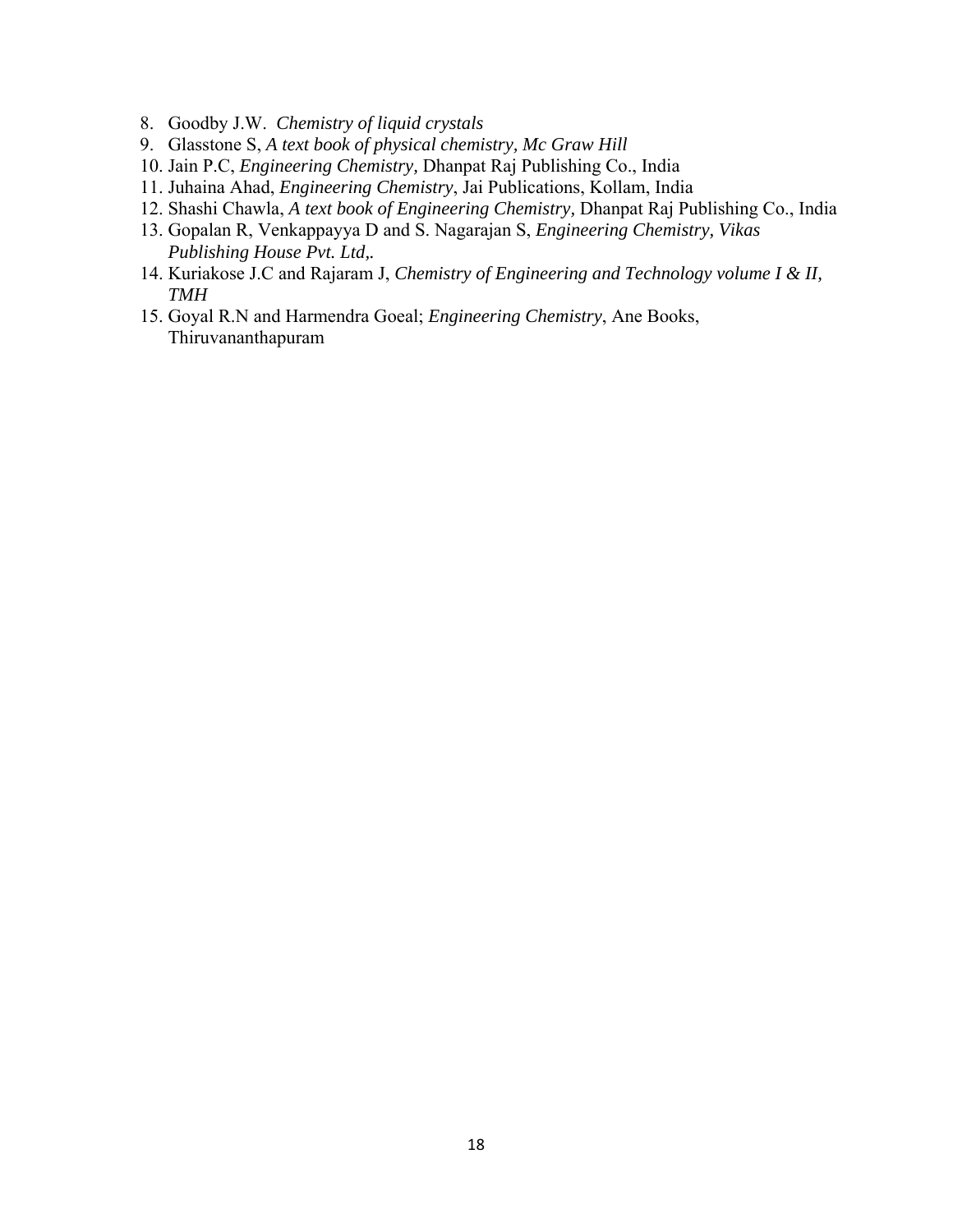8. Goodby J.W. *Chemistry of liquid crystals*
9. Glasstone S, *A text book of physical chemistry, Mc Graw Hill*
10. Jain P.C, *Engineering Chemistry,* Dhanpat Raj Publishing Co., India
11. Juhaina Ahad, *Engineering Chemistry*, Jai Publications, Kollam, India
12. Shashi Chawla, *A text book of Engineering Chemistry,* Dhanpat Raj Publishing Co., India
13. Gopalan R, Venkappayya D and S. Nagarajan S, *Engineering Chemistry, Vikas Publishing House Pvt. Ltd,.*
14. Kuriakose J.C and Rajaram J, *Chemistry of Engineering and Technology volume I & II, TMH*
15. Goyal R.N and Harmendra Goeal; *Engineering Chemistry*, Ane Books, Thiruvananthapuram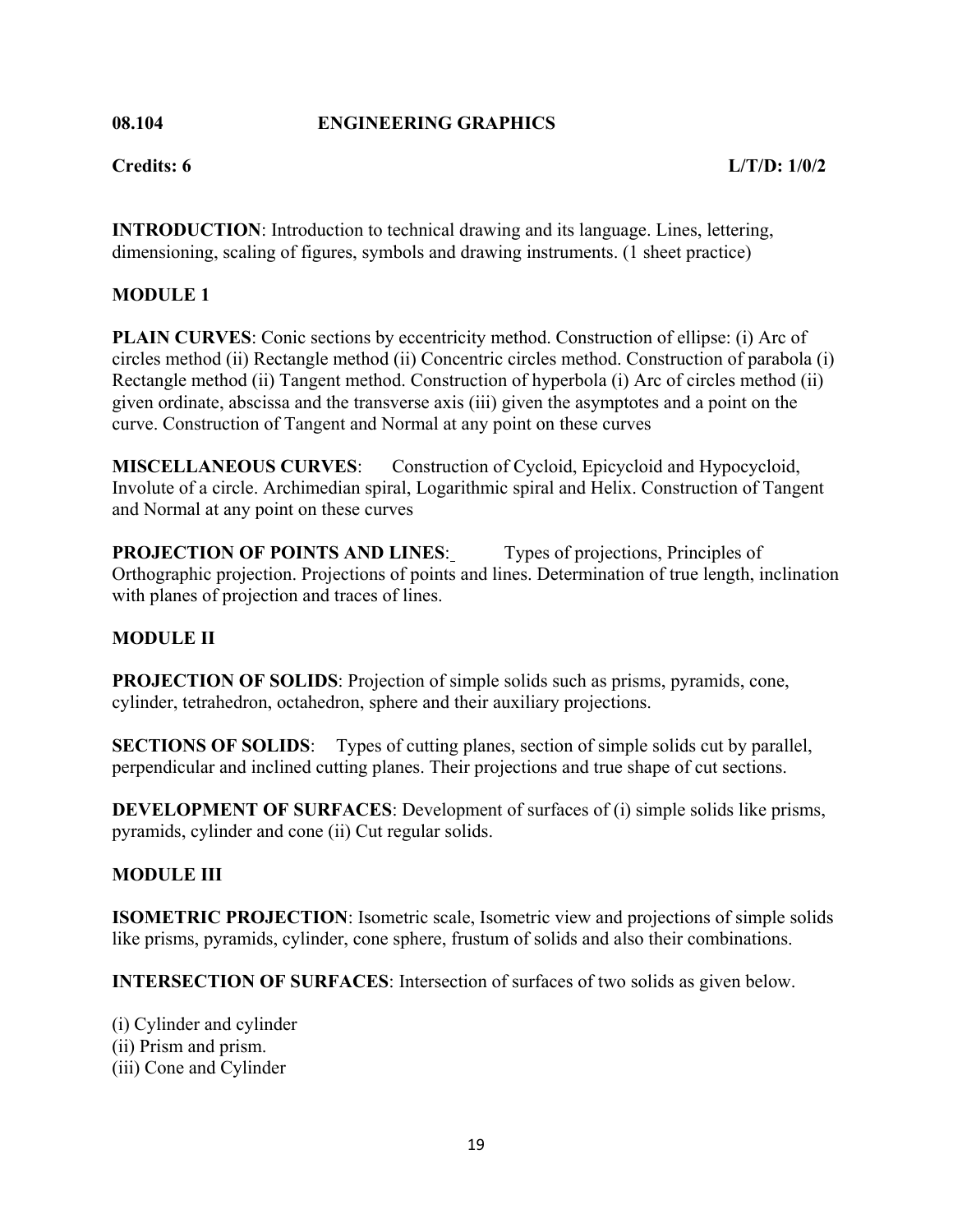**08.104 ENGINEERING GRAPHICS**

**Credits: 6** **L/T/D: 1/0/2**

**INTRODUCTION**: Introduction to technical drawing and its language. Lines, lettering, dimensioning, scaling of figures, symbols and drawing instruments. (1 sheet practice)

**MODULE 1**

**PLAIN CURVES**: Conic sections by eccentricity method. Construction of ellipse: (i) Arc of circles method (ii) Rectangle method (ii) Concentric circles method. Construction of parabola (i) Rectangle method (ii) Tangent method. Construction of hyperbola (i) Arc of circles method (ii) given ordinate, abscissa and the transverse axis (iii) given the asymptotes and a point on the curve. Construction of Tangent and Normal at any point on these curves

**MISCELLANEOUS CURVES**: Construction of Cycloid, Epicycloid and Hypocycloid, Involute of a circle. Archimedian spiral, Logarithmic spiral and Helix. Construction of Tangent and Normal at any point on these curves

**PROJECTION OF POINTS AND LINES**: Types of projections, Principles of Orthographic projection. Projections of points and lines. Determination of true length, inclination with planes of projection and traces of lines.

**MODULE II**

**PROJECTION OF SOLIDS**: Projection of simple solids such as prisms, pyramids, cone, cylinder, tetrahedron, octahedron, sphere and their auxiliary projections.

**SECTIONS OF SOLIDS**: Types of cutting planes, section of simple solids cut by parallel, perpendicular and inclined cutting planes. Their projections and true shape of cut sections.

**DEVELOPMENT OF SURFACES**: Development of surfaces of (i) simple solids like prisms, pyramids, cylinder and cone (ii) Cut regular solids.

**MODULE III**

**ISOMETRIC PROJECTION**: Isometric scale, Isometric view and projections of simple solids like prisms, pyramids, cylinder, cone sphere, frustum of solids and also their combinations.

**INTERSECTION OF SURFACES**: Intersection of surfaces of two solids as given below.

(i) Cylinder and cylinder
(ii) Prism and prism.
(iii) Cone and Cylinder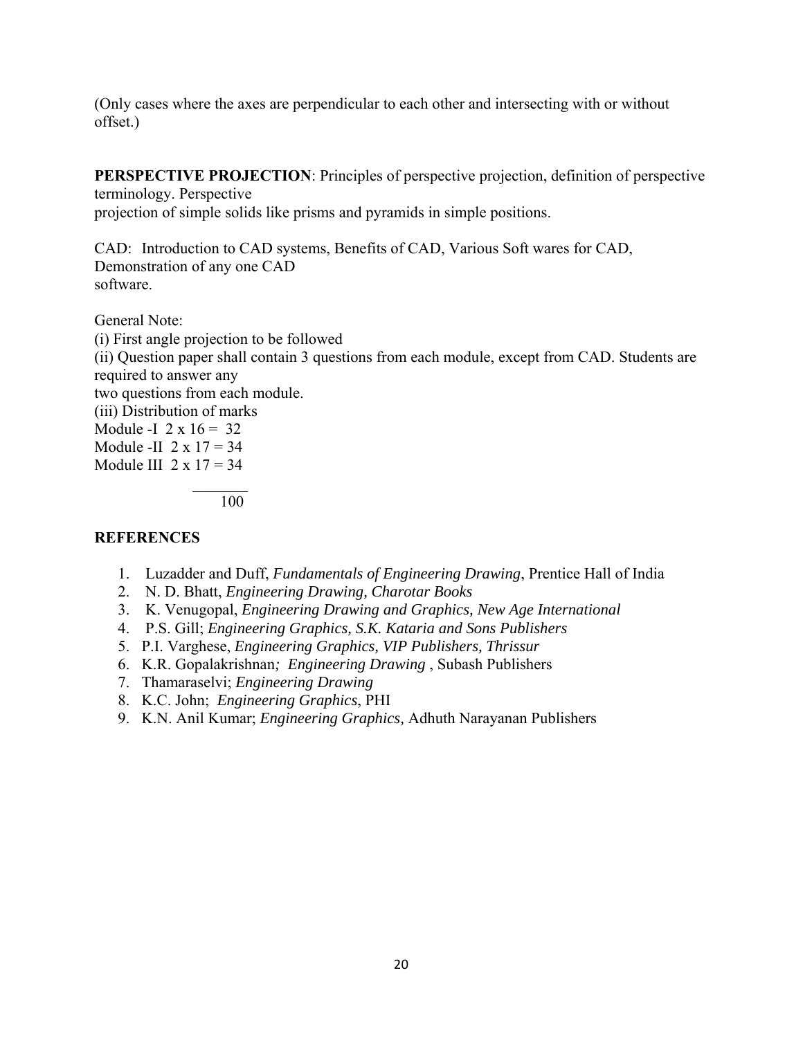(Only cases where the axes are perpendicular to each other and intersecting with or without offset.)

**PERSPECTIVE PROJECTION**: Principles of perspective projection, definition of perspective terminology. Perspective projection of simple solids like prisms and pyramids in simple positions.

CAD: Introduction to CAD systems, Benefits of CAD, Various Soft wares for CAD, Demonstration of any one CAD software.

General Note:
(i) First angle projection to be followed
(ii) Question paper shall contain 3 questions from each module, except from CAD. Students are required to answer any two questions from each module.
(iii) Distribution of marks
Module -I 2 x 16 = 32
Module -II 2 x 17 = 34
Module III 2 x 17 = 34
_______
100

**REFERENCES**

1. Luzadder and Duff, *Fundamentals of Engineering Drawing*, Prentice Hall of India
2. N. D. Bhatt, *Engineering Drawing, Charotar Books*
3. K. Venugopal, *Engineering Drawing and Graphics, New Age International*
4. P.S. Gill; *Engineering Graphics, S.K. Kataria and Sons Publishers*
5. P.I. Varghese, *Engineering Graphics, VIP Publishers, Thrissur*
6. K.R. Gopalakrishnan*; Engineering Drawing* , Subash Publishers
7. Thamaraselvi; *Engineering Drawing*
8. K.C. John; *Engineering Graphics*, PHI
9. K.N. Anil Kumar; *Engineering Graphics,* Adhuth Narayanan Publishers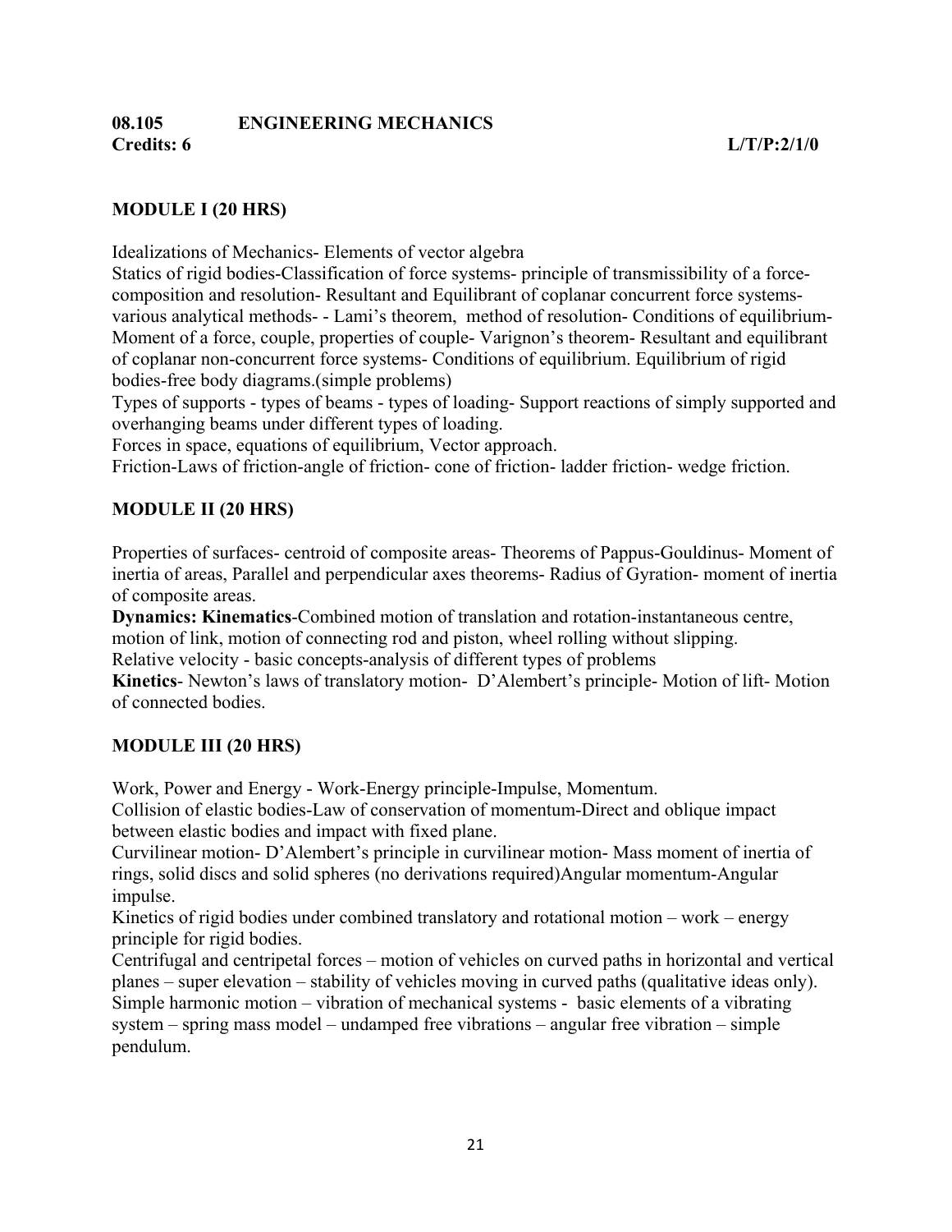**08.105 ENGINEERING MECHANICS**

**Credits: 6 L/T/P:2/1/0**

**MODULE I (20 HRS)**

Idealizations of Mechanics- Elements of vector algebra

Statics of rigid bodies-Classification of force systems- principle of transmissibility of a force-composition and resolution- Resultant and Equilibrant of coplanar concurrent force systems-various analytical methods- - Lami's theorem, method of resolution- Conditions of equilibrium-Moment of a force, couple, properties of couple- Varignon's theorem- Resultant and equilibrant of coplanar non-concurrent force systems- Conditions of equilibrium. Equilibrium of rigid bodies-free body diagrams.(simple problems)

Types of supports - types of beams - types of loading- Support reactions of simply supported and overhanging beams under different types of loading.

Forces in space, equations of equilibrium, Vector approach.

Friction-Laws of friction-angle of friction- cone of friction- ladder friction- wedge friction.

**MODULE II (20 HRS)**

Properties of surfaces- centroid of composite areas- Theorems of Pappus-Gouldinus- Moment of inertia of areas, Parallel and perpendicular axes theorems- Radius of Gyration- moment of inertia of composite areas.

**Dynamics: Kinematics**-Combined motion of translation and rotation-instantaneous centre, motion of link, motion of connecting rod and piston, wheel rolling without slipping.

Relative velocity - basic concepts-analysis of different types of problems

**Kinetics**- Newton's laws of translatory motion- D'Alembert's principle- Motion of lift- Motion of connected bodies.

**MODULE III (20 HRS)**

Work, Power and Energy - Work-Energy principle-Impulse, Momentum.

Collision of elastic bodies-Law of conservation of momentum-Direct and oblique impact between elastic bodies and impact with fixed plane.

Curvilinear motion- D'Alembert's principle in curvilinear motion- Mass moment of inertia of rings, solid discs and solid spheres (no derivations required)Angular momentum-Angular impulse.

Kinetics of rigid bodies under combined translatory and rotational motion – work – energy principle for rigid bodies.

Centrifugal and centripetal forces – motion of vehicles on curved paths in horizontal and vertical planes – super elevation – stability of vehicles moving in curved paths (qualitative ideas only).

Simple harmonic motion – vibration of mechanical systems - basic elements of a vibrating system – spring mass model – undamped free vibrations – angular free vibration – simple pendulum.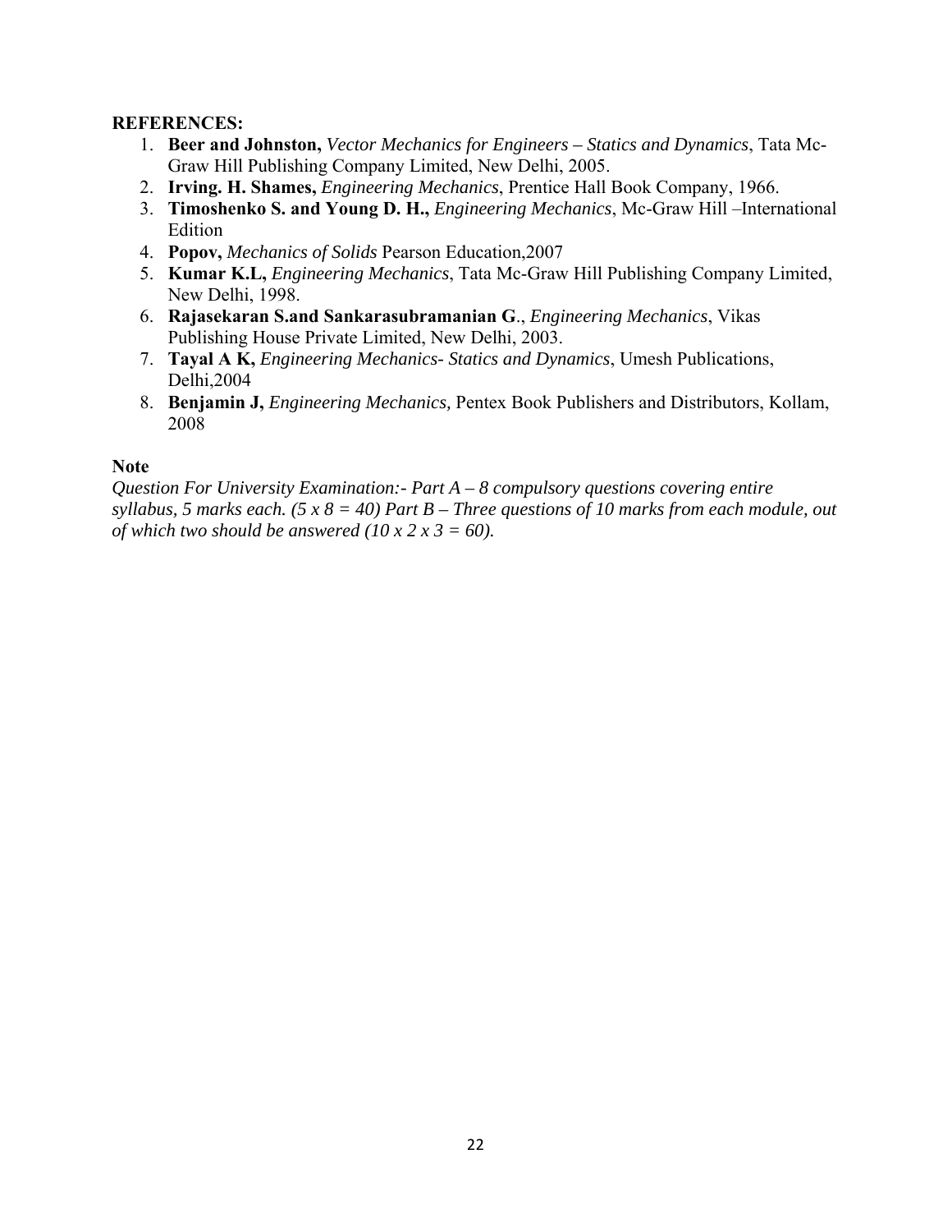**REFERENCES:**

1. **Beer and Johnston,** *Vector Mechanics for Engineers – Statics and Dynamics*, Tata Mc-Graw Hill Publishing Company Limited, New Delhi, 2005.
2. **Irving. H. Shames,** *Engineering Mechanics*, Prentice Hall Book Company, 1966.
3. **Timoshenko S. and Young D. H.,** *Engineering Mechanics*, Mc-Graw Hill –International Edition
4. **Popov,** *Mechanics of Solids* Pearson Education,2007
5. **Kumar K.L,** *Engineering Mechanics*, Tata Mc-Graw Hill Publishing Company Limited, New Delhi, 1998.
6. **Rajasekaran S.and Sankarasubramanian G**., *Engineering Mechanics*, Vikas Publishing House Private Limited, New Delhi, 2003.
7. **Tayal A K,** *Engineering Mechanics- Statics and Dynamics*, Umesh Publications, Delhi,2004
8. **Benjamin J,** *Engineering Mechanics,* Pentex Book Publishers and Distributors, Kollam, 2008

**Note**

*Question For University Examination:- Part A – 8 compulsory questions covering entire syllabus, 5 marks each. (5 x 8 = 40) Part B – Three questions of 10 marks from each module, out of which two should be answered (10 x 2 x 3 = 60).*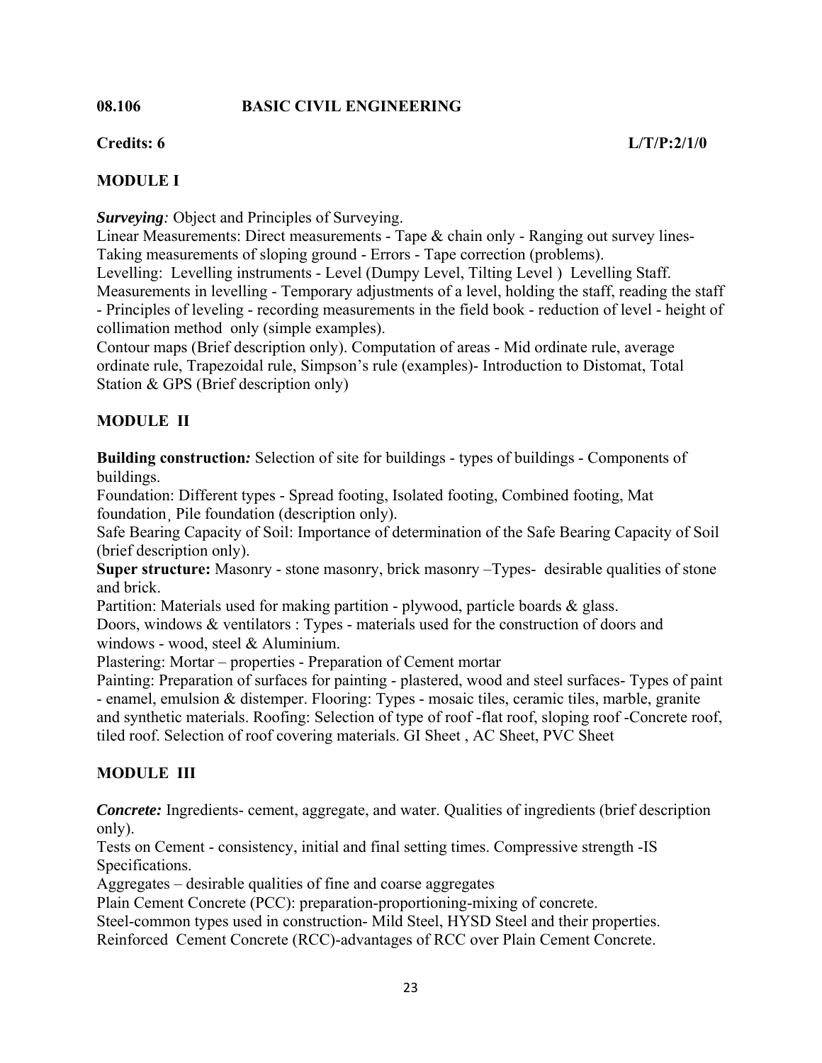## 08.106 BASIC CIVIL ENGINEERING

**Credits: 6** **L/T/P:2/1/0**

### MODULE I

***Surveying**:* Object and Principles of Surveying.
Linear Measurements: Direct measurements - Tape & chain only - Ranging out survey lines- Taking measurements of sloping ground - Errors - Tape correction (problems).
Levelling: Levelling instruments - Level (Dumpy Level, Tilting Level ) Levelling Staff. Measurements in levelling - Temporary adjustments of a level, holding the staff, reading the staff - Principles of leveling - recording measurements in the field book - reduction of level - height of collimation method only (simple examples).
Contour maps (Brief description only). Computation of areas - Mid ordinate rule, average ordinate rule, Trapezoidal rule, Simpson's rule (examples)- Introduction to Distomat, Total Station & GPS (Brief description only)

### MODULE II

**Building construction*:*** Selection of site for buildings - types of buildings - Components of buildings.
Foundation: Different types - Spread footing, Isolated footing, Combined footing, Mat foundation¸ Pile foundation (description only).
Safe Bearing Capacity of Soil: Importance of determination of the Safe Bearing Capacity of Soil (brief description only).
**Super structure:** Masonry - stone masonry, brick masonry –Types- desirable qualities of stone and brick.
Partition: Materials used for making partition - plywood, particle boards & glass.
Doors, windows & ventilators : Types - materials used for the construction of doors and windows - wood, steel & Aluminium.
Plastering: Mortar – properties - Preparation of Cement mortar
Painting: Preparation of surfaces for painting - plastered, wood and steel surfaces- Types of paint - enamel, emulsion & distemper. Flooring: Types - mosaic tiles, ceramic tiles, marble, granite and synthetic materials. Roofing: Selection of type of roof -flat roof, sloping roof -Concrete roof, tiled roof. Selection of roof covering materials. GI Sheet , AC Sheet, PVC Sheet

### MODULE III

***Concrete:*** Ingredients- cement, aggregate, and water. Qualities of ingredients (brief description only).
Tests on Cement - consistency, initial and final setting times. Compressive strength -IS Specifications.
Aggregates – desirable qualities of fine and coarse aggregates
Plain Cement Concrete (PCC): preparation-proportioning-mixing of concrete.
Steel-common types used in construction- Mild Steel, HYSD Steel and their properties.
Reinforced Cement Concrete (RCC)-advantages of RCC over Plain Cement Concrete.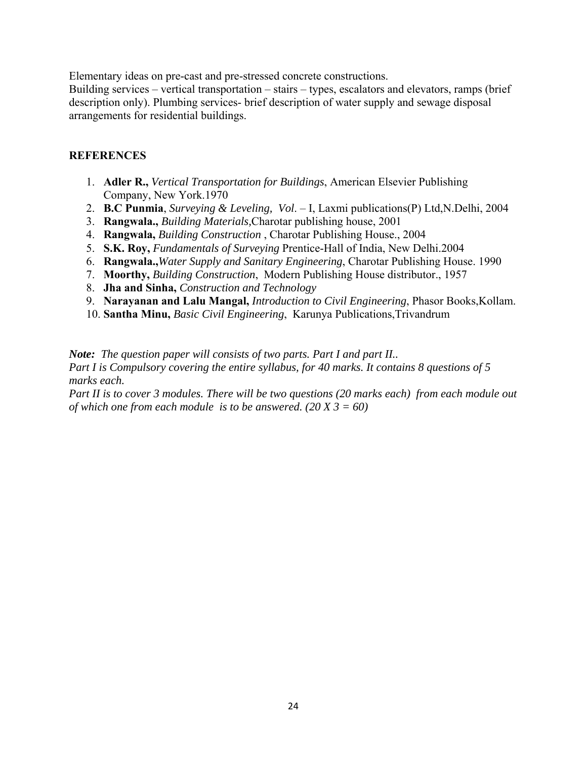Elementary ideas on pre-cast and pre-stressed concrete constructions.
Building services – vertical transportation – stairs – types, escalators and elevators, ramps (brief description only). Plumbing services- brief description of water supply and sewage disposal arrangements for residential buildings.

**REFERENCES**

1. **Adler R.,** *Vertical Transportation for Buildings*, American Elsevier Publishing Company, New York.1970
2. **B.C Punmia**, *Surveying & Leveling, Vol*. – I, Laxmi publications(P) Ltd,N.Delhi, 2004
3. **Rangwala.,** *Building Materials,*Charotar publishing house, 2001
4. **Rangwala,** *Building Construction* , Charotar Publishing House., 2004
5. **S.K. Roy,** *Fundamentals of Surveying* Prentice-Hall of India, New Delhi.2004
6. **Rangwala.,***Water Supply and Sanitary Engineering*, Charotar Publishing House. 1990
7. **Moorthy,** *Building Construction*, Modern Publishing House distributor., 1957
8. **Jha and Sinha,** *Construction and Technology*
9. **Narayanan and Lalu Mangal,** *Introduction to Civil Engineering*, Phasor Books,Kollam.
10. **Santha Minu,** *Basic Civil Engineering*, Karunya Publications,Trivandrum

***Note:*** *The question paper will consists of two parts. Part I and part II..*
*Part I is Compulsory covering the entire syllabus, for 40 marks. It contains 8 questions of 5 marks each.*
*Part II is to cover 3 modules. There will be two questions (20 marks each) from each module out of which one from each module is to be answered. (20 X 3 = 60)*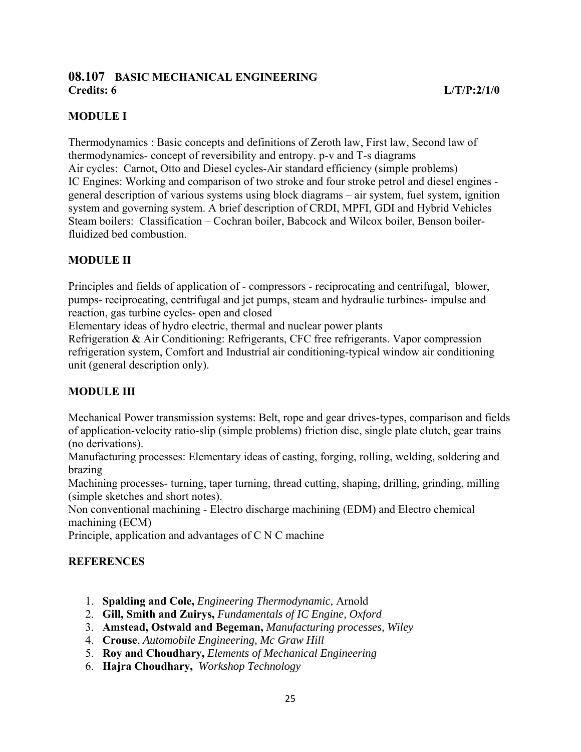## 08.107 BASIC MECHANICAL ENGINEERING

**Credits: 6** **L/T/P:2/1/0**

### MODULE I

Thermodynamics : Basic concepts and definitions of Zeroth law, First law, Second law of thermodynamics- concept of reversibility and entropy. p-v and T-s diagrams
Air cycles: Carnot, Otto and Diesel cycles-Air standard efficiency (simple problems)
IC Engines: Working and comparison of two stroke and four stroke petrol and diesel engines - general description of various systems using block diagrams – air system, fuel system, ignition system and governing system. A brief description of CRDI, MPFI, GDI and Hybrid Vehicles
Steam boilers: Classification – Cochran boiler, Babcock and Wilcox boiler, Benson boiler- fluidized bed combustion.

### MODULE II

Principles and fields of application of - compressors - reciprocating and centrifugal, blower, pumps- reciprocating, centrifugal and jet pumps, steam and hydraulic turbines- impulse and reaction, gas turbine cycles- open and closed
Elementary ideas of hydro electric, thermal and nuclear power plants
Refrigeration & Air Conditioning: Refrigerants, CFC free refrigerants. Vapor compression refrigeration system, Comfort and Industrial air conditioning-typical window air conditioning unit (general description only).

### MODULE III

Mechanical Power transmission systems: Belt, rope and gear drives-types, comparison and fields of application-velocity ratio-slip (simple problems) friction disc, single plate clutch, gear trains (no derivations).
Manufacturing processes: Elementary ideas of casting, forging, rolling, welding, soldering and brazing
Machining processes- turning, taper turning, thread cutting, shaping, drilling, grinding, milling (simple sketches and short notes).
Non conventional machining - Electro discharge machining (EDM) and Electro chemical machining (ECM)
Principle, application and advantages of C N C machine

### REFERENCES

1. **Spalding and Cole,** *Engineering Thermodynamic,* Arnold
2. **Gill, Smith and Zuirys,** *Fundamentals of IC Engine, Oxford*
3. **Amstead, Ostwald and Begeman,** *Manufacturing processes, Wiley*
4. **Crouse**, *Automobile Engineering, Mc Graw Hill*
5. **Roy and Choudhary,** *Elements of Mechanical Engineering*
6. **Hajra Choudhary,** *Workshop Technology*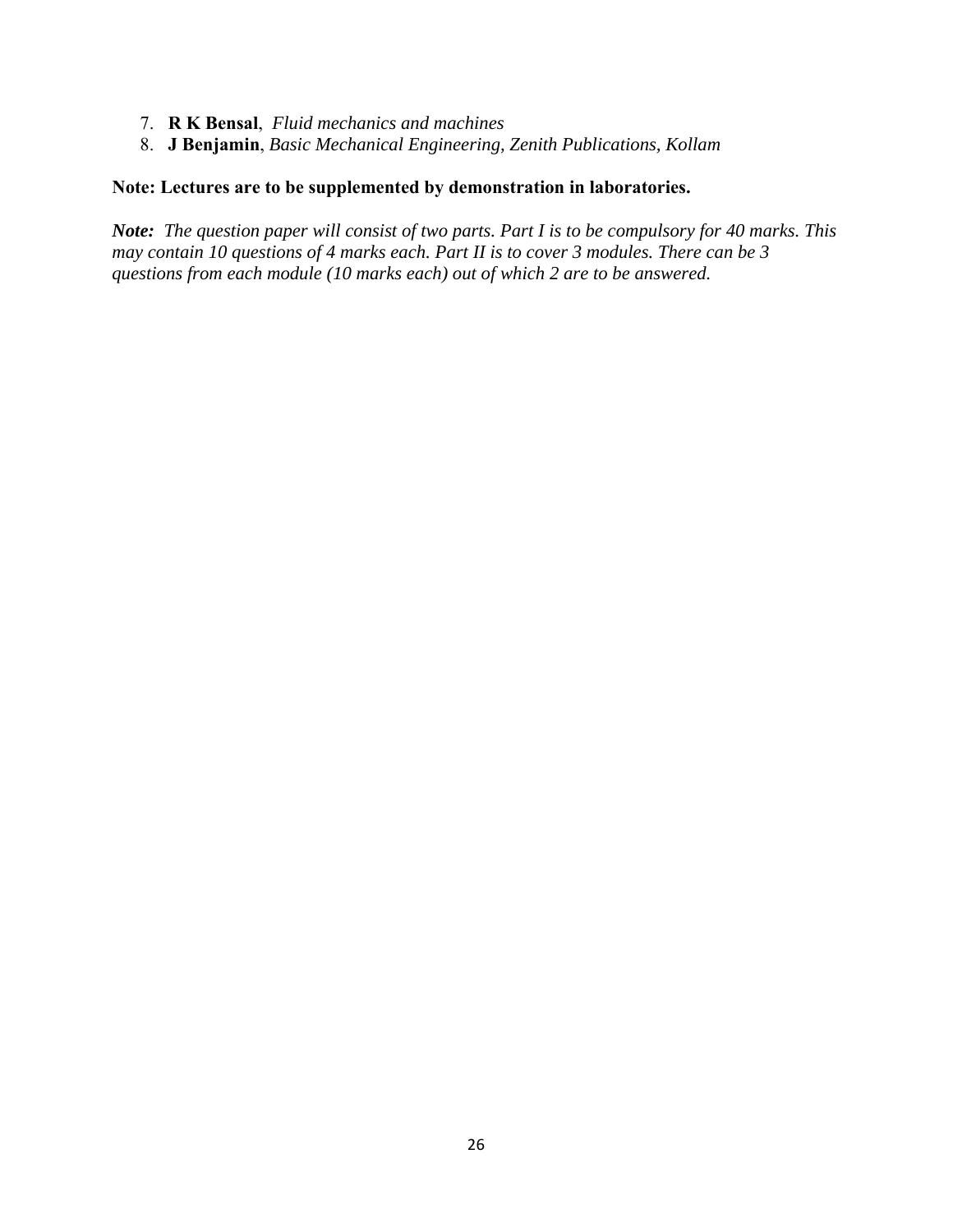7. **R K Bensal**, *Fluid mechanics and machines*
8. **J Benjamin**, *Basic Mechanical Engineering, Zenith Publications, Kollam*

**Note: Lectures are to be supplemented by demonstration in laboratories.**

***Note:*** *The question paper will consist of two parts. Part I is to be compulsory for 40 marks. This may contain 10 questions of 4 marks each. Part II is to cover 3 modules. There can be 3 questions from each module (10 marks each) out of which 2 are to be answered.*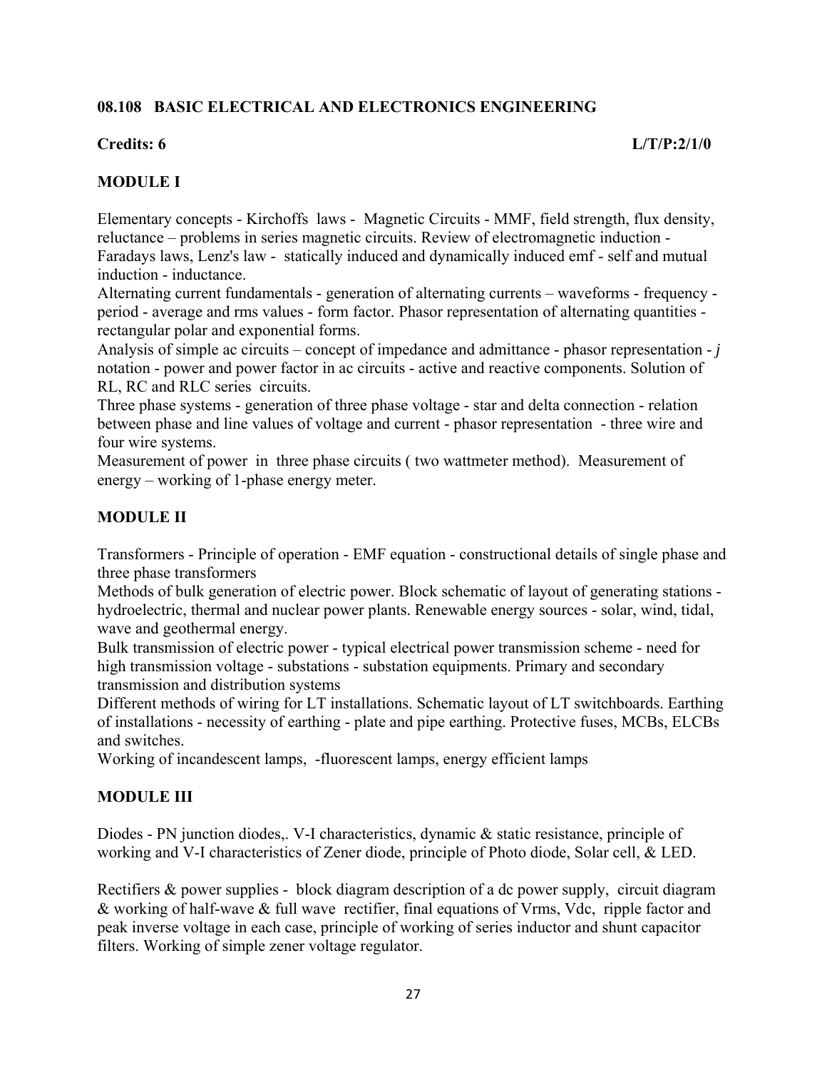### 08.108 BASIC ELECTRICAL AND ELECTRONICS ENGINEERING

**Credits: 6** **L/T/P:2/1/0**

### MODULE I

Elementary concepts - Kirchoffs laws - Magnetic Circuits - MMF, field strength, flux density, reluctance – problems in series magnetic circuits. Review of electromagnetic induction - Faradays laws, Lenz's law - statically induced and dynamically induced emf - self and mutual induction - inductance.

Alternating current fundamentals - generation of alternating currents – waveforms - frequency - period - average and rms values - form factor. Phasor representation of alternating quantities - rectangular polar and exponential forms.

Analysis of simple ac circuits – concept of impedance and admittance - phasor representation - *j* notation - power and power factor in ac circuits - active and reactive components. Solution of RL, RC and RLC series circuits.

Three phase systems - generation of three phase voltage - star and delta connection - relation between phase and line values of voltage and current - phasor representation - three wire and four wire systems.

Measurement of power in three phase circuits ( two wattmeter method). Measurement of energy – working of 1-phase energy meter.

### MODULE II

Transformers - Principle of operation - EMF equation - constructional details of single phase and three phase transformers

Methods of bulk generation of electric power. Block schematic of layout of generating stations - hydroelectric, thermal and nuclear power plants. Renewable energy sources - solar, wind, tidal, wave and geothermal energy.

Bulk transmission of electric power - typical electrical power transmission scheme - need for high transmission voltage - substations - substation equipments. Primary and secondary transmission and distribution systems

Different methods of wiring for LT installations. Schematic layout of LT switchboards. Earthing of installations - necessity of earthing - plate and pipe earthing. Protective fuses, MCBs, ELCBs and switches.

Working of incandescent lamps, -fluorescent lamps, energy efficient lamps

### MODULE III

Diodes - PN junction diodes,. V-I characteristics, dynamic & static resistance, principle of working and V-I characteristics of Zener diode, principle of Photo diode, Solar cell, & LED.

Rectifiers & power supplies - block diagram description of a dc power supply, circuit diagram & working of half-wave & full wave rectifier, final equations of Vrms, Vdc, ripple factor and peak inverse voltage in each case, principle of working of series inductor and shunt capacitor filters. Working of simple zener voltage regulator.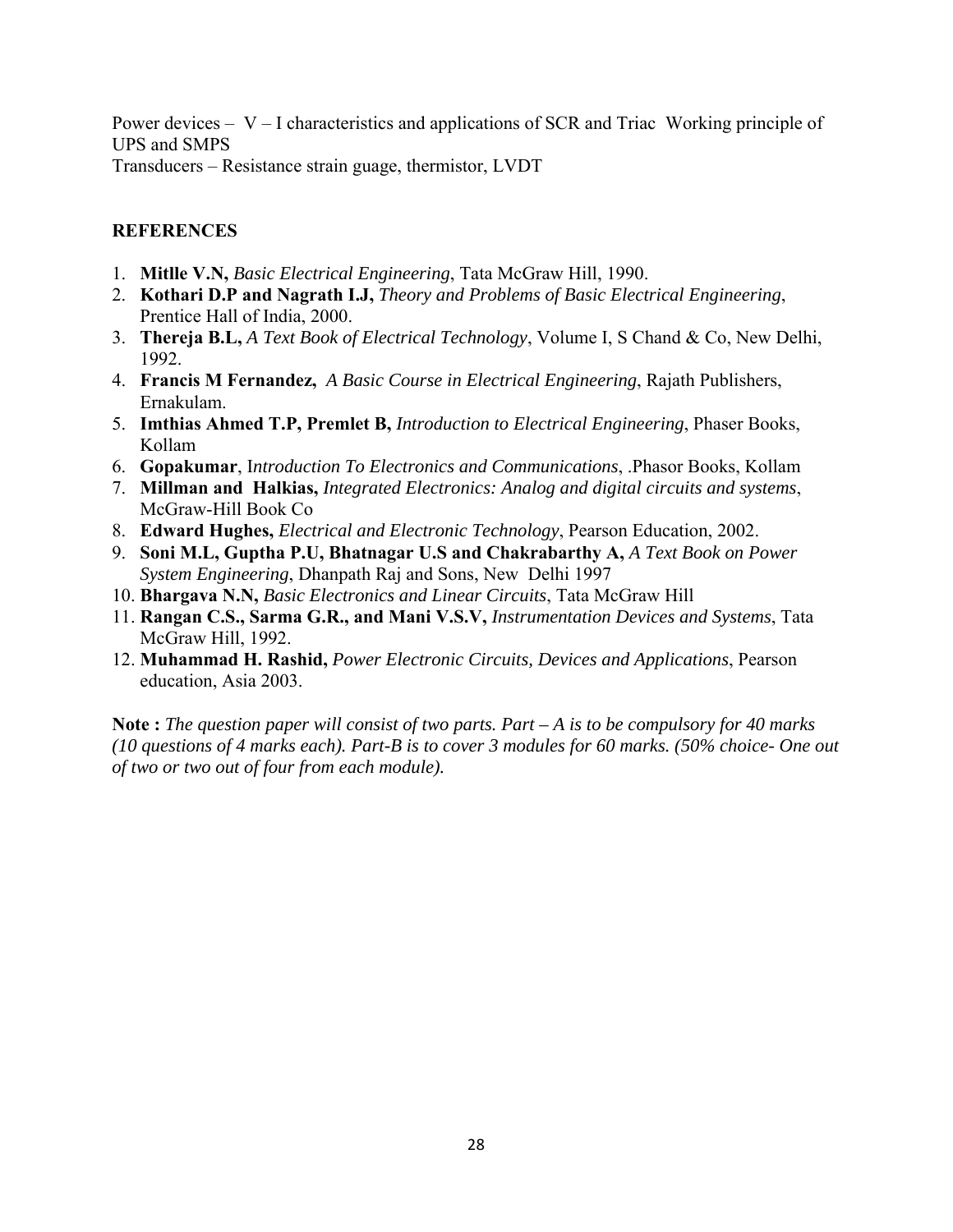Power devices – V – I characteristics and applications of SCR and Triac Working principle of UPS and SMPS

Transducers – Resistance strain guage, thermistor, LVDT

**REFERENCES**

1. **Mitlle V.N,** *Basic Electrical Engineering*, Tata McGraw Hill, 1990.
2. **Kothari D.P and Nagrath I.J,** *Theory and Problems of Basic Electrical Engineering*, Prentice Hall of India, 2000.
3. **Thereja B.L,** *A Text Book of Electrical Technology*, Volume I, S Chand & Co, New Delhi, 1992.
4. **Francis M Fernandez,** *A Basic Course in Electrical Engineering*, Rajath Publishers, Ernakulam.
5. **Imthias Ahmed T.P, Premlet B,** *Introduction to Electrical Engineering*, Phaser Books, Kollam
6. **Gopakumar**, I*ntroduction To Electronics and Communications*, .Phasor Books, Kollam
7. **Millman and Halkias,** *Integrated Electronics: Analog and digital circuits and systems*, McGraw-Hill Book Co
8. **Edward Hughes,** *Electrical and Electronic Technology*, Pearson Education, 2002.
9. **Soni M.L, Guptha P.U, Bhatnagar U.S and Chakrabarthy A,** *A Text Book on Power System Engineering*, Dhanpath Raj and Sons, New Delhi 1997
10. **Bhargava N.N,** *Basic Electronics and Linear Circuits*, Tata McGraw Hill
11. **Rangan C.S., Sarma G.R., and Mani V.S.V,** *Instrumentation Devices and Systems*, Tata McGraw Hill, 1992.
12. **Muhammad H. Rashid,** *Power Electronic Circuits, Devices and Applications*, Pearson education, Asia 2003.

**Note :** *The question paper will consist of two parts. Part – A is to be compulsory for 40 marks (10 questions of 4 marks each). Part-B is to cover 3 modules for 60 marks. (50% choice- One out of two or two out of four from each module).*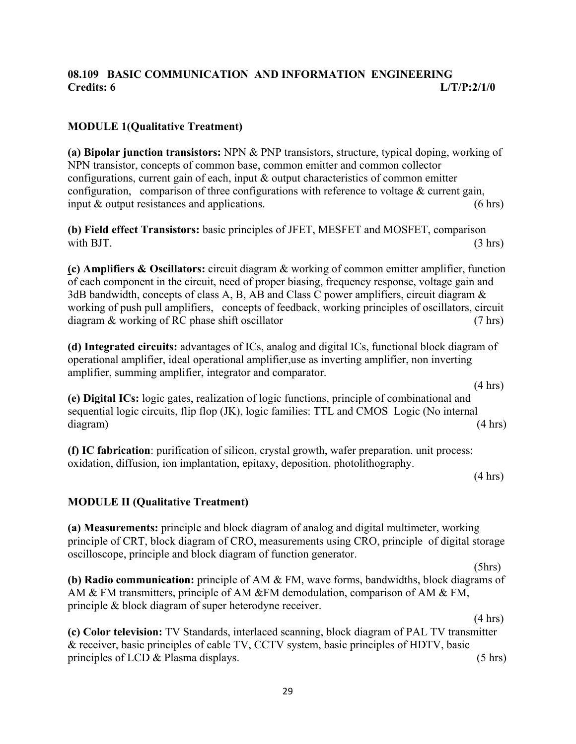## 08.109 BASIC COMMUNICATION AND INFORMATION ENGINEERING

**Credits: 6** **L/T/P:2/1/0**

### MODULE 1(Qualitative Treatment)

**(a) Bipolar junction transistors:** NPN & PNP transistors, structure, typical doping, working of NPN transistor, concepts of common base, common emitter and common collector configurations, current gain of each, input & output characteristics of common emitter configuration, comparison of three configurations with reference to voltage & current gain, input & output resistances and applications. (6 hrs)

**(b) Field effect Transistors:** basic principles of JFET, MESFET and MOSFET, comparison with BJT. (3 hrs)

**(c) Amplifiers & Oscillators:** circuit diagram & working of common emitter amplifier, function of each component in the circuit, need of proper biasing, frequency response, voltage gain and 3dB bandwidth, concepts of class A, B, AB and Class C power amplifiers, circuit diagram & working of push pull amplifiers, concepts of feedback, working principles of oscillators, circuit diagram & working of RC phase shift oscillator (7 hrs)

**(d) Integrated circuits:** advantages of ICs, analog and digital ICs, functional block diagram of operational amplifier, ideal operational amplifier,use as inverting amplifier, non inverting amplifier, summing amplifier, integrator and comparator. (4 hrs)

**(e) Digital ICs:** logic gates, realization of logic functions, principle of combinational and sequential logic circuits, flip flop (JK), logic families: TTL and CMOS Logic (No internal diagram) (4 hrs)

**(f) IC fabrication**: purification of silicon, crystal growth, wafer preparation. unit process: oxidation, diffusion, ion implantation, epitaxy, deposition, photolithography. (4 hrs)

### MODULE II (Qualitative Treatment)

**(a) Measurements:** principle and block diagram of analog and digital multimeter, working principle of CRT, block diagram of CRO, measurements using CRO, principle of digital storage oscilloscope, principle and block diagram of function generator. (5hrs)

**(b) Radio communication:** principle of AM & FM, wave forms, bandwidths, block diagrams of AM & FM transmitters, principle of AM &FM demodulation, comparison of AM & FM, principle & block diagram of super heterodyne receiver. (4 hrs)

**(c) Color television:** TV Standards, interlaced scanning, block diagram of PAL TV transmitter & receiver, basic principles of cable TV, CCTV system, basic principles of HDTV, basic principles of LCD & Plasma displays. (5 hrs)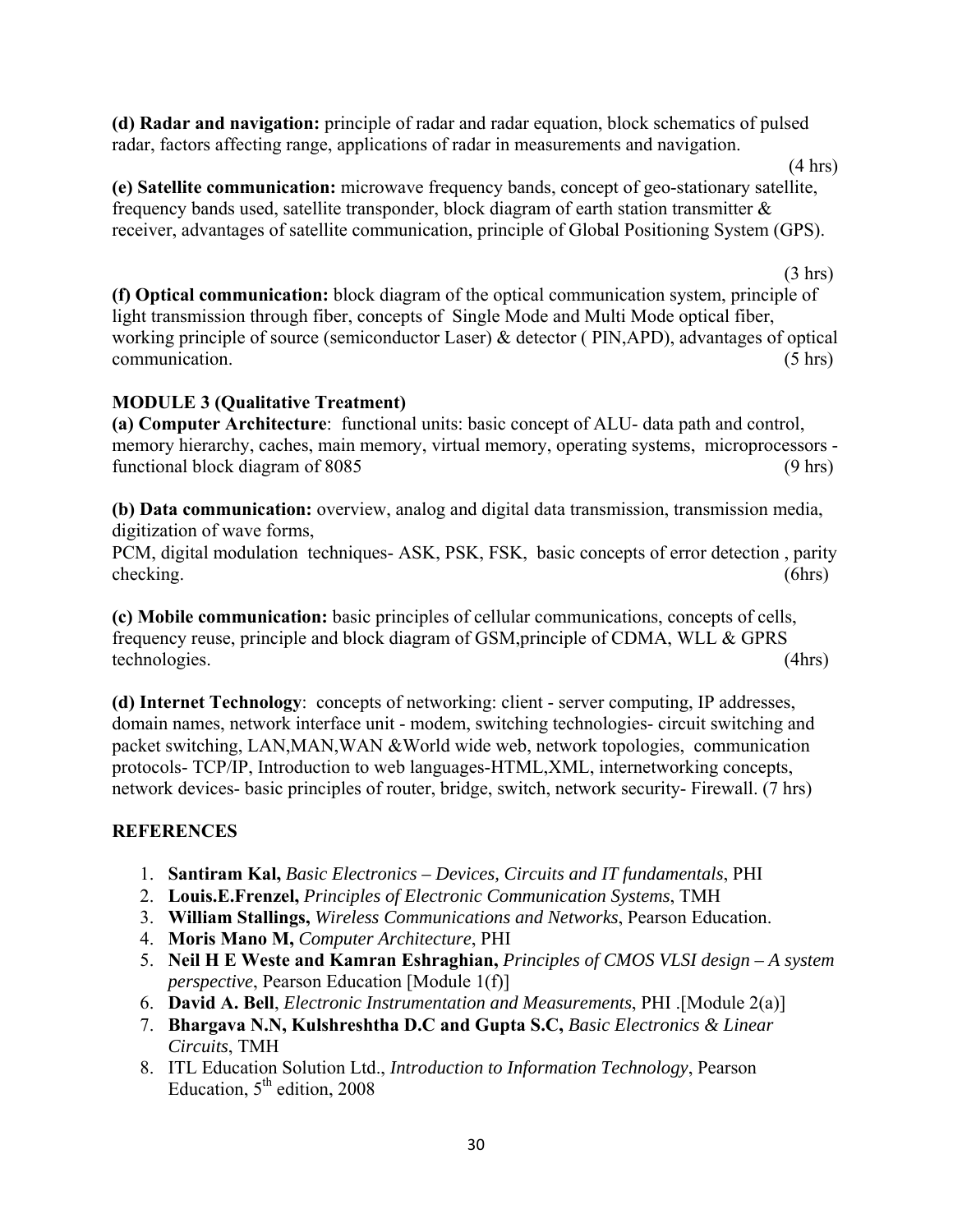**(d) Radar and navigation:** principle of radar and radar equation, block schematics of pulsed radar, factors affecting range, applications of radar in measurements and navigation. (4 hrs)

**(e) Satellite communication:** microwave frequency bands, concept of geo-stationary satellite, frequency bands used, satellite transponder, block diagram of earth station transmitter & receiver, advantages of satellite communication, principle of Global Positioning System (GPS). (3 hrs)

**(f) Optical communication:** block diagram of the optical communication system, principle of light transmission through fiber, concepts of Single Mode and Multi Mode optical fiber, working principle of source (semiconductor Laser) & detector ( PIN,APD), advantages of optical communication. (5 hrs)

**MODULE 3 (Qualitative Treatment)**

**(a) Computer Architecture**: functional units: basic concept of ALU- data path and control, memory hierarchy, caches, main memory, virtual memory, operating systems, microprocessors - functional block diagram of 8085 (9 hrs)

**(b) Data communication:** overview, analog and digital data transmission, transmission media, digitization of wave forms,
PCM, digital modulation techniques- ASK, PSK, FSK, basic concepts of error detection , parity checking. (6hrs)

**(c) Mobile communication:** basic principles of cellular communications, concepts of cells, frequency reuse, principle and block diagram of GSM,principle of CDMA, WLL & GPRS technologies. (4hrs)

**(d) Internet Technology**: concepts of networking: client - server computing, IP addresses, domain names, network interface unit - modem, switching technologies- circuit switching and packet switching, LAN,MAN,WAN &World wide web, network topologies, communication protocols- TCP/IP, Introduction to web languages-HTML,XML, internetworking concepts, network devices- basic principles of router, bridge, switch, network security- Firewall. (7 hrs)

**REFERENCES**

1. **Santiram Kal,** *Basic Electronics – Devices, Circuits and IT fundamentals*, PHI
2. **Louis.E.Frenzel,** *Principles of Electronic Communication Systems*, TMH
3. **William Stallings,** *Wireless Communications and Networks*, Pearson Education.
4. **Moris Mano M,** *Computer Architecture*, PHI
5. **Neil H E Weste and Kamran Eshraghian,** *Principles of CMOS VLSI design – A system perspective*, Pearson Education [Module 1(f)]
6. **David A. Bell**, *Electronic Instrumentation and Measurements*, PHI .[Module 2(a)]
7. **Bhargava N.N, Kulshreshtha D.C and Gupta S.C,** *Basic Electronics & Linear Circuits*, TMH
8. ITL Education Solution Ltd., *Introduction to Information Technology*, Pearson Education, 5th edition, 2008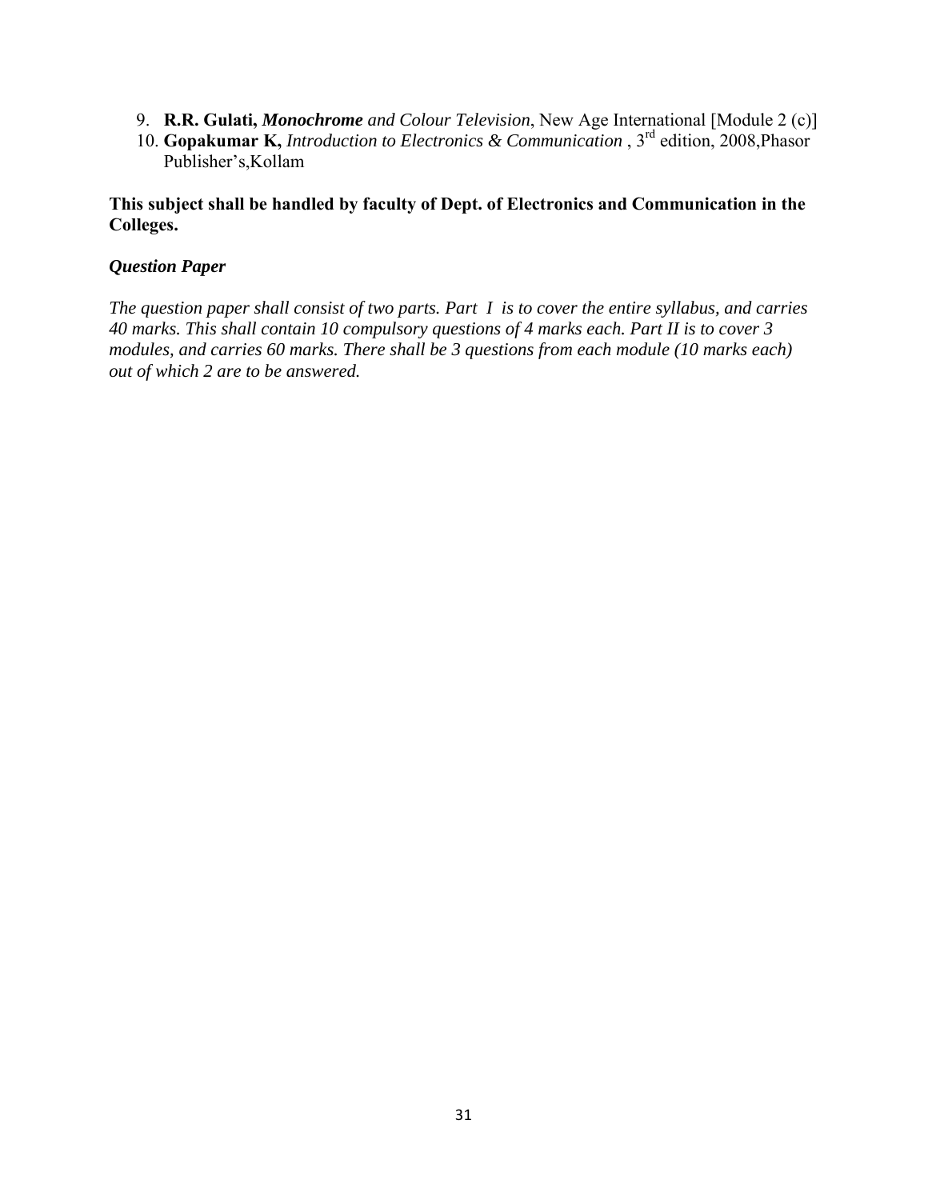9. **R.R. Gulati,** ***Monochrome*** *and Colour Television*, New Age International [Module 2 (c)]
10. **Gopakumar K,** *Introduction to Electronics & Communication* , 3rd edition, 2008,Phasor Publisher's,Kollam

**This subject shall be handled by faculty of Dept. of Electronics and Communication in the Colleges.**

***Question Paper***

*The question paper shall consist of two parts. Part I is to cover the entire syllabus, and carries 40 marks. This shall contain 10 compulsory questions of 4 marks each. Part II is to cover 3 modules, and carries 60 marks. There shall be 3 questions from each module (10 marks each) out of which 2 are to be answered.*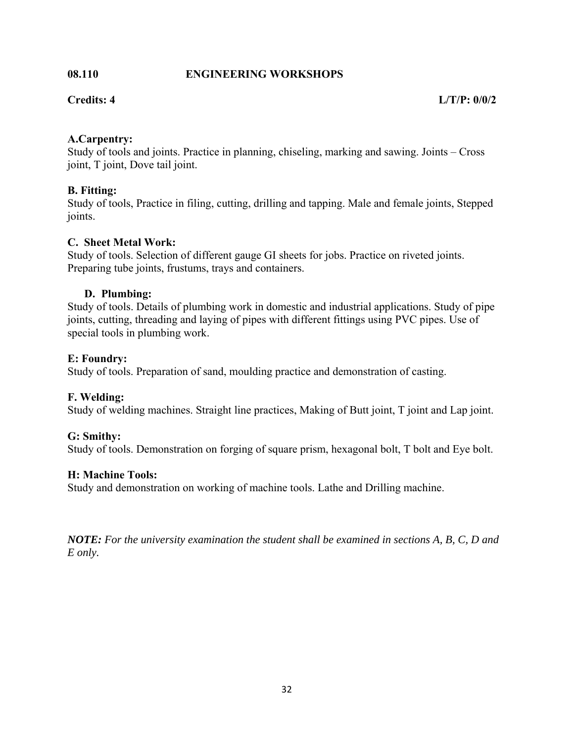## 08.110 ENGINEERING WORKSHOPS

**Credits: 4** **L/T/P: 0/0/2**

**A.Carpentry:**
Study of tools and joints. Practice in planning, chiseling, marking and sawing. Joints – Cross joint, T joint, Dove tail joint.

**B. Fitting:**
Study of tools, Practice in filing, cutting, drilling and tapping. Male and female joints, Stepped joints.

**C. Sheet Metal Work:**
Study of tools. Selection of different gauge GI sheets for jobs. Practice on riveted joints. Preparing tube joints, frustums, trays and containers.

**D. Plumbing:**
Study of tools. Details of plumbing work in domestic and industrial applications. Study of pipe joints, cutting, threading and laying of pipes with different fittings using PVC pipes. Use of special tools in plumbing work.

**E: Foundry:**
Study of tools. Preparation of sand, moulding practice and demonstration of casting.

**F. Welding:**
Study of welding machines. Straight line practices, Making of Butt joint, T joint and Lap joint.

**G: Smithy:**
Study of tools. Demonstration on forging of square prism, hexagonal bolt, T bolt and Eye bolt.

**H: Machine Tools:**
Study and demonstration on working of machine tools. Lathe and Drilling machine.

***NOTE:*** *For the university examination the student shall be examined in sections A, B, C, D and E only.*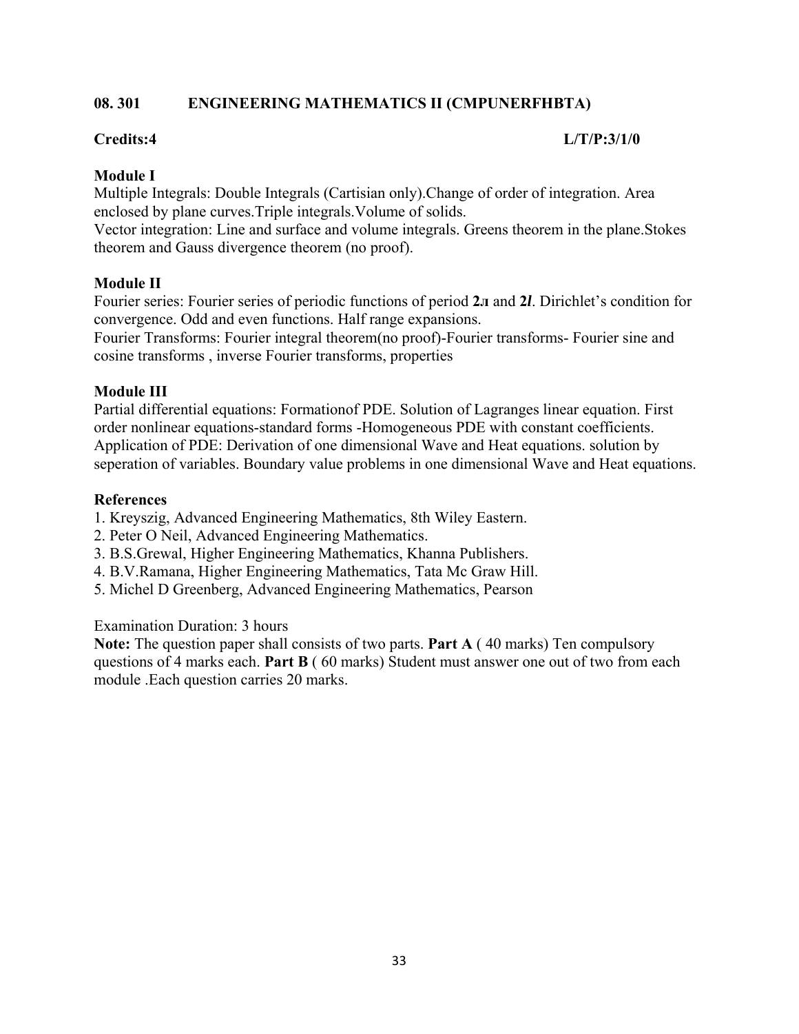## 08. 301 ENGINEERING MATHEMATICS II (CMPUNERFHBTA)

**Credits:4** **L/T/P:3/1/0**

**Module I**

Multiple Integrals: Double Integrals (Cartisian only).Change of order of integration. Area enclosed by plane curves.Triple integrals.Volume of solids.

Vector integration: Line and surface and volume integrals. Greens theorem in the plane.Stokes theorem and Gauss divergence theorem (no proof).

**Module II**

Fourier series: Fourier series of periodic functions of period $2\pi$ and $2l$. Dirichlet's condition for convergence. Odd and even functions. Half range expansions.

Fourier Transforms: Fourier integral theorem(no proof)-Fourier transforms- Fourier sine and cosine transforms , inverse Fourier transforms, properties

**Module III**

Partial differential equations: Formationof PDE. Solution of Lagranges linear equation. First order nonlinear equations-standard forms -Homogeneous PDE with constant coefficients. Application of PDE: Derivation of one dimensional Wave and Heat equations. solution by seperation of variables. Boundary value problems in one dimensional Wave and Heat equations.

**References**

1. Kreyszig, Advanced Engineering Mathematics, 8th Wiley Eastern.
2. Peter O Neil, Advanced Engineering Mathematics.
3. B.S.Grewal, Higher Engineering Mathematics, Khanna Publishers.
4. B.V.Ramana, Higher Engineering Mathematics, Tata Mc Graw Hill.
5. Michel D Greenberg, Advanced Engineering Mathematics, Pearson

Examination Duration: 3 hours

**Note:** The question paper shall consists of two parts. **Part A** ( 40 marks) Ten compulsory questions of 4 marks each. **Part B** ( 60 marks) Student must answer one out of two from each module .Each question carries 20 marks.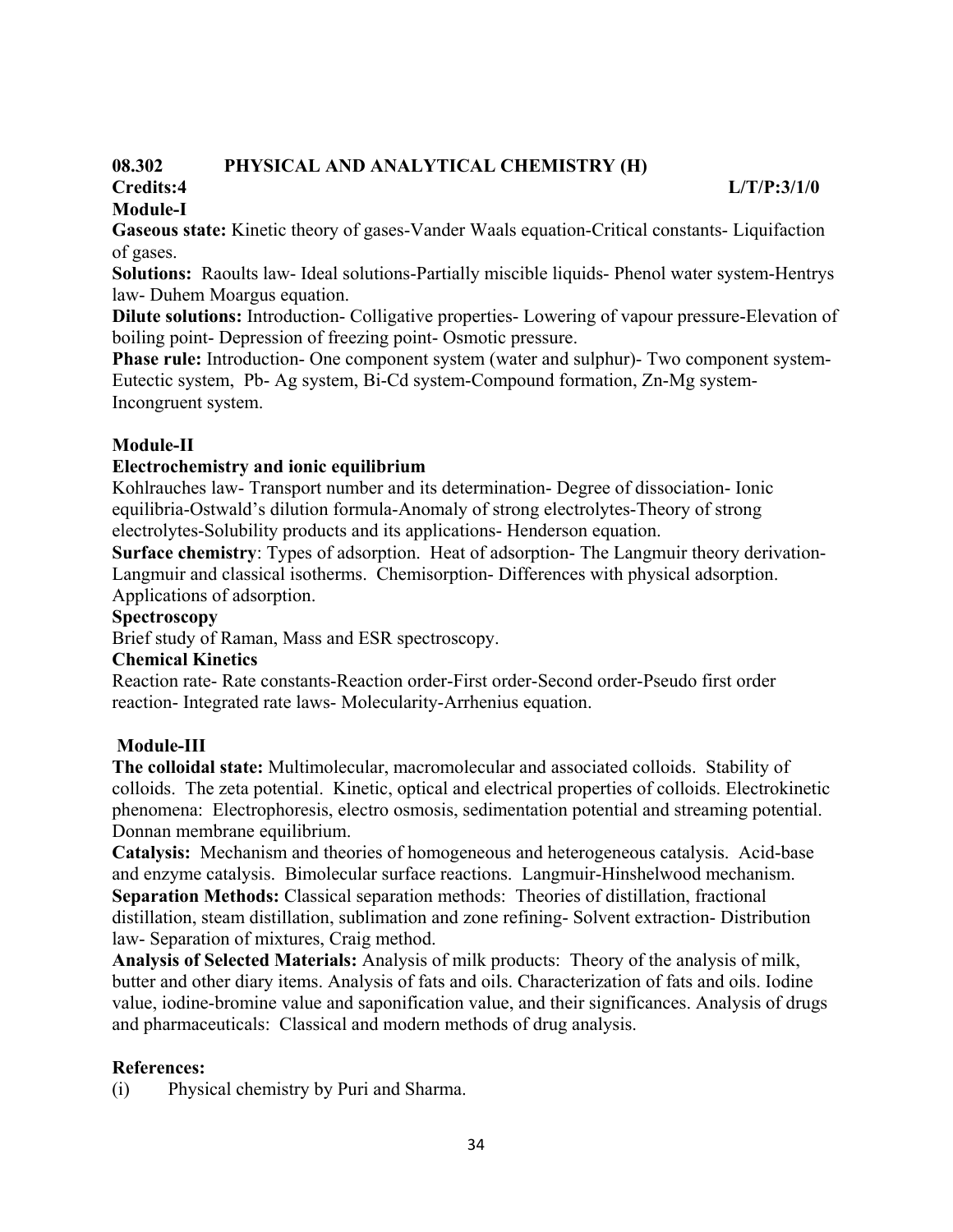## 08.302 PHYSICAL AND ANALYTICAL CHEMISTRY (H)

**Credits:4** **L/T/P:3/1/0**

### Module-I

**Gaseous state:** Kinetic theory of gases-Vander Waals equation-Critical constants- Liquifaction of gases.

**Solutions:** Raoults law- Ideal solutions-Partially miscible liquids- Phenol water system-Hentrys law- Duhem Moargus equation.

**Dilute solutions:** Introduction- Colligative properties- Lowering of vapour pressure-Elevation of boiling point- Depression of freezing point- Osmotic pressure.

**Phase rule:** Introduction- One component system (water and sulphur)- Two component system-Eutectic system, Pb- Ag system, Bi-Cd system-Compound formation, Zn-Mg system-Incongruent system.

### Module-II

**Electrochemistry and ionic equilibrium**

Kohlrauches law- Transport number and its determination- Degree of dissociation- Ionic equilibria-Ostwald's dilution formula-Anomaly of strong electrolytes-Theory of strong electrolytes-Solubility products and its applications- Henderson equation.

**Surface chemistry**: Types of adsorption. Heat of adsorption- The Langmuir theory derivation-Langmuir and classical isotherms. Chemisorption- Differences with physical adsorption. Applications of adsorption.

**Spectroscopy**

Brief study of Raman, Mass and ESR spectroscopy.

**Chemical Kinetics**

Reaction rate- Rate constants-Reaction order-First order-Second order-Pseudo first order reaction- Integrated rate laws- Molecularity-Arrhenius equation.

### Module-III

**The colloidal state:** Multimolecular, macromolecular and associated colloids. Stability of colloids. The zeta potential. Kinetic, optical and electrical properties of colloids. Electrokinetic phenomena: Electrophoresis, electro osmosis, sedimentation potential and streaming potential. Donnan membrane equilibrium.

**Catalysis:** Mechanism and theories of homogeneous and heterogeneous catalysis. Acid-base and enzyme catalysis. Bimolecular surface reactions. Langmuir-Hinshelwood mechanism.

**Separation Methods:** Classical separation methods: Theories of distillation, fractional distillation, steam distillation, sublimation and zone refining- Solvent extraction- Distribution law- Separation of mixtures, Craig method.

**Analysis of Selected Materials:** Analysis of milk products: Theory of the analysis of milk, butter and other diary items. Analysis of fats and oils. Characterization of fats and oils. Iodine value, iodine-bromine value and saponification value, and their significances. Analysis of drugs and pharmaceuticals: Classical and modern methods of drug analysis.

### References:

(i) Physical chemistry by Puri and Sharma.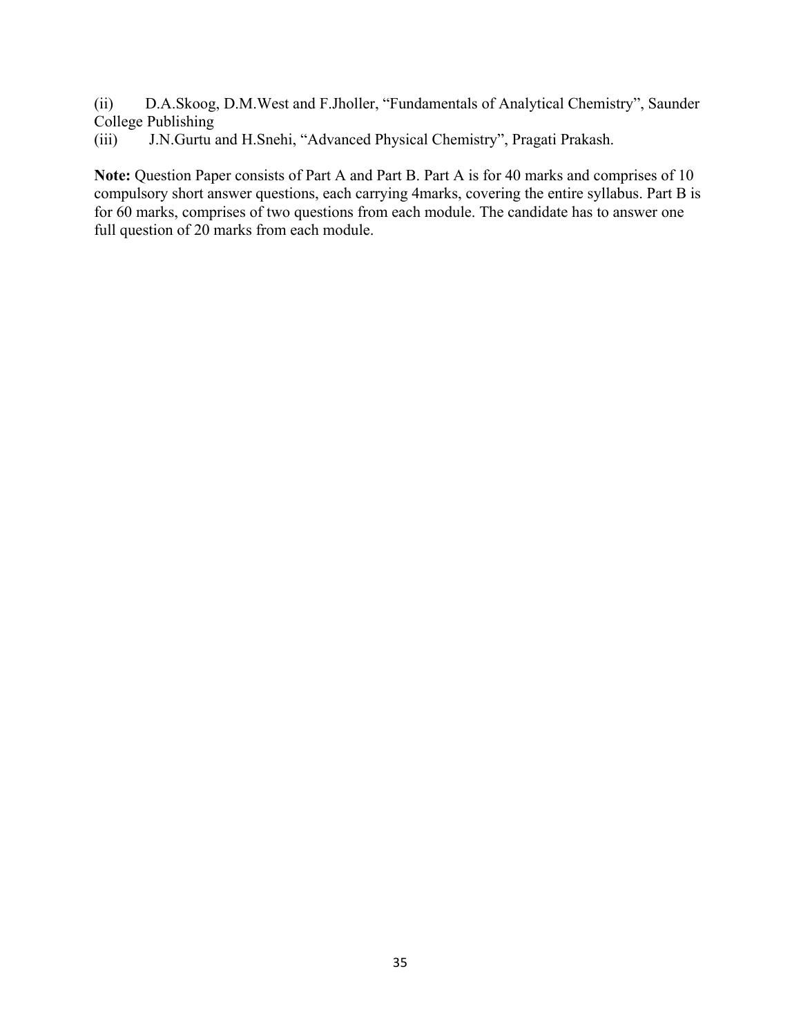(ii) D.A.Skoog, D.M.West and F.Jholler, "Fundamentals of Analytical Chemistry", Saunder College Publishing

(iii) J.N.Gurtu and H.Snehi, "Advanced Physical Chemistry", Pragati Prakash.

**Note:** Question Paper consists of Part A and Part B. Part A is for 40 marks and comprises of 10 compulsory short answer questions, each carrying 4marks, covering the entire syllabus. Part B is for 60 marks, comprises of two questions from each module. The candidate has to answer one full question of 20 marks from each module.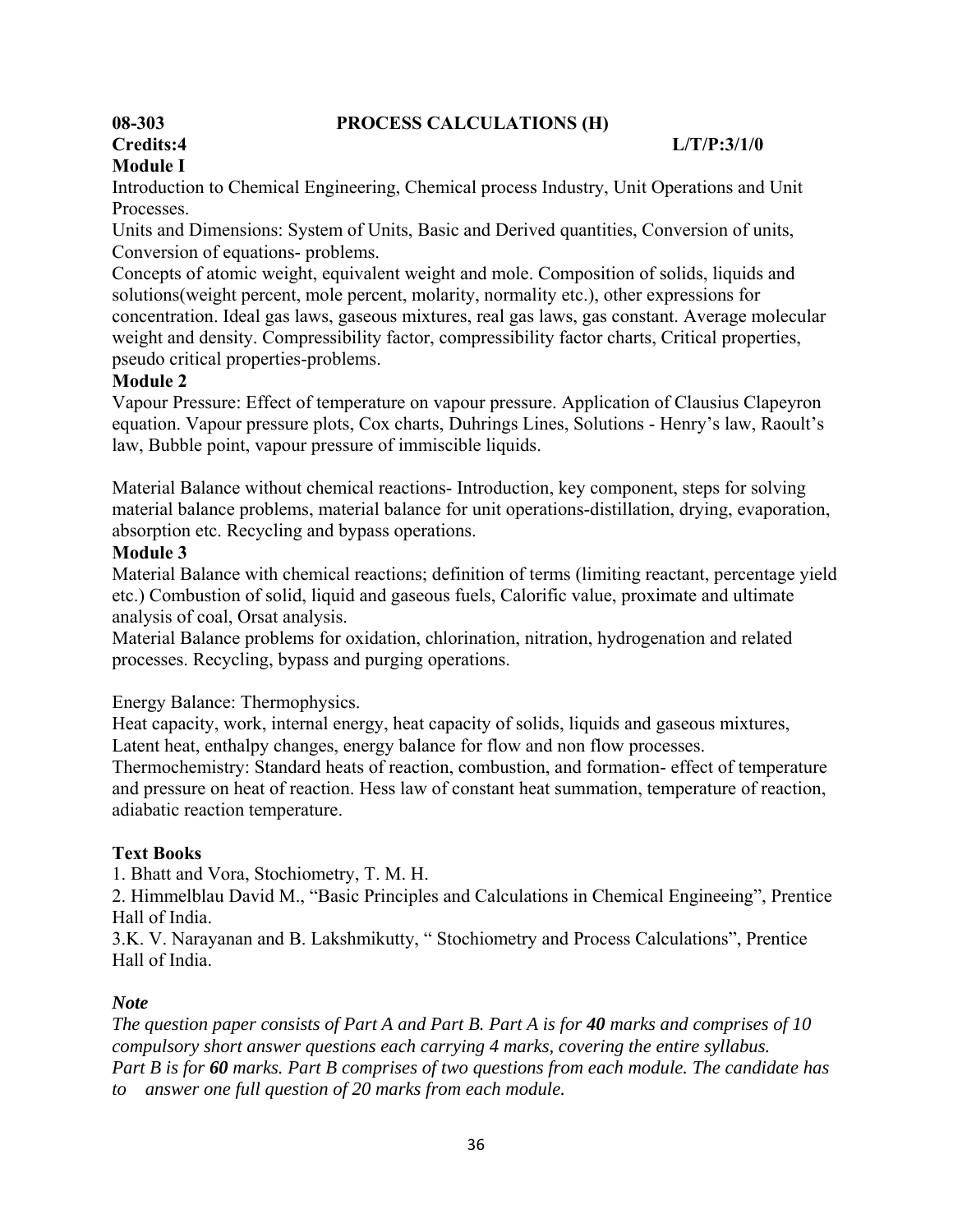**08-303 PROCESS CALCULATIONS (H)**

**Credits:4 L/T/P:3/1/0**

**Module I**

Introduction to Chemical Engineering, Chemical process Industry, Unit Operations and Unit Processes.

Units and Dimensions: System of Units, Basic and Derived quantities, Conversion of units, Conversion of equations- problems.

Concepts of atomic weight, equivalent weight and mole. Composition of solids, liquids and solutions(weight percent, mole percent, molarity, normality etc.), other expressions for concentration. Ideal gas laws, gaseous mixtures, real gas laws, gas constant. Average molecular weight and density. Compressibility factor, compressibility factor charts, Critical properties, pseudo critical properties-problems.

**Module 2**

Vapour Pressure: Effect of temperature on vapour pressure. Application of Clausius Clapeyron equation. Vapour pressure plots, Cox charts, Duhrings Lines, Solutions - Henry's law, Raoult's law, Bubble point, vapour pressure of immiscible liquids.

Material Balance without chemical reactions- Introduction, key component, steps for solving material balance problems, material balance for unit operations-distillation, drying, evaporation, absorption etc. Recycling and bypass operations.

**Module 3**

Material Balance with chemical reactions; definition of terms (limiting reactant, percentage yield etc.) Combustion of solid, liquid and gaseous fuels, Calorific value, proximate and ultimate analysis of coal, Orsat analysis.

Material Balance problems for oxidation, chlorination, nitration, hydrogenation and related processes. Recycling, bypass and purging operations.

Energy Balance: Thermophysics.

Heat capacity, work, internal energy, heat capacity of solids, liquids and gaseous mixtures, Latent heat, enthalpy changes, energy balance for flow and non flow processes.

Thermochemistry: Standard heats of reaction, combustion, and formation- effect of temperature and pressure on heat of reaction. Hess law of constant heat summation, temperature of reaction, adiabatic reaction temperature.

**Text Books**

1. Bhatt and Vora, Stochiometry, T. M. H.
2. Himmelblau David M., "Basic Principles and Calculations in Chemical Engineeing", Prentice Hall of India.
3. K. V. Narayanan and B. Lakshmikutty, " Stochiometry and Process Calculations", Prentice Hall of India.

***Note***

*The question paper consists of Part A and Part B. Part A is for **40** marks and comprises of 10 compulsory short answer questions each carrying 4 marks, covering the entire syllabus.*
*Part B is for **60** marks. Part B comprises of two questions from each module. The candidate has to answer one full question of 20 marks from each module.*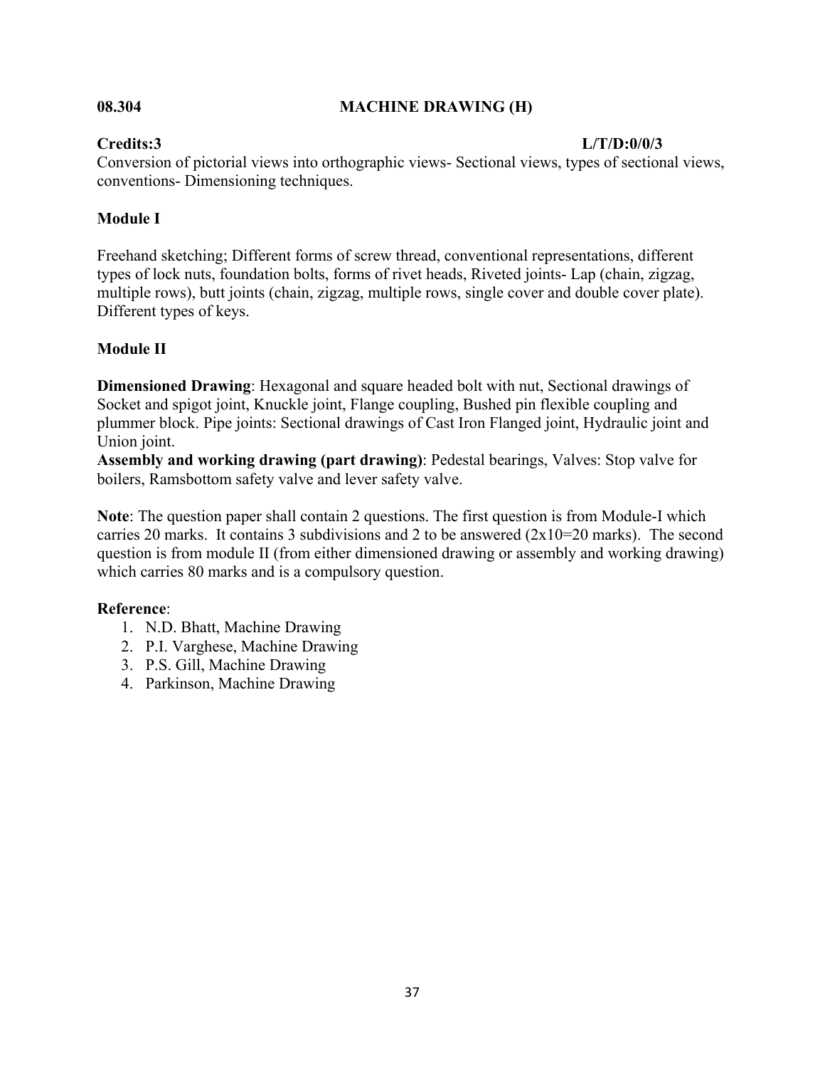**08.304 MACHINE DRAWING (H)**

**Credits:3 L/T/D:0/0/3**

Conversion of pictorial views into orthographic views- Sectional views, types of sectional views, conventions- Dimensioning techniques.

## Module I

Freehand sketching; Different forms of screw thread, conventional representations, different types of lock nuts, foundation bolts, forms of rivet heads, Riveted joints- Lap (chain, zigzag, multiple rows), butt joints (chain, zigzag, multiple rows, single cover and double cover plate). Different types of keys.

## Module II

**Dimensioned Drawing**: Hexagonal and square headed bolt with nut, Sectional drawings of Socket and spigot joint, Knuckle joint, Flange coupling, Bushed pin flexible coupling and plummer block. Pipe joints: Sectional drawings of Cast Iron Flanged joint, Hydraulic joint and Union joint.

**Assembly and working drawing (part drawing)**: Pedestal bearings, Valves: Stop valve for boilers, Ramsbottom safety valve and lever safety valve.

**Note**: The question paper shall contain 2 questions. The first question is from Module-I which carries 20 marks. It contains 3 subdivisions and 2 to be answered (2x10=20 marks). The second question is from module II (from either dimensioned drawing or assembly and working drawing) which carries 80 marks and is a compulsory question.

**Reference**:

1. N.D. Bhatt, Machine Drawing
2. P.I. Varghese, Machine Drawing
3. P.S. Gill, Machine Drawing
4. Parkinson, Machine Drawing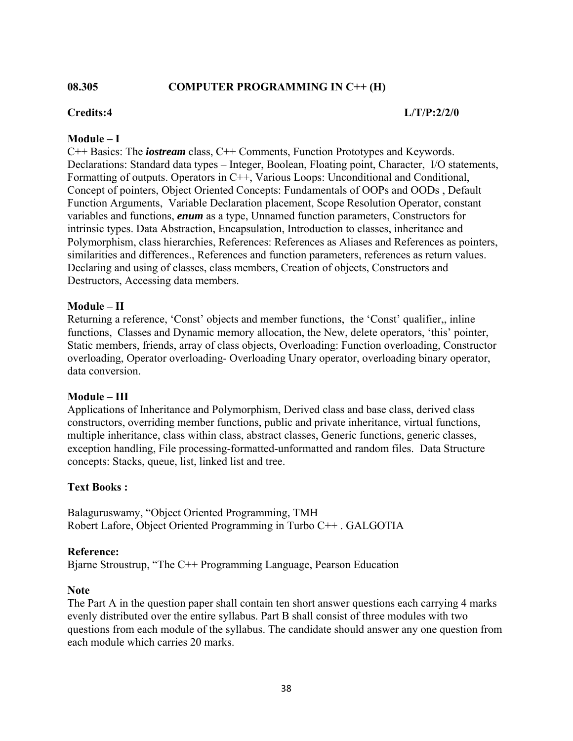## 08.305 COMPUTER PROGRAMMING IN C++ (H)

**Credits:4** **L/T/P:2/2/0**

### Module – I

C++ Basics: The ***iostream*** class, C++ Comments, Function Prototypes and Keywords. Declarations: Standard data types – Integer, Boolean, Floating point, Character, I/O statements, Formatting of outputs. Operators in C++, Various Loops: Unconditional and Conditional, Concept of pointers, Object Oriented Concepts: Fundamentals of OOPs and OODs , Default Function Arguments, Variable Declaration placement, Scope Resolution Operator, constant variables and functions, ***enum*** as a type, Unnamed function parameters, Constructors for intrinsic types. Data Abstraction, Encapsulation, Introduction to classes, inheritance and Polymorphism, class hierarchies, References: References as Aliases and References as pointers, similarities and differences., References and function parameters, references as return values. Declaring and using of classes, class members, Creation of objects, Constructors and Destructors, Accessing data members.

### Module – II

Returning a reference, 'Const' objects and member functions, the 'Const' qualifier,, inline functions, Classes and Dynamic memory allocation, the New, delete operators, 'this' pointer, Static members, friends, array of class objects, Overloading: Function overloading, Constructor overloading, Operator overloading- Overloading Unary operator, overloading binary operator, data conversion.

### Module – III

Applications of Inheritance and Polymorphism, Derived class and base class, derived class constructors, overriding member functions, public and private inheritance, virtual functions, multiple inheritance, class within class, abstract classes, Generic functions, generic classes, exception handling, File processing-formatted-unformatted and random files. Data Structure concepts: Stacks, queue, list, linked list and tree.

### Text Books :

Balaguruswamy, "Object Oriented Programming, TMH
Robert Lafore, Object Oriented Programming in Turbo C++ . GALGOTIA

### Reference:

Bjarne Stroustrup, "The C++ Programming Language, Pearson Education

### Note

The Part A in the question paper shall contain ten short answer questions each carrying 4 marks evenly distributed over the entire syllabus. Part B shall consist of three modules with two questions from each module of the syllabus. The candidate should answer any one question from each module which carries 20 marks.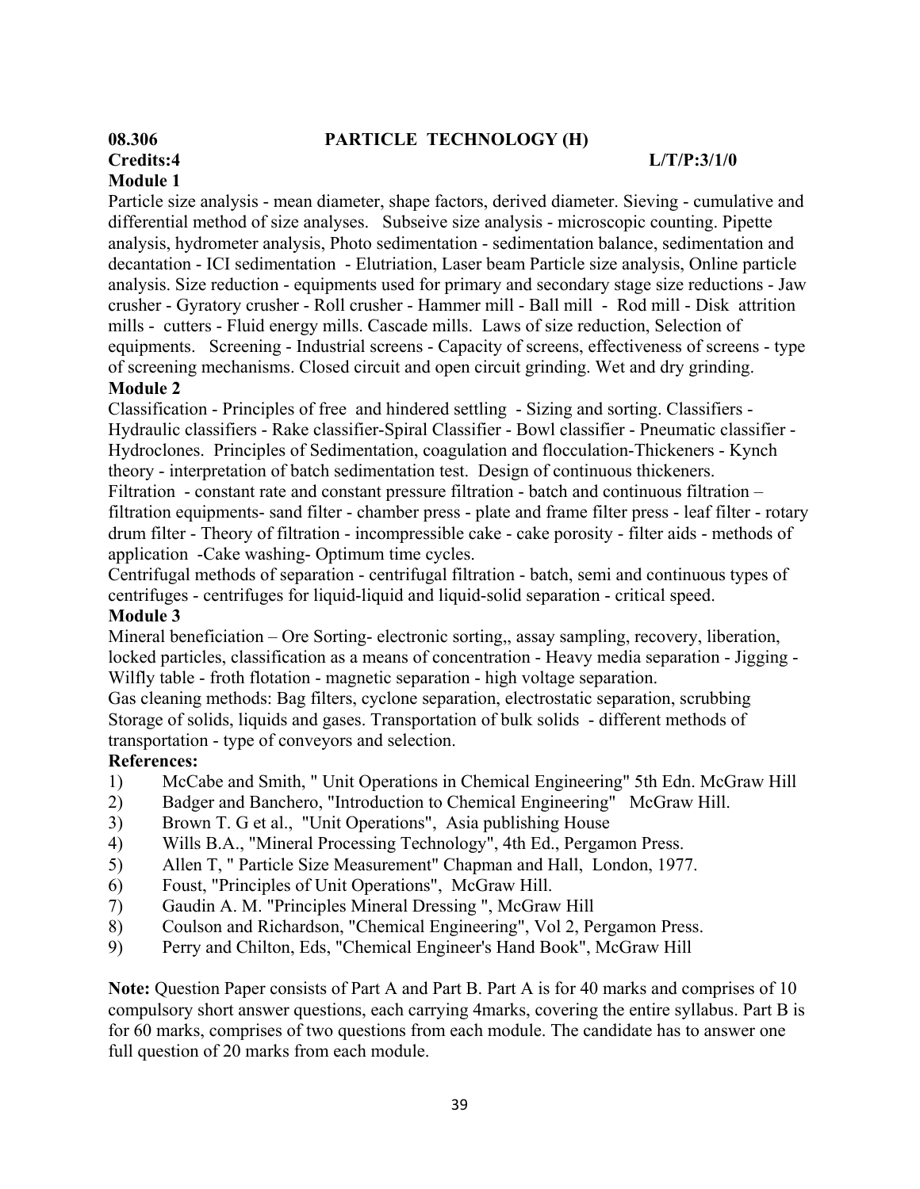**08.306 PARTICLE TECHNOLOGY (H)**

**Credits:4 L/T/P:3/1/0**

**Module 1**

Particle size analysis - mean diameter, shape factors, derived diameter. Sieving - cumulative and differential method of size analyses. Subseive size analysis - microscopic counting. Pipette analysis, hydrometer analysis, Photo sedimentation - sedimentation balance, sedimentation and decantation - ICI sedimentation - Elutriation, Laser beam Particle size analysis, Online particle analysis. Size reduction - equipments used for primary and secondary stage size reductions - Jaw crusher - Gyratory crusher - Roll crusher - Hammer mill - Ball mill - Rod mill - Disk attrition mills - cutters - Fluid energy mills. Cascade mills. Laws of size reduction, Selection of equipments. Screening - Industrial screens - Capacity of screens, effectiveness of screens - type of screening mechanisms. Closed circuit and open circuit grinding. Wet and dry grinding.

**Module 2**

Classification - Principles of free and hindered settling - Sizing and sorting. Classifiers - Hydraulic classifiers - Rake classifier-Spiral Classifier - Bowl classifier - Pneumatic classifier - Hydroclones. Principles of Sedimentation, coagulation and flocculation-Thickeners - Kynch theory - interpretation of batch sedimentation test. Design of continuous thickeners.

Filtration - constant rate and constant pressure filtration - batch and continuous filtration – filtration equipments- sand filter - chamber press - plate and frame filter press - leaf filter - rotary drum filter - Theory of filtration - incompressible cake - cake porosity - filter aids - methods of application -Cake washing- Optimum time cycles.

Centrifugal methods of separation - centrifugal filtration - batch, semi and continuous types of centrifuges - centrifuges for liquid-liquid and liquid-solid separation - critical speed.

**Module 3**

Mineral beneficiation – Ore Sorting- electronic sorting,, assay sampling, recovery, liberation, locked particles, classification as a means of concentration - Heavy media separation - Jigging - Wilfly table - froth flotation - magnetic separation - high voltage separation.

Gas cleaning methods: Bag filters, cyclone separation, electrostatic separation, scrubbing Storage of solids, liquids and gases. Transportation of bulk solids - different methods of transportation - type of conveyors and selection.

**References:**

1) McCabe and Smith, " Unit Operations in Chemical Engineering" 5th Edn. McGraw Hill
2) Badger and Banchero, "Introduction to Chemical Engineering" McGraw Hill.
3) Brown T. G et al., "Unit Operations", Asia publishing House
4) Wills B.A., "Mineral Processing Technology", 4th Ed., Pergamon Press.
5) Allen T, " Particle Size Measurement" Chapman and Hall, London, 1977.
6) Foust, "Principles of Unit Operations", McGraw Hill.
7) Gaudin A. M. "Principles Mineral Dressing ", McGraw Hill
8) Coulson and Richardson, "Chemical Engineering", Vol 2, Pergamon Press.
9) Perry and Chilton, Eds, "Chemical Engineer's Hand Book", McGraw Hill

**Note:** Question Paper consists of Part A and Part B. Part A is for 40 marks and comprises of 10 compulsory short answer questions, each carrying 4marks, covering the entire syllabus. Part B is for 60 marks, comprises of two questions from each module. The candidate has to answer one full question of 20 marks from each module.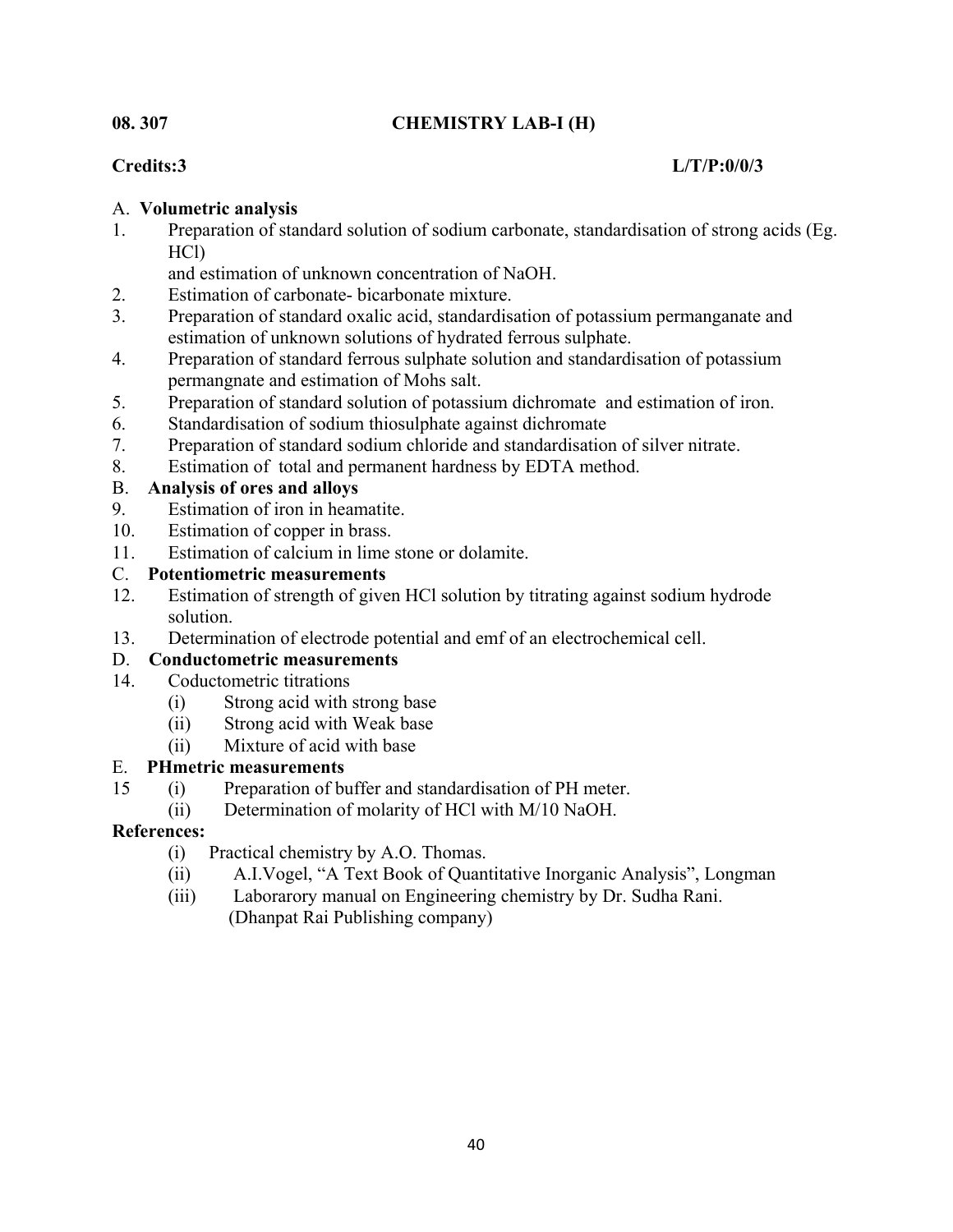**08. 307** **CHEMISTRY LAB-I (H)**

**Credits:3** **L/T/P:0/0/3**

A. **Volumetric analysis**

1. Preparation of standard solution of sodium carbonate, standardisation of strong acids (Eg. HCl)
   and estimation of unknown concentration of NaOH.
2. Estimation of carbonate- bicarbonate mixture.
3. Preparation of standard oxalic acid, standardisation of potassium permanganate and estimation of unknown solutions of hydrated ferrous sulphate.
4. Preparation of standard ferrous sulphate solution and standardisation of potassium permangnate and estimation of Mohs salt.
5. Preparation of standard solution of potassium dichromate and estimation of iron.
6. Standardisation of sodium thiosulphate against dichromate
7. Preparation of standard sodium chloride and standardisation of silver nitrate.
8. Estimation of total and permanent hardness by EDTA method.

B. **Analysis of ores and alloys**

9. Estimation of iron in heamatite.
10. Estimation of copper in brass.
11. Estimation of calcium in lime stone or dolamite.

C. **Potentiometric measurements**

12. Estimation of strength of given HCl solution by titrating against sodium hydrode solution.
13. Determination of electrode potential and emf of an electrochemical cell.

D. **Conductometric measurements**

14. Coductometric titrations
    (i) Strong acid with strong base
    (ii) Strong acid with Weak base
    (ii) Mixture of acid with base

E. **PHmetric measurements**

15 (i) Preparation of buffer and standardisation of PH meter.
   (ii) Determination of molarity of HCl with M/10 NaOH.

**References:**

(i) Practical chemistry by A.O. Thomas.
(ii) A.I.Vogel, "A Text Book of Quantitative Inorganic Analysis", Longman
(iii) Laborarory manual on Engineering chemistry by Dr. Sudha Rani.
(Dhanpat Rai Publishing company)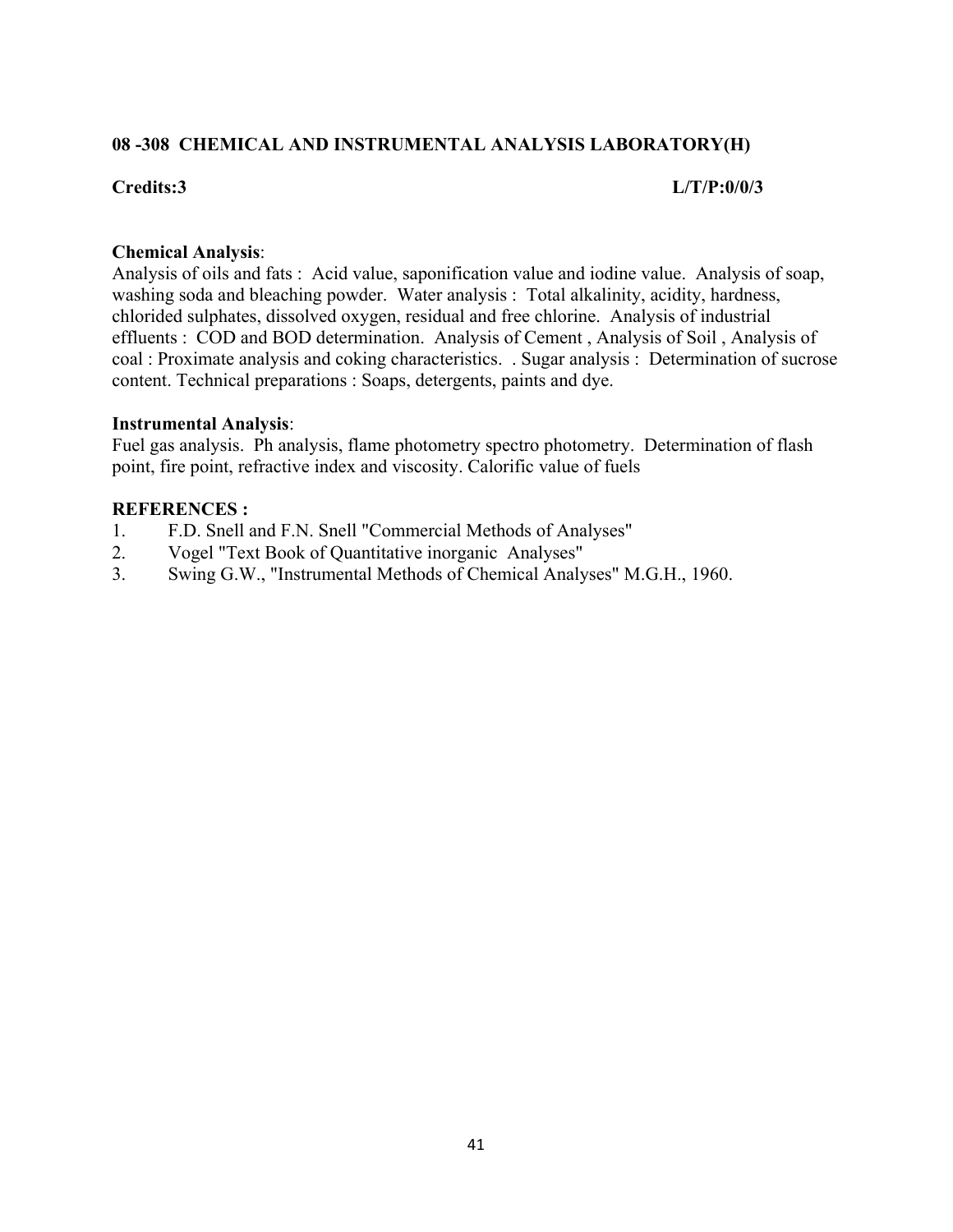## 08 -308 CHEMICAL AND INSTRUMENTAL ANALYSIS LABORATORY(H)

**Credits:3** **L/T/P:0/0/3**

**Chemical Analysis**:
Analysis of oils and fats : Acid value, saponification value and iodine value. Analysis of soap, washing soda and bleaching powder. Water analysis : Total alkalinity, acidity, hardness, chlorided sulphates, dissolved oxygen, residual and free chlorine. Analysis of industrial effluents : COD and BOD determination. Analysis of Cement , Analysis of Soil , Analysis of coal : Proximate analysis and coking characteristics. . Sugar analysis : Determination of sucrose content. Technical preparations : Soaps, detergents, paints and dye.

**Instrumental Analysis**:
Fuel gas analysis. Ph analysis, flame photometry spectro photometry. Determination of flash point, fire point, refractive index and viscosity. Calorific value of fuels

**REFERENCES :**

1. F.D. Snell and F.N. Snell "Commercial Methods of Analyses"
2. Vogel "Text Book of Quantitative inorganic Analyses"
3. Swing G.W., "Instrumental Methods of Chemical Analyses" M.G.H., 1960.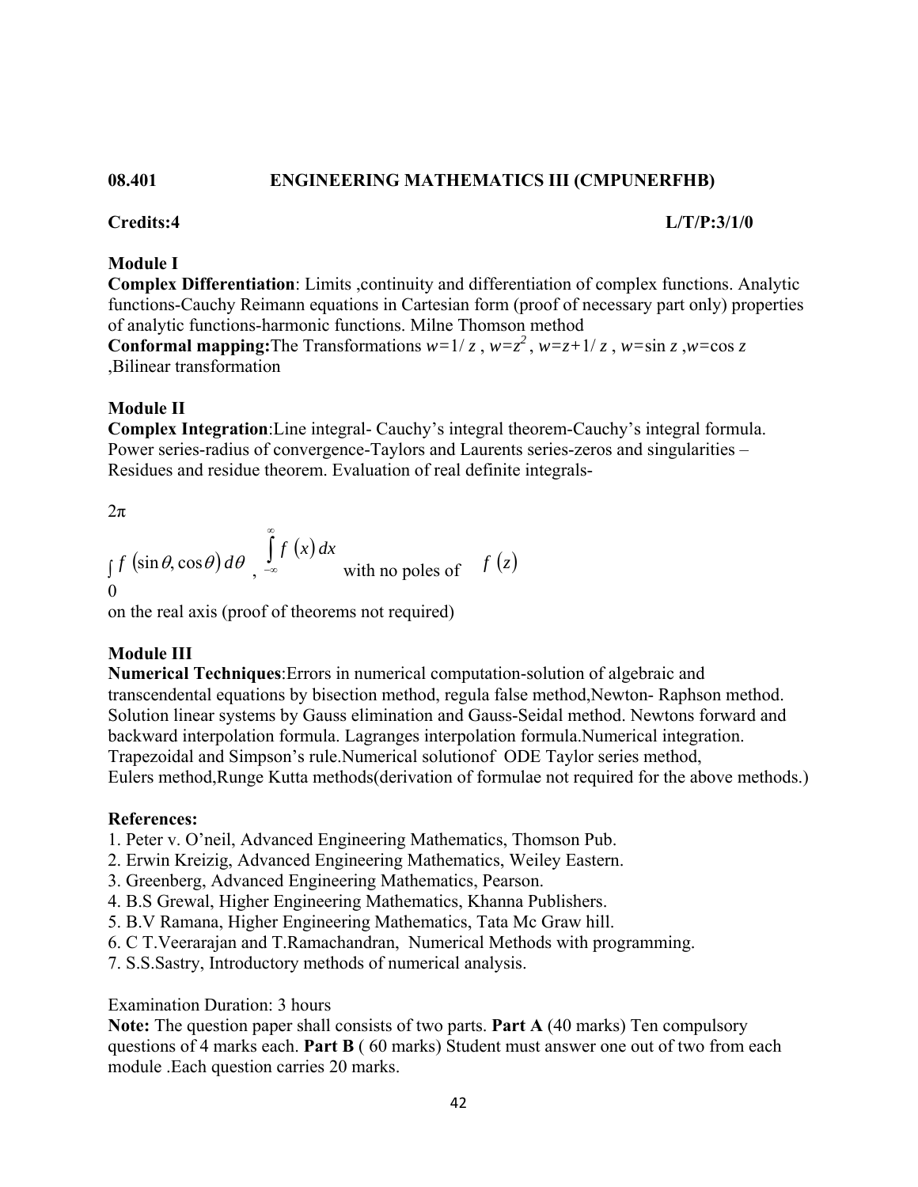**08.401 ENGINEERING MATHEMATICS III (CMPUNERFHB)**

**Credits:4** **L/T/P:3/1/0**

**Module I**

**Complex Differentiation**: Limits ,continuity and differentiation of complex functions. Analytic functions-Cauchy Reimann equations in Cartesian form (proof of necessary part only) properties of analytic functions-harmonic functions. Milne Thomson method

**Conformal mapping:**The Transformations $w=1/z$ , $w=z^2$ , $w=z+1/z$ , $w=\sin z$ ,$w=\cos z$ ,Bilinear transformation

**Module II**

**Complex Integration**:Line integral- Cauchy's integral theorem-Cauchy's integral formula. Power series-radius of convergence-Taylors and Laurents series-zeros and singularities – Residues and residue theorem. Evaluation of real definite integrals-

$\int_0^{2\pi} f(\sin\theta, \cos\theta)\, d\theta$ , $\int_{-\infty}^{\infty} f(x)\, dx$ with no poles of $f(z)$ on the real axis (proof of theorems not required)

**Module III**

**Numerical Techniques**:Errors in numerical computation-solution of algebraic and transcendental equations by bisection method, regula false method,Newton- Raphson method. Solution linear systems by Gauss elimination and Gauss-Seidal method. Newtons forward and backward interpolation formula. Lagranges interpolation formula.Numerical integration. Trapezoidal and Simpson's rule.Numerical solutionof ODE Taylor series method, Eulers method,Runge Kutta methods(derivation of formulae not required for the above methods.)

**References:**

1. Peter v. O'neil, Advanced Engineering Mathematics, Thomson Pub.
2. Erwin Kreizig, Advanced Engineering Mathematics, Weiley Eastern.
3. Greenberg, Advanced Engineering Mathematics, Pearson.
4. B.S Grewal, Higher Engineering Mathematics, Khanna Publishers.
5. B.V Ramana, Higher Engineering Mathematics, Tata Mc Graw hill.
6. C T.Veerarajan and T.Ramachandran, Numerical Methods with programming.
7. S.S.Sastry, Introductory methods of numerical analysis.

Examination Duration: 3 hours

**Note:** The question paper shall consists of two parts. **Part A** (40 marks) Ten compulsory questions of 4 marks each. **Part B** ( 60 marks) Student must answer one out of two from each module .Each question carries 20 marks.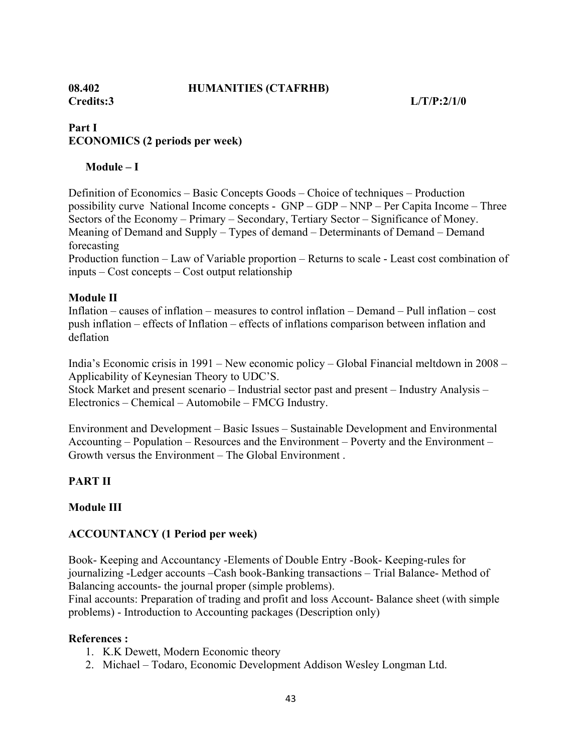**08.402 HUMANITIES (CTAFRHB)**
**Credits:3 L/T/P:2/1/0**

## Part I
## ECONOMICS (2 periods per week)

### Module – I

Definition of Economics – Basic Concepts Goods – Choice of techniques – Production possibility curve National Income concepts - GNP – GDP – NNP – Per Capita Income – Three Sectors of the Economy – Primary – Secondary, Tertiary Sector – Significance of Money.
Meaning of Demand and Supply – Types of demand – Determinants of Demand – Demand forecasting
Production function – Law of Variable proportion – Returns to scale - Least cost combination of inputs – Cost concepts – Cost output relationship

### Module II

Inflation – causes of inflation – measures to control inflation – Demand – Pull inflation – cost push inflation – effects of Inflation – effects of inflations comparison between inflation and deflation

India's Economic crisis in 1991 – New economic policy – Global Financial meltdown in 2008 – Applicability of Keynesian Theory to UDC'S.
Stock Market and present scenario – Industrial sector past and present – Industry Analysis – Electronics – Chemical – Automobile – FMCG Industry.

Environment and Development – Basic Issues – Sustainable Development and Environmental Accounting – Population – Resources and the Environment – Poverty and the Environment – Growth versus the Environment – The Global Environment .

## PART II

### Module III

### ACCOUNTANCY (1 Period per week)

Book- Keeping and Accountancy -Elements of Double Entry -Book- Keeping-rules for journalizing -Ledger accounts –Cash book-Banking transactions – Trial Balance- Method of Balancing accounts- the journal proper (simple problems).
Final accounts: Preparation of trading and profit and loss Account- Balance sheet (with simple problems) - Introduction to Accounting packages (Description only)

### References :

1. K.K Dewett, Modern Economic theory
2. Michael – Todaro, Economic Development Addison Wesley Longman Ltd.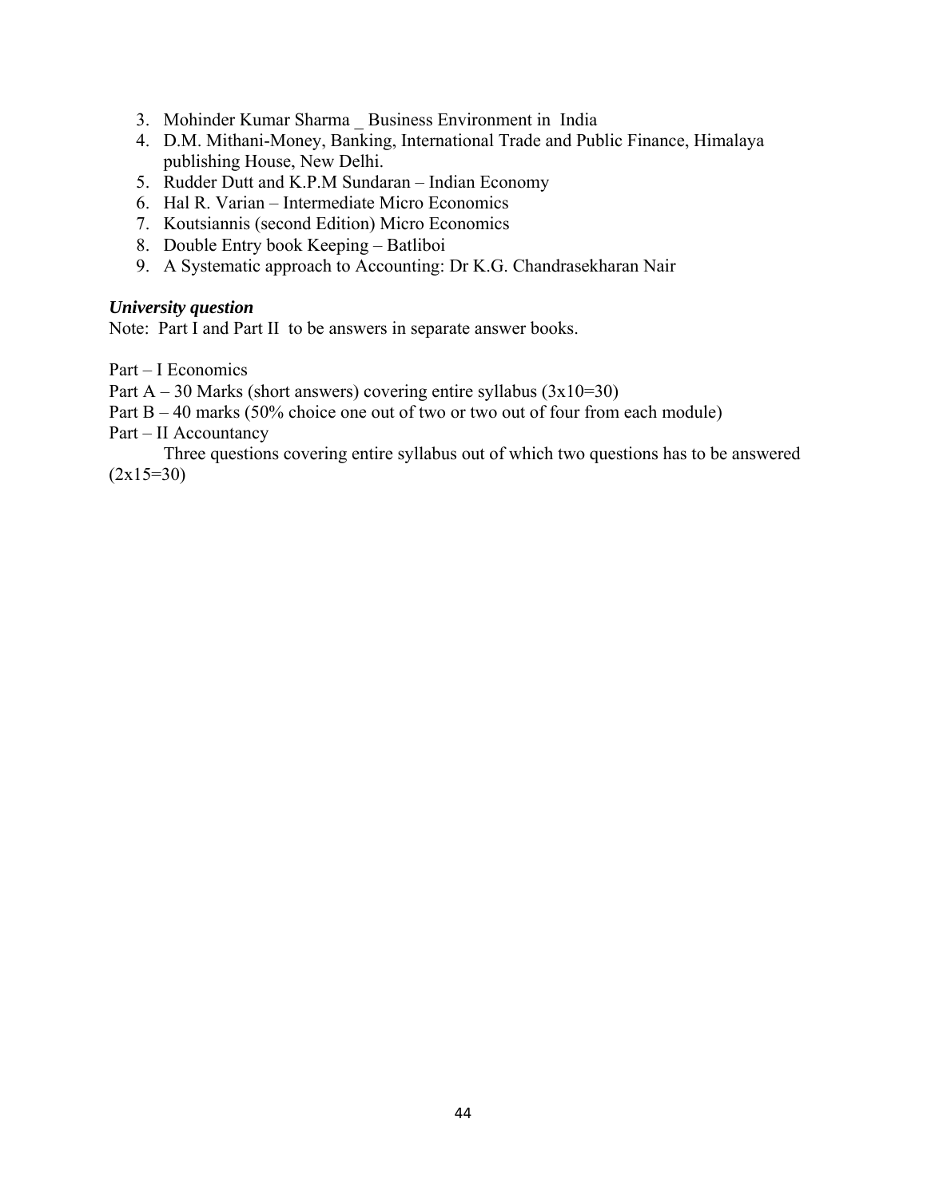3. Mohinder Kumar Sharma _ Business Environment in India
4. D.M. Mithani-Money, Banking, International Trade and Public Finance, Himalaya publishing House, New Delhi.
5. Rudder Dutt and K.P.M Sundaran – Indian Economy
6. Hal R. Varian – Intermediate Micro Economics
7. Koutsiannis (second Edition) Micro Economics
8. Double Entry book Keeping – Batliboi
9. A Systematic approach to Accounting: Dr K.G. Chandrasekharan Nair

***University question***

Note: Part I and Part II to be answers in separate answer books.

Part – I Economics

Part A – 30 Marks (short answers) covering entire syllabus (3x10=30)

Part B – 40 marks (50% choice one out of two or two out of four from each module)

Part – II Accountancy

Three questions covering entire syllabus out of which two questions has to be answered (2x15=30)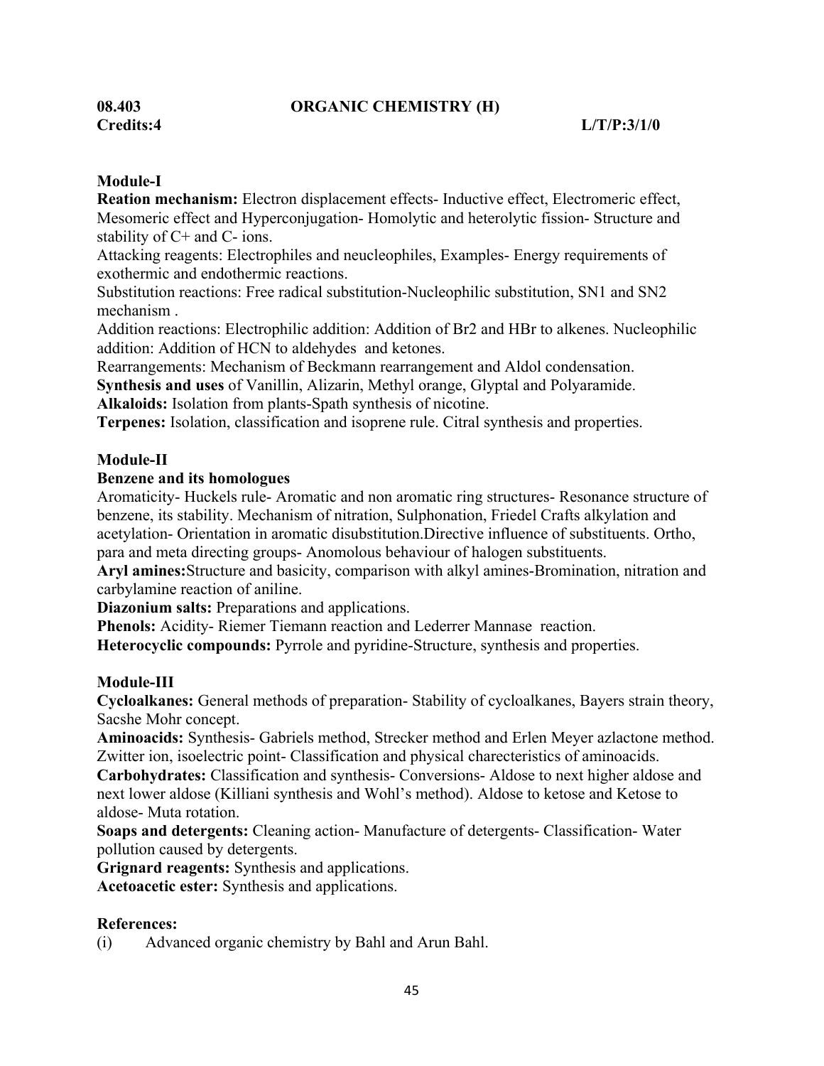**08.403** **ORGANIC CHEMISTRY (H)**

**Credits:4** **L/T/P:3/1/0**

**Module-I**

**Reation mechanism:** Electron displacement effects- Inductive effect, Electromeric effect, Mesomeric effect and Hyperconjugation- Homolytic and heterolytic fission- Structure and stability of C+ and C- ions.

Attacking reagents: Electrophiles and neucleophiles, Examples- Energy requirements of exothermic and endothermic reactions.

Substitution reactions: Free radical substitution-Nucleophilic substitution, SN1 and SN2 mechanism .

Addition reactions: Electrophilic addition: Addition of $Br_2$ and HBr to alkenes. Nucleophilic addition: Addition of HCN to aldehydes and ketones.

Rearrangements: Mechanism of Beckmann rearrangement and Aldol condensation.

**Synthesis and uses** of Vanillin, Alizarin, Methyl orange, Glyptal and Polyaramide.

**Alkaloids:** Isolation from plants-Spath synthesis of nicotine.

**Terpenes:** Isolation, classification and isoprene rule. Citral synthesis and properties.

**Module-II**

**Benzene and its homologues**

Aromaticity- Huckels rule- Aromatic and non aromatic ring structures- Resonance structure of benzene, its stability. Mechanism of nitration, Sulphonation, Friedel Crafts alkylation and acetylation- Orientation in aromatic disubstitution.Directive influence of substituents. Ortho, para and meta directing groups- Anomolous behaviour of halogen substituents.

**Aryl amines:**Structure and basicity, comparison with alkyl amines-Bromination, nitration and carbylamine reaction of aniline.

**Diazonium salts:** Preparations and applications.

**Phenols:** Acidity- Riemer Tiemann reaction and Lederrer Mannase reaction.

**Heterocyclic compounds:** Pyrrole and pyridine-Structure, synthesis and properties.

**Module-III**

**Cycloalkanes:** General methods of preparation- Stability of cycloalkanes, Bayers strain theory, Sacshe Mohr concept.

**Aminoacids:** Synthesis- Gabriels method, Strecker method and Erlen Meyer azlactone method. Zwitter ion, isoelectric point- Classification and physical charecteristics of aminoacids.

**Carbohydrates:** Classification and synthesis- Conversions- Aldose to next higher aldose and next lower aldose (Killiani synthesis and Wohl's method). Aldose to ketose and Ketose to aldose- Muta rotation.

**Soaps and detergents:** Cleaning action- Manufacture of detergents- Classification- Water pollution caused by detergents.

**Grignard reagents:** Synthesis and applications.

**Acetoacetic ester:** Synthesis and applications.

**References:**

(i) Advanced organic chemistry by Bahl and Arun Bahl.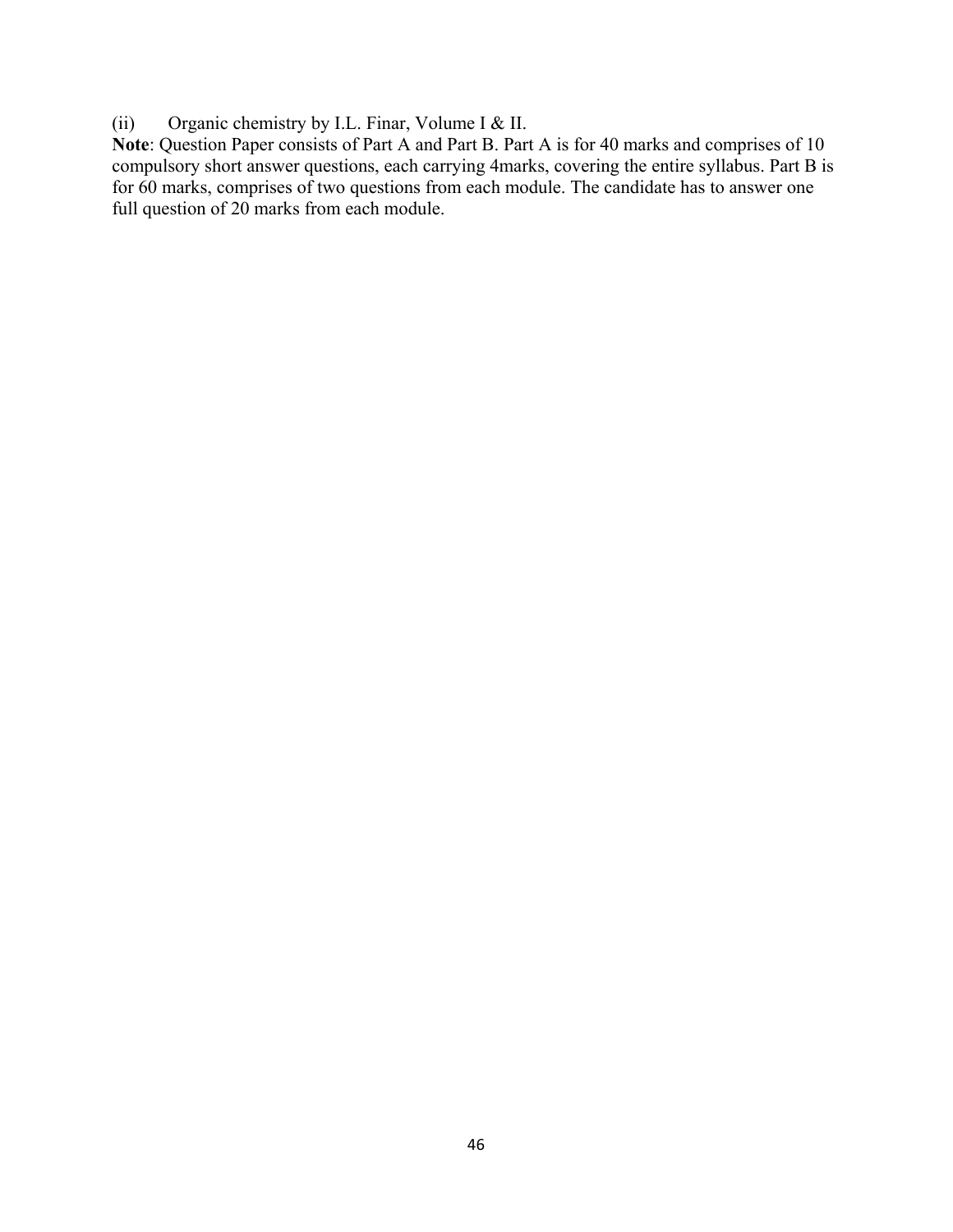(ii) Organic chemistry by I.L. Finar, Volume I & II.

**Note**: Question Paper consists of Part A and Part B. Part A is for 40 marks and comprises of 10 compulsory short answer questions, each carrying 4marks, covering the entire syllabus. Part B is for 60 marks, comprises of two questions from each module. The candidate has to answer one full question of 20 marks from each module.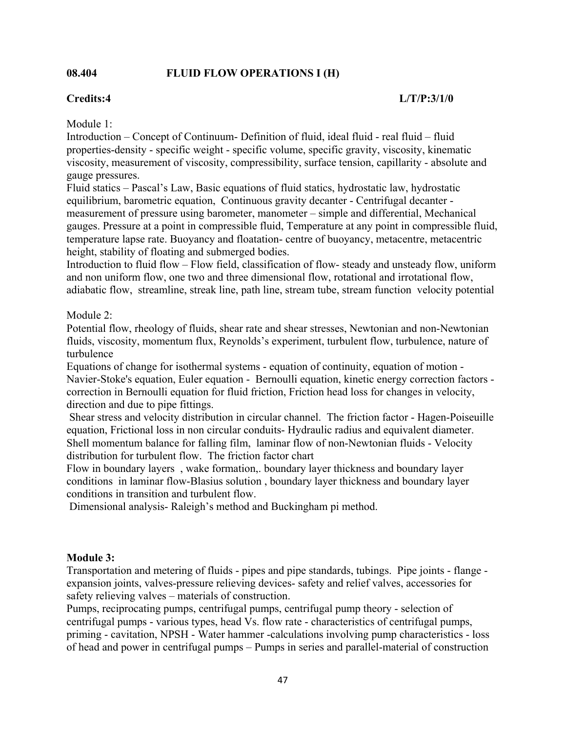**08.404 FLUID FLOW OPERATIONS I (H)**

**Credits:4 L/T/P:3/1/0**

Module 1:

Introduction – Concept of Continuum- Definition of fluid, ideal fluid - real fluid – fluid properties-density - specific weight - specific volume, specific gravity, viscosity, kinematic viscosity, measurement of viscosity, compressibility, surface tension, capillarity - absolute and gauge pressures.

Fluid statics – Pascal's Law, Basic equations of fluid statics, hydrostatic law, hydrostatic equilibrium, barometric equation, Continuous gravity decanter - Centrifugal decanter - measurement of pressure using barometer, manometer – simple and differential, Mechanical gauges. Pressure at a point in compressible fluid, Temperature at any point in compressible fluid, temperature lapse rate. Buoyancy and floatation- centre of buoyancy, metacentre, metacentric height, stability of floating and submerged bodies.

Introduction to fluid flow – Flow field, classification of flow- steady and unsteady flow, uniform and non uniform flow, one two and three dimensional flow, rotational and irrotational flow, adiabatic flow, streamline, streak line, path line, stream tube, stream function velocity potential

Module 2:

Potential flow, rheology of fluids, shear rate and shear stresses, Newtonian and non-Newtonian fluids, viscosity, momentum flux, Reynolds's experiment, turbulent flow, turbulence, nature of turbulence

Equations of change for isothermal systems - equation of continuity, equation of motion - Navier-Stoke's equation, Euler equation - Bernoulli equation, kinetic energy correction factors - correction in Bernoulli equation for fluid friction, Friction head loss for changes in velocity, direction and due to pipe fittings.

Shear stress and velocity distribution in circular channel. The friction factor - Hagen-Poiseuille equation, Frictional loss in non circular conduits- Hydraulic radius and equivalent diameter. Shell momentum balance for falling film, laminar flow of non-Newtonian fluids - Velocity distribution for turbulent flow. The friction factor chart

Flow in boundary layers , wake formation,. boundary layer thickness and boundary layer conditions in laminar flow-Blasius solution , boundary layer thickness and boundary layer conditions in transition and turbulent flow.

Dimensional analysis- Raleigh's method and Buckingham pi method.

**Module 3:**

Transportation and metering of fluids - pipes and pipe standards, tubings. Pipe joints - flange - expansion joints, valves-pressure relieving devices- safety and relief valves, accessories for safety relieving valves – materials of construction.

Pumps, reciprocating pumps, centrifugal pumps, centrifugal pump theory - selection of centrifugal pumps - various types, head Vs. flow rate - characteristics of centrifugal pumps, priming - cavitation, NPSH - Water hammer -calculations involving pump characteristics - loss of head and power in centrifugal pumps – Pumps in series and parallel-material of construction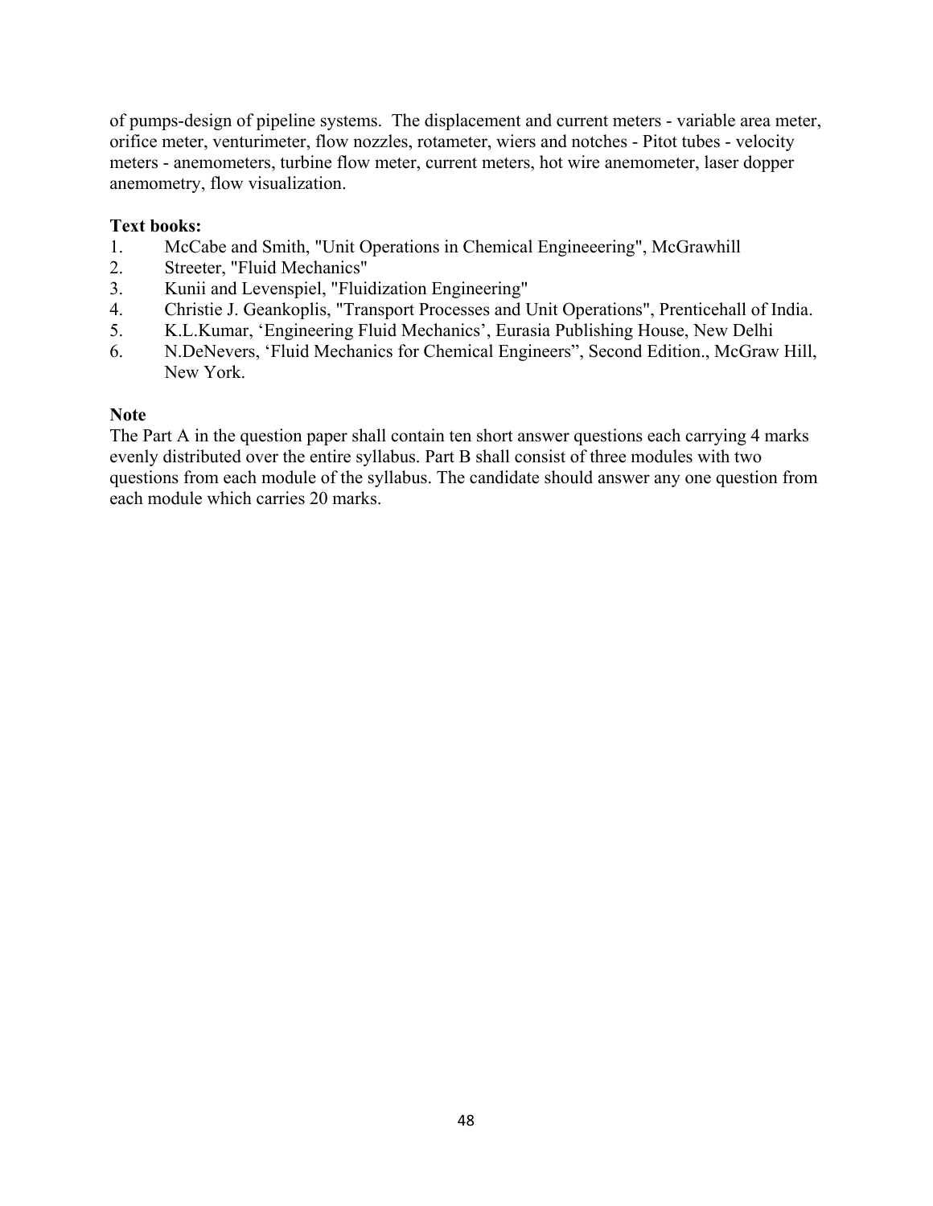of pumps-design of pipeline systems.  The displacement and current meters - variable area meter, orifice meter, venturimeter, flow nozzles, rotameter, wiers and notches - Pitot tubes - velocity meters - anemometers, turbine flow meter, current meters, hot wire anemometer, laser dopper anemometry, flow visualization.

**Text books:**

1. McCabe and Smith, "Unit Operations in Chemical Engineeering", McGrawhill
2. Streeter, "Fluid Mechanics"
3. Kunii and Levenspiel, "Fluidization Engineering"
4. Christie J. Geankoplis, "Transport Processes and Unit Operations", Prenticehall of India.
5. K.L.Kumar, 'Engineering Fluid Mechanics', Eurasia Publishing House, New Delhi
6. N.DeNevers, 'Fluid Mechanics for Chemical Engineers", Second Edition., McGraw Hill, New York.

**Note**

The Part A in the question paper shall contain ten short answer questions each carrying 4 marks evenly distributed over the entire syllabus. Part B shall consist of three modules with two questions from each module of the syllabus. The candidate should answer any one question from each module which carries 20 marks.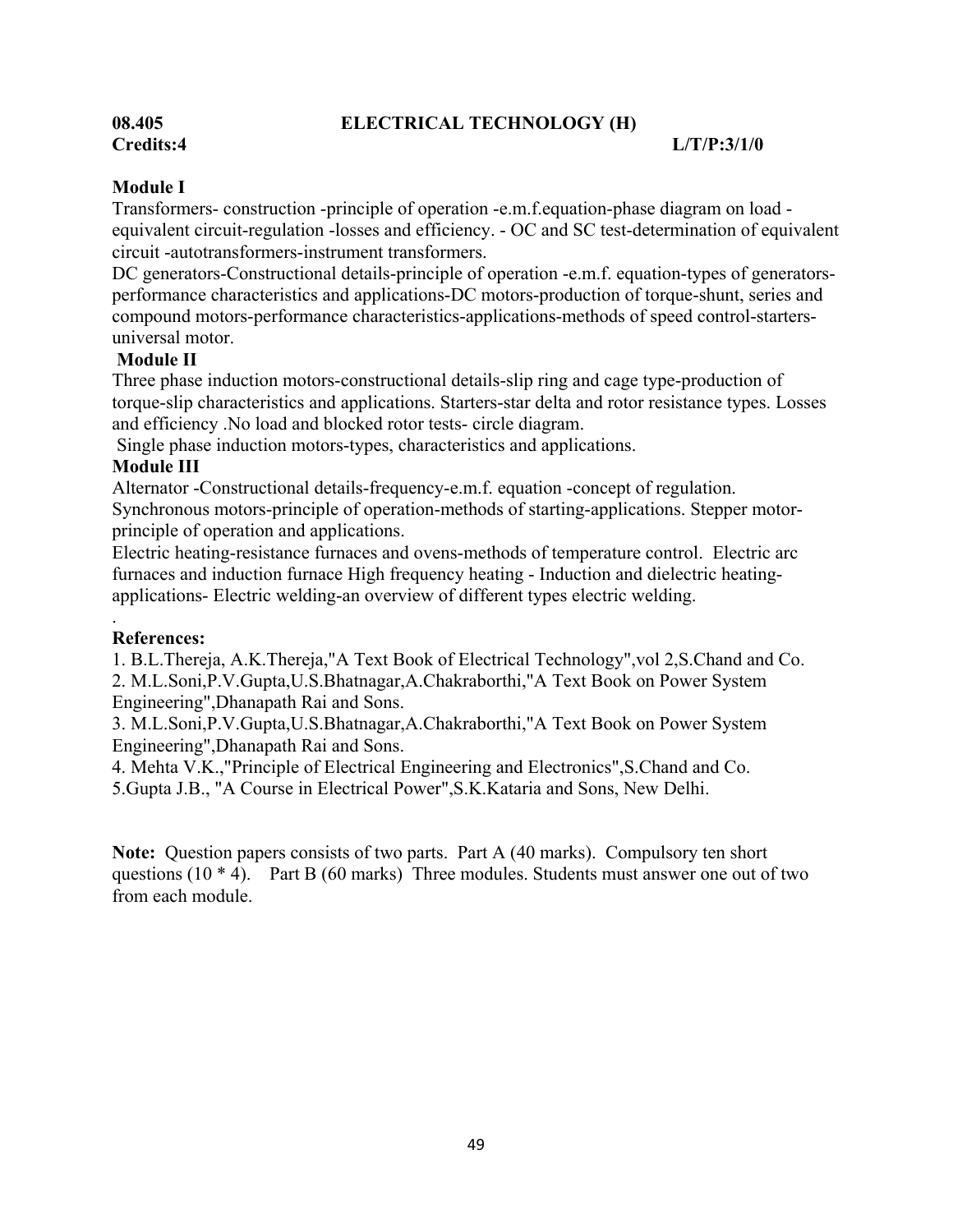**08.405 ELECTRICAL TECHNOLOGY (H)**

**Credits:4 L/T/P:3/1/0**

**Module I**

Transformers- construction -principle of operation -e.m.f.equation-phase diagram on load -equivalent circuit-regulation -losses and efficiency. - OC and SC test-determination of equivalent circuit -autotransformers-instrument transformers.

DC generators-Constructional details-principle of operation -e.m.f. equation-types of generators-performance characteristics and applications-DC motors-production of torque-shunt, series and compound motors-performance characteristics-applications-methods of speed control-starters-universal motor.

**Module II**

Three phase induction motors-constructional details-slip ring and cage type-production of torque-slip characteristics and applications. Starters-star delta and rotor resistance types. Losses and efficiency .No load and blocked rotor tests- circle diagram.

Single phase induction motors-types, characteristics and applications.

**Module III**

Alternator -Constructional details-frequency-e.m.f. equation -concept of regulation. Synchronous motors-principle of operation-methods of starting-applications. Stepper motor-principle of operation and applications.

Electric heating-resistance furnaces and ovens-methods of temperature control. Electric arc furnaces and induction furnace High frequency heating - Induction and dielectric heating-applications- Electric welding-an overview of different types electric welding.

.

**References:**

1. B.L.Thereja, A.K.Thereja,"A Text Book of Electrical Technology",vol 2,S.Chand and Co.
2. M.L.Soni,P.V.Gupta,U.S.Bhatnagar,A.Chakraborthi,"A Text Book on Power System Engineering",Dhanapath Rai and Sons.
3. M.L.Soni,P.V.Gupta,U.S.Bhatnagar,A.Chakraborthi,"A Text Book on Power System Engineering",Dhanapath Rai and Sons.
4. Mehta V.K.,"Principle of Electrical Engineering and Electronics",S.Chand and Co.
5. Gupta J.B., "A Course in Electrical Power",S.K.Kataria and Sons, New Delhi.

**Note:** Question papers consists of two parts. Part A (40 marks). Compulsory ten short questions (10 * 4). Part B (60 marks) Three modules. Students must answer one out of two from each module.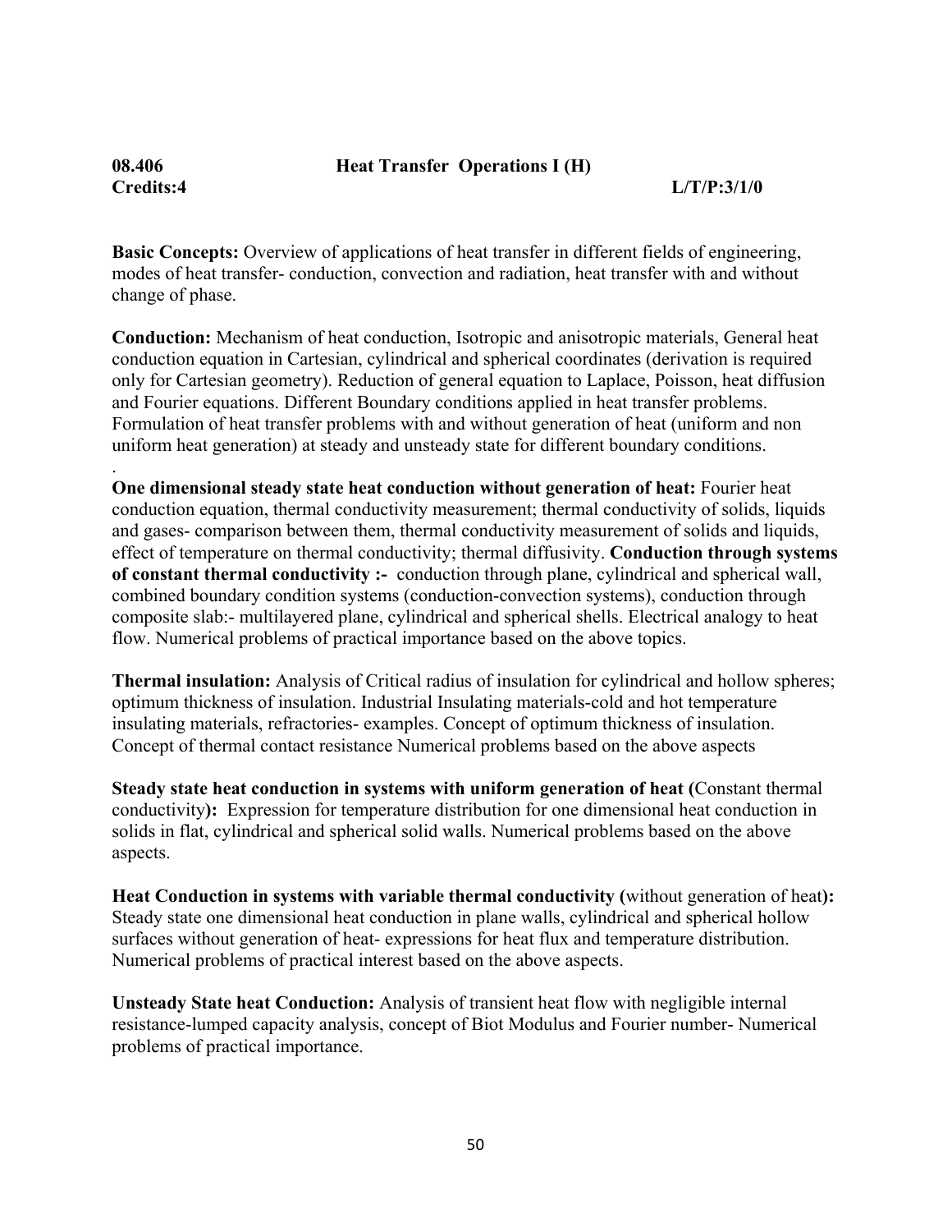**08.406 Heat Transfer Operations I (H)**
**Credits:4 L/T/P:3/1/0**

**Basic Concepts:** Overview of applications of heat transfer in different fields of engineering, modes of heat transfer- conduction, convection and radiation, heat transfer with and without change of phase.

**Conduction:** Mechanism of heat conduction, Isotropic and anisotropic materials, General heat conduction equation in Cartesian, cylindrical and spherical coordinates (derivation is required only for Cartesian geometry). Reduction of general equation to Laplace, Poisson, heat diffusion and Fourier equations. Different Boundary conditions applied in heat transfer problems. Formulation of heat transfer problems with and without generation of heat (uniform and non uniform heat generation) at steady and unsteady state for different boundary conditions.

.

**One dimensional steady state heat conduction without generation of heat:** Fourier heat conduction equation, thermal conductivity measurement; thermal conductivity of solids, liquids and gases- comparison between them, thermal conductivity measurement of solids and liquids, effect of temperature on thermal conductivity; thermal diffusivity. **Conduction through systems of constant thermal conductivity :-** conduction through plane, cylindrical and spherical wall, combined boundary condition systems (conduction-convection systems), conduction through composite slab:- multilayered plane, cylindrical and spherical shells. Electrical analogy to heat flow. Numerical problems of practical importance based on the above topics.

**Thermal insulation:** Analysis of Critical radius of insulation for cylindrical and hollow spheres; optimum thickness of insulation. Industrial Insulating materials-cold and hot temperature insulating materials, refractories- examples. Concept of optimum thickness of insulation. Concept of thermal contact resistance Numerical problems based on the above aspects

**Steady state heat conduction in systems with uniform generation of heat (**Constant thermal conductivity**):** Expression for temperature distribution for one dimensional heat conduction in solids in flat, cylindrical and spherical solid walls. Numerical problems based on the above aspects.

**Heat Conduction in systems with variable thermal conductivity (**without generation of heat**):** Steady state one dimensional heat conduction in plane walls, cylindrical and spherical hollow surfaces without generation of heat- expressions for heat flux and temperature distribution. Numerical problems of practical interest based on the above aspects.

**Unsteady State heat Conduction:** Analysis of transient heat flow with negligible internal resistance-lumped capacity analysis, concept of Biot Modulus and Fourier number- Numerical problems of practical importance.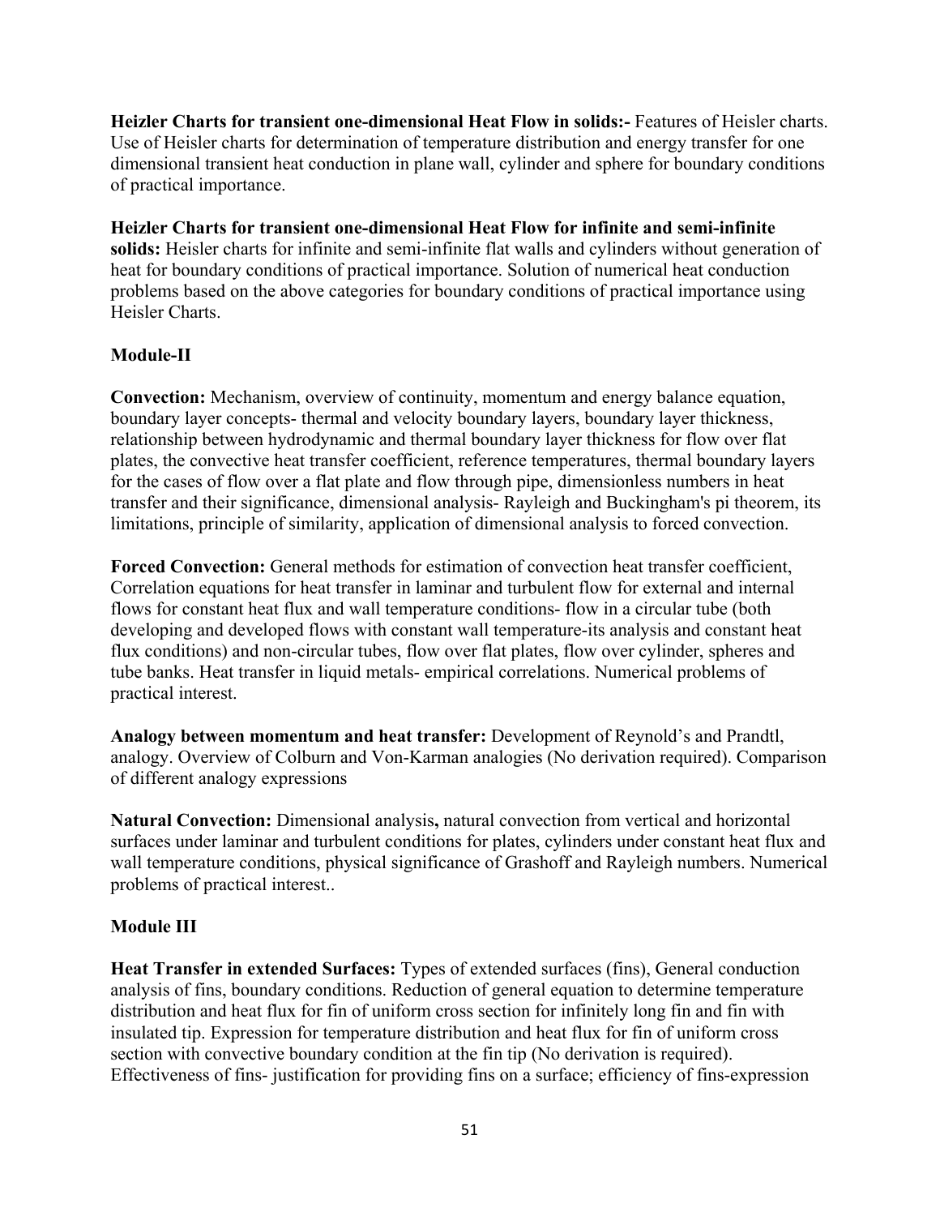**Heizler Charts for transient one-dimensional Heat Flow in solids:-** Features of Heisler charts. Use of Heisler charts for determination of temperature distribution and energy transfer for one dimensional transient heat conduction in plane wall, cylinder and sphere for boundary conditions of practical importance.

**Heizler Charts for transient one-dimensional Heat Flow for infinite and semi-infinite solids:** Heisler charts for infinite and semi-infinite flat walls and cylinders without generation of heat for boundary conditions of practical importance. Solution of numerical heat conduction problems based on the above categories for boundary conditions of practical importance using Heisler Charts.

**Module-II**

**Convection:** Mechanism, overview of continuity, momentum and energy balance equation, boundary layer concepts- thermal and velocity boundary layers, boundary layer thickness, relationship between hydrodynamic and thermal boundary layer thickness for flow over flat plates, the convective heat transfer coefficient, reference temperatures, thermal boundary layers for the cases of flow over a flat plate and flow through pipe, dimensionless numbers in heat transfer and their significance, dimensional analysis- Rayleigh and Buckingham's pi theorem, its limitations, principle of similarity, application of dimensional analysis to forced convection.

**Forced Convection:** General methods for estimation of convection heat transfer coefficient, Correlation equations for heat transfer in laminar and turbulent flow for external and internal flows for constant heat flux and wall temperature conditions- flow in a circular tube (both developing and developed flows with constant wall temperature-its analysis and constant heat flux conditions) and non-circular tubes, flow over flat plates, flow over cylinder, spheres and tube banks. Heat transfer in liquid metals- empirical correlations. Numerical problems of practical interest.

**Analogy between momentum and heat transfer:** Development of Reynold's and Prandtl, analogy. Overview of Colburn and Von-Karman analogies (No derivation required). Comparison of different analogy expressions

**Natural Convection:** Dimensional analysis**,** natural convection from vertical and horizontal surfaces under laminar and turbulent conditions for plates, cylinders under constant heat flux and wall temperature conditions, physical significance of Grashoff and Rayleigh numbers. Numerical problems of practical interest..

**Module III**

**Heat Transfer in extended Surfaces:** Types of extended surfaces (fins), General conduction analysis of fins, boundary conditions. Reduction of general equation to determine temperature distribution and heat flux for fin of uniform cross section for infinitely long fin and fin with insulated tip. Expression for temperature distribution and heat flux for fin of uniform cross section with convective boundary condition at the fin tip (No derivation is required). Effectiveness of fins- justification for providing fins on a surface; efficiency of fins-expression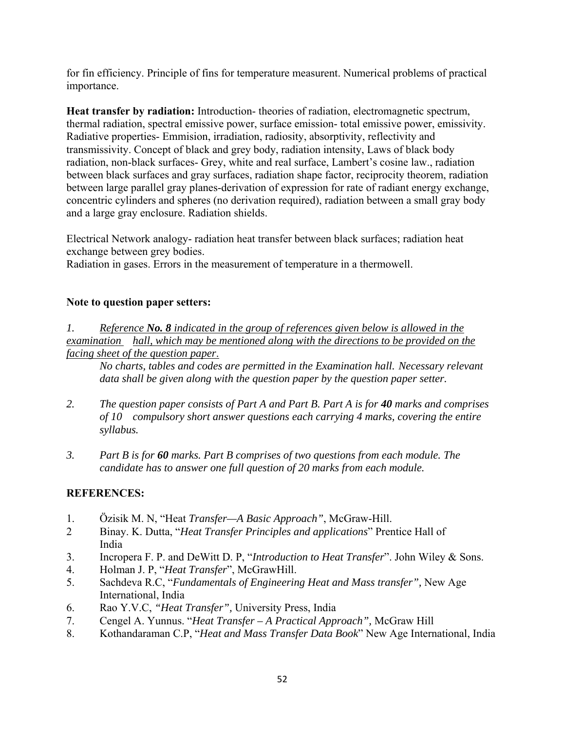for fin efficiency. Principle of fins for temperature measurent. Numerical problems of practical importance.

**Heat transfer by radiation:** Introduction- theories of radiation, electromagnetic spectrum, thermal radiation, spectral emissive power, surface emission- total emissive power, emissivity. Radiative properties- Emmision, irradiation, radiosity, absorptivity, reflectivity and transmissivity. Concept of black and grey body, radiation intensity, Laws of black body radiation, non-black surfaces- Grey, white and real surface, Lambert's cosine law., radiation between black surfaces and gray surfaces, radiation shape factor, reciprocity theorem, radiation between large parallel gray planes-derivation of expression for rate of radiant energy exchange, concentric cylinders and spheres (no derivation required), radiation between a small gray body and a large gray enclosure. Radiation shields.

Electrical Network analogy- radiation heat transfer between black surfaces; radiation heat exchange between grey bodies.
Radiation in gases. Errors in the measurement of temperature in a thermowell.

**Note to question paper setters:**

1. *Reference **No. 8** indicated in the group of references given below is allowed in the examination hall, which may be mentioned along with the directions to be provided on the facing sheet of the question paper.*
   *No charts, tables and codes are permitted in the Examination hall. Necessary relevant data shall be given along with the question paper by the question paper setter.*

2. *The question paper consists of Part A and Part B. Part A is for **40** marks and comprises of 10 compulsory short answer questions each carrying 4 marks, covering the entire syllabus.*

3. *Part B is for **60** marks. Part B comprises of two questions from each module. The candidate has to answer one full question of 20 marks from each module.*

**REFERENCES:**

1. Özisik M. N, "Heat *Transfer—A Basic Approach"*, McGraw-Hill.
2. Binay. K. Dutta, "*Heat Transfer Principles and applications*" Prentice Hall of India
3. Incropera F. P. and DeWitt D. P, "*Introduction to Heat Transfer*". John Wiley & Sons.
4. Holman J. P, "*Heat Transfer*", McGrawHill.
5. Sachdeva R.C, "*Fundamentals of Engineering Heat and Mass transfer",* New Age International, India
6. Rao Y.V.C, *"Heat Transfer",* University Press, India
7. Cengel A. Yunnus. "*Heat Transfer – A Practical Approach",* McGraw Hill
8. Kothandaraman C.P, "*Heat and Mass Transfer Data Book*" New Age International, India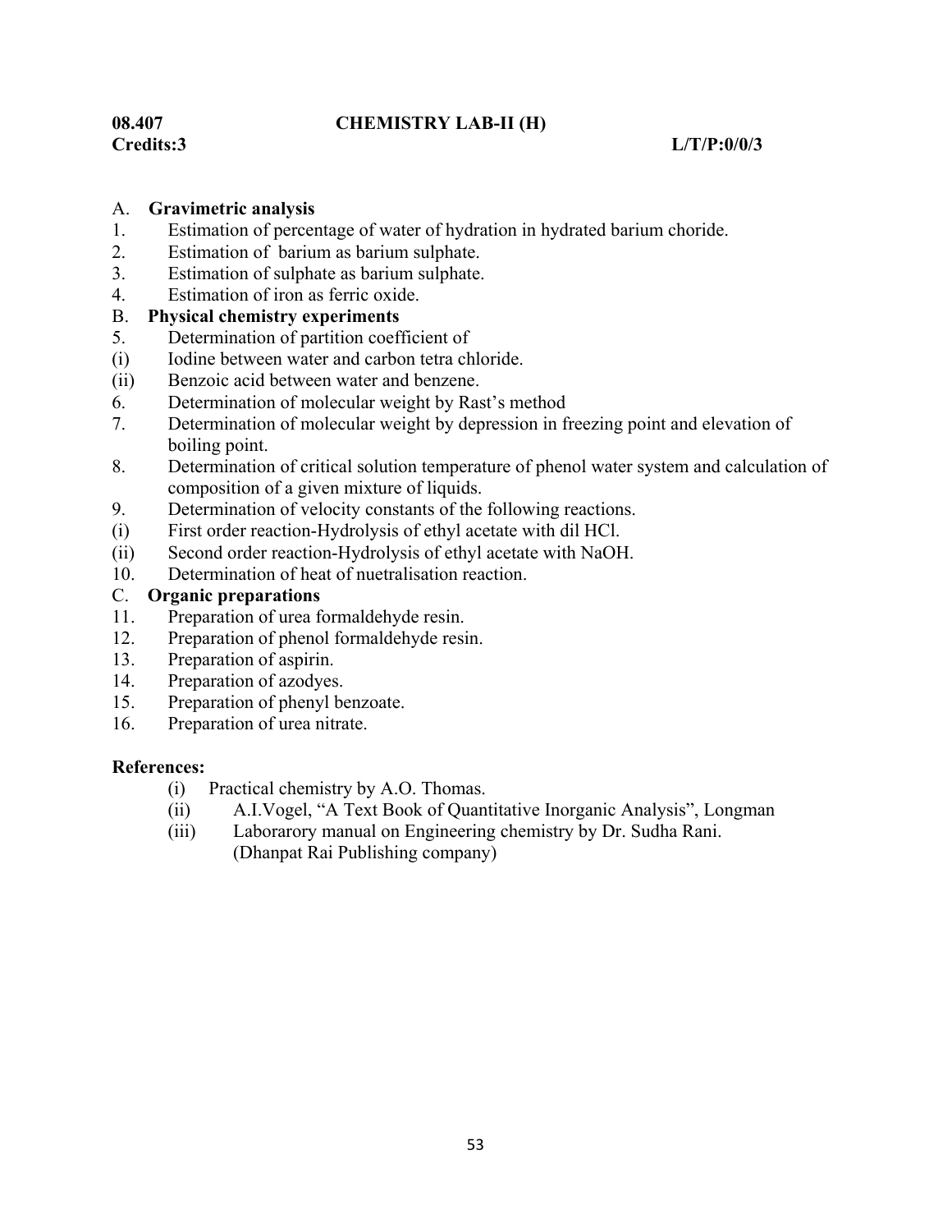**08.407 CHEMISTRY LAB-II (H)**

**Credits:3 L/T/P:0/0/3**

A. **Gravimetric analysis**

1. Estimation of percentage of water of hydration in hydrated barium choride.
2. Estimation of barium as barium sulphate.
3. Estimation of sulphate as barium sulphate.
4. Estimation of iron as ferric oxide.

B. **Physical chemistry experiments**

5. Determination of partition coefficient of
   (i) Iodine between water and carbon tetra chloride.
   (ii) Benzoic acid between water and benzene.
6. Determination of molecular weight by Rast's method
7. Determination of molecular weight by depression in freezing point and elevation of boiling point.
8. Determination of critical solution temperature of phenol water system and calculation of composition of a given mixture of liquids.
9. Determination of velocity constants of the following reactions.
   (i) First order reaction-Hydrolysis of ethyl acetate with dil HCl.
   (ii) Second order reaction-Hydrolysis of ethyl acetate with NaOH.
10. Determination of heat of nuetralisation reaction.

C. **Organic preparations**

11. Preparation of urea formaldehyde resin.
12. Preparation of phenol formaldehyde resin.
13. Preparation of aspirin.
14. Preparation of azodyes.
15. Preparation of phenyl benzoate.
16. Preparation of urea nitrate.

**References:**

(i) Practical chemistry by A.O. Thomas.
(ii) A.I.Vogel, "A Text Book of Quantitative Inorganic Analysis", Longman
(iii) Laborarory manual on Engineering chemistry by Dr. Sudha Rani. (Dhanpat Rai Publishing company)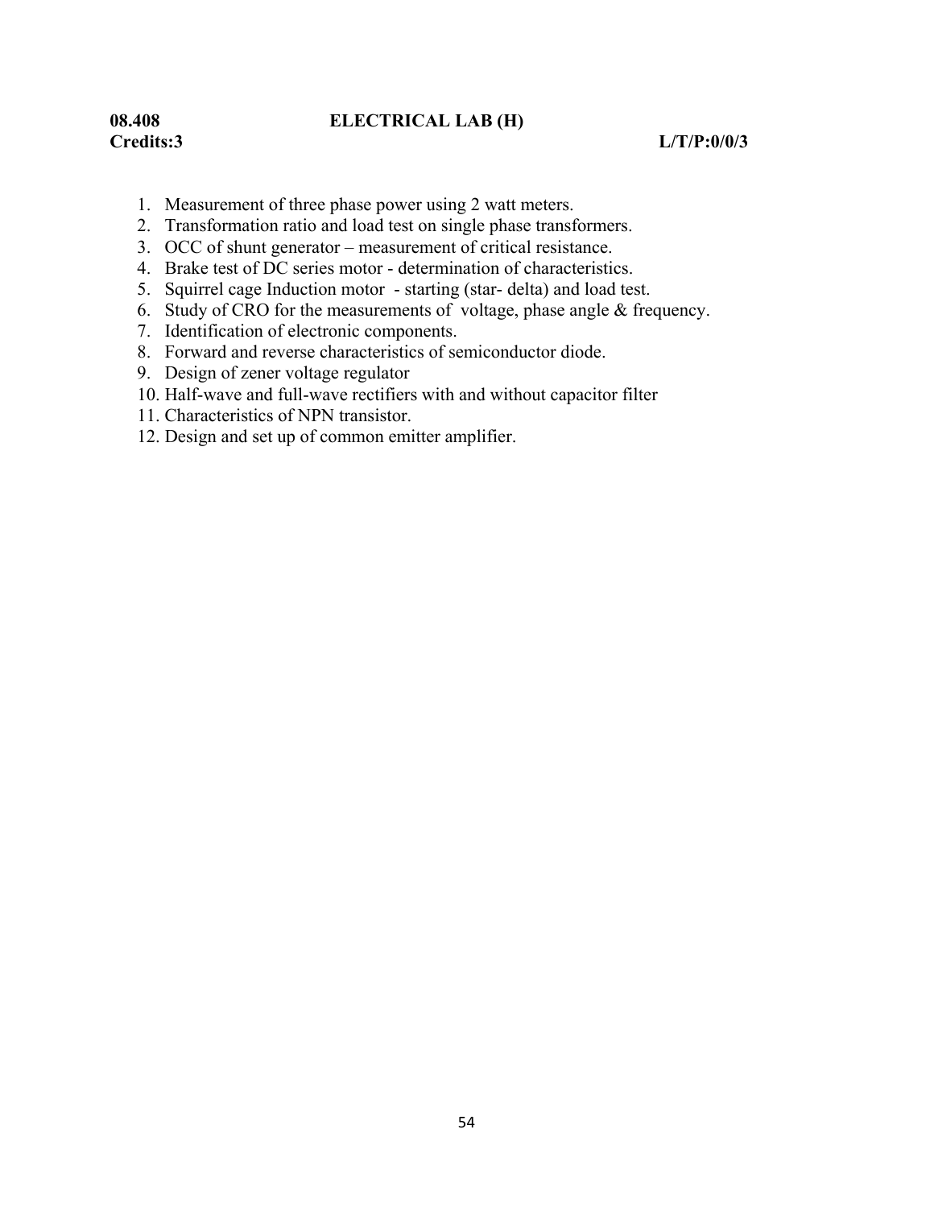**08.408 ELECTRICAL LAB (H)**

**Credits:3 L/T/P:0/0/3**

1. Measurement of three phase power using 2 watt meters.
2. Transformation ratio and load test on single phase transformers.
3. OCC of shunt generator – measurement of critical resistance.
4. Brake test of DC series motor - determination of characteristics.
5. Squirrel cage Induction motor - starting (star- delta) and load test.
6. Study of CRO for the measurements of voltage, phase angle & frequency.
7. Identification of electronic components.
8. Forward and reverse characteristics of semiconductor diode.
9. Design of zener voltage regulator
10. Half-wave and full-wave rectifiers with and without capacitor filter
11. Characteristics of NPN transistor.
12. Design and set up of common emitter amplifier.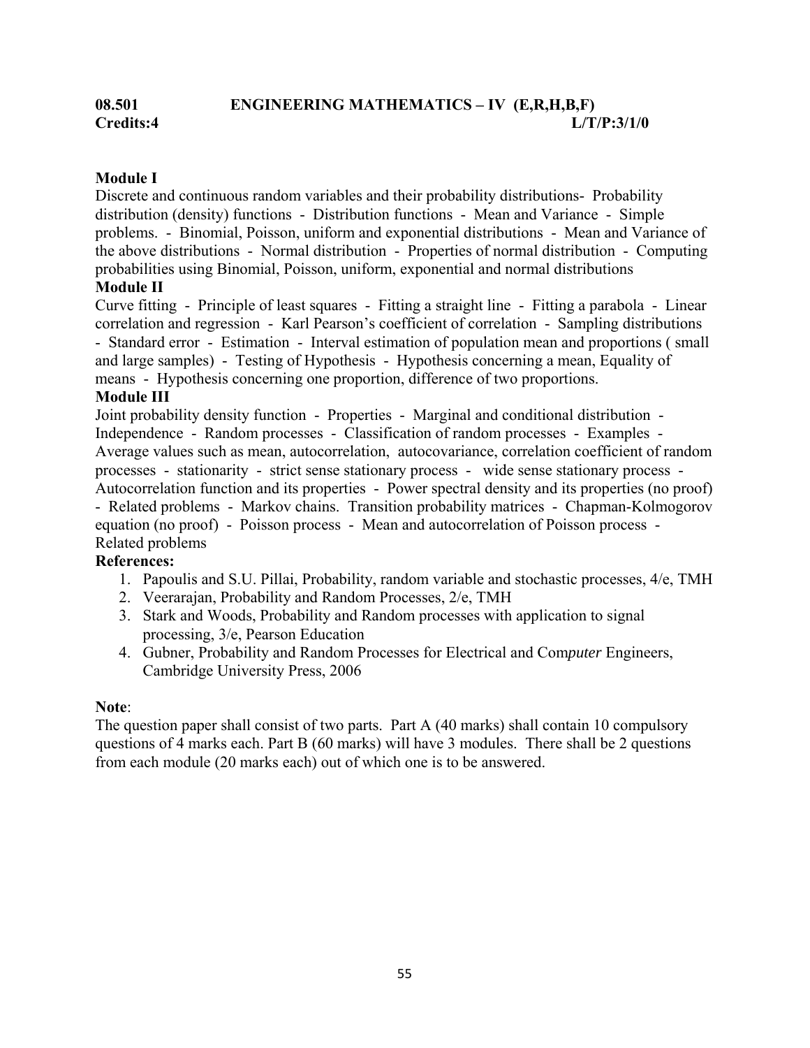**08.501 ENGINEERING MATHEMATICS – IV (E,R,H,B,F)**
**Credits:4 L/T/P:3/1/0**

**Module I**

Discrete and continuous random variables and their probability distributions- Probability distribution (density) functions - Distribution functions - Mean and Variance - Simple problems. - Binomial, Poisson, uniform and exponential distributions - Mean and Variance of the above distributions - Normal distribution - Properties of normal distribution - Computing probabilities using Binomial, Poisson, uniform, exponential and normal distributions

**Module II**

Curve fitting - Principle of least squares - Fitting a straight line - Fitting a parabola - Linear correlation and regression - Karl Pearson's coefficient of correlation - Sampling distributions - Standard error - Estimation - Interval estimation of population mean and proportions ( small and large samples) - Testing of Hypothesis - Hypothesis concerning a mean, Equality of means - Hypothesis concerning one proportion, difference of two proportions.

**Module III**

Joint probability density function - Properties - Marginal and conditional distribution - Independence - Random processes - Classification of random processes - Examples - Average values such as mean, autocorrelation, autocovariance, correlation coefficient of random processes - stationarity - strict sense stationary process - wide sense stationary process - Autocorrelation function and its properties - Power spectral density and its properties (no proof) - Related problems - Markov chains. Transition probability matrices - Chapman-Kolmogorov equation (no proof) - Poisson process - Mean and autocorrelation of Poisson process - Related problems

**References:**

1. Papoulis and S.U. Pillai, Probability, random variable and stochastic processes, 4/e, TMH
2. Veerarajan, Probability and Random Processes, 2/e, TMH
3. Stark and Woods, Probability and Random processes with application to signal processing, 3/e, Pearson Education
4. Gubner, Probability and Random Processes for Electrical and Com*puter* Engineers, Cambridge University Press, 2006

**Note**:

The question paper shall consist of two parts. Part A (40 marks) shall contain 10 compulsory questions of 4 marks each. Part B (60 marks) will have 3 modules. There shall be 2 questions from each module (20 marks each) out of which one is to be answered.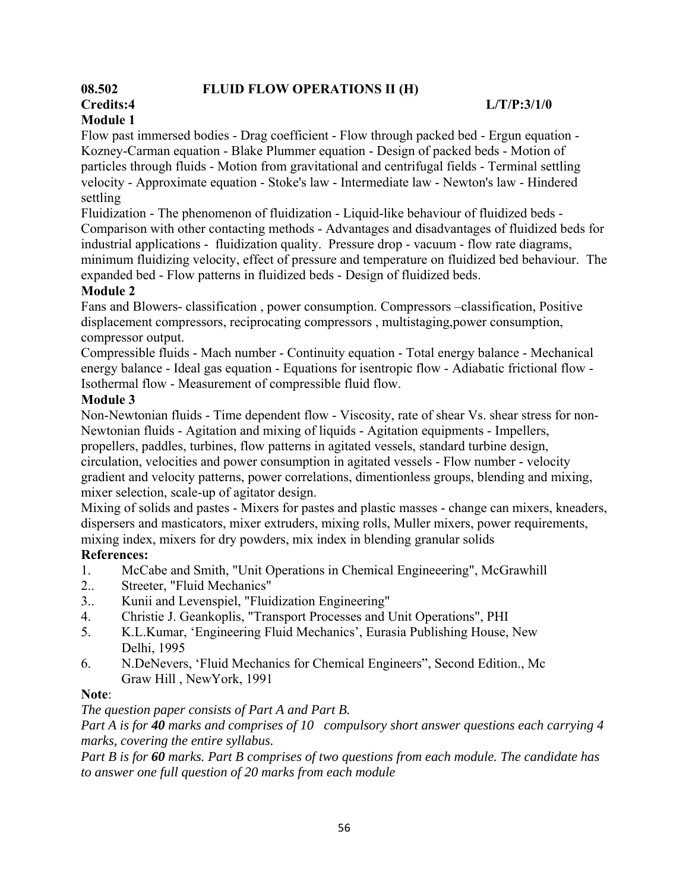**08.502 FLUID FLOW OPERATIONS II (H)**

**Credits:4** **L/T/P:3/1/0**

**Module 1**

Flow past immersed bodies - Drag coefficient - Flow through packed bed - Ergun equation - Kozney-Carman equation - Blake Plummer equation - Design of packed beds - Motion of particles through fluids - Motion from gravitational and centrifugal fields - Terminal settling velocity - Approximate equation - Stoke's law - Intermediate law - Newton's law - Hindered settling

Fluidization - The phenomenon of fluidization - Liquid-like behaviour of fluidized beds - Comparison with other contacting methods - Advantages and disadvantages of fluidized beds for industrial applications - fluidization quality. Pressure drop - vacuum - flow rate diagrams, minimum fluidizing velocity, effect of pressure and temperature on fluidized bed behaviour. The expanded bed - Flow patterns in fluidized beds - Design of fluidized beds.

**Module 2**

Fans and Blowers- classification , power consumption. Compressors –classification, Positive displacement compressors, reciprocating compressors , multistaging,power consumption, compressor output.

Compressible fluids - Mach number - Continuity equation - Total energy balance - Mechanical energy balance - Ideal gas equation - Equations for isentropic flow - Adiabatic frictional flow - Isothermal flow - Measurement of compressible fluid flow.

**Module 3**

Non-Newtonian fluids - Time dependent flow - Viscosity, rate of shear Vs. shear stress for non-Newtonian fluids - Agitation and mixing of liquids - Agitation equipments - Impellers, propellers, paddles, turbines, flow patterns in agitated vessels, standard turbine design, circulation, velocities and power consumption in agitated vessels - Flow number - velocity gradient and velocity patterns, power correlations, dimentionless groups, blending and mixing, mixer selection, scale-up of agitator design.

Mixing of solids and pastes - Mixers for pastes and plastic masses - change can mixers, kneaders, dispersers and masticators, mixer extruders, mixing rolls, Muller mixers, power requirements, mixing index, mixers for dry powders, mix index in blending granular solids

**References:**

1. McCabe and Smith, "Unit Operations in Chemical Engineeering", McGrawhill
2.. Streeter, "Fluid Mechanics"
3.. Kunii and Levenspiel, "Fluidization Engineering"
4. Christie J. Geankoplis, "Transport Processes and Unit Operations", PHI
5. K.L.Kumar, 'Engineering Fluid Mechanics', Eurasia Publishing House, New Delhi, 1995
6. N.DeNevers, 'Fluid Mechanics for Chemical Engineers", Second Edition., Mc Graw Hill , NewYork, 1991

**Note**:

*The question paper consists of Part A and Part B.*

*Part A is for **40** marks and comprises of 10 compulsory short answer questions each carrying 4 marks, covering the entire syllabus.*

*Part B is for **60** marks. Part B comprises of two questions from each module. The candidate has to answer one full question of 20 marks from each module*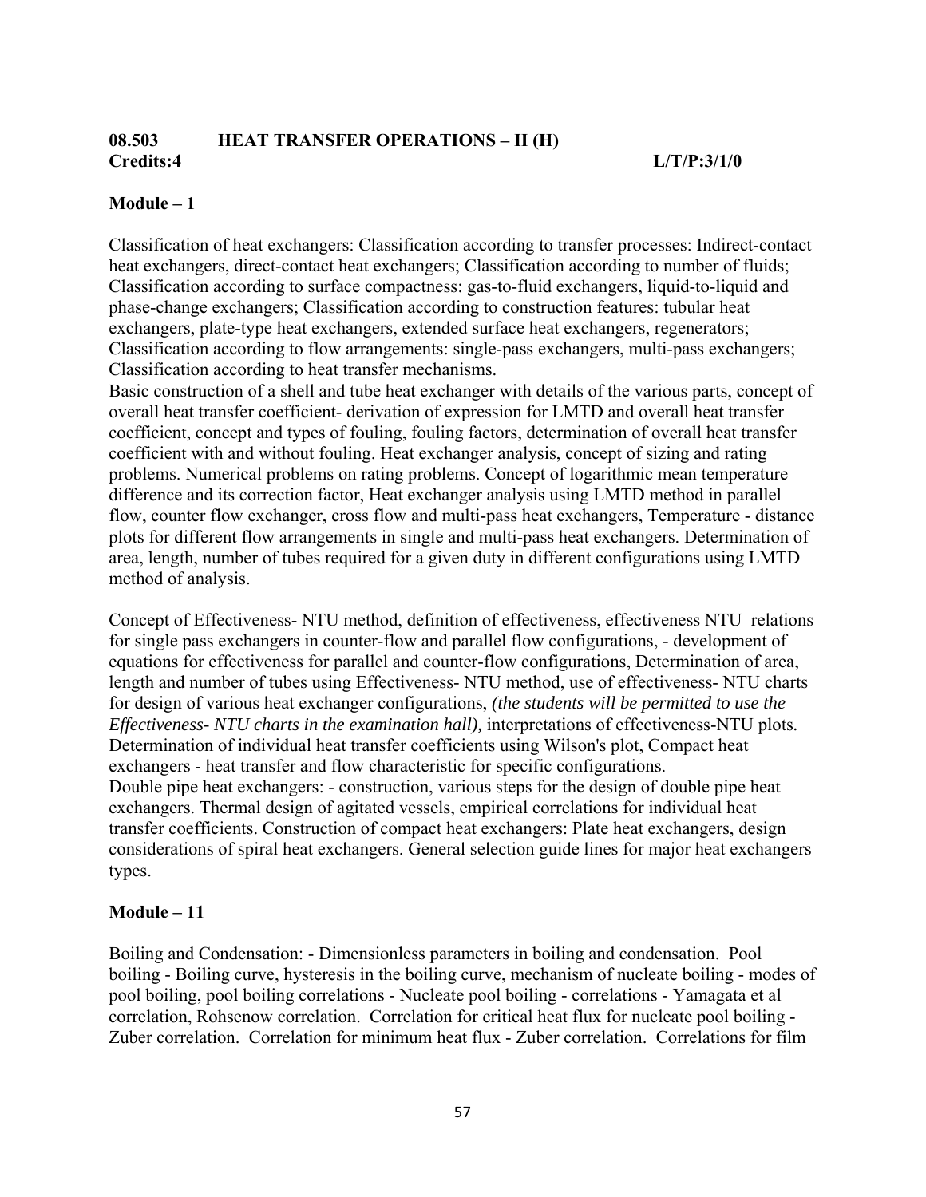**08.503 HEAT TRANSFER OPERATIONS – II (H)**
**Credits:4 L/T/P:3/1/0**

**Module – 1**

Classification of heat exchangers: Classification according to transfer processes: Indirect-contact heat exchangers, direct-contact heat exchangers; Classification according to number of fluids; Classification according to surface compactness: gas-to-fluid exchangers, liquid-to-liquid and phase-change exchangers; Classification according to construction features: tubular heat exchangers, plate-type heat exchangers, extended surface heat exchangers, regenerators; Classification according to flow arrangements: single-pass exchangers, multi-pass exchangers; Classification according to heat transfer mechanisms.
Basic construction of a shell and tube heat exchanger with details of the various parts, concept of overall heat transfer coefficient- derivation of expression for LMTD and overall heat transfer coefficient, concept and types of fouling, fouling factors, determination of overall heat transfer coefficient with and without fouling. Heat exchanger analysis, concept of sizing and rating problems. Numerical problems on rating problems. Concept of logarithmic mean temperature difference and its correction factor, Heat exchanger analysis using LMTD method in parallel flow, counter flow exchanger, cross flow and multi-pass heat exchangers, Temperature - distance plots for different flow arrangements in single and multi-pass heat exchangers. Determination of area, length, number of tubes required for a given duty in different configurations using LMTD method of analysis.

Concept of Effectiveness- NTU method, definition of effectiveness, effectiveness NTU relations for single pass exchangers in counter-flow and parallel flow configurations, - development of equations for effectiveness for parallel and counter-flow configurations, Determination of area, length and number of tubes using Effectiveness- NTU method, use of effectiveness- NTU charts for design of various heat exchanger configurations, *(the students will be permitted to use the Effectiveness- NTU charts in the examination hall),* interpretations of effectiveness-NTU plots. Determination of individual heat transfer coefficients using Wilson's plot, Compact heat exchangers - heat transfer and flow characteristic for specific configurations.
Double pipe heat exchangers: - construction, various steps for the design of double pipe heat exchangers. Thermal design of agitated vessels, empirical correlations for individual heat transfer coefficients. Construction of compact heat exchangers: Plate heat exchangers, design considerations of spiral heat exchangers. General selection guide lines for major heat exchangers types.

**Module – 11**

Boiling and Condensation: - Dimensionless parameters in boiling and condensation. Pool boiling - Boiling curve, hysteresis in the boiling curve, mechanism of nucleate boiling - modes of pool boiling, pool boiling correlations - Nucleate pool boiling - correlations - Yamagata et al correlation, Rohsenow correlation. Correlation for critical heat flux for nucleate pool boiling - Zuber correlation. Correlation for minimum heat flux - Zuber correlation. Correlations for film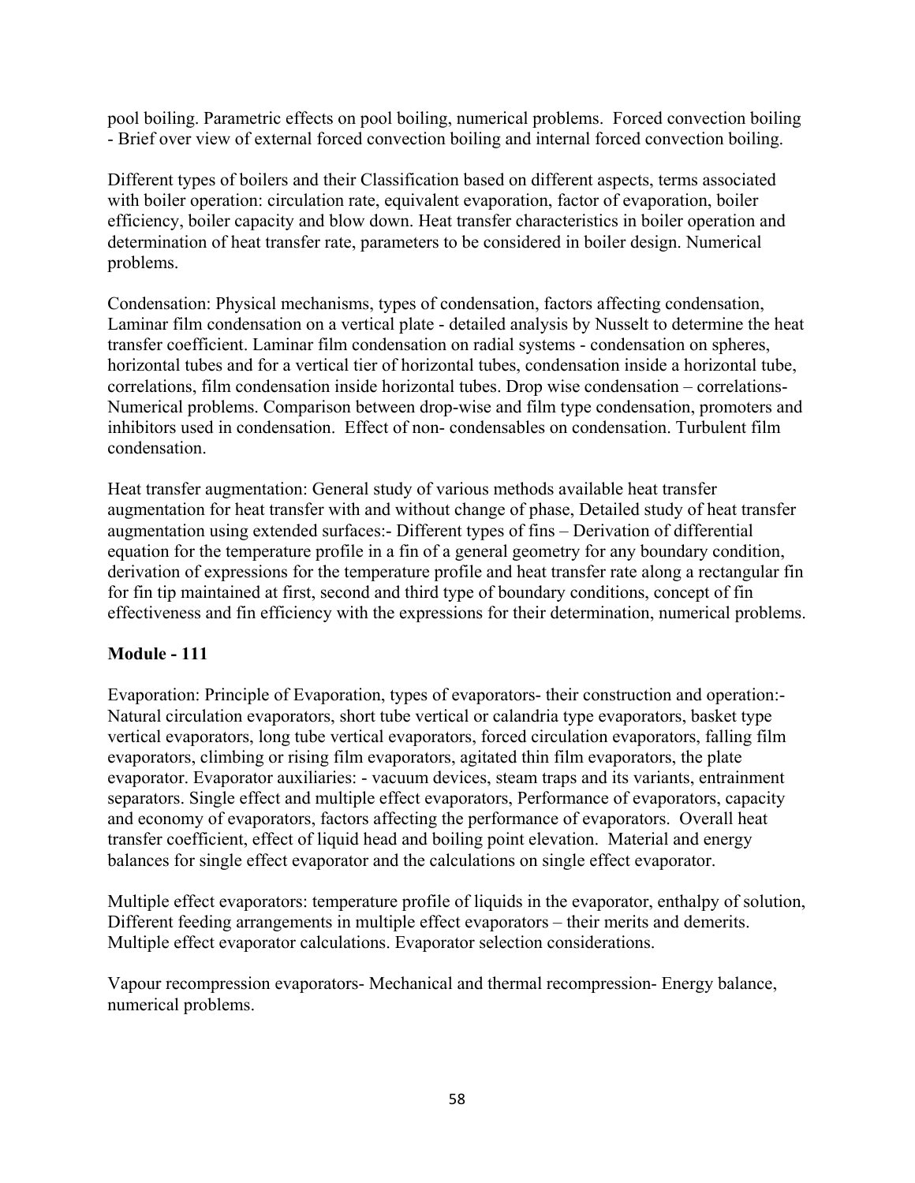pool boiling. Parametric effects on pool boiling, numerical problems. Forced convection boiling - Brief over view of external forced convection boiling and internal forced convection boiling.

Different types of boilers and their Classification based on different aspects, terms associated with boiler operation: circulation rate, equivalent evaporation, factor of evaporation, boiler efficiency, boiler capacity and blow down. Heat transfer characteristics in boiler operation and determination of heat transfer rate, parameters to be considered in boiler design. Numerical problems.

Condensation: Physical mechanisms, types of condensation, factors affecting condensation, Laminar film condensation on a vertical plate - detailed analysis by Nusselt to determine the heat transfer coefficient. Laminar film condensation on radial systems - condensation on spheres, horizontal tubes and for a vertical tier of horizontal tubes, condensation inside a horizontal tube, correlations, film condensation inside horizontal tubes. Drop wise condensation – correlations- Numerical problems. Comparison between drop-wise and film type condensation, promoters and inhibitors used in condensation. Effect of non- condensables on condensation. Turbulent film condensation.

Heat transfer augmentation: General study of various methods available heat transfer augmentation for heat transfer with and without change of phase, Detailed study of heat transfer augmentation using extended surfaces:- Different types of fins – Derivation of differential equation for the temperature profile in a fin of a general geometry for any boundary condition, derivation of expressions for the temperature profile and heat transfer rate along a rectangular fin for fin tip maintained at first, second and third type of boundary conditions, concept of fin effectiveness and fin efficiency with the expressions for their determination, numerical problems.

**Module - 111**

Evaporation: Principle of Evaporation, types of evaporators- their construction and operation:- Natural circulation evaporators, short tube vertical or calandria type evaporators, basket type vertical evaporators, long tube vertical evaporators, forced circulation evaporators, falling film evaporators, climbing or rising film evaporators, agitated thin film evaporators, the plate evaporator. Evaporator auxiliaries: - vacuum devices, steam traps and its variants, entrainment separators. Single effect and multiple effect evaporators, Performance of evaporators, capacity and economy of evaporators, factors affecting the performance of evaporators. Overall heat transfer coefficient, effect of liquid head and boiling point elevation. Material and energy balances for single effect evaporator and the calculations on single effect evaporator.

Multiple effect evaporators: temperature profile of liquids in the evaporator, enthalpy of solution, Different feeding arrangements in multiple effect evaporators – their merits and demerits. Multiple effect evaporator calculations. Evaporator selection considerations.

Vapour recompression evaporators- Mechanical and thermal recompression- Energy balance, numerical problems.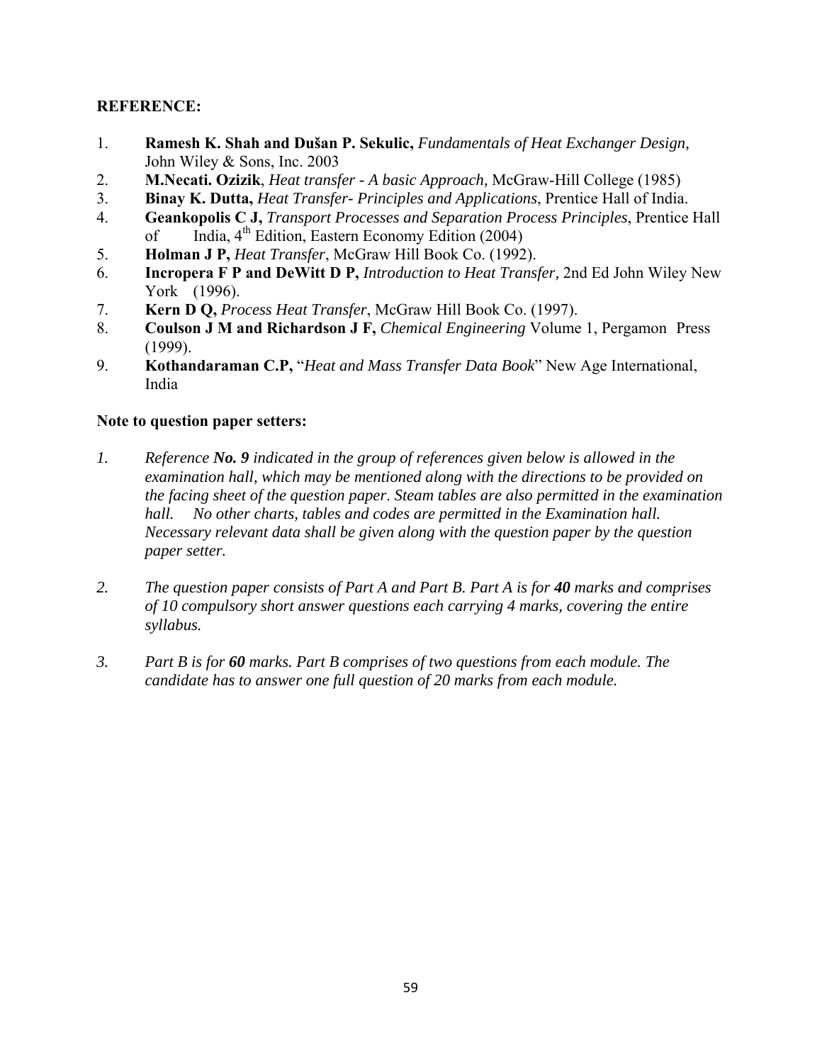**REFERENCE:**

1. **Ramesh K. Shah and Dušan P. Sekulic,** *Fundamentals of Heat Exchanger Design,* John Wiley & Sons, Inc. 2003
2. **M.Necati. Ozizik**, *Heat transfer - A basic Approach,* McGraw-Hill College (1985)
3. **Binay K. Dutta,** *Heat Transfer- Principles and Applications*, Prentice Hall of India.
4. **Geankopolis C J,** *Transport Processes and Separation Process Principles*, Prentice Hall of India, 4th Edition, Eastern Economy Edition (2004)
5. **Holman J P,** *Heat Transfer*, McGraw Hill Book Co. (1992).
6. **Incropera F P and DeWitt D P,** *Introduction to Heat Transfer,* 2nd Ed John Wiley New York (1996).
7. **Kern D Q,** *Process Heat Transfer*, McGraw Hill Book Co. (1997).
8. **Coulson J M and Richardson J F,** *Chemical Engineering* Volume 1, Pergamon Press (1999).
9. **Kothandaraman C.P,** "*Heat and Mass Transfer Data Book*" New Age International, India

**Note to question paper setters:**

1. *Reference **No. 9** indicated in the group of references given below is allowed in the examination hall, which may be mentioned along with the directions to be provided on the facing sheet of the question paper. Steam tables are also permitted in the examination hall. No other charts, tables and codes are permitted in the Examination hall. Necessary relevant data shall be given along with the question paper by the question paper setter.*

2. *The question paper consists of Part A and Part B. Part A is for **40** marks and comprises of 10 compulsory short answer questions each carrying 4 marks, covering the entire syllabus.*

3. *Part B is for **60** marks. Part B comprises of two questions from each module. The candidate has to answer one full question of 20 marks from each module.*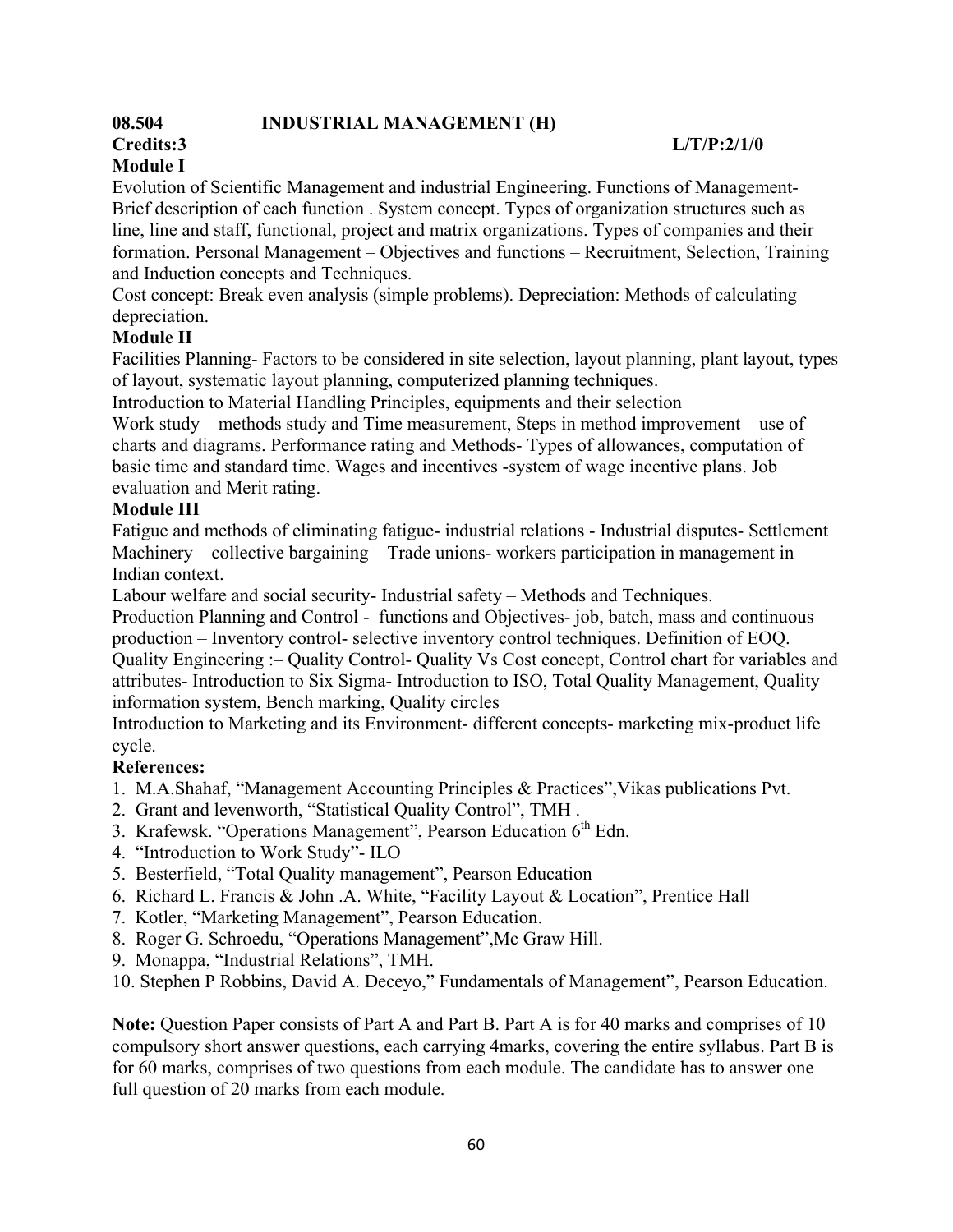**08.504 INDUSTRIAL MANAGEMENT (H)**

**Credits:3 L/T/P:2/1/0**

**Module I**

Evolution of Scientific Management and industrial Engineering. Functions of Management- Brief description of each function . System concept. Types of organization structures such as line, line and staff, functional, project and matrix organizations. Types of companies and their formation. Personal Management – Objectives and functions – Recruitment, Selection, Training and Induction concepts and Techniques.

Cost concept: Break even analysis (simple problems). Depreciation: Methods of calculating depreciation.

**Module II**

Facilities Planning- Factors to be considered in site selection, layout planning, plant layout, types of layout, systematic layout planning, computerized planning techniques.

Introduction to Material Handling Principles, equipments and their selection

Work study – methods study and Time measurement, Steps in method improvement – use of charts and diagrams. Performance rating and Methods- Types of allowances, computation of basic time and standard time. Wages and incentives -system of wage incentive plans. Job evaluation and Merit rating.

**Module III**

Fatigue and methods of eliminating fatigue- industrial relations - Industrial disputes- Settlement Machinery – collective bargaining – Trade unions- workers participation in management in Indian context.

Labour welfare and social security- Industrial safety – Methods and Techniques.

Production Planning and Control - functions and Objectives- job, batch, mass and continuous production – Inventory control- selective inventory control techniques. Definition of EOQ.

Quality Engineering :– Quality Control- Quality Vs Cost concept, Control chart for variables and attributes- Introduction to Six Sigma- Introduction to ISO, Total Quality Management, Quality information system, Bench marking, Quality circles

Introduction to Marketing and its Environment- different concepts- marketing mix-product life cycle.

**References:**

1. M.A.Shahaf, "Management Accounting Principles & Practices",Vikas publications Pvt.
2. Grant and levenworth, "Statistical Quality Control", TMH .
3. Krafewsk. "Operations Management", Pearson Education 6th Edn.
4. "Introduction to Work Study"- ILO
5. Besterfield, "Total Quality management", Pearson Education
6. Richard L. Francis & John .A. White, "Facility Layout & Location", Prentice Hall
7. Kotler, "Marketing Management", Pearson Education.
8. Roger G. Schroedu, "Operations Management",Mc Graw Hill.
9. Monappa, "Industrial Relations", TMH.
10. Stephen P Robbins, David A. Deceyo," Fundamentals of Management", Pearson Education.

**Note:** Question Paper consists of Part A and Part B. Part A is for 40 marks and comprises of 10 compulsory short answer questions, each carrying 4marks, covering the entire syllabus. Part B is for 60 marks, comprises of two questions from each module. The candidate has to answer one full question of 20 marks from each module.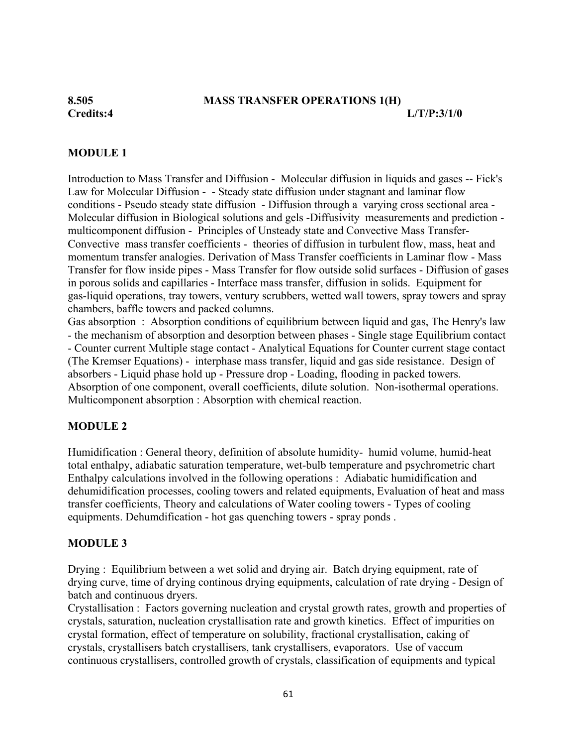**8.505 MASS TRANSFER OPERATIONS 1(H)**

**Credits:4 L/T/P:3/1/0**

**MODULE 1**

Introduction to Mass Transfer and Diffusion - Molecular diffusion in liquids and gases -- Fick's Law for Molecular Diffusion - - Steady state diffusion under stagnant and laminar flow conditions - Pseudo steady state diffusion - Diffusion through a varying cross sectional area - Molecular diffusion in Biological solutions and gels -Diffusivity measurements and prediction - multicomponent diffusion - Principles of Unsteady state and Convective Mass Transfer- Convective mass transfer coefficients - theories of diffusion in turbulent flow, mass, heat and momentum transfer analogies. Derivation of Mass Transfer coefficients in Laminar flow - Mass Transfer for flow inside pipes - Mass Transfer for flow outside solid surfaces - Diffusion of gases in porous solids and capillaries - Interface mass transfer, diffusion in solids. Equipment for gas-liquid operations, tray towers, ventury scrubbers, wetted wall towers, spray towers and spray chambers, baffle towers and packed columns.

Gas absorption : Absorption conditions of equilibrium between liquid and gas, The Henry's law - the mechanism of absorption and desorption between phases - Single stage Equilibrium contact - Counter current Multiple stage contact - Analytical Equations for Counter current stage contact (The Kremser Equations) - interphase mass transfer, liquid and gas side resistance. Design of absorbers - Liquid phase hold up - Pressure drop - Loading, flooding in packed towers. Absorption of one component, overall coefficients, dilute solution. Non-isothermal operations. Multicomponent absorption : Absorption with chemical reaction.

**MODULE 2**

Humidification : General theory, definition of absolute humidity- humid volume, humid-heat total enthalpy, adiabatic saturation temperature, wet-bulb temperature and psychrometric chart Enthalpy calculations involved in the following operations : Adiabatic humidification and dehumidification processes, cooling towers and related equipments, Evaluation of heat and mass transfer coefficients, Theory and calculations of Water cooling towers - Types of cooling equipments. Dehumdification - hot gas quenching towers - spray ponds .

**MODULE 3**

Drying : Equilibrium between a wet solid and drying air. Batch drying equipment, rate of drying curve, time of drying continous drying equipments, calculation of rate drying - Design of batch and continuous dryers.

Crystallisation : Factors governing nucleation and crystal growth rates, growth and properties of crystals, saturation, nucleation crystallisation rate and growth kinetics. Effect of impurities on crystal formation, effect of temperature on solubility, fractional crystallisation, caking of crystals, crystallisers batch crystallisers, tank crystallisers, evaporators. Use of vaccum continuous crystallisers, controlled growth of crystals, classification of equipments and typical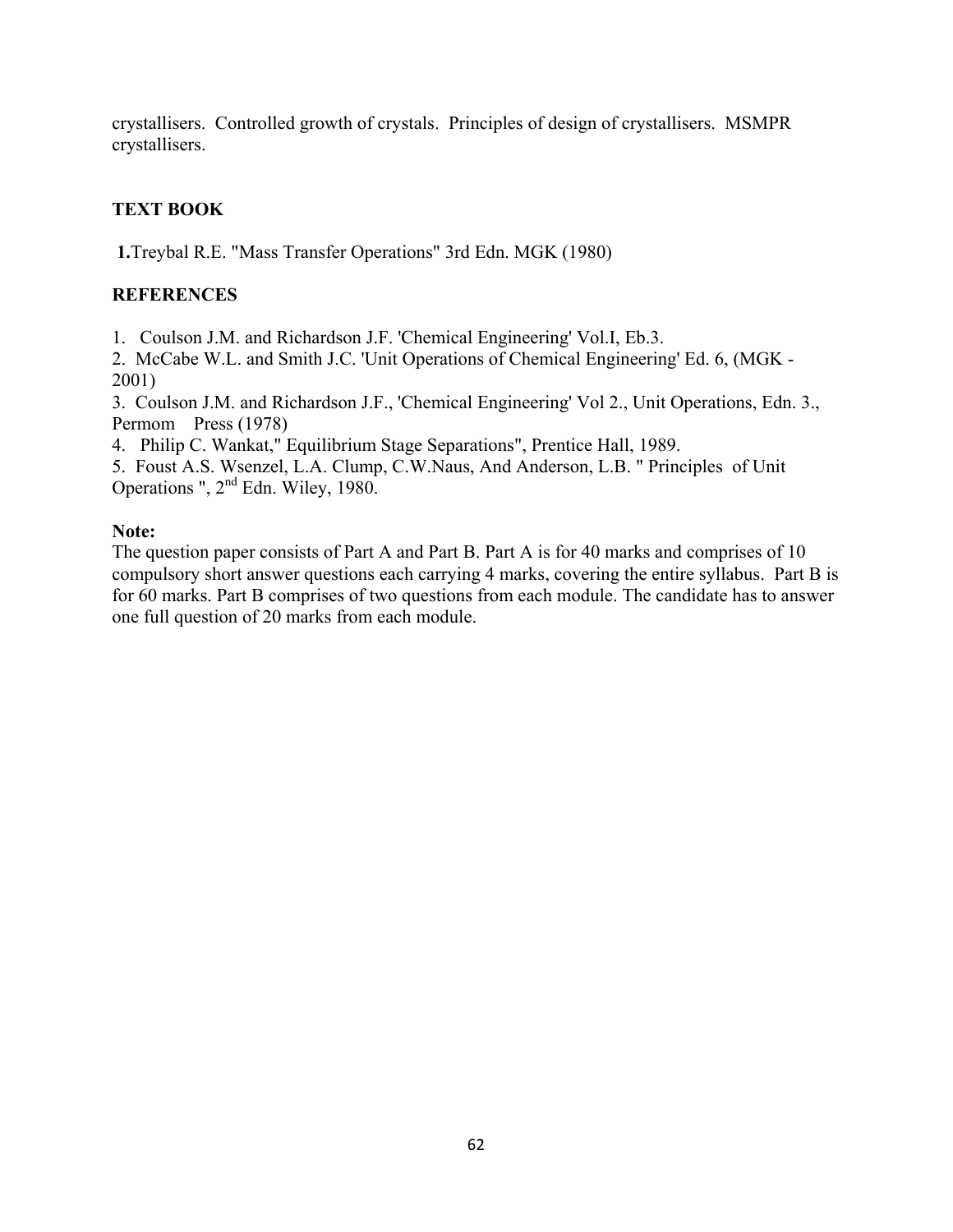crystallisers. Controlled growth of crystals. Principles of design of crystallisers. MSMPR crystallisers.

**TEXT BOOK**

**1.** Treybal R.E. "Mass Transfer Operations" 3rd Edn. MGK (1980)

**REFERENCES**

1. Coulson J.M. and Richardson J.F. 'Chemical Engineering' Vol.I, Eb.3.
2. McCabe W.L. and Smith J.C. 'Unit Operations of Chemical Engineering' Ed. 6, (MGK - 2001)
3. Coulson J.M. and Richardson J.F., 'Chemical Engineering' Vol 2., Unit Operations, Edn. 3., Permom Press (1978)
4. Philip C. Wankat," Equilibrium Stage Separations", Prentice Hall, 1989.
5. Foust A.S. Wsenzel, L.A. Clump, C.W.Naus, And Anderson, L.B. " Principles of Unit Operations ", 2nd Edn. Wiley, 1980.

**Note:**
The question paper consists of Part A and Part B. Part A is for 40 marks and comprises of 10 compulsory short answer questions each carrying 4 marks, covering the entire syllabus. Part B is for 60 marks. Part B comprises of two questions from each module. The candidate has to answer one full question of 20 marks from each module.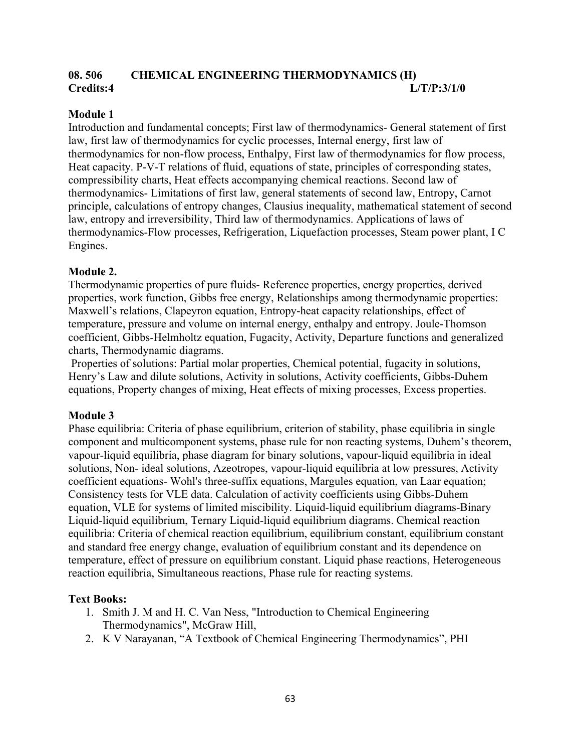## 08. 506 CHEMICAL ENGINEERING THERMODYNAMICS (H)

**Credits:4** **L/T/P:3/1/0**

### Module 1

Introduction and fundamental concepts; First law of thermodynamics- General statement of first law, first law of thermodynamics for cyclic processes, Internal energy, first law of thermodynamics for non-flow process, Enthalpy, First law of thermodynamics for flow process, Heat capacity. P-V-T relations of fluid, equations of state, principles of corresponding states, compressibility charts, Heat effects accompanying chemical reactions. Second law of thermodynamics- Limitations of first law, general statements of second law, Entropy, Carnot principle, calculations of entropy changes, Clausius inequality, mathematical statement of second law, entropy and irreversibility, Third law of thermodynamics. Applications of laws of thermodynamics-Flow processes, Refrigeration, Liquefaction processes, Steam power plant, I C Engines.

### Module 2.

Thermodynamic properties of pure fluids- Reference properties, energy properties, derived properties, work function, Gibbs free energy, Relationships among thermodynamic properties: Maxwell's relations, Clapeyron equation, Entropy-heat capacity relationships, effect of temperature, pressure and volume on internal energy, enthalpy and entropy. Joule-Thomson coefficient, Gibbs-Helmholtz equation, Fugacity, Activity, Departure functions and generalized charts, Thermodynamic diagrams.

Properties of solutions: Partial molar properties, Chemical potential, fugacity in solutions, Henry's Law and dilute solutions, Activity in solutions, Activity coefficients, Gibbs-Duhem equations, Property changes of mixing, Heat effects of mixing processes, Excess properties.

### Module 3

Phase equilibria: Criteria of phase equilibrium, criterion of stability, phase equilibria in single component and multicomponent systems, phase rule for non reacting systems, Duhem's theorem, vapour-liquid equilibria, phase diagram for binary solutions, vapour-liquid equilibria in ideal solutions, Non- ideal solutions, Azeotropes, vapour-liquid equilibria at low pressures, Activity coefficient equations- Wohl's three-suffix equations, Margules equation, van Laar equation; Consistency tests for VLE data. Calculation of activity coefficients using Gibbs-Duhem equation, VLE for systems of limited miscibility. Liquid-liquid equilibrium diagrams-Binary Liquid-liquid equilibrium, Ternary Liquid-liquid equilibrium diagrams. Chemical reaction equilibria: Criteria of chemical reaction equilibrium, equilibrium constant, equilibrium constant and standard free energy change, evaluation of equilibrium constant and its dependence on temperature, effect of pressure on equilibrium constant. Liquid phase reactions, Heterogeneous reaction equilibria, Simultaneous reactions, Phase rule for reacting systems.

### Text Books:

1. Smith J. M and H. C. Van Ness, "Introduction to Chemical Engineering Thermodynamics", McGraw Hill,
2. K V Narayanan, "A Textbook of Chemical Engineering Thermodynamics", PHI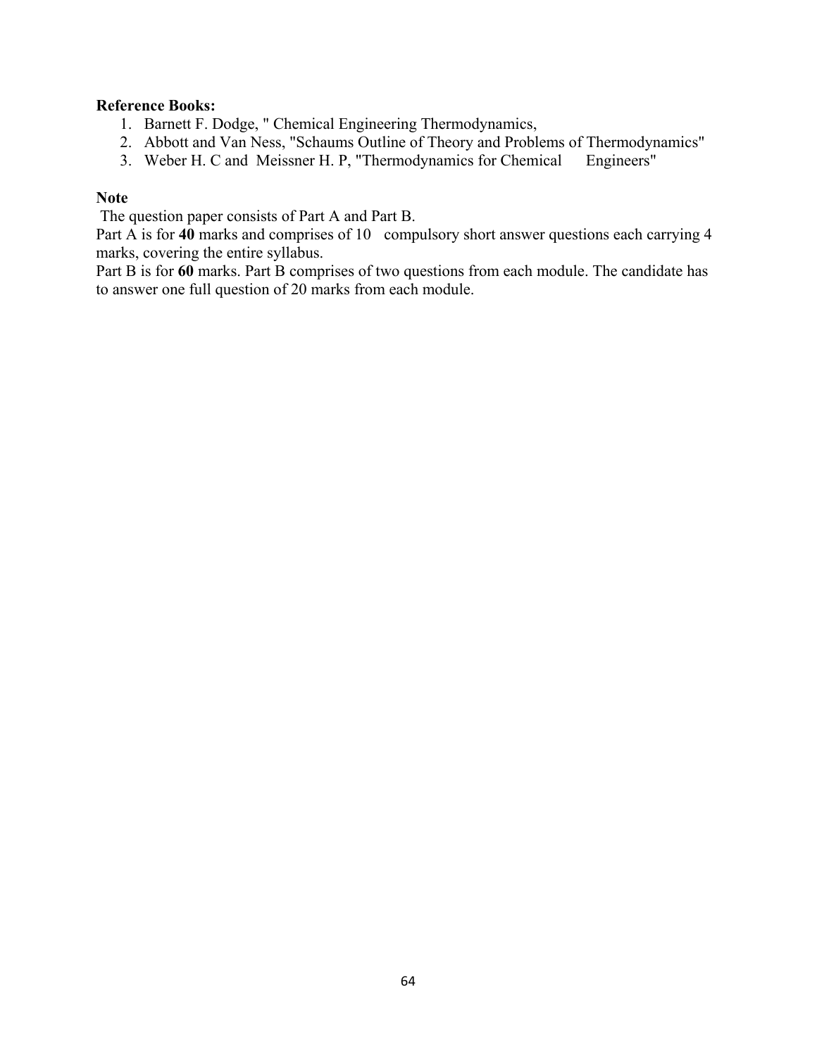**Reference Books:**

1. Barnett F. Dodge, " Chemical Engineering Thermodynamics,
2. Abbott and Van Ness, "Schaums Outline of Theory and Problems of Thermodynamics"
3. Weber H. C and Meissner H. P, "Thermodynamics for Chemical Engineers"

**Note**

The question paper consists of Part A and Part B.

Part A is for **40** marks and comprises of 10 compulsory short answer questions each carrying 4 marks, covering the entire syllabus.

Part B is for **60** marks. Part B comprises of two questions from each module. The candidate has to answer one full question of 20 marks from each module.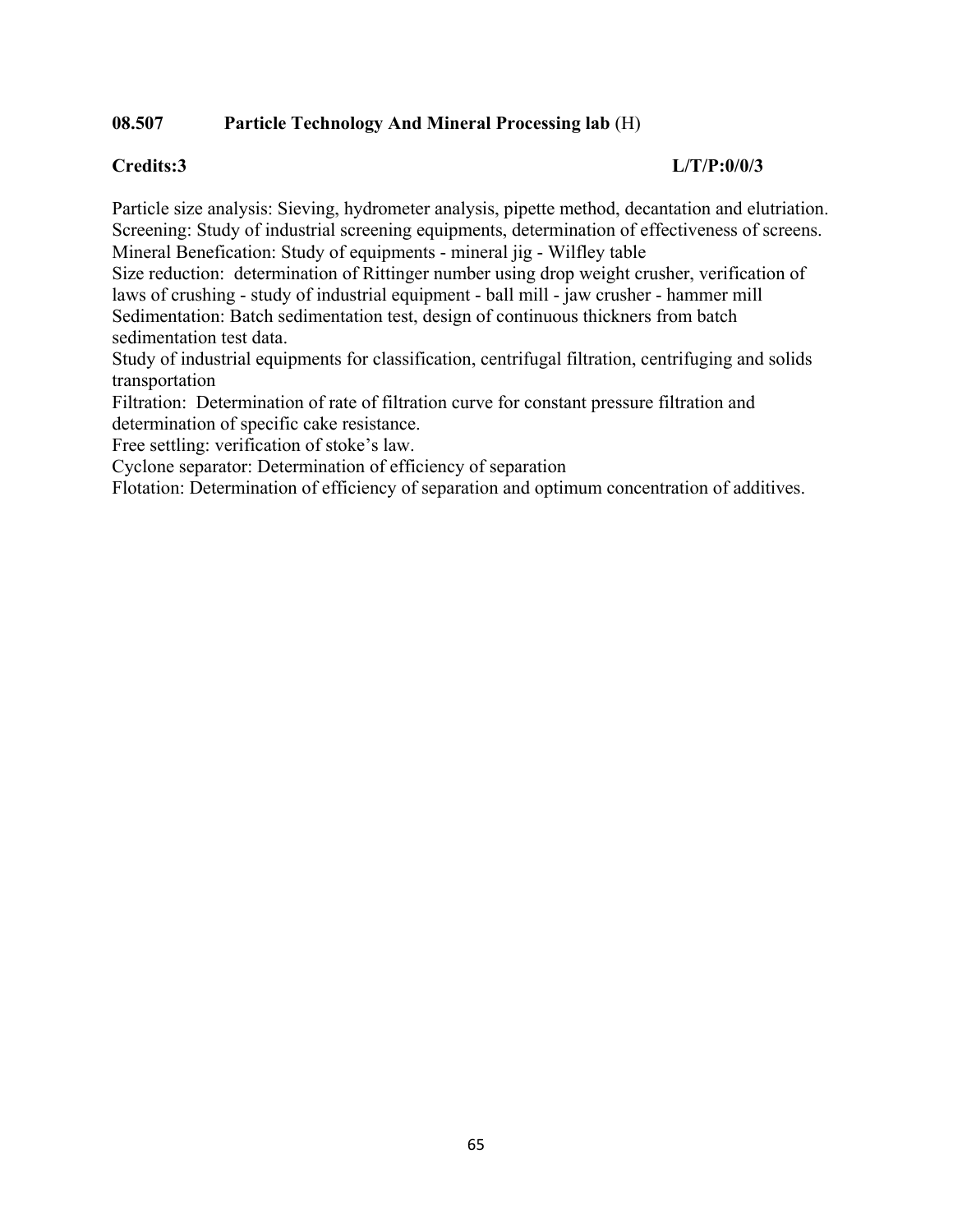**08.507 Particle Technology And Mineral Processing lab** (H)

**Credits:3** **L/T/P:0/0/3**

Particle size analysis: Sieving, hydrometer analysis, pipette method, decantation and elutriation.
Screening: Study of industrial screening equipments, determination of effectiveness of screens.
Mineral Benefication: Study of equipments - mineral jig - Wilfley table
Size reduction: determination of Rittinger number using drop weight crusher, verification of laws of crushing - study of industrial equipment - ball mill - jaw crusher - hammer mill
Sedimentation: Batch sedimentation test, design of continuous thickners from batch sedimentation test data.
Study of industrial equipments for classification, centrifugal filtration, centrifuging and solids transportation
Filtration: Determination of rate of filtration curve for constant pressure filtration and determination of specific cake resistance.
Free settling: verification of stoke's law.
Cyclone separator: Determination of efficiency of separation
Flotation: Determination of efficiency of separation and optimum concentration of additives.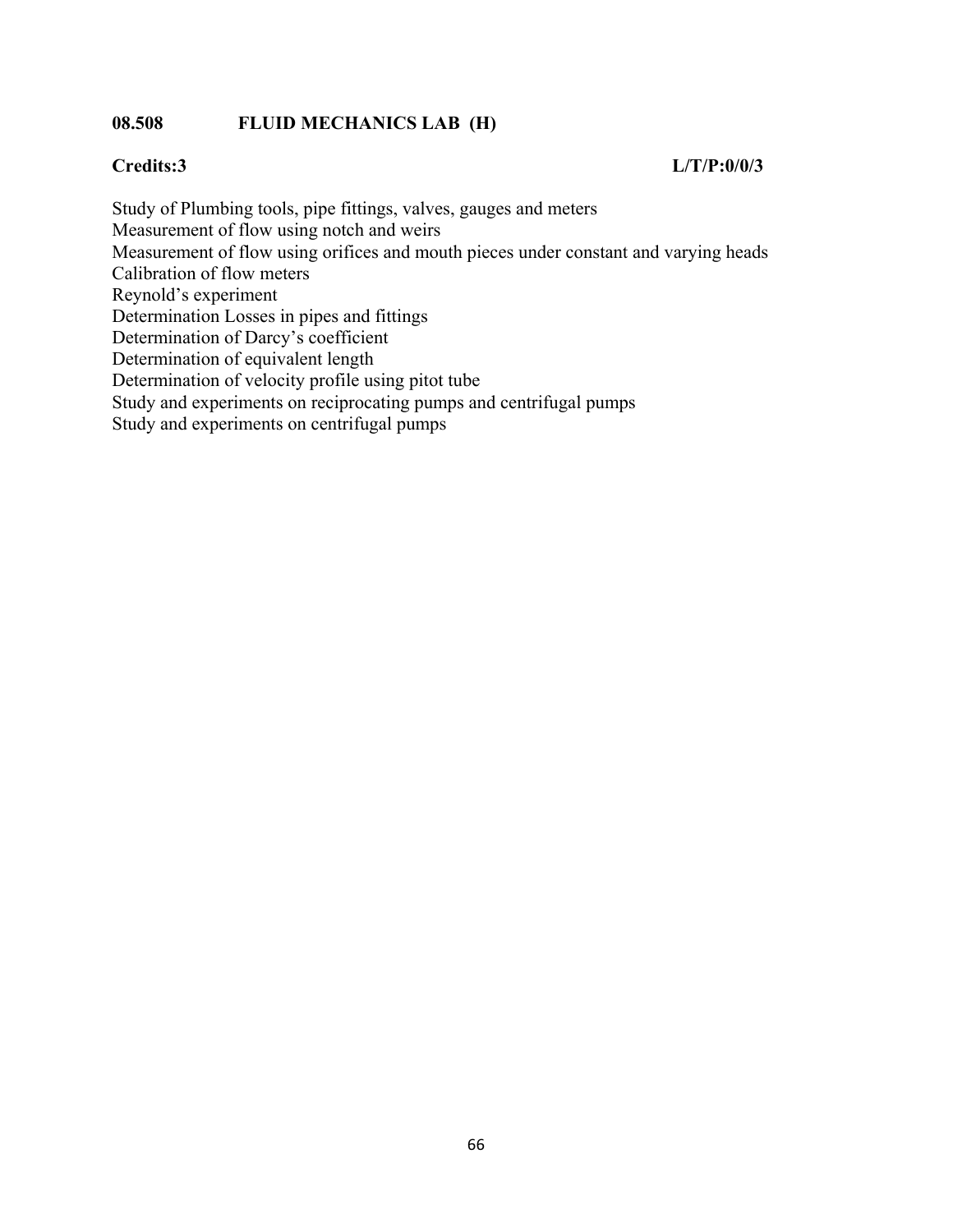**08.508 FLUID MECHANICS LAB (H)**

**Credits:3 L/T/P:0/0/3**

Study of Plumbing tools, pipe fittings, valves, gauges and meters
Measurement of flow using notch and weirs
Measurement of flow using orifices and mouth pieces under constant and varying heads
Calibration of flow meters
Reynold's experiment
Determination Losses in pipes and fittings
Determination of Darcy's coefficient
Determination of equivalent length
Determination of velocity profile using pitot tube
Study and experiments on reciprocating pumps and centrifugal pumps
Study and experiments on centrifugal pumps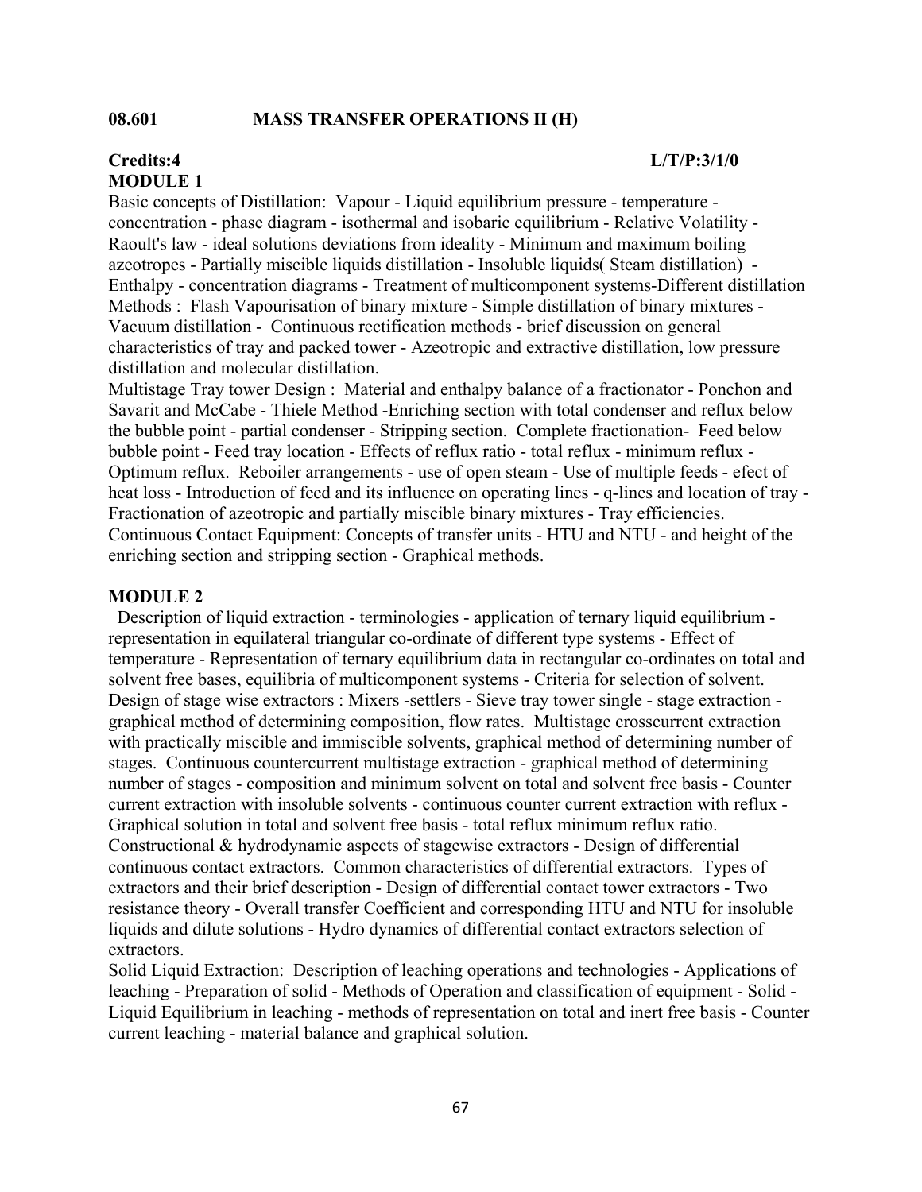## 08.601 MASS TRANSFER OPERATIONS II (H)

**Credits:4** **L/T/P:3/1/0**

### MODULE 1

Basic concepts of Distillation: Vapour - Liquid equilibrium pressure - temperature - concentration - phase diagram - isothermal and isobaric equilibrium - Relative Volatility - Raoult's law - ideal solutions deviations from ideality - Minimum and maximum boiling azeotropes - Partially miscible liquids distillation - Insoluble liquids( Steam distillation) - Enthalpy - concentration diagrams - Treatment of multicomponent systems-Different distillation Methods : Flash Vapourisation of binary mixture - Simple distillation of binary mixtures - Vacuum distillation - Continuous rectification methods - brief discussion on general characteristics of tray and packed tower - Azeotropic and extractive distillation, low pressure distillation and molecular distillation.

Multistage Tray tower Design : Material and enthalpy balance of a fractionator - Ponchon and Savarit and McCabe - Thiele Method -Enriching section with total condenser and reflux below the bubble point - partial condenser - Stripping section. Complete fractionation- Feed below bubble point - Feed tray location - Effects of reflux ratio - total reflux - minimum reflux - Optimum reflux. Reboiler arrangements - use of open steam - Use of multiple feeds - efect of heat loss - Introduction of feed and its influence on operating lines - q-lines and location of tray - Fractionation of azeotropic and partially miscible binary mixtures - Tray efficiencies.

Continuous Contact Equipment: Concepts of transfer units - HTU and NTU - and height of the enriching section and stripping section - Graphical methods.

### MODULE 2

Description of liquid extraction - terminologies - application of ternary liquid equilibrium - representation in equilateral triangular co-ordinate of different type systems - Effect of temperature - Representation of ternary equilibrium data in rectangular co-ordinates on total and solvent free bases, equilibria of multicomponent systems - Criteria for selection of solvent.

Design of stage wise extractors : Mixers -settlers - Sieve tray tower single - stage extraction - graphical method of determining composition, flow rates. Multistage crosscurrent extraction with practically miscible and immiscible solvents, graphical method of determining number of stages. Continuous countercurrent multistage extraction - graphical method of determining number of stages - composition and minimum solvent on total and solvent free basis - Counter current extraction with insoluble solvents - continuous counter current extraction with reflux - Graphical solution in total and solvent free basis - total reflux minimum reflux ratio.

Constructional & hydrodynamic aspects of stagewise extractors - Design of differential continuous contact extractors. Common characteristics of differential extractors. Types of extractors and their brief description - Design of differential contact tower extractors - Two resistance theory - Overall transfer Coefficient and corresponding HTU and NTU for insoluble liquids and dilute solutions - Hydro dynamics of differential contact extractors selection of extractors.

Solid Liquid Extraction: Description of leaching operations and technologies - Applications of leaching - Preparation of solid - Methods of Operation and classification of equipment - Solid - Liquid Equilibrium in leaching - methods of representation on total and inert free basis - Counter current leaching - material balance and graphical solution.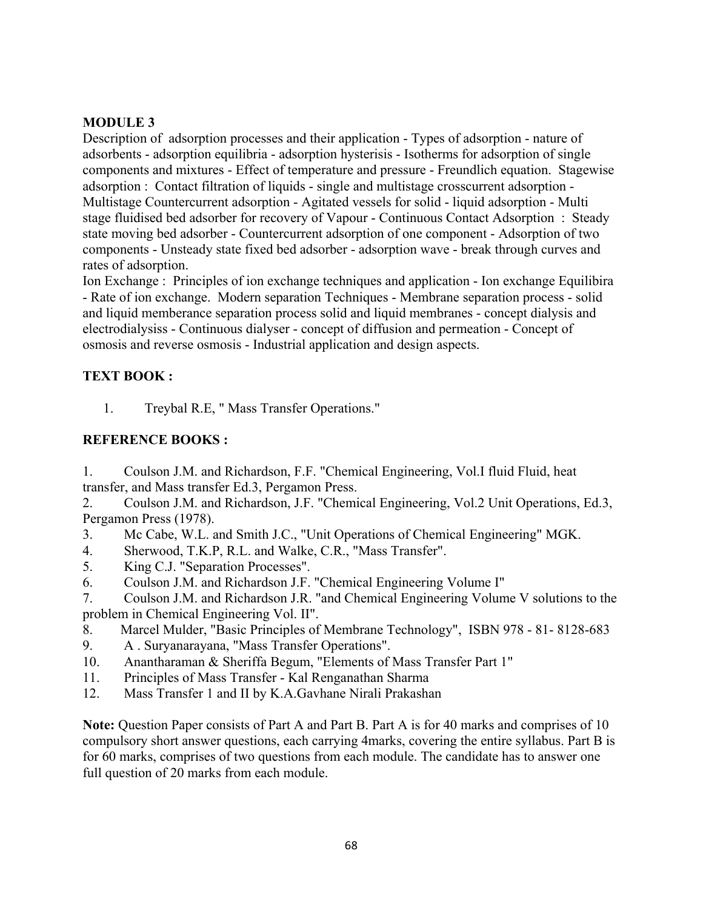**MODULE 3**

Description of adsorption processes and their application - Types of adsorption - nature of adsorbents - adsorption equilibria - adsorption hysterisis - Isotherms for adsorption of single components and mixtures - Effect of temperature and pressure - Freundlich equation. Stagewise adsorption : Contact filtration of liquids - single and multistage crosscurrent adsorption - Multistage Countercurrent adsorption - Agitated vessels for solid - liquid adsorption - Multi stage fluidised bed adsorber for recovery of Vapour - Continuous Contact Adsorption : Steady state moving bed adsorber - Countercurrent adsorption of one component - Adsorption of two components - Unsteady state fixed bed adsorber - adsorption wave - break through curves and rates of adsorption.

Ion Exchange : Principles of ion exchange techniques and application - Ion exchange Equilibira - Rate of ion exchange. Modern separation Techniques - Membrane separation process - solid and liquid memberance separation process solid and liquid membranes - concept dialysis and electrodialysiss - Continuous dialyser - concept of diffusion and permeation - Concept of osmosis and reverse osmosis - Industrial application and design aspects.

**TEXT BOOK :**

1. Treybal R.E, " Mass Transfer Operations."

**REFERENCE BOOKS :**

1. Coulson J.M. and Richardson, F.F. "Chemical Engineering, Vol.I fluid Fluid, heat transfer, and Mass transfer Ed.3, Pergamon Press.
2. Coulson J.M. and Richardson, J.F. "Chemical Engineering, Vol.2 Unit Operations, Ed.3, Pergamon Press (1978).
3. Mc Cabe, W.L. and Smith J.C., "Unit Operations of Chemical Engineering" MGK.
4. Sherwood, T.K.P, R.L. and Walke, C.R., "Mass Transfer".
5. King C.J. "Separation Processes".
6. Coulson J.M. and Richardson J.F. "Chemical Engineering Volume I"
7. Coulson J.M. and Richardson J.R. "and Chemical Engineering Volume V solutions to the problem in Chemical Engineering Vol. II".
8. Marcel Mulder, "Basic Principles of Membrane Technology", ISBN 978 - 81- 8128-683
9. A . Suryanarayana, "Mass Transfer Operations".
10. Anantharaman & Sheriffa Begum, "Elements of Mass Transfer Part 1"
11. Principles of Mass Transfer - Kal Renganathan Sharma
12. Mass Transfer 1 and II by K.A.Gavhane Nirali Prakashan

**Note:** Question Paper consists of Part A and Part B. Part A is for 40 marks and comprises of 10 compulsory short answer questions, each carrying 4marks, covering the entire syllabus. Part B is for 60 marks, comprises of two questions from each module. The candidate has to answer one full question of 20 marks from each module.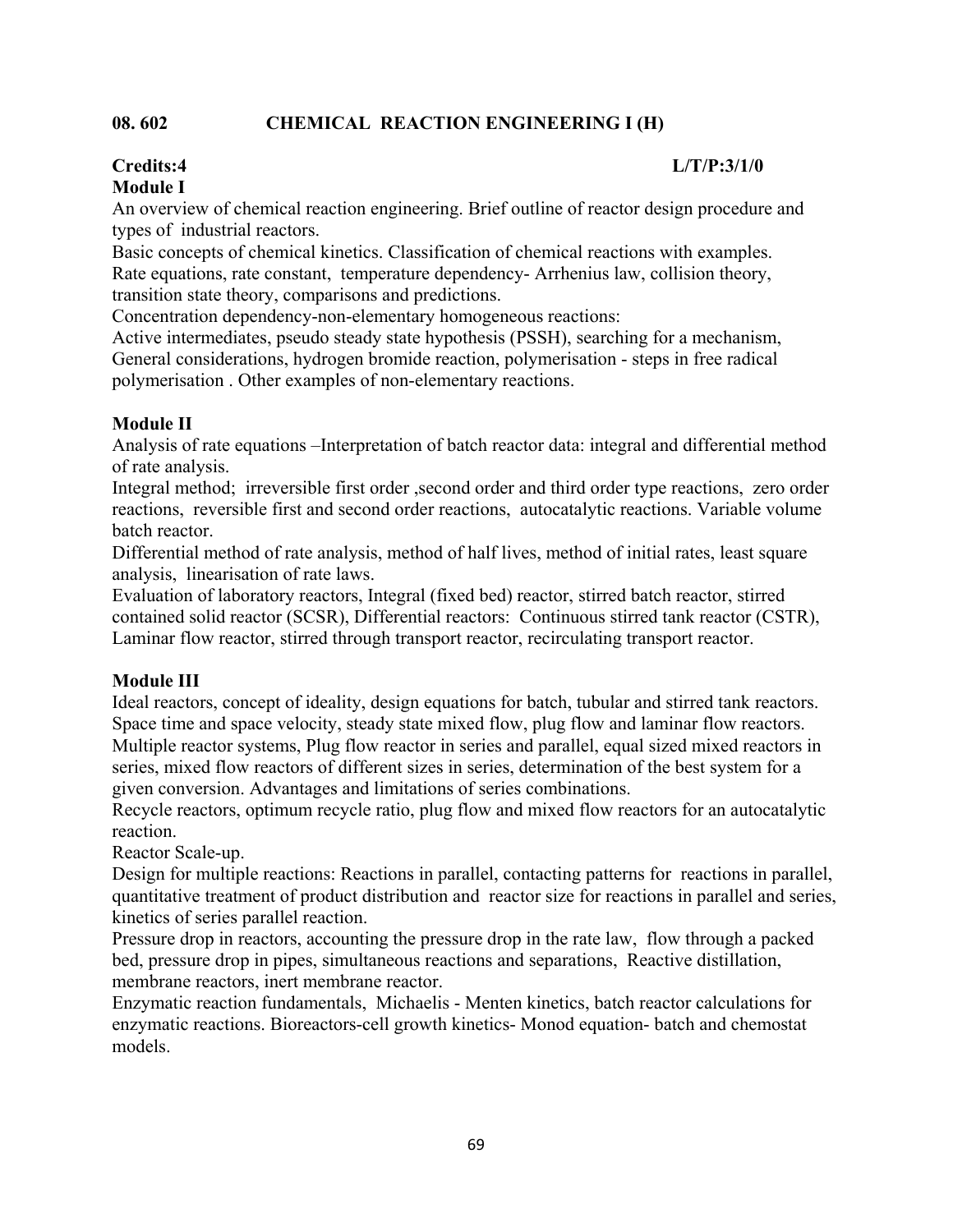## 08. 602 CHEMICAL REACTION ENGINEERING I (H)

**Credits:4** **L/T/P:3/1/0**

### Module I

An overview of chemical reaction engineering. Brief outline of reactor design procedure and types of industrial reactors.

Basic concepts of chemical kinetics. Classification of chemical reactions with examples. Rate equations, rate constant, temperature dependency- Arrhenius law, collision theory, transition state theory, comparisons and predictions.

Concentration dependency-non-elementary homogeneous reactions:

Active intermediates, pseudo steady state hypothesis (PSSH), searching for a mechanism, General considerations, hydrogen bromide reaction, polymerisation - steps in free radical polymerisation . Other examples of non-elementary reactions.

### Module II

Analysis of rate equations –Interpretation of batch reactor data: integral and differential method of rate analysis.

Integral method; irreversible first order ,second order and third order type reactions, zero order reactions, reversible first and second order reactions, autocatalytic reactions. Variable volume batch reactor.

Differential method of rate analysis, method of half lives, method of initial rates, least square analysis, linearisation of rate laws.

Evaluation of laboratory reactors, Integral (fixed bed) reactor, stirred batch reactor, stirred contained solid reactor (SCSR), Differential reactors: Continuous stirred tank reactor (CSTR), Laminar flow reactor, stirred through transport reactor, recirculating transport reactor.

### Module III

Ideal reactors, concept of ideality, design equations for batch, tubular and stirred tank reactors. Space time and space velocity, steady state mixed flow, plug flow and laminar flow reactors. Multiple reactor systems, Plug flow reactor in series and parallel, equal sized mixed reactors in series, mixed flow reactors of different sizes in series, determination of the best system for a given conversion. Advantages and limitations of series combinations.

Recycle reactors, optimum recycle ratio, plug flow and mixed flow reactors for an autocatalytic reaction.

Reactor Scale-up.

Design for multiple reactions: Reactions in parallel, contacting patterns for reactions in parallel, quantitative treatment of product distribution and reactor size for reactions in parallel and series, kinetics of series parallel reaction.

Pressure drop in reactors, accounting the pressure drop in the rate law, flow through a packed bed, pressure drop in pipes, simultaneous reactions and separations, Reactive distillation, membrane reactors, inert membrane reactor.

Enzymatic reaction fundamentals, Michaelis - Menten kinetics, batch reactor calculations for enzymatic reactions. Bioreactors-cell growth kinetics- Monod equation- batch and chemostat models.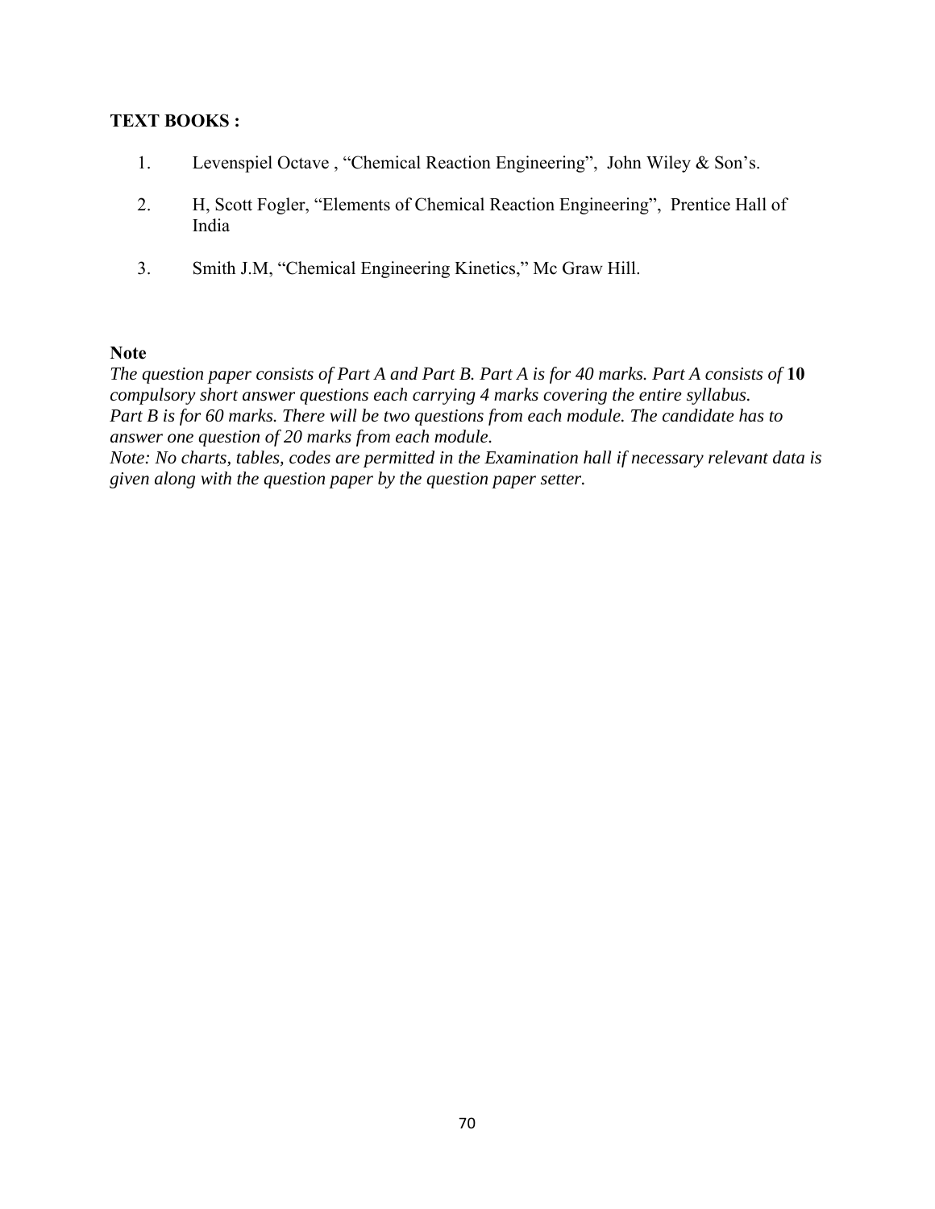**TEXT BOOKS :**

1. Levenspiel Octave , "Chemical Reaction Engineering", John Wiley & Son's.
2. H, Scott Fogler, "Elements of Chemical Reaction Engineering", Prentice Hall of India
3. Smith J.M, "Chemical Engineering Kinetics," Mc Graw Hill.

**Note**

*The question paper consists of Part A and Part B. Part A is for 40 marks. Part A consists of* **10** *compulsory short answer questions each carrying 4 marks covering the entire syllabus.*
*Part B is for 60 marks. There will be two questions from each module. The candidate has to answer one question of 20 marks from each module.*
*Note: No charts, tables, codes are permitted in the Examination hall if necessary relevant data is given along with the question paper by the question paper setter.*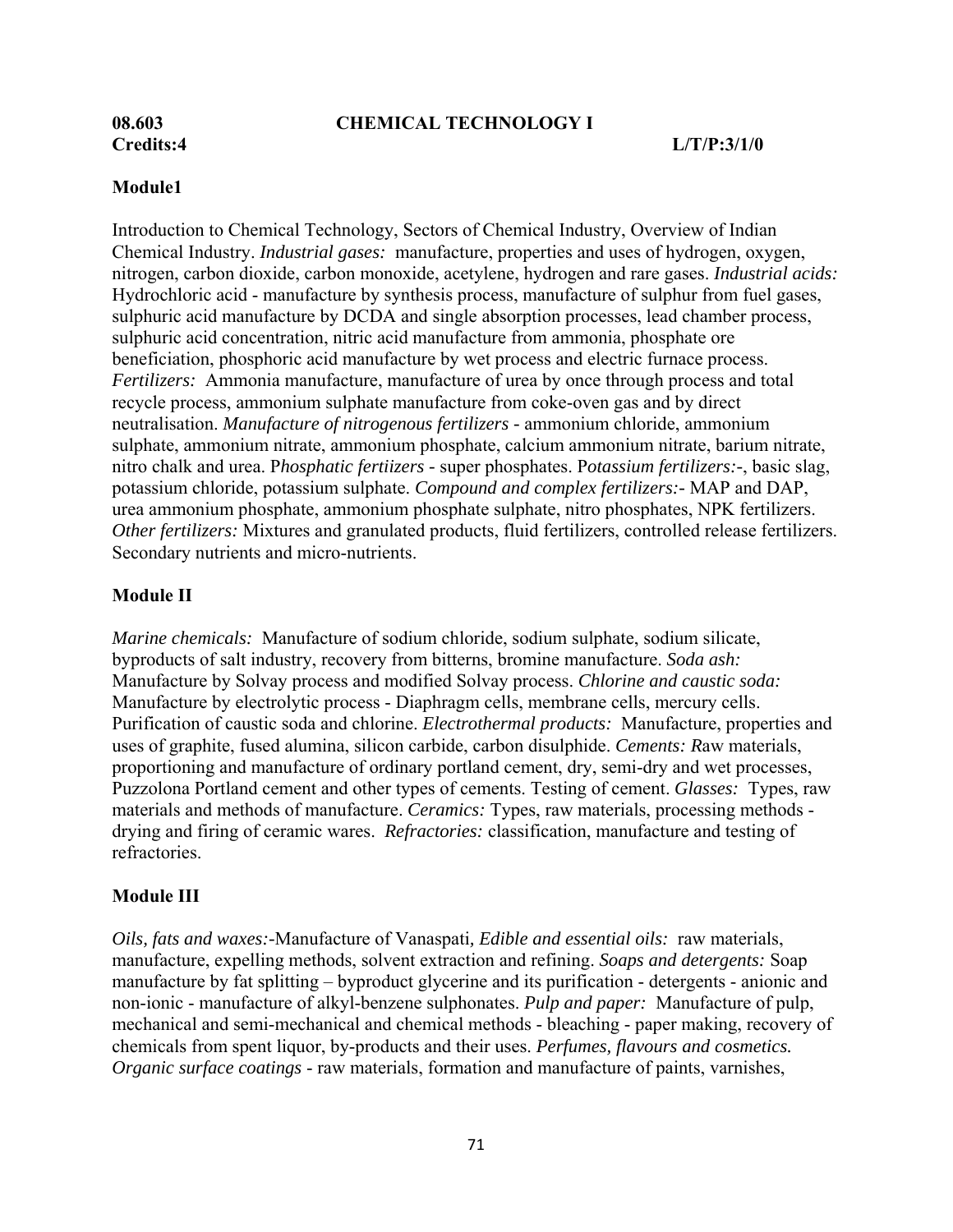**08.603 CHEMICAL TECHNOLOGY I**

**Credits:4 L/T/P:3/1/0**

**Module1**

Introduction to Chemical Technology, Sectors of Chemical Industry, Overview of Indian Chemical Industry. *Industrial gases:* manufacture, properties and uses of hydrogen, oxygen, nitrogen, carbon dioxide, carbon monoxide, acetylene, hydrogen and rare gases. *Industrial acids:* Hydrochloric acid - manufacture by synthesis process, manufacture of sulphur from fuel gases, sulphuric acid manufacture by DCDA and single absorption processes, lead chamber process, sulphuric acid concentration, nitric acid manufacture from ammonia, phosphate ore beneficiation, phosphoric acid manufacture by wet process and electric furnace process. *Fertilizers:* Ammonia manufacture, manufacture of urea by once through process and total recycle process, ammonium sulphate manufacture from coke-oven gas and by direct neutralisation. *Manufacture of nitrogenous fertilizers* - ammonium chloride, ammonium sulphate, ammonium nitrate, ammonium phosphate, calcium ammonium nitrate, barium nitrate, nitro chalk and urea. P*hosphatic fertiizers* - super phosphates. P*otassium fertilizers:*-, basic slag, potassium chloride, potassium sulphate. *Compound and complex fertilizers:*- MAP and DAP, urea ammonium phosphate, ammonium phosphate sulphate, nitro phosphates, NPK fertilizers. *Other fertilizers:* Mixtures and granulated products, fluid fertilizers, controlled release fertilizers. Secondary nutrients and micro-nutrients.

**Module II**

*Marine chemicals:* Manufacture of sodium chloride, sodium sulphate, sodium silicate, byproducts of salt industry, recovery from bitterns, bromine manufacture. *Soda ash:* Manufacture by Solvay process and modified Solvay process. *Chlorine and caustic soda:* Manufacture by electrolytic process - Diaphragm cells, membrane cells, mercury cells. Purification of caustic soda and chlorine. *Electrothermal products:* Manufacture, properties and uses of graphite, fused alumina, silicon carbide, carbon disulphide. *Cements: R*aw materials, proportioning and manufacture of ordinary portland cement, dry, semi-dry and wet processes, Puzzolona Portland cement and other types of cements. Testing of cement. *Glasses:* Types, raw materials and methods of manufacture. *Ceramics:* Types, raw materials, processing methods - drying and firing of ceramic wares. *Refractories:* classification, manufacture and testing of refractories.

**Module III**

*Oils, fats and waxes:*-Manufacture of Vanaspati*, Edible and essential oils:* raw materials, manufacture, expelling methods, solvent extraction and refining. *Soaps and detergents:* Soap manufacture by fat splitting – byproduct glycerine and its purification - detergents - anionic and non-ionic - manufacture of alkyl-benzene sulphonates. *Pulp and paper:* Manufacture of pulp, mechanical and semi-mechanical and chemical methods - bleaching - paper making, recovery of chemicals from spent liquor, by-products and their uses. ***Perfumes, flavours and cosmetics.*** *Organic surface coatings* - raw materials, formation and manufacture of paints, varnishes,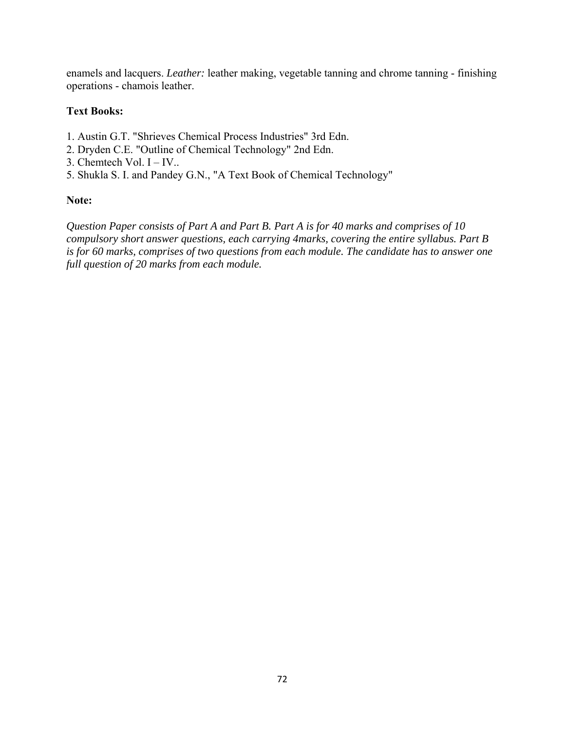enamels and lacquers. *Leather:* leather making, vegetable tanning and chrome tanning - finishing operations - chamois leather.

**Text Books:**

1. Austin G.T. "Shrieves Chemical Process Industries" 3rd Edn.
2. Dryden C.E. "Outline of Chemical Technology" 2nd Edn.
3. Chemtech Vol. I – IV..
5. Shukla S. I. and Pandey G.N., "A Text Book of Chemical Technology"

**Note:**

*Question Paper consists of Part A and Part B. Part A is for 40 marks and comprises of 10 compulsory short answer questions, each carrying 4marks, covering the entire syllabus. Part B is for 60 marks, comprises of two questions from each module. The candidate has to answer one full question of 20 marks from each module.*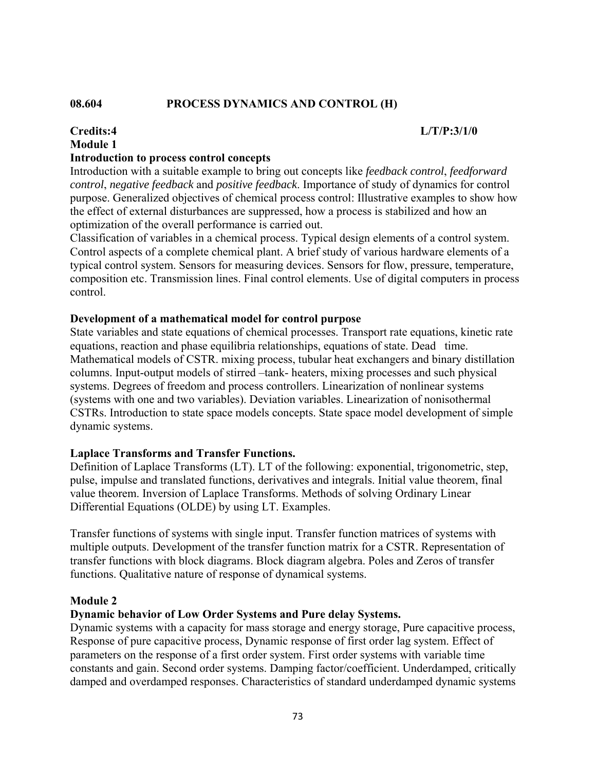**08.604 PROCESS DYNAMICS AND CONTROL (H)**

**Credits:4** **L/T/P:3/1/0**

**Module 1**

**Introduction to process control concepts**

Introduction with a suitable example to bring out concepts like *feedback control*, *feedforward control*, *negative feedback* and *positive feedback*. Importance of study of dynamics for control purpose. Generalized objectives of chemical process control: Illustrative examples to show how the effect of external disturbances are suppressed, how a process is stabilized and how an optimization of the overall performance is carried out.

Classification of variables in a chemical process. Typical design elements of a control system. Control aspects of a complete chemical plant. A brief study of various hardware elements of a typical control system. Sensors for measuring devices. Sensors for flow, pressure, temperature, composition etc. Transmission lines. Final control elements. Use of digital computers in process control.

**Development of a mathematical model for control purpose**

State variables and state equations of chemical processes. Transport rate equations, kinetic rate equations, reaction and phase equilibria relationships, equations of state. Dead time. Mathematical models of CSTR. mixing process, tubular heat exchangers and binary distillation columns. Input-output models of stirred –tank- heaters, mixing processes and such physical systems. Degrees of freedom and process controllers. Linearization of nonlinear systems (systems with one and two variables). Deviation variables. Linearization of nonisothermal CSTRs. Introduction to state space models concepts. State space model development of simple dynamic systems.

**Laplace Transforms and Transfer Functions.**

Definition of Laplace Transforms (LT). LT of the following: exponential, trigonometric, step, pulse, impulse and translated functions, derivatives and integrals. Initial value theorem, final value theorem. Inversion of Laplace Transforms. Methods of solving Ordinary Linear Differential Equations (OLDE) by using LT. Examples.

Transfer functions of systems with single input. Transfer function matrices of systems with multiple outputs. Development of the transfer function matrix for a CSTR. Representation of transfer functions with block diagrams. Block diagram algebra. Poles and Zeros of transfer functions. Qualitative nature of response of dynamical systems.

**Module 2**

**Dynamic behavior of Low Order Systems and Pure delay Systems.**

Dynamic systems with a capacity for mass storage and energy storage, Pure capacitive process, Response of pure capacitive process, Dynamic response of first order lag system. Effect of parameters on the response of a first order system. First order systems with variable time constants and gain. Second order systems. Damping factor/coefficient. Underdamped, critically damped and overdamped responses. Characteristics of standard underdamped dynamic systems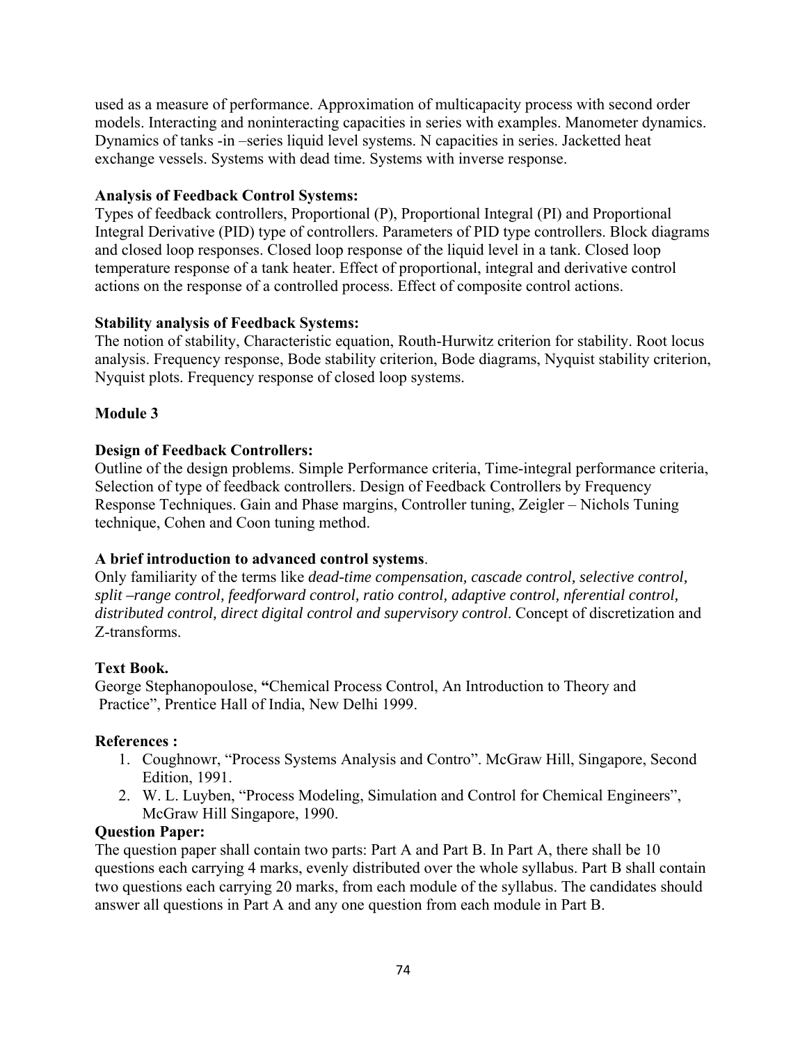used as a measure of performance. Approximation of multicapacity process with second order models. Interacting and noninteracting capacities in series with examples. Manometer dynamics. Dynamics of tanks -in –series liquid level systems. N capacities in series. Jacketted heat exchange vessels. Systems with dead time. Systems with inverse response.

**Analysis of Feedback Control Systems:**
Types of feedback controllers, Proportional (P), Proportional Integral (PI) and Proportional Integral Derivative (PID) type of controllers. Parameters of PID type controllers. Block diagrams and closed loop responses. Closed loop response of the liquid level in a tank. Closed loop temperature response of a tank heater. Effect of proportional, integral and derivative control actions on the response of a controlled process. Effect of composite control actions.

**Stability analysis of Feedback Systems:**
The notion of stability, Characteristic equation, Routh-Hurwitz criterion for stability. Root locus analysis. Frequency response, Bode stability criterion, Bode diagrams, Nyquist stability criterion, Nyquist plots. Frequency response of closed loop systems.

**Module 3**

**Design of Feedback Controllers:**
Outline of the design problems. Simple Performance criteria, Time-integral performance criteria, Selection of type of feedback controllers. Design of Feedback Controllers by Frequency Response Techniques. Gain and Phase margins, Controller tuning, Zeigler – Nichols Tuning technique, Cohen and Coon tuning method.

**A brief introduction to advanced control systems**.
Only familiarity of the terms like *dead-time compensation, cascade control, selective control, split –range control, feedforward control, ratio control, adaptive control, nferential control, distributed control, direct digital control and supervisory control*. Concept of discretization and Z-transforms.

**Text Book.**
George Stephanopoulose, **"**Chemical Process Control, An Introduction to Theory and Practice", Prentice Hall of India, New Delhi 1999.

**References :**

1. Coughnowr, "Process Systems Analysis and Contro". McGraw Hill, Singapore, Second Edition, 1991.
2. W. L. Luyben, "Process Modeling, Simulation and Control for Chemical Engineers", McGraw Hill Singapore, 1990.

**Question Paper:**
The question paper shall contain two parts: Part A and Part B. In Part A, there shall be 10 questions each carrying 4 marks, evenly distributed over the whole syllabus. Part B shall contain two questions each carrying 20 marks, from each module of the syllabus. The candidates should answer all questions in Part A and any one question from each module in Part B.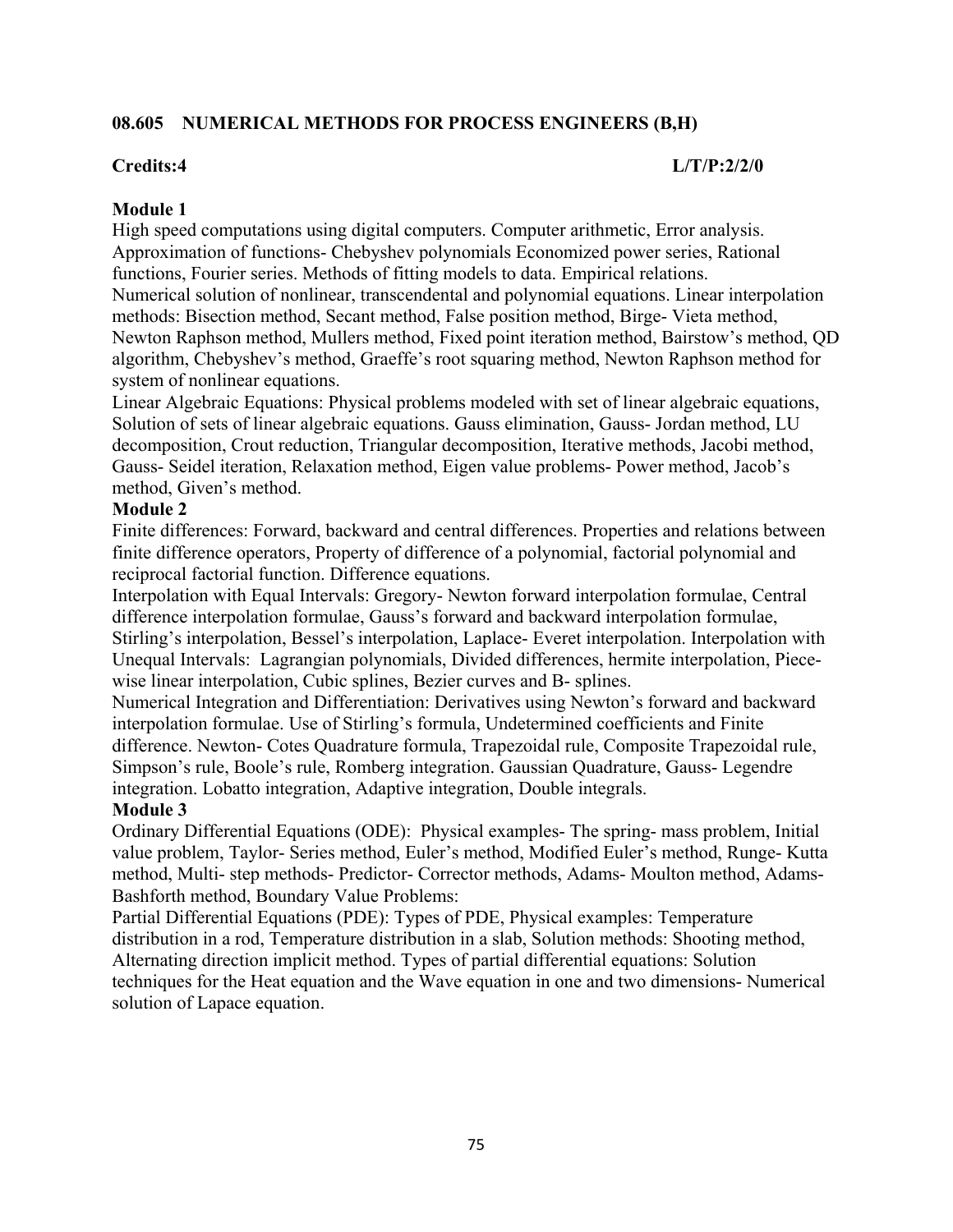### 08.605 NUMERICAL METHODS FOR PROCESS ENGINEERS (B,H)

**Credits:4** **L/T/P:2/2/0**

**Module 1**

High speed computations using digital computers. Computer arithmetic, Error analysis. Approximation of functions- Chebyshev polynomials Economized power series, Rational functions, Fourier series. Methods of fitting models to data. Empirical relations.
Numerical solution of nonlinear, transcendental and polynomial equations. Linear interpolation methods: Bisection method, Secant method, False position method, Birge- Vieta method, Newton Raphson method, Mullers method, Fixed point iteration method, Bairstow's method, QD algorithm, Chebyshev's method, Graeffe's root squaring method, Newton Raphson method for system of nonlinear equations.
Linear Algebraic Equations: Physical problems modeled with set of linear algebraic equations, Solution of sets of linear algebraic equations. Gauss elimination, Gauss- Jordan method, LU decomposition, Crout reduction, Triangular decomposition, Iterative methods, Jacobi method, Gauss- Seidel iteration, Relaxation method, Eigen value problems- Power method, Jacob's method, Given's method.

**Module 2**

Finite differences: Forward, backward and central differences. Properties and relations between finite difference operators, Property of difference of a polynomial, factorial polynomial and reciprocal factorial function. Difference equations.
Interpolation with Equal Intervals: Gregory- Newton forward interpolation formulae, Central difference interpolation formulae, Gauss's forward and backward interpolation formulae, Stirling's interpolation, Bessel's interpolation, Laplace- Everet interpolation. Interpolation with Unequal Intervals: Lagrangian polynomials, Divided differences, hermite interpolation, Piece-wise linear interpolation, Cubic splines, Bezier curves and B- splines.
Numerical Integration and Differentiation: Derivatives using Newton's forward and backward interpolation formulae. Use of Stirling's formula, Undetermined coefficients and Finite difference. Newton- Cotes Quadrature formula, Trapezoidal rule, Composite Trapezoidal rule, Simpson's rule, Boole's rule, Romberg integration. Gaussian Quadrature, Gauss- Legendre integration. Lobatto integration, Adaptive integration, Double integrals.

**Module 3**

Ordinary Differential Equations (ODE): Physical examples- The spring- mass problem, Initial value problem, Taylor- Series method, Euler's method, Modified Euler's method, Runge- Kutta method, Multi- step methods- Predictor- Corrector methods, Adams- Moulton method, Adams-Bashforth method, Boundary Value Problems:
Partial Differential Equations (PDE): Types of PDE, Physical examples: Temperature distribution in a rod, Temperature distribution in a slab, Solution methods: Shooting method, Alternating direction implicit method. Types of partial differential equations: Solution techniques for the Heat equation and the Wave equation in one and two dimensions- Numerical solution of Lapace equation.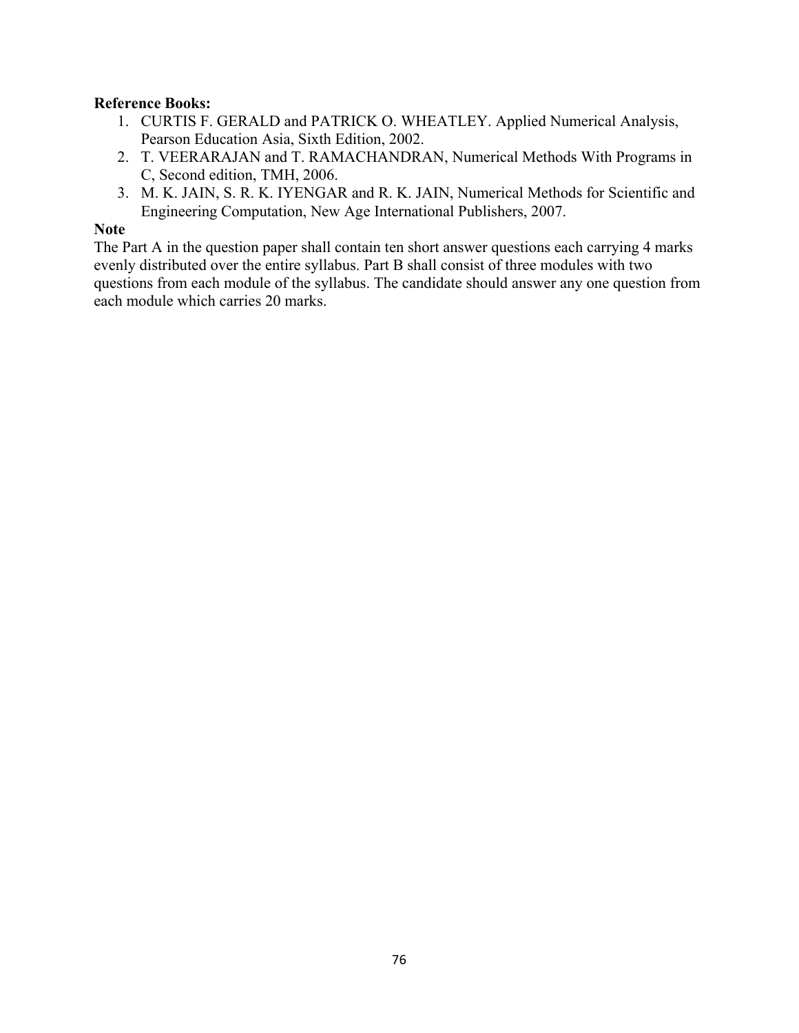**Reference Books:**

1. CURTIS F. GERALD and PATRICK O. WHEATLEY. Applied Numerical Analysis, Pearson Education Asia, Sixth Edition, 2002.
2. T. VEERARAJAN and T. RAMACHANDRAN, Numerical Methods With Programs in C, Second edition, TMH, 2006.
3. M. K. JAIN, S. R. K. IYENGAR and R. K. JAIN, Numerical Methods for Scientific and Engineering Computation, New Age International Publishers, 2007.

**Note**

The Part A in the question paper shall contain ten short answer questions each carrying 4 marks evenly distributed over the entire syllabus. Part B shall consist of three modules with two questions from each module of the syllabus. The candidate should answer any one question from each module which carries 20 marks.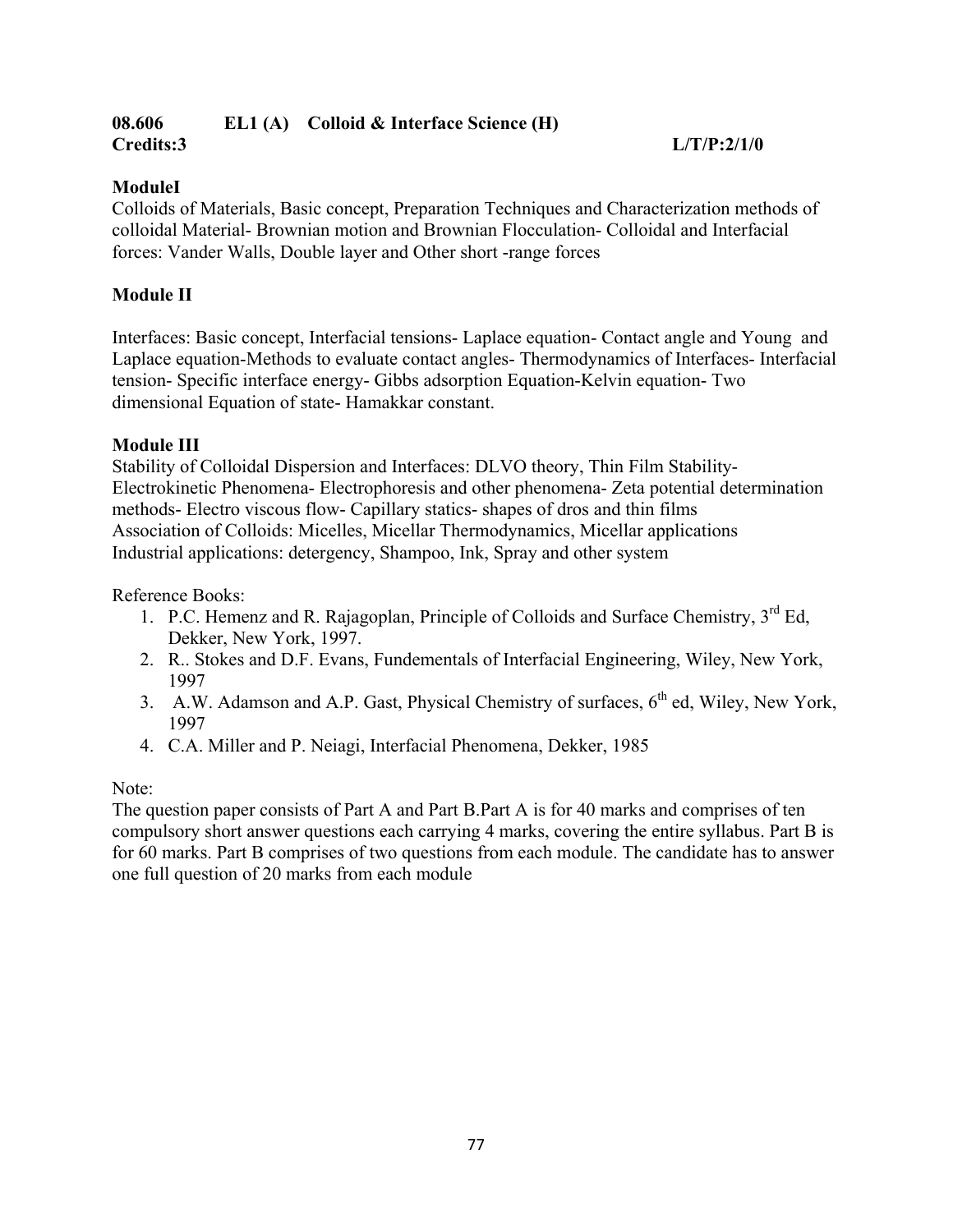**08.606 EL1 (A) Colloid & Interface Science (H)**
**Credits:3 L/T/P:2/1/0**

**ModuleI**

Colloids of Materials, Basic concept, Preparation Techniques and Characterization methods of colloidal Material- Brownian motion and Brownian Flocculation- Colloidal and Interfacial forces: Vander Walls, Double layer and Other short -range forces

**Module II**

Interfaces: Basic concept, Interfacial tensions- Laplace equation- Contact angle and Young and Laplace equation-Methods to evaluate contact angles- Thermodynamics of Interfaces- Interfacial tension- Specific interface energy- Gibbs adsorption Equation-Kelvin equation- Two dimensional Equation of state- Hamakkar constant.

**Module III**

Stability of Colloidal Dispersion and Interfaces: DLVO theory, Thin Film Stability- Electrokinetic Phenomena- Electrophoresis and other phenomena- Zeta potential determination methods- Electro viscous flow- Capillary statics- shapes of dros and thin films
Association of Colloids: Micelles, Micellar Thermodynamics, Micellar applications
Industrial applications: detergency, Shampoo, Ink, Spray and other system

Reference Books:

1. P.C. Hemenz and R. Rajagoplan, Principle of Colloids and Surface Chemistry, 3rd Ed, Dekker, New York, 1997.
2. R.. Stokes and D.F. Evans, Fundementals of Interfacial Engineering, Wiley, New York, 1997
3. A.W. Adamson and A.P. Gast, Physical Chemistry of surfaces, 6th ed, Wiley, New York, 1997
4. C.A. Miller and P. Neiagi, Interfacial Phenomena, Dekker, 1985

Note:

The question paper consists of Part A and Part B.Part A is for 40 marks and comprises of ten compulsory short answer questions each carrying 4 marks, covering the entire syllabus. Part B is for 60 marks. Part B comprises of two questions from each module. The candidate has to answer one full question of 20 marks from each module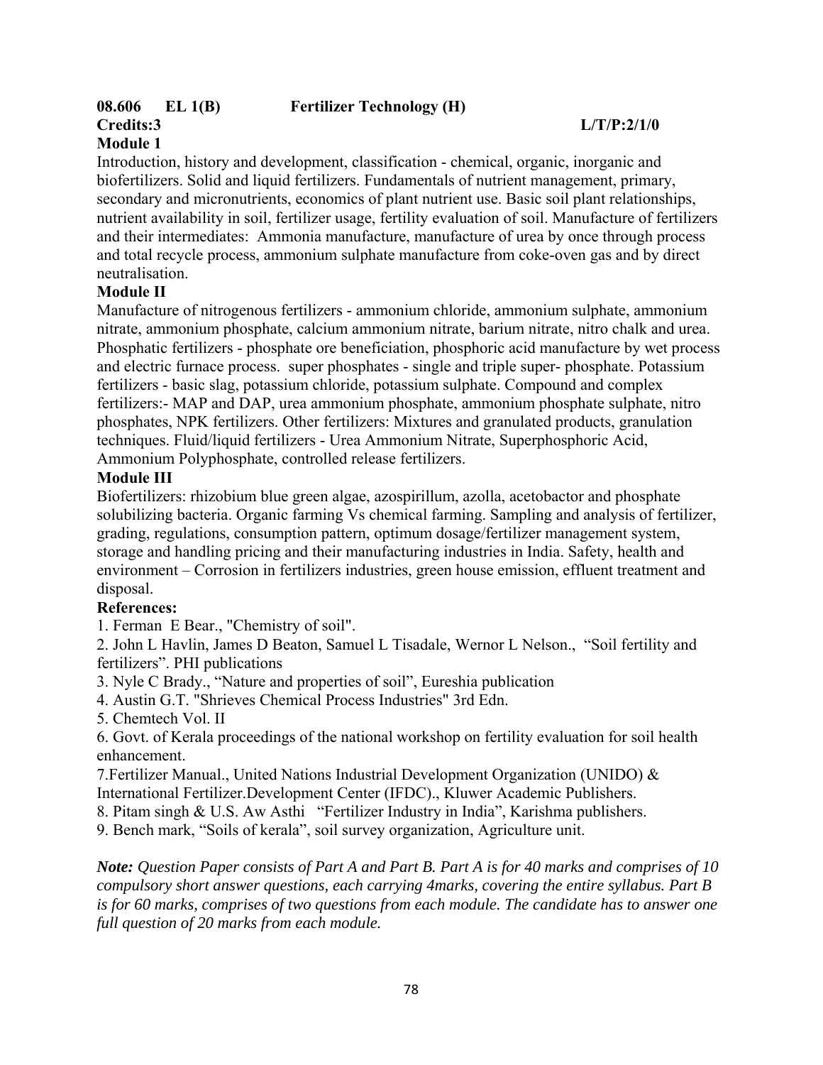**08.606 EL 1(B) Fertilizer Technology (H)**

**Credits:3 L/T/P:2/1/0**

**Module 1**

Introduction, history and development, classification - chemical, organic, inorganic and biofertilizers. Solid and liquid fertilizers. Fundamentals of nutrient management, primary, secondary and micronutrients, economics of plant nutrient use. Basic soil plant relationships, nutrient availability in soil, fertilizer usage, fertility evaluation of soil. Manufacture of fertilizers and their intermediates: Ammonia manufacture, manufacture of urea by once through process and total recycle process, ammonium sulphate manufacture from coke-oven gas and by direct neutralisation.

**Module II**

Manufacture of nitrogenous fertilizers - ammonium chloride, ammonium sulphate, ammonium nitrate, ammonium phosphate, calcium ammonium nitrate, barium nitrate, nitro chalk and urea. Phosphatic fertilizers - phosphate ore beneficiation, phosphoric acid manufacture by wet process and electric furnace process. super phosphates - single and triple super- phosphate. Potassium fertilizers - basic slag, potassium chloride, potassium sulphate. Compound and complex fertilizers:- MAP and DAP, urea ammonium phosphate, ammonium phosphate sulphate, nitro phosphates, NPK fertilizers. Other fertilizers: Mixtures and granulated products, granulation techniques. Fluid/liquid fertilizers - Urea Ammonium Nitrate, Superphosphoric Acid, Ammonium Polyphosphate, controlled release fertilizers.

**Module III**

Biofertilizers: rhizobium blue green algae, azospirillum, azolla, acetobactor and phosphate solubilizing bacteria. Organic farming Vs chemical farming. Sampling and analysis of fertilizer, grading, regulations, consumption pattern, optimum dosage/fertilizer management system, storage and handling pricing and their manufacturing industries in India. Safety, health and environment – Corrosion in fertilizers industries, green house emission, effluent treatment and disposal.

**References:**

1. Ferman E Bear., "Chemistry of soil".
2. John L Havlin, James D Beaton, Samuel L Tisadale, Wernor L Nelson., "Soil fertility and fertilizers". PHI publications
3. Nyle C Brady., "Nature and properties of soil", Eureshia publication
4. Austin G.T. "Shrieves Chemical Process Industries" 3rd Edn.
5. Chemtech Vol. II
6. Govt. of Kerala proceedings of the national workshop on fertility evaluation for soil health enhancement.
7. Fertilizer Manual., United Nations Industrial Development Organization (UNIDO) & International Fertilizer.Development Center (IFDC)., Kluwer Academic Publishers.
8. Pitam singh & U.S. Aw Asthi "Fertilizer Industry in India", Karishma publishers.
9. Bench mark, "Soils of kerala", soil survey organization, Agriculture unit.

***Note:*** *Question Paper consists of Part A and Part B. Part A is for 40 marks and comprises of 10 compulsory short answer questions, each carrying 4marks, covering the entire syllabus. Part B is for 60 marks, comprises of two questions from each module. The candidate has to answer one full question of 20 marks from each module.*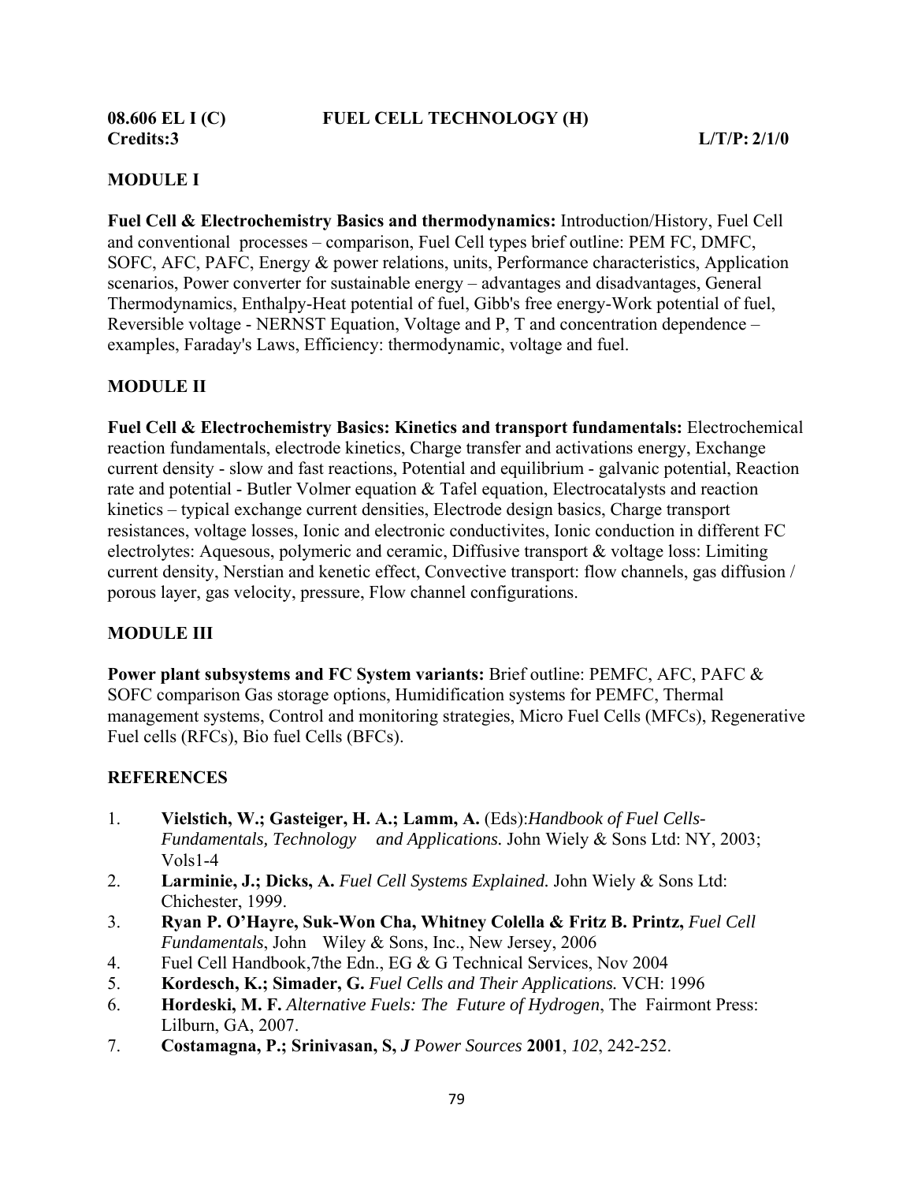**08.606 EL I (C) FUEL CELL TECHNOLOGY (H)**
**Credits:3 L/T/P: 2/1/0**

## MODULE I

**Fuel Cell & Electrochemistry Basics and thermodynamics:** Introduction/History, Fuel Cell and conventional processes – comparison, Fuel Cell types brief outline: PEM FC, DMFC, SOFC, AFC, PAFC, Energy & power relations, units, Performance characteristics, Application scenarios, Power converter for sustainable energy – advantages and disadvantages, General Thermodynamics, Enthalpy-Heat potential of fuel, Gibb's free energy-Work potential of fuel, Reversible voltage - NERNST Equation, Voltage and P, T and concentration dependence – examples, Faraday's Laws, Efficiency: thermodynamic, voltage and fuel.

## MODULE II

**Fuel Cell & Electrochemistry Basics: Kinetics and transport fundamentals:** Electrochemical reaction fundamentals, electrode kinetics, Charge transfer and activations energy, Exchange current density - slow and fast reactions, Potential and equilibrium - galvanic potential, Reaction rate and potential - Butler Volmer equation & Tafel equation, Electrocatalysts and reaction kinetics – typical exchange current densities, Electrode design basics, Charge transport resistances, voltage losses, Ionic and electronic conductivites, Ionic conduction in different FC electrolytes: Aquesous, polymeric and ceramic, Diffusive transport & voltage loss: Limiting current density, Nerstian and kenetic effect, Convective transport: flow channels, gas diffusion / porous layer, gas velocity, pressure, Flow channel configurations.

## MODULE III

**Power plant subsystems and FC System variants:** Brief outline: PEMFC, AFC, PAFC & SOFC comparison Gas storage options, Humidification systems for PEMFC, Thermal management systems, Control and monitoring strategies, Micro Fuel Cells (MFCs), Regenerative Fuel cells (RFCs), Bio fuel Cells (BFCs).

## REFERENCES

1. **Vielstich, W.; Gasteiger, H. A.; Lamm, A.** (Eds):*Handbook of Fuel Cells-Fundamentals, Technology and Applications.* John Wiely & Sons Ltd: NY, 2003; Vols1-4
2. **Larminie, J.; Dicks, A.** *Fuel Cell Systems Explained.* John Wiely & Sons Ltd: Chichester, 1999.
3. **Ryan P. O'Hayre, Suk-Won Cha, Whitney Colella & Fritz B. Printz,** *Fuel Cell Fundamentals*, John Wiley & Sons, Inc., New Jersey, 2006
4. Fuel Cell Handbook,7the Edn., EG & G Technical Services, Nov 2004
5. **Kordesch, K.; Simader, G.** *Fuel Cells and Their Applications.* VCH: 1996
6. **Hordeski, M. F.** *Alternative Fuels: The Future of Hydrogen*, The Fairmont Press: Lilburn, GA, 2007.
7. **Costamagna, P.; Srinivasan, S,** ***J** Power Sources* **2001**, *102*, 242-252.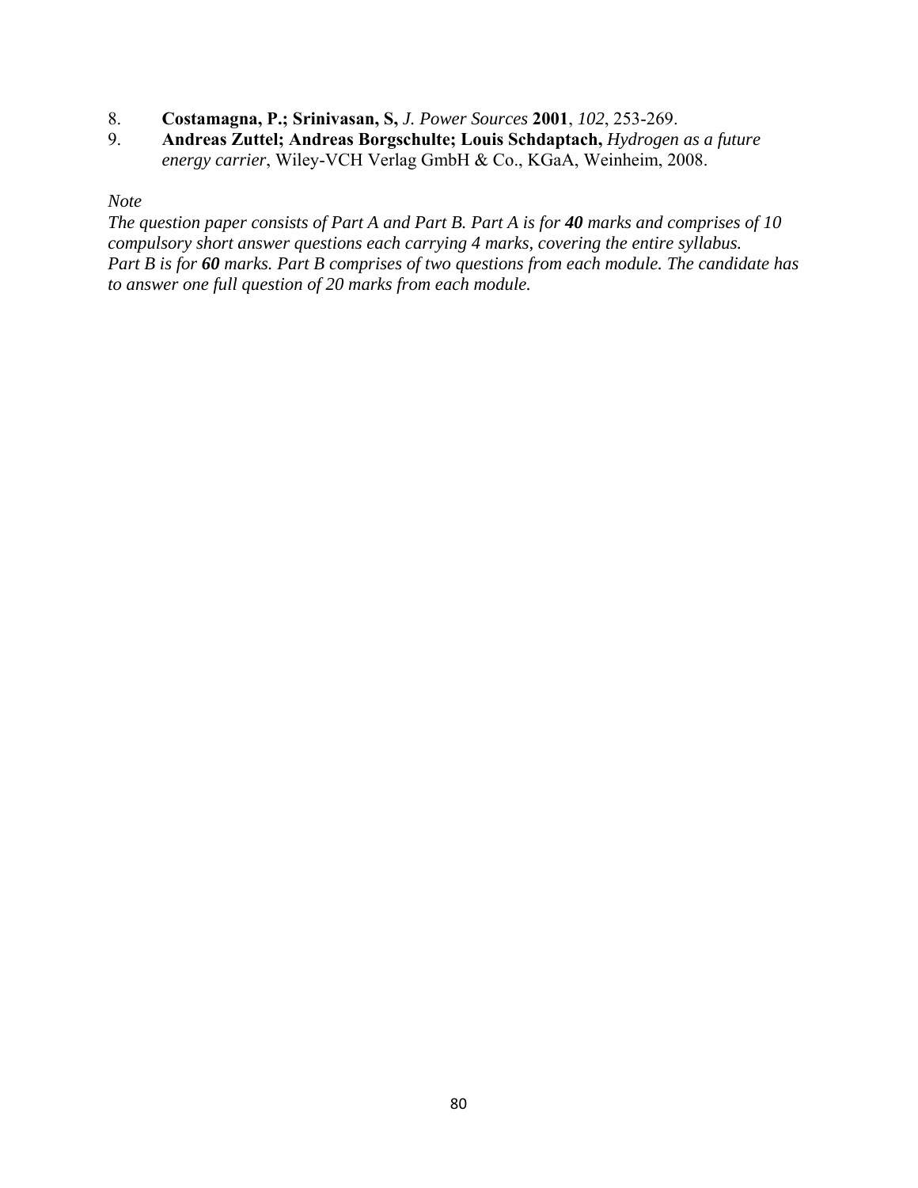8. **Costamagna, P.; Srinivasan, S,** *J. Power Sources* **2001**, *102*, 253-269.
9. **Andreas Zuttel; Andreas Borgschulte; Louis Schdaptach,** *Hydrogen as a future energy carrier*, Wiley-VCH Verlag GmbH & Co., KGaA, Weinheim, 2008.

*Note*

*The question paper consists of Part A and Part B. Part A is for **40** marks and comprises of 10 compulsory short answer questions each carrying 4 marks, covering the entire syllabus. Part B is for **60** marks. Part B comprises of two questions from each module. The candidate has to answer one full question of 20 marks from each module.*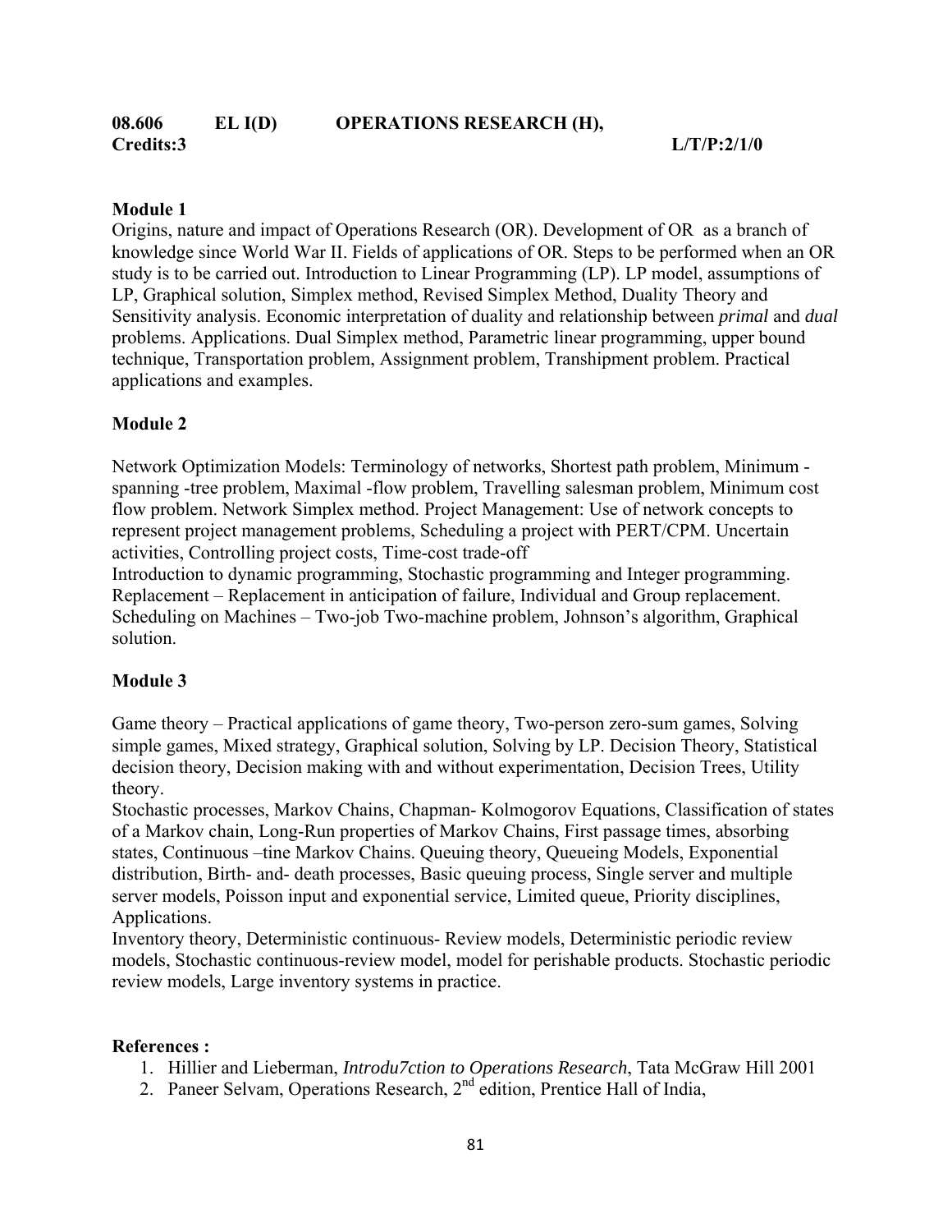**08.606 EL I(D) OPERATIONS RESEARCH (H),**
**Credits:3 L/T/P:2/1/0**

**Module 1**

Origins, nature and impact of Operations Research (OR). Development of OR as a branch of knowledge since World War II. Fields of applications of OR. Steps to be performed when an OR study is to be carried out. Introduction to Linear Programming (LP). LP model, assumptions of LP, Graphical solution, Simplex method, Revised Simplex Method, Duality Theory and Sensitivity analysis. Economic interpretation of duality and relationship between *primal* and *dual* problems. Applications. Dual Simplex method, Parametric linear programming, upper bound technique, Transportation problem, Assignment problem, Transhipment problem. Practical applications and examples.

**Module 2**

Network Optimization Models: Terminology of networks, Shortest path problem, Minimum - spanning -tree problem, Maximal -flow problem, Travelling salesman problem, Minimum cost flow problem. Network Simplex method. Project Management: Use of network concepts to represent project management problems, Scheduling a project with PERT/CPM. Uncertain activities, Controlling project costs, Time-cost trade-off

Introduction to dynamic programming, Stochastic programming and Integer programming. Replacement – Replacement in anticipation of failure, Individual and Group replacement. Scheduling on Machines – Two-job Two-machine problem, Johnson's algorithm, Graphical solution.

**Module 3**

Game theory – Practical applications of game theory, Two-person zero-sum games, Solving simple games, Mixed strategy, Graphical solution, Solving by LP. Decision Theory, Statistical decision theory, Decision making with and without experimentation, Decision Trees, Utility theory.

Stochastic processes, Markov Chains, Chapman- Kolmogorov Equations, Classification of states of a Markov chain, Long-Run properties of Markov Chains, First passage times, absorbing states, Continuous –tine Markov Chains. Queuing theory, Queueing Models, Exponential distribution, Birth- and- death processes, Basic queuing process, Single server and multiple server models, Poisson input and exponential service, Limited queue, Priority disciplines, Applications.

Inventory theory, Deterministic continuous- Review models, Deterministic periodic review models, Stochastic continuous-review model, model for perishable products. Stochastic periodic review models, Large inventory systems in practice.

**References :**

1. Hillier and Lieberman, *Introdu7ction to Operations Research*, Tata McGraw Hill 2001
2. Paneer Selvam, Operations Research, 2nd edition, Prentice Hall of India,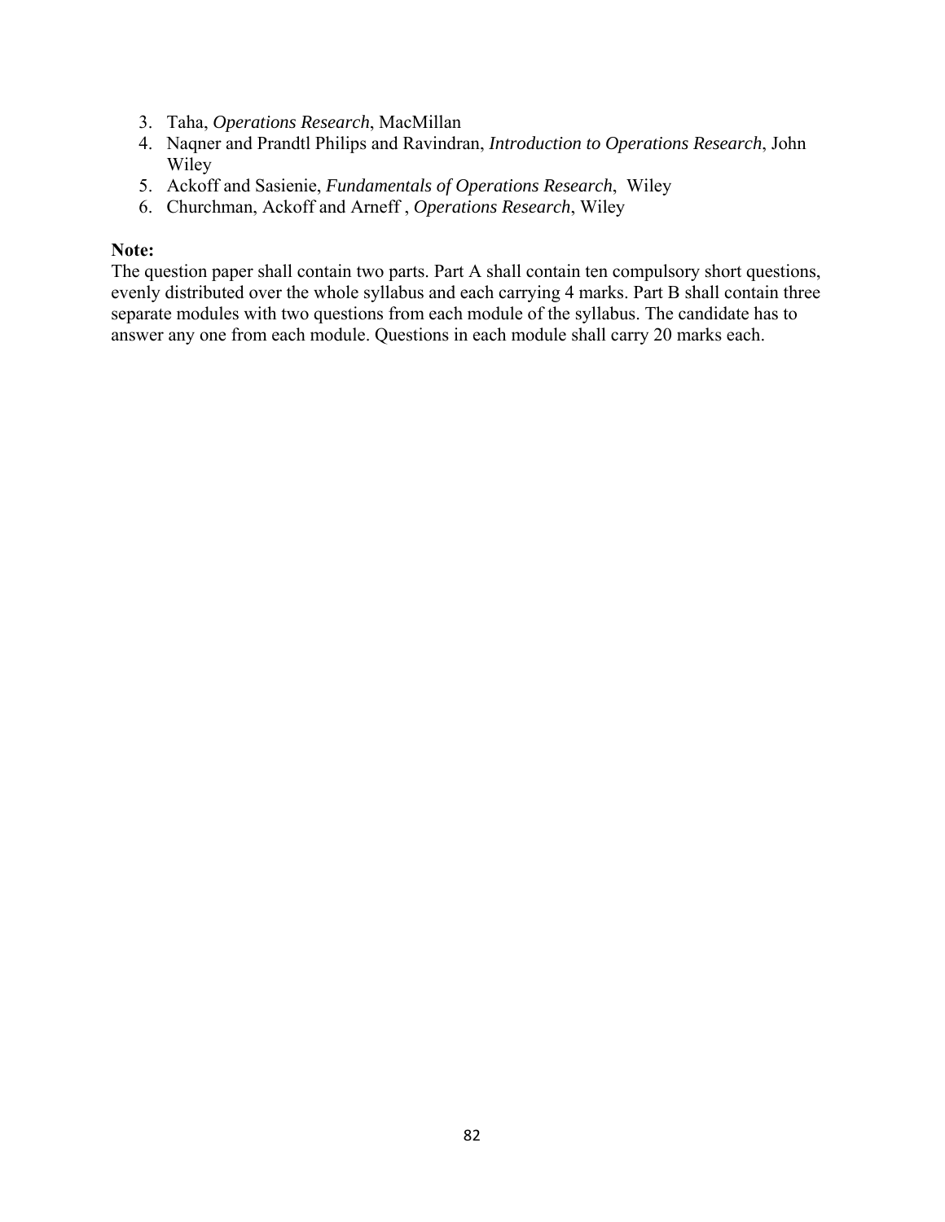3. Taha, *Operations Research*, MacMillan
4. Naqner and Prandtl Philips and Ravindran, *Introduction to Operations Research*, John Wiley
5. Ackoff and Sasienie, *Fundamentals of Operations Research*, Wiley
6. Churchman, Ackoff and Arneff , *Operations Research*, Wiley

**Note:**

The question paper shall contain two parts. Part A shall contain ten compulsory short questions, evenly distributed over the whole syllabus and each carrying 4 marks. Part B shall contain three separate modules with two questions from each module of the syllabus. The candidate has to answer any one from each module. Questions in each module shall carry 20 marks each.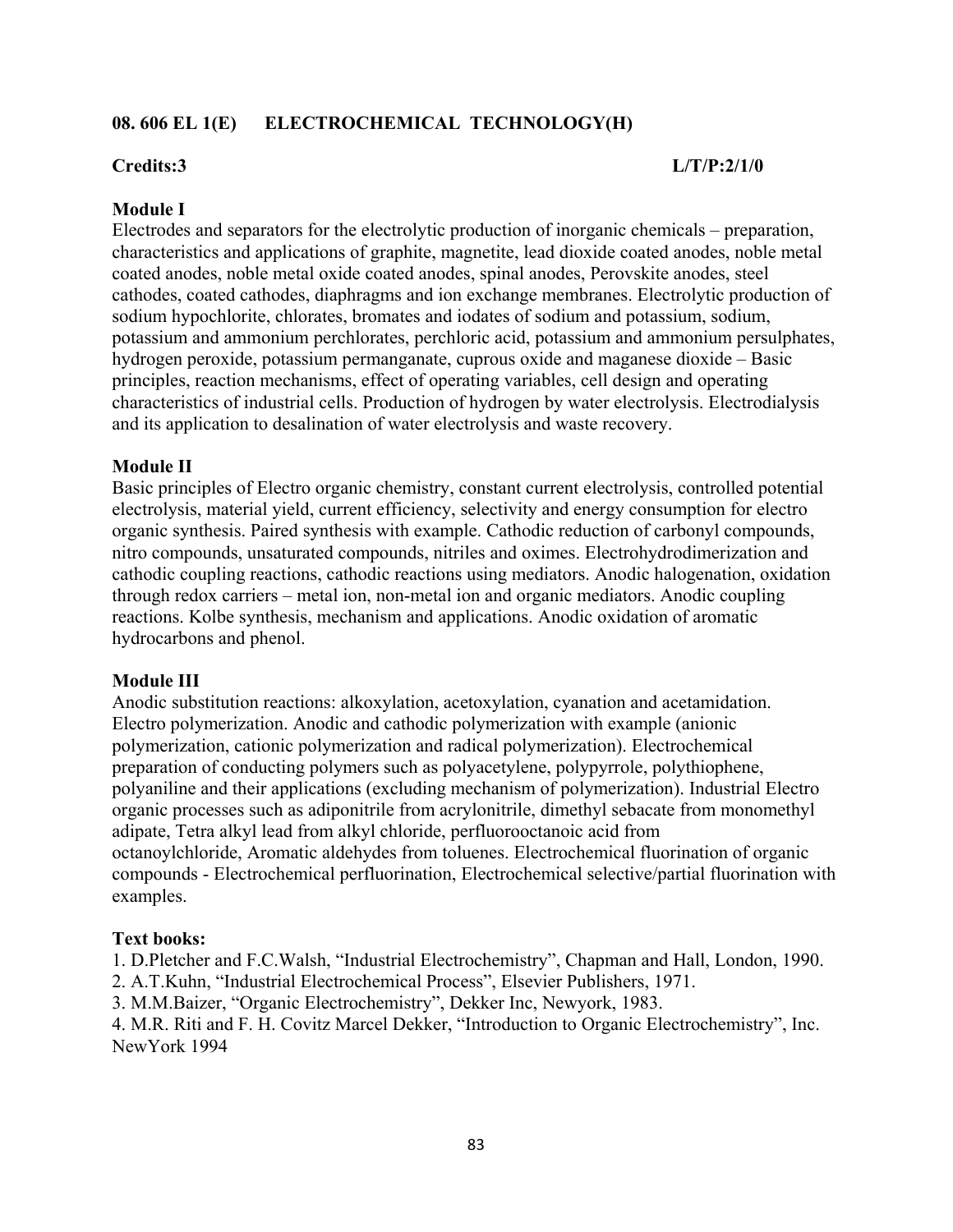## 08. 606 EL 1(E) ELECTROCHEMICAL TECHNOLOGY(H)

**Credits:3** **L/T/P:2/1/0**

### Module I

Electrodes and separators for the electrolytic production of inorganic chemicals – preparation, characteristics and applications of graphite, magnetite, lead dioxide coated anodes, noble metal coated anodes, noble metal oxide coated anodes, spinal anodes, Perovskite anodes, steel cathodes, coated cathodes, diaphragms and ion exchange membranes. Electrolytic production of sodium hypochlorite, chlorates, bromates and iodates of sodium and potassium, sodium, potassium and ammonium perchlorates, perchloric acid, potassium and ammonium persulphates, hydrogen peroxide, potassium permanganate, cuprous oxide and maganese dioxide – Basic principles, reaction mechanisms, effect of operating variables, cell design and operating characteristics of industrial cells. Production of hydrogen by water electrolysis. Electrodialysis and its application to desalination of water electrolysis and waste recovery.

### Module II

Basic principles of Electro organic chemistry, constant current electrolysis, controlled potential electrolysis, material yield, current efficiency, selectivity and energy consumption for electro organic synthesis. Paired synthesis with example. Cathodic reduction of carbonyl compounds, nitro compounds, unsaturated compounds, nitriles and oximes. Electrohydrodimerization and cathodic coupling reactions, cathodic reactions using mediators. Anodic halogenation, oxidation through redox carriers – metal ion, non-metal ion and organic mediators. Anodic coupling reactions. Kolbe synthesis, mechanism and applications. Anodic oxidation of aromatic hydrocarbons and phenol.

### Module III

Anodic substitution reactions: alkoxylation, acetoxylation, cyanation and acetamidation. Electro polymerization. Anodic and cathodic polymerization with example (anionic polymerization, cationic polymerization and radical polymerization). Electrochemical preparation of conducting polymers such as polyacetylene, polypyrrole, polythiophene, polyaniline and their applications (excluding mechanism of polymerization). Industrial Electro organic processes such as adiponitrile from acrylonitrile, dimethyl sebacate from monomethyl adipate, Tetra alkyl lead from alkyl chloride, perfluorooctanoic acid from octanoylchloride, Aromatic aldehydes from toluenes. Electrochemical fluorination of organic compounds - Electrochemical perfluorination, Electrochemical selective/partial fluorination with examples.

**Text books:**

1. D.Pletcher and F.C.Walsh, "Industrial Electrochemistry", Chapman and Hall, London, 1990.
2. A.T.Kuhn, "Industrial Electrochemical Process", Elsevier Publishers, 1971.
3. M.M.Baizer, "Organic Electrochemistry", Dekker Inc, Newyork, 1983.
4. M.R. Riti and F. H. Covitz Marcel Dekker, "Introduction to Organic Electrochemistry", Inc. NewYork 1994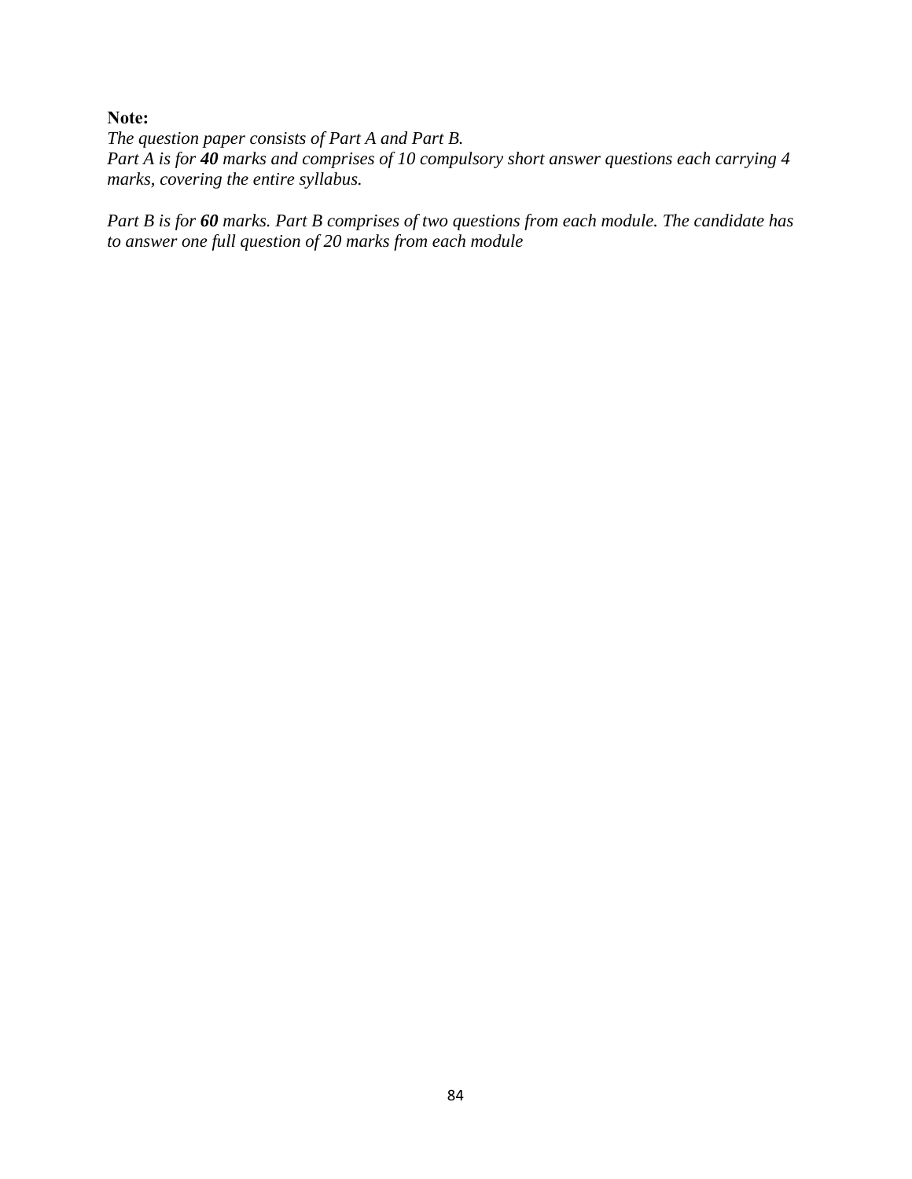**Note:**

*The question paper consists of Part A and Part B.*
*Part A is for **40** marks and comprises of 10 compulsory short answer questions each carrying 4 marks, covering the entire syllabus.*

*Part B is for **60** marks. Part B comprises of two questions from each module. The candidate has to answer one full question of 20 marks from each module*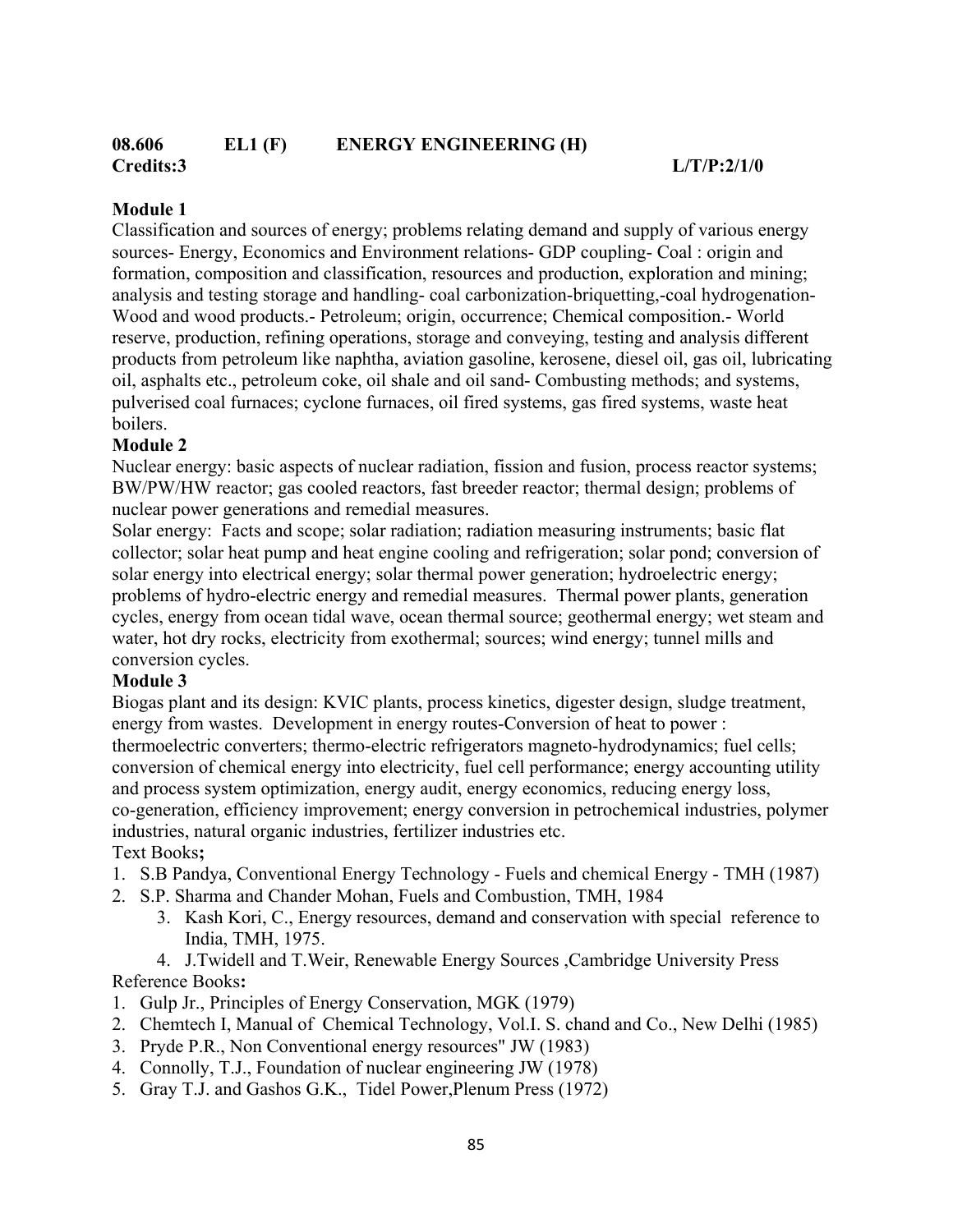**08.606 EL1 (F) ENERGY ENGINEERING (H)**

**Credits:3 L/T/P:2/1/0**

**Module 1**

Classification and sources of energy; problems relating demand and supply of various energy sources- Energy, Economics and Environment relations- GDP coupling- Coal : origin and formation, composition and classification, resources and production, exploration and mining; analysis and testing storage and handling- coal carbonization-briquetting,-coal hydrogenation-Wood and wood products.- Petroleum; origin, occurrence; Chemical composition.- World reserve, production, refining operations, storage and conveying, testing and analysis different products from petroleum like naphtha, aviation gasoline, kerosene, diesel oil, gas oil, lubricating oil, asphalts etc., petroleum coke, oil shale and oil sand- Combusting methods; and systems, pulverised coal furnaces; cyclone furnaces, oil fired systems, gas fired systems, waste heat boilers.

**Module 2**

Nuclear energy: basic aspects of nuclear radiation, fission and fusion, process reactor systems; BW/PW/HW reactor; gas cooled reactors, fast breeder reactor; thermal design; problems of nuclear power generations and remedial measures.

Solar energy: Facts and scope; solar radiation; radiation measuring instruments; basic flat collector; solar heat pump and heat engine cooling and refrigeration; solar pond; conversion of solar energy into electrical energy; solar thermal power generation; hydroelectric energy; problems of hydro-electric energy and remedial measures. Thermal power plants, generation cycles, energy from ocean tidal wave, ocean thermal source; geothermal energy; wet steam and water, hot dry rocks, electricity from exothermal; sources; wind energy; tunnel mills and conversion cycles.

**Module 3**

Biogas plant and its design: KVIC plants, process kinetics, digester design, sludge treatment, energy from wastes. Development in energy routes-Conversion of heat to power : thermoelectric converters; thermo-electric refrigerators magneto-hydrodynamics; fuel cells; conversion of chemical energy into electricity, fuel cell performance; energy accounting utility and process system optimization, energy audit, energy economics, reducing energy loss, co-generation, efficiency improvement; energy conversion in petrochemical industries, polymer industries, natural organic industries, fertilizer industries etc.

Text Books**;**

1. S.B Pandya, Conventional Energy Technology - Fuels and chemical Energy - TMH (1987)
2. S.P. Sharma and Chander Mohan, Fuels and Combustion, TMH, 1984
3. Kash Kori, C., Energy resources, demand and conservation with special reference to India, TMH, 1975.
4. J.Twidell and T.Weir, Renewable Energy Sources ,Cambridge University Press

Reference Books**:**

1. Gulp Jr., Principles of Energy Conservation, MGK (1979)
2. Chemtech I, Manual of Chemical Technology, Vol.I. S. chand and Co., New Delhi (1985)
3. Pryde P.R., Non Conventional energy resources" JW (1983)
4. Connolly, T.J., Foundation of nuclear engineering JW (1978)
5. Gray T.J. and Gashos G.K., Tidel Power,Plenum Press (1972)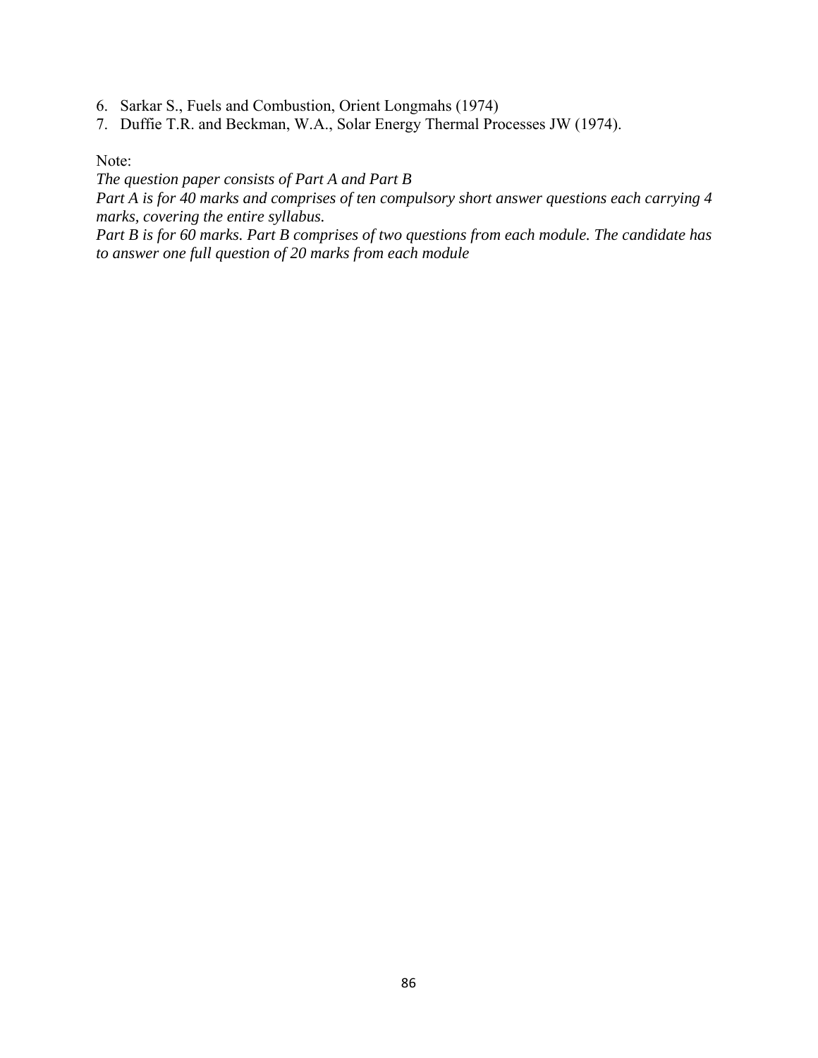6. Sarkar S., Fuels and Combustion, Orient Longmahs (1974)
7. Duffie T.R. and Beckman, W.A., Solar Energy Thermal Processes JW (1974).

Note:

*The question paper consists of Part A and Part B*

*Part A is for 40 marks and comprises of ten compulsory short answer questions each carrying 4 marks, covering the entire syllabus.*

*Part B is for 60 marks. Part B comprises of two questions from each module. The candidate has to answer one full question of 20 marks from each module*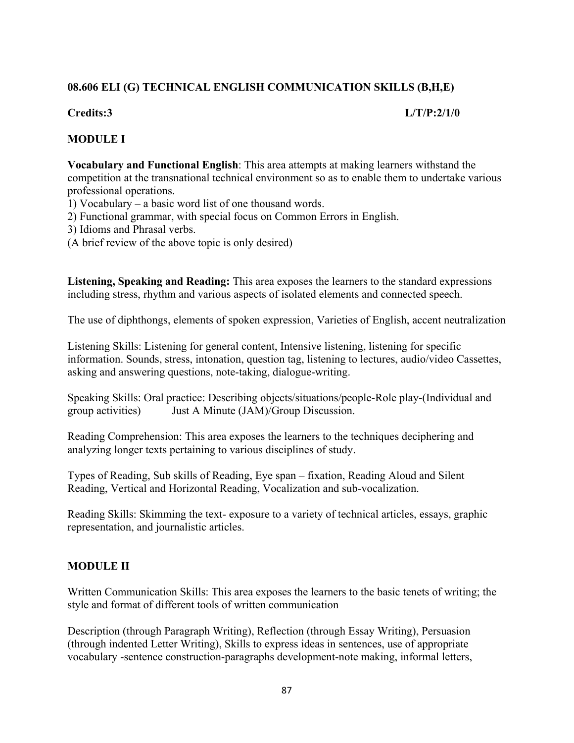## 08.606 ELI (G) TECHNICAL ENGLISH COMMUNICATION SKILLS (B,H,E)

**Credits:3** **L/T/P:2/1/0**

### MODULE I

**Vocabulary and Functional English**: This area attempts at making learners withstand the competition at the transnational technical environment so as to enable them to undertake various professional operations.

1) Vocabulary – a basic word list of one thousand words.
2) Functional grammar, with special focus on Common Errors in English.
3) Idioms and Phrasal verbs.

(A brief review of the above topic is only desired)

**Listening, Speaking and Reading:** This area exposes the learners to the standard expressions including stress, rhythm and various aspects of isolated elements and connected speech.

The use of diphthongs, elements of spoken expression, Varieties of English, accent neutralization

Listening Skills: Listening for general content, Intensive listening, listening for specific information. Sounds, stress, intonation, question tag, listening to lectures, audio/video Cassettes, asking and answering questions, note-taking, dialogue-writing.

Speaking Skills: Oral practice: Describing objects/situations/people-Role play-(Individual and group activities) Just A Minute (JAM)/Group Discussion.

Reading Comprehension: This area exposes the learners to the techniques deciphering and analyzing longer texts pertaining to various disciplines of study.

Types of Reading, Sub skills of Reading, Eye span – fixation, Reading Aloud and Silent Reading, Vertical and Horizontal Reading, Vocalization and sub-vocalization.

Reading Skills: Skimming the text- exposure to a variety of technical articles, essays, graphic representation, and journalistic articles.

### MODULE II

Written Communication Skills: This area exposes the learners to the basic tenets of writing; the style and format of different tools of written communication

Description (through Paragraph Writing), Reflection (through Essay Writing), Persuasion (through indented Letter Writing), Skills to express ideas in sentences, use of appropriate vocabulary -sentence construction-paragraphs development-note making, informal letters,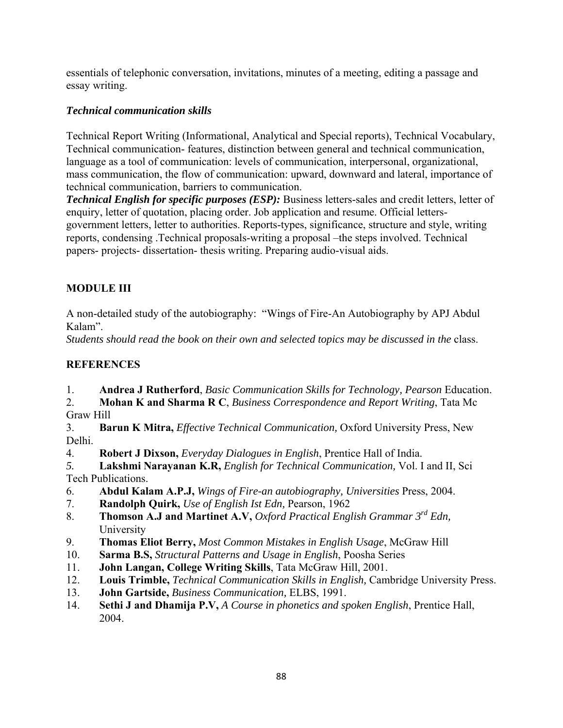essentials of telephonic conversation, invitations, minutes of a meeting, editing a passage and essay writing.

***Technical communication skills***

Technical Report Writing (Informational, Analytical and Special reports), Technical Vocabulary, Technical communication- features, distinction between general and technical communication, language as a tool of communication: levels of communication, interpersonal, organizational, mass communication, the flow of communication: upward, downward and lateral, importance of technical communication, barriers to communication.

***Technical English for specific purposes (ESP):*** Business letters-sales and credit letters, letter of enquiry, letter of quotation, placing order. Job application and resume. Official letters-government letters, letter to authorities. Reports-types, significance, structure and style, writing reports, condensing .Technical proposals-writing a proposal –the steps involved. Technical papers- projects- dissertation- thesis writing. Preparing audio-visual aids.

## MODULE III

A non-detailed study of the autobiography: "Wings of Fire-An Autobiography by APJ Abdul Kalam".

*Students should read the book on their own and selected topics may be discussed in the* class.

## REFERENCES

1. **Andrea J Rutherford**, *Basic Communication Skills for Technology, Pearson* Education.
2. **Mohan K and Sharma R C**, *Business Correspondence and Report Writing*, Tata Mc Graw Hill
3. **Barun K Mitra,** *Effective Technical Communication,* Oxford University Press, New Delhi.
4. **Robert J Dixson,** *Everyday Dialogues in English*, Prentice Hall of India.
5. **Lakshmi Narayanan K.R,** *English for Technical Communication,* Vol. I and II, Sci Tech Publications.
6. **Abdul Kalam A.P.J,** *Wings of Fire-an autobiography, Universities* Press, 2004.
7. **Randolph Quirk,** *Use of English Ist Edn,* Pearson, 1962
8. **Thomson A.J and Martinet A.V,** *Oxford Practical English Grammar 3rd Edn,* University
9. **Thomas Eliot Berry,** *Most Common Mistakes in English Usage*, McGraw Hill
10. **Sarma B.S,** *Structural Patterns and Usage in English*, Poosha Series
11. **John Langan, College Writing Skills**, Tata McGraw Hill, 2001.
12. **Louis Trimble,** *Technical Communication Skills in English,* Cambridge University Press.
13. **John Gartside,** *Business Communication,* ELBS, 1991.
14. **Sethi J and Dhamija P.V,** *A Course in phonetics and spoken English*, Prentice Hall, 2004.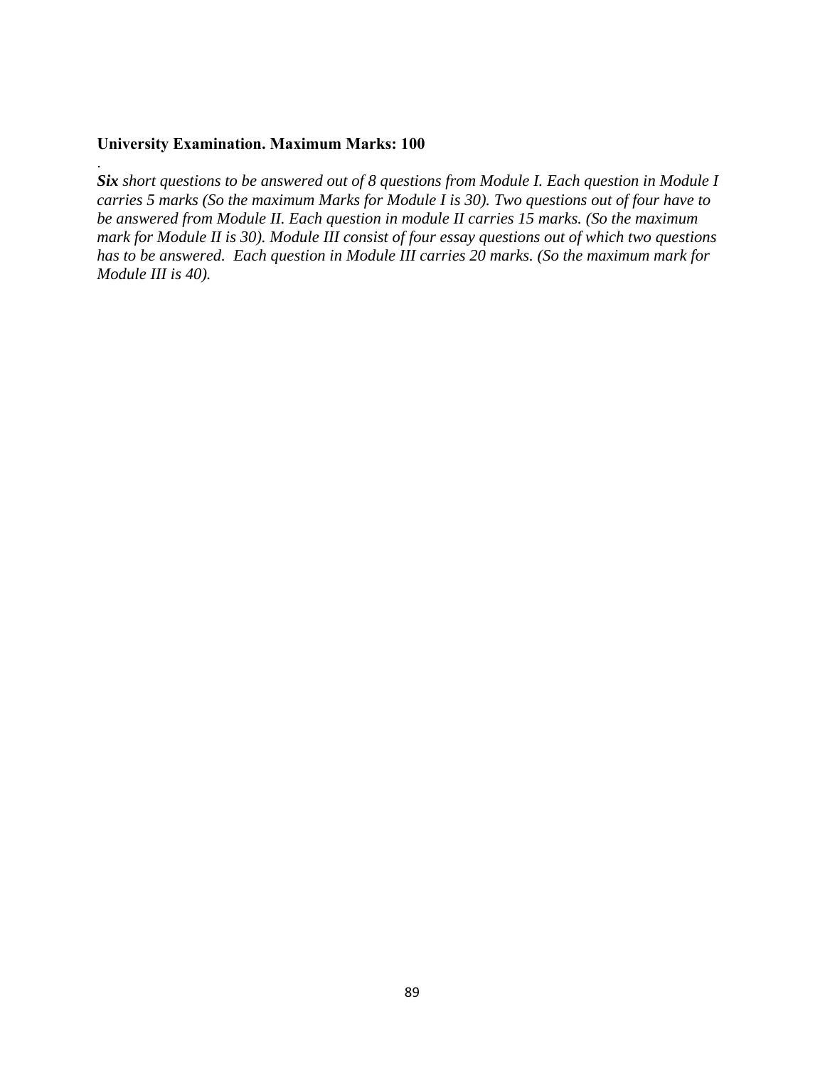**University Examination. Maximum Marks: 100**

.

***Six** short questions to be answered out of 8 questions from Module I. Each question in Module I carries 5 marks (So the maximum Marks for Module I is 30). Two questions out of four have to be answered from Module II. Each question in module II carries 15 marks. (So the maximum mark for Module II is 30). Module III consist of four essay questions out of which two questions has to be answered. Each question in Module III carries 20 marks. (So the maximum mark for Module III is 40).*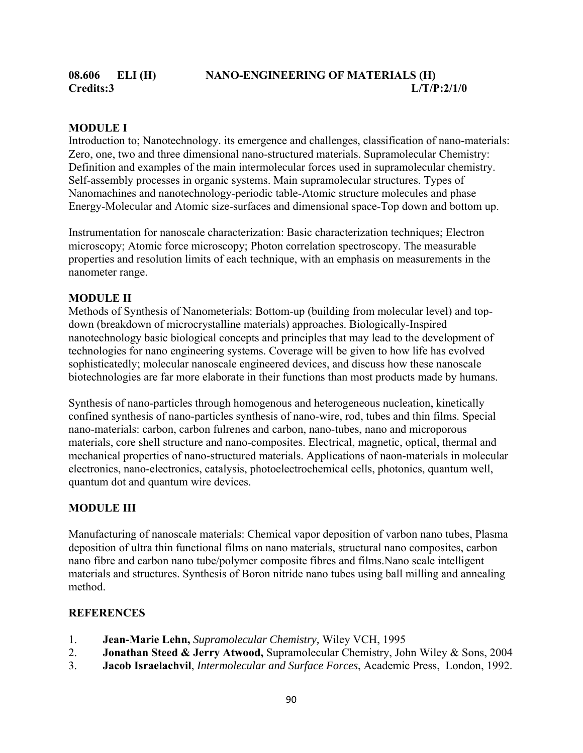**08.606 ELI (H) NANO-ENGINEERING OF MATERIALS (H)**
**Credits:3 L/T/P:2/1/0**

**MODULE I**

Introduction to; Nanotechnology. its emergence and challenges, classification of nano-materials: Zero, one, two and three dimensional nano-structured materials. Supramolecular Chemistry: Definition and examples of the main intermolecular forces used in supramolecular chemistry. Self-assembly processes in organic systems. Main supramolecular structures. Types of Nanomachines and nanotechnology-periodic table-Atomic structure molecules and phase Energy-Molecular and Atomic size-surfaces and dimensional space-Top down and bottom up.

Instrumentation for nanoscale characterization: Basic characterization techniques; Electron microscopy; Atomic force microscopy; Photon correlation spectroscopy. The measurable properties and resolution limits of each technique, with an emphasis on measurements in the nanometer range.

**MODULE II**

Methods of Synthesis of Nanometerials: Bottom-up (building from molecular level) and top-down (breakdown of microcrystalline materials) approaches. Biologically-Inspired nanotechnology basic biological concepts and principles that may lead to the development of technologies for nano engineering systems. Coverage will be given to how life has evolved sophisticatedly; molecular nanoscale engineered devices, and discuss how these nanoscale biotechnologies are far more elaborate in their functions than most products made by humans.

Synthesis of nano-particles through homogenous and heterogeneous nucleation, kinetically confined synthesis of nano-particles synthesis of nano-wire, rod, tubes and thin films. Special nano-materials: carbon, carbon fulrenes and carbon, nano-tubes, nano and microporous materials, core shell structure and nano-composites. Electrical, magnetic, optical, thermal and mechanical properties of nano-structured materials. Applications of naon-materials in molecular electronics, nano-electronics, catalysis, photoelectrochemical cells, photonics, quantum well, quantum dot and quantum wire devices.

**MODULE III**

Manufacturing of nanoscale materials: Chemical vapor deposition of varbon nano tubes, Plasma deposition of ultra thin functional films on nano materials, structural nano composites, carbon nano fibre and carbon nano tube/polymer composite fibres and films.Nano scale intelligent materials and structures. Synthesis of Boron nitride nano tubes using ball milling and annealing method.

**REFERENCES**

1. **Jean-Marie Lehn,** *Supramolecular Chemistry,* Wiley VCH, 1995
2. **Jonathan Steed & Jerry Atwood,** Supramolecular Chemistry, John Wiley & Sons, 2004
3. **Jacob Israelachvil**, *Intermolecular and Surface Forces*, Academic Press, London, 1992.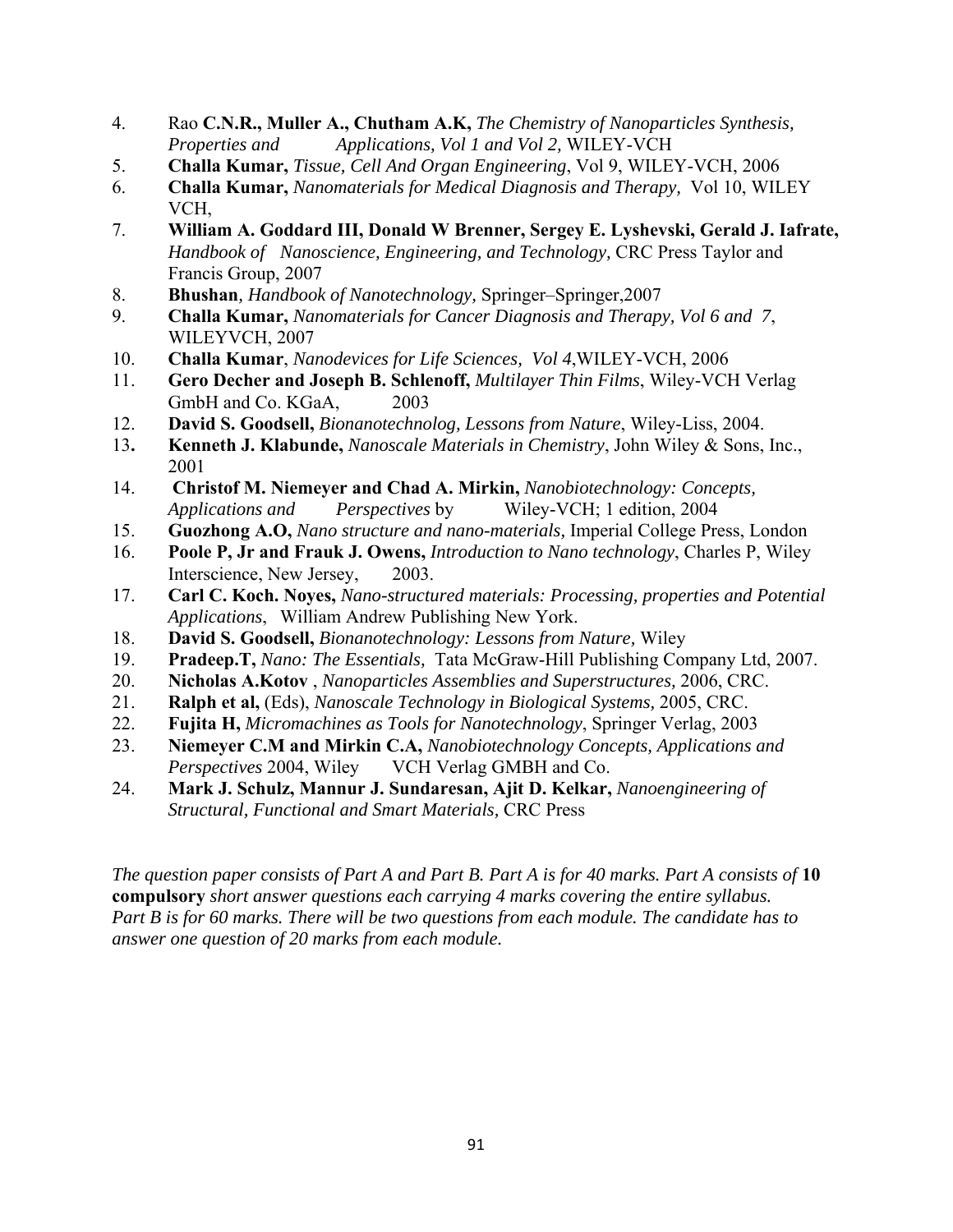4. Rao **C.N.R., Muller A., Chutham A.K,** *The Chemistry of Nanoparticles Synthesis, Properties and Applications, Vol 1 and Vol 2,* WILEY-VCH
5. **Challa Kumar,** *Tissue, Cell And Organ Engineering*, Vol 9, WILEY-VCH, 2006
6. **Challa Kumar,** *Nanomaterials for Medical Diagnosis and Therapy,* Vol 10, WILEY VCH,
7. **William A. Goddard III, Donald W Brenner, Sergey E. Lyshevski, Gerald J. Iafrate,** *Handbook of Nanoscience, Engineering, and Technology,* CRC Press Taylor and Francis Group, 2007
8. **Bhushan**, *Handbook of Nanotechnology,* Springer–Springer,2007
9. **Challa Kumar,** *Nanomaterials for Cancer Diagnosis and Therapy, Vol 6 and 7*, WILEYVCH, 2007
10. **Challa Kumar**, *Nanodevices for Life Sciences, Vol 4*,WILEY-VCH, 2006
11. **Gero Decher and Joseph B. Schlenoff,** *Multilayer Thin Films*, Wiley-VCH Verlag GmbH and Co. KGaA, 2003
12. **David S. Goodsell,** *Bionanotechnolog, Lessons from Nature*, Wiley-Liss, 2004.
13. **Kenneth J. Klabunde,** *Nanoscale Materials in Chemistry*, John Wiley & Sons, Inc., 2001
14. **Christof M. Niemeyer and Chad A. Mirkin,** *Nanobiotechnology: Concepts, Applications and Perspectives* by Wiley-VCH; 1 edition, 2004
15. **Guozhong A.O,** *Nano structure and nano-materials,* Imperial College Press, London
16. **Poole P, Jr and Frauk J. Owens,** *Introduction to Nano technology*, Charles P, Wiley Interscience, New Jersey, 2003.
17. **Carl C. Koch. Noyes,** *Nano-structured materials: Processing, properties and Potential Applications*, William Andrew Publishing New York.
18. **David S. Goodsell,** *Bionanotechnology: Lessons from Nature,* Wiley
19. **Pradeep.T,** *Nano: The Essentials,* Tata McGraw-Hill Publishing Company Ltd, 2007.
20. **Nicholas A.Kotov** , *Nanoparticles Assemblies and Superstructures,* 2006, CRC.
21. **Ralph et al,** (Eds), *Nanoscale Technology in Biological Systems,* 2005, CRC.
22. **Fujita H,** *Micromachines as Tools for Nanotechnology*, Springer Verlag, 2003
23. **Niemeyer C.M and Mirkin C.A,** *Nanobiotechnology Concepts, Applications and Perspectives* 2004, Wiley VCH Verlag GMBH and Co.
24. **Mark J. Schulz, Mannur J. Sundaresan, Ajit D. Kelkar,** *Nanoengineering of Structural, Functional and Smart Materials,* CRC Press

*The question paper consists of Part A and Part B. Part A is for 40 marks. Part A consists of* **10 compulsory** *short answer questions each carrying 4 marks covering the entire syllabus. Part B is for 60 marks. There will be two questions from each module. The candidate has to answer one question of 20 marks from each module.*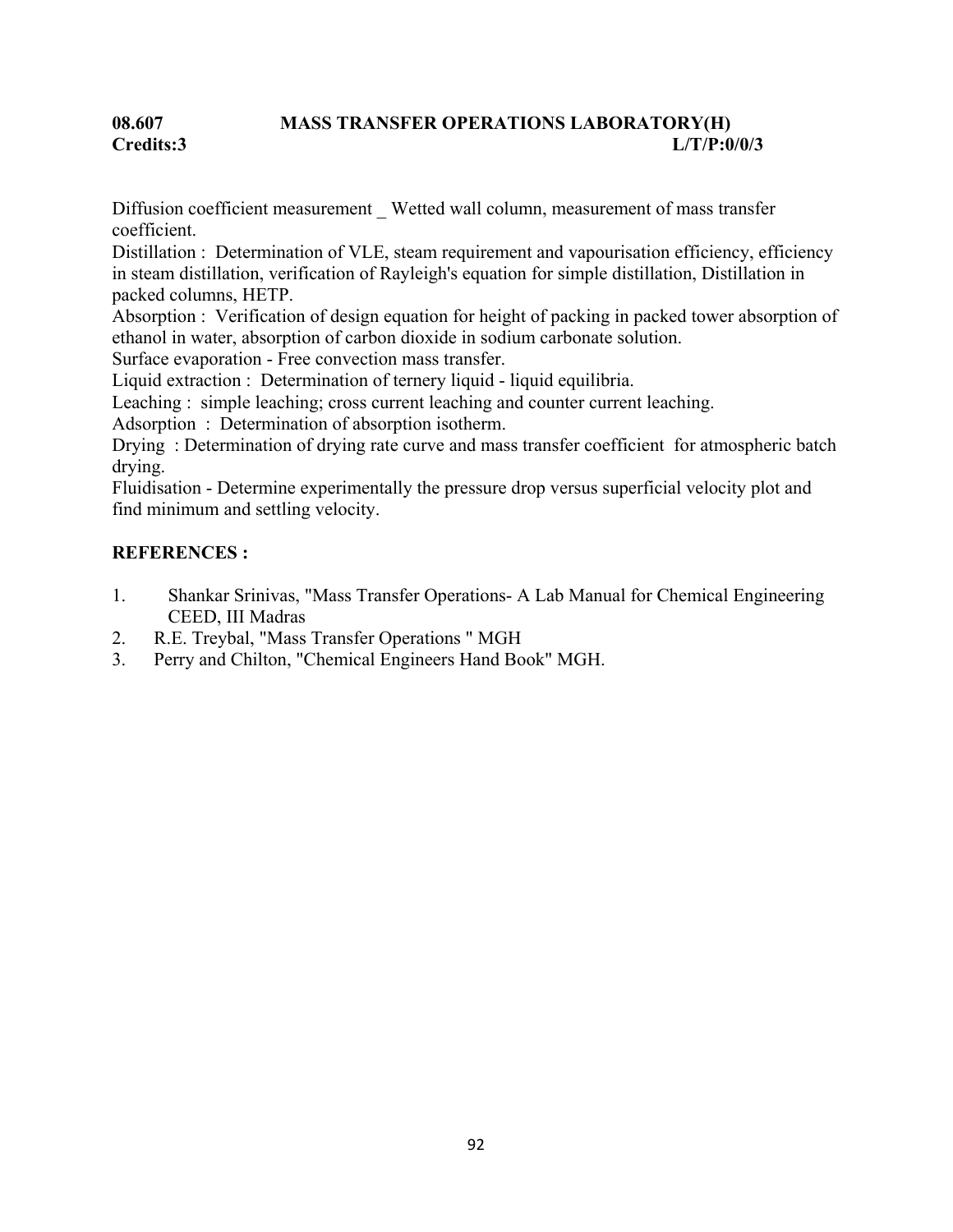**08.607 MASS TRANSFER OPERATIONS LABORATORY(H)**
**Credits:3 L/T/P:0/0/3**

Diffusion coefficient measurement _ Wetted wall column, measurement of mass transfer coefficient.
Distillation : Determination of VLE, steam requirement and vapourisation efficiency, efficiency in steam distillation, verification of Rayleigh's equation for simple distillation, Distillation in packed columns, HETP.
Absorption : Verification of design equation for height of packing in packed tower absorption of ethanol in water, absorption of carbon dioxide in sodium carbonate solution.
Surface evaporation - Free convection mass transfer.
Liquid extraction : Determination of ternery liquid - liquid equilibria.
Leaching : simple leaching; cross current leaching and counter current leaching.
Adsorption : Determination of absorption isotherm.
Drying : Determination of drying rate curve and mass transfer coefficient for atmospheric batch drying.
Fluidisation - Determine experimentally the pressure drop versus superficial velocity plot and find minimum and settling velocity.

**REFERENCES :**

1. Shankar Srinivas, "Mass Transfer Operations- A Lab Manual for Chemical Engineering CEED, III Madras
2. R.E. Treybal, "Mass Transfer Operations " MGH
3. Perry and Chilton, "Chemical Engineers Hand Book" MGH.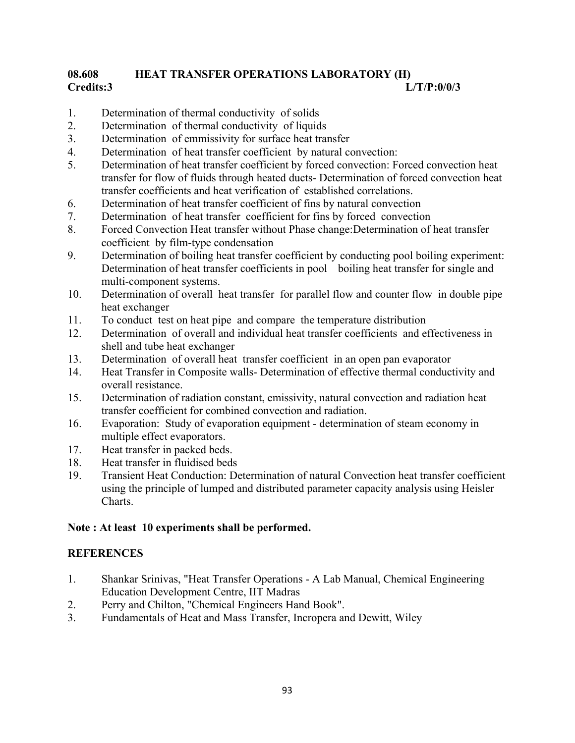**08.608 HEAT TRANSFER OPERATIONS LABORATORY (H)**
**Credits:3 L/T/P:0/0/3**

1. Determination of thermal conductivity of solids
2. Determination of thermal conductivity of liquids
3. Determination of emmissivity for surface heat transfer
4. Determination of heat transfer coefficient by natural convection:
5. Determination of heat transfer coefficient by forced convection: Forced convection heat transfer for flow of fluids through heated ducts- Determination of forced convection heat transfer coefficients and heat verification of established correlations.
6. Determination of heat transfer coefficient of fins by natural convection
7. Determination of heat transfer coefficient for fins by forced convection
8. Forced Convection Heat transfer without Phase change:Determination of heat transfer coefficient by film-type condensation
9. Determination of boiling heat transfer coefficient by conducting pool boiling experiment: Determination of heat transfer coefficients in pool boiling heat transfer for single and multi-component systems.
10. Determination of overall heat transfer for parallel flow and counter flow in double pipe heat exchanger
11. To conduct test on heat pipe and compare the temperature distribution
12. Determination of overall and individual heat transfer coefficients and effectiveness in shell and tube heat exchanger
13. Determination of overall heat transfer coefficient in an open pan evaporator
14. Heat Transfer in Composite walls- Determination of effective thermal conductivity and overall resistance.
15. Determination of radiation constant, emissivity, natural convection and radiation heat transfer coefficient for combined convection and radiation.
16. Evaporation: Study of evaporation equipment - determination of steam economy in multiple effect evaporators.
17. Heat transfer in packed beds.
18. Heat transfer in fluidised beds
19. Transient Heat Conduction: Determination of natural Convection heat transfer coefficient using the principle of lumped and distributed parameter capacity analysis using Heisler Charts.

**Note : At least 10 experiments shall be performed.**

**REFERENCES**

1. Shankar Srinivas, "Heat Transfer Operations - A Lab Manual, Chemical Engineering Education Development Centre, IIT Madras
2. Perry and Chilton, "Chemical Engineers Hand Book".
3. Fundamentals of Heat and Mass Transfer, Incropera and Dewitt, Wiley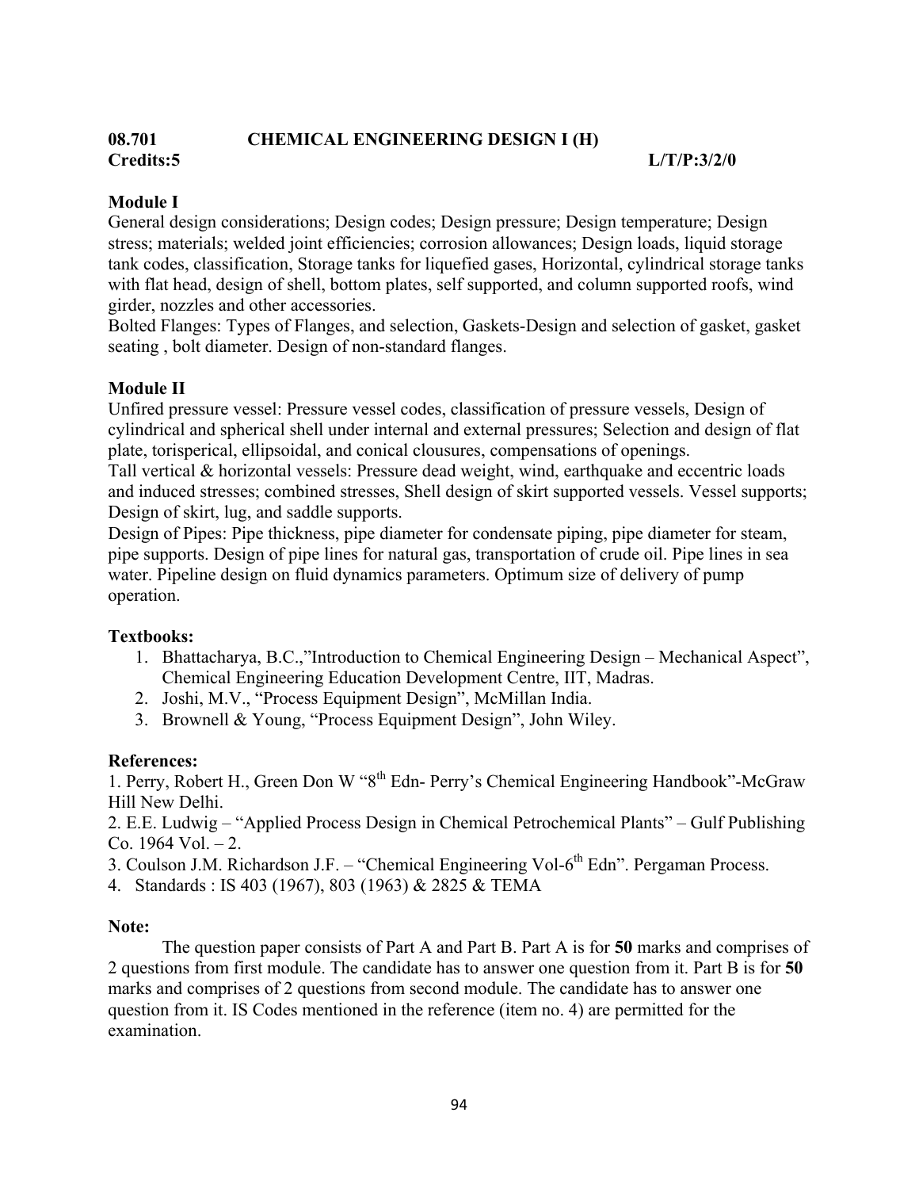**08.701 CHEMICAL ENGINEERING DESIGN I (H)**

**Credits:5 L/T/P:3/2/0**

**Module I**

General design considerations; Design codes; Design pressure; Design temperature; Design stress; materials; welded joint efficiencies; corrosion allowances; Design loads, liquid storage tank codes, classification, Storage tanks for liquefied gases, Horizontal, cylindrical storage tanks with flat head, design of shell, bottom plates, self supported, and column supported roofs, wind girder, nozzles and other accessories.

Bolted Flanges: Types of Flanges, and selection, Gaskets-Design and selection of gasket, gasket seating , bolt diameter. Design of non-standard flanges.

**Module II**

Unfired pressure vessel: Pressure vessel codes, classification of pressure vessels, Design of cylindrical and spherical shell under internal and external pressures; Selection and design of flat plate, torisperical, ellipsoidal, and conical clousures, compensations of openings.

Tall vertical & horizontal vessels: Pressure dead weight, wind, earthquake and eccentric loads and induced stresses; combined stresses, Shell design of skirt supported vessels. Vessel supports; Design of skirt, lug, and saddle supports.

Design of Pipes: Pipe thickness, pipe diameter for condensate piping, pipe diameter for steam, pipe supports. Design of pipe lines for natural gas, transportation of crude oil. Pipe lines in sea water. Pipeline design on fluid dynamics parameters. Optimum size of delivery of pump operation.

**Textbooks:**

1. Bhattacharya, B.C.,"Introduction to Chemical Engineering Design – Mechanical Aspect", Chemical Engineering Education Development Centre, IIT, Madras.
2. Joshi, M.V., "Process Equipment Design", McMillan India.
3. Brownell & Young, "Process Equipment Design", John Wiley.

**References:**

1. Perry, Robert H., Green Don W "8th Edn- Perry's Chemical Engineering Handbook"-McGraw Hill New Delhi.
2. E.E. Ludwig – "Applied Process Design in Chemical Petrochemical Plants" – Gulf Publishing Co. 1964 Vol. – 2.
3. Coulson J.M. Richardson J.F. – "Chemical Engineering Vol-6th Edn". Pergaman Process.
4. Standards : IS 403 (1967), 803 (1963) & 2825 & TEMA

**Note:**

The question paper consists of Part A and Part B. Part A is for **50** marks and comprises of 2 questions from first module. The candidate has to answer one question from it. Part B is for **50** marks and comprises of 2 questions from second module. The candidate has to answer one question from it. IS Codes mentioned in the reference (item no. 4) are permitted for the examination.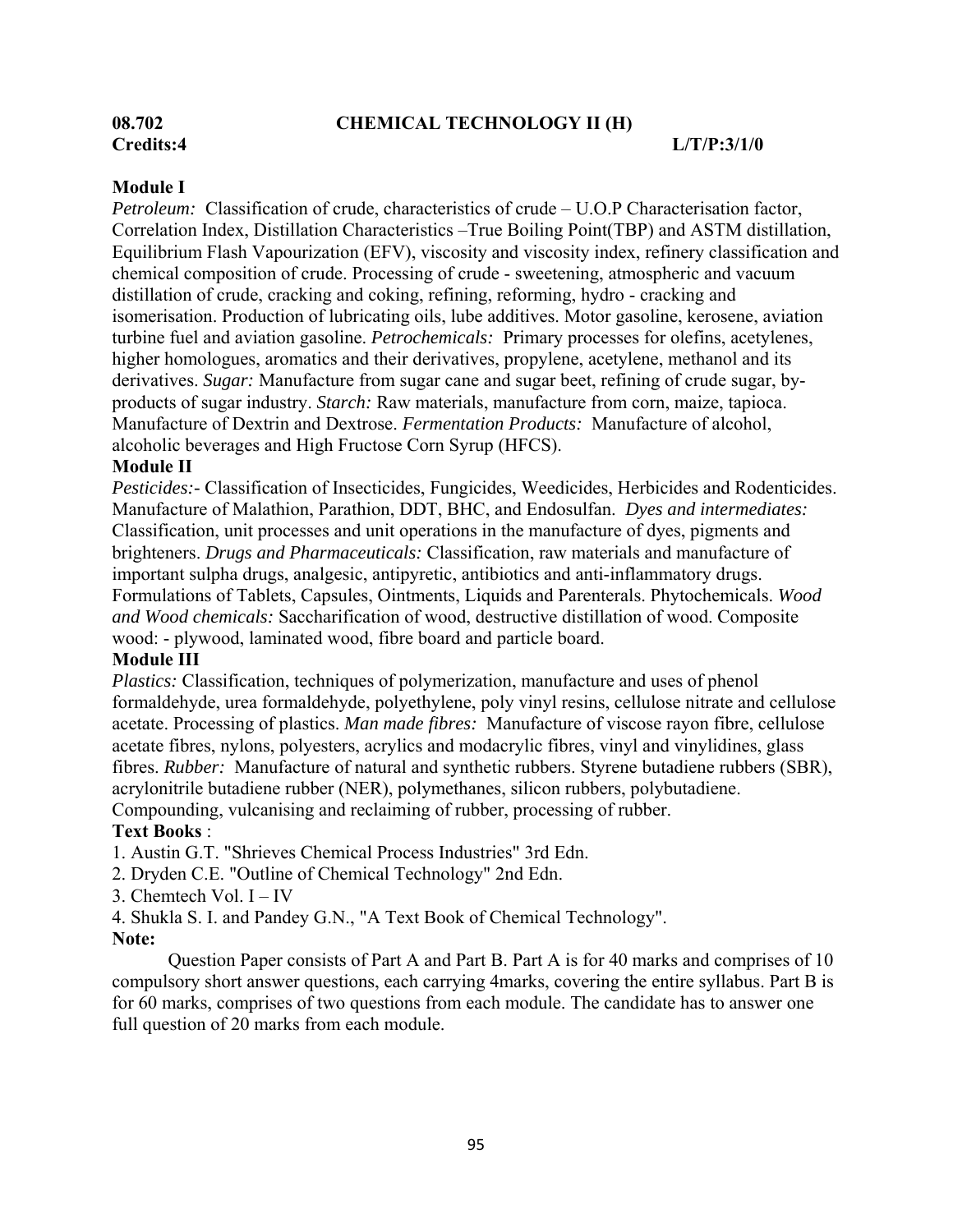**08.702 CHEMICAL TECHNOLOGY II (H)**

**Credits:4 L/T/P:3/1/0**

**Module I**

*Petroleum:* Classification of crude, characteristics of crude – U.O.P Characterisation factor, Correlation Index, Distillation Characteristics –True Boiling Point(TBP) and ASTM distillation, Equilibrium Flash Vapourization (EFV), viscosity and viscosity index, refinery classification and chemical composition of crude. Processing of crude - sweetening, atmospheric and vacuum distillation of crude, cracking and coking, refining, reforming, hydro - cracking and isomerisation. Production of lubricating oils, lube additives. Motor gasoline, kerosene, aviation turbine fuel and aviation gasoline. *Petrochemicals:* Primary processes for olefins, acetylenes, higher homologues, aromatics and their derivatives, propylene, acetylene, methanol and its derivatives. *Sugar:* Manufacture from sugar cane and sugar beet, refining of crude sugar, by-products of sugar industry. *Starch:* Raw materials, manufacture from corn, maize, tapioca. Manufacture of Dextrin and Dextrose. *Fermentation Products:* Manufacture of alcohol, alcoholic beverages and High Fructose Corn Syrup (HFCS).

**Module II**

*Pesticides:-* Classification of Insecticides, Fungicides, Weedicides, Herbicides and Rodenticides. Manufacture of Malathion, Parathion, DDT, BHC, and Endosulfan. *Dyes and intermediates:* Classification, unit processes and unit operations in the manufacture of dyes, pigments and brighteners. *Drugs and Pharmaceuticals:* Classification, raw materials and manufacture of important sulpha drugs, analgesic, antipyretic, antibiotics and anti-inflammatory drugs. Formulations of Tablets, Capsules, Ointments, Liquids and Parenterals. Phytochemicals. *Wood and Wood chemicals:* Saccharification of wood, destructive distillation of wood. Composite wood: - plywood, laminated wood, fibre board and particle board.

**Module III**

*Plastics:* Classification, techniques of polymerization, manufacture and uses of phenol formaldehyde, urea formaldehyde, polyethylene, poly vinyl resins, cellulose nitrate and cellulose acetate. Processing of plastics. *Man made fibres:* Manufacture of viscose rayon fibre, cellulose acetate fibres, nylons, polyesters, acrylics and modacrylic fibres, vinyl and vinylidines, glass fibres. *Rubber:* Manufacture of natural and synthetic rubbers. Styrene butadiene rubbers (SBR), acrylonitrile butadiene rubber (NER), polymethanes, silicon rubbers, polybutadiene. Compounding, vulcanising and reclaiming of rubber, processing of rubber.

**Text Books** :

1. Austin G.T. "Shrieves Chemical Process Industries" 3rd Edn.
2. Dryden C.E. "Outline of Chemical Technology" 2nd Edn.
3. Chemtech Vol. I – IV
4. Shukla S. I. and Pandey G.N., "A Text Book of Chemical Technology".

**Note:**

Question Paper consists of Part A and Part B. Part A is for 40 marks and comprises of 10 compulsory short answer questions, each carrying 4marks, covering the entire syllabus. Part B is for 60 marks, comprises of two questions from each module. The candidate has to answer one full question of 20 marks from each module.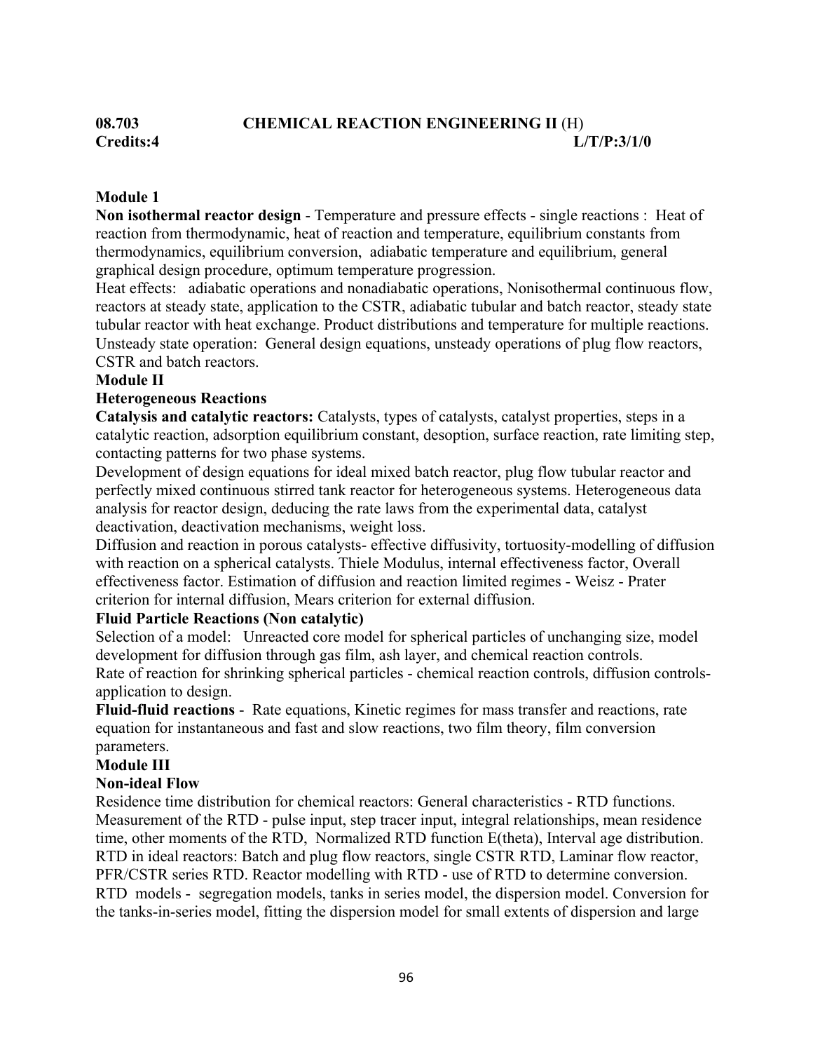**08.703 CHEMICAL REACTION ENGINEERING II** (H)
**Credits:4 L/T/P:3/1/0**

**Module 1**

**Non isothermal reactor design** - Temperature and pressure effects - single reactions : Heat of reaction from thermodynamic, heat of reaction and temperature, equilibrium constants from thermodynamics, equilibrium conversion, adiabatic temperature and equilibrium, general graphical design procedure, optimum temperature progression.

Heat effects: adiabatic operations and nonadiabatic operations, Nonisothermal continuous flow, reactors at steady state, application to the CSTR, adiabatic tubular and batch reactor, steady state tubular reactor with heat exchange. Product distributions and temperature for multiple reactions. Unsteady state operation: General design equations, unsteady operations of plug flow reactors, CSTR and batch reactors.

**Module II**

**Heterogeneous Reactions**

**Catalysis and catalytic reactors:** Catalysts, types of catalysts, catalyst properties, steps in a catalytic reaction, adsorption equilibrium constant, desoption, surface reaction, rate limiting step, contacting patterns for two phase systems.

Development of design equations for ideal mixed batch reactor, plug flow tubular reactor and perfectly mixed continuous stirred tank reactor for heterogeneous systems. Heterogeneous data analysis for reactor design, deducing the rate laws from the experimental data, catalyst deactivation, deactivation mechanisms, weight loss.

Diffusion and reaction in porous catalysts- effective diffusivity, tortuosity-modelling of diffusion with reaction on a spherical catalysts. Thiele Modulus, internal effectiveness factor, Overall effectiveness factor. Estimation of diffusion and reaction limited regimes - Weisz - Prater criterion for internal diffusion, Mears criterion for external diffusion.

**Fluid Particle Reactions (Non catalytic)**

Selection of a model: Unreacted core model for spherical particles of unchanging size, model development for diffusion through gas film, ash layer, and chemical reaction controls.
Rate of reaction for shrinking spherical particles - chemical reaction controls, diffusion controls-application to design.

**Fluid-fluid reactions** - Rate equations, Kinetic regimes for mass transfer and reactions, rate equation for instantaneous and fast and slow reactions, two film theory, film conversion parameters.

**Module III**

**Non-ideal Flow**

Residence time distribution for chemical reactors: General characteristics - RTD functions. Measurement of the RTD - pulse input, step tracer input, integral relationships, mean residence time, other moments of the RTD, Normalized RTD function E(theta), Interval age distribution. RTD in ideal reactors: Batch and plug flow reactors, single CSTR RTD, Laminar flow reactor, PFR/CSTR series RTD. Reactor modelling with RTD - use of RTD to determine conversion. RTD models - segregation models, tanks in series model, the dispersion model. Conversion for the tanks-in-series model, fitting the dispersion model for small extents of dispersion and large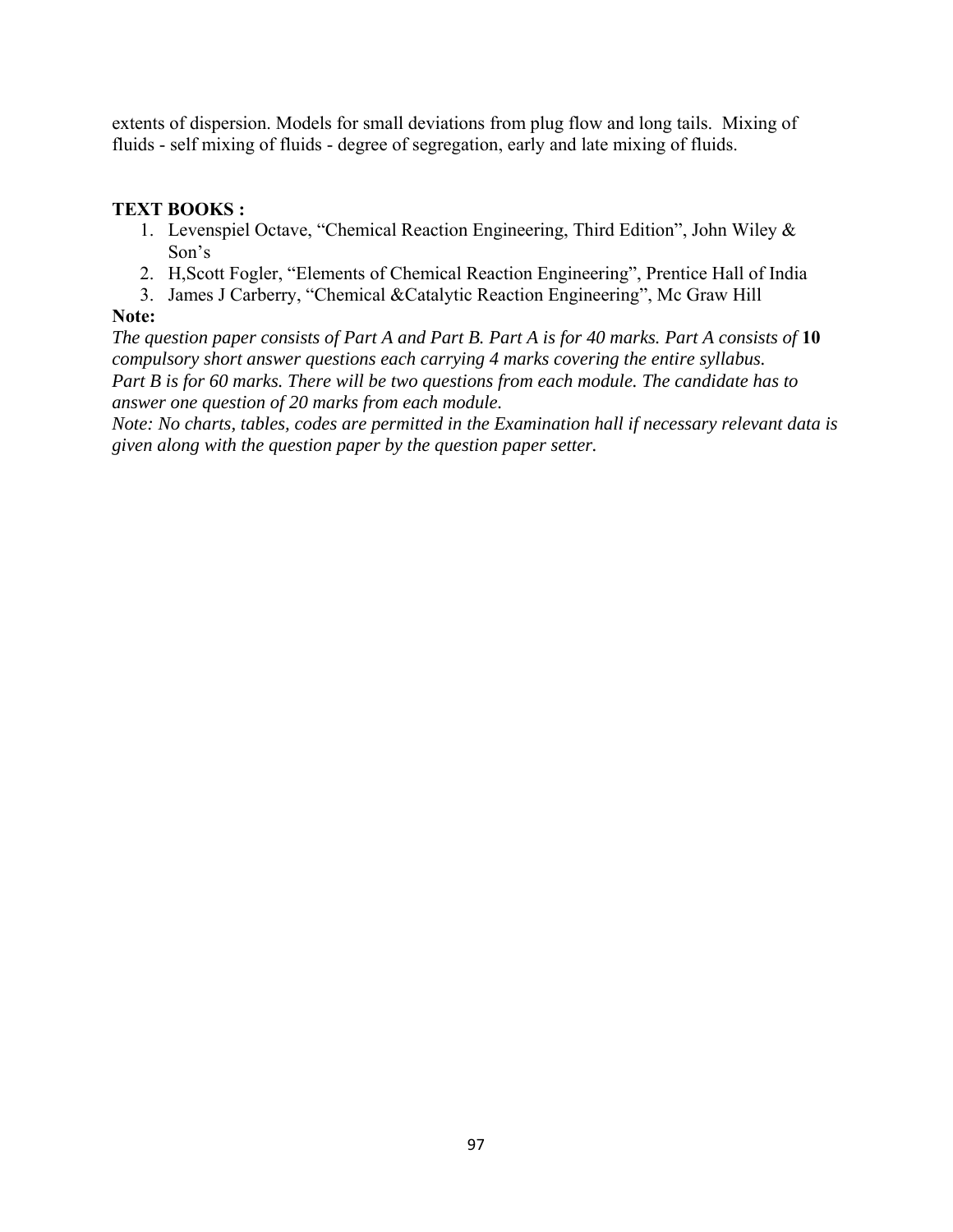extents of dispersion. Models for small deviations from plug flow and long tails. Mixing of fluids - self mixing of fluids - degree of segregation, early and late mixing of fluids.

**TEXT BOOKS :**

1. Levenspiel Octave, "Chemical Reaction Engineering, Third Edition", John Wiley & Son's
2. H,Scott Fogler, "Elements of Chemical Reaction Engineering", Prentice Hall of India
3. James J Carberry, "Chemical &Catalytic Reaction Engineering", Mc Graw Hill

**Note:**

*The question paper consists of Part A and Part B. Part A is for 40 marks. Part A consists of* **10** *compulsory short answer questions each carrying 4 marks covering the entire syllabus.*
*Part B is for 60 marks. There will be two questions from each module. The candidate has to answer one question of 20 marks from each module.*
*Note: No charts, tables, codes are permitted in the Examination hall if necessary relevant data is given along with the question paper by the question paper setter.*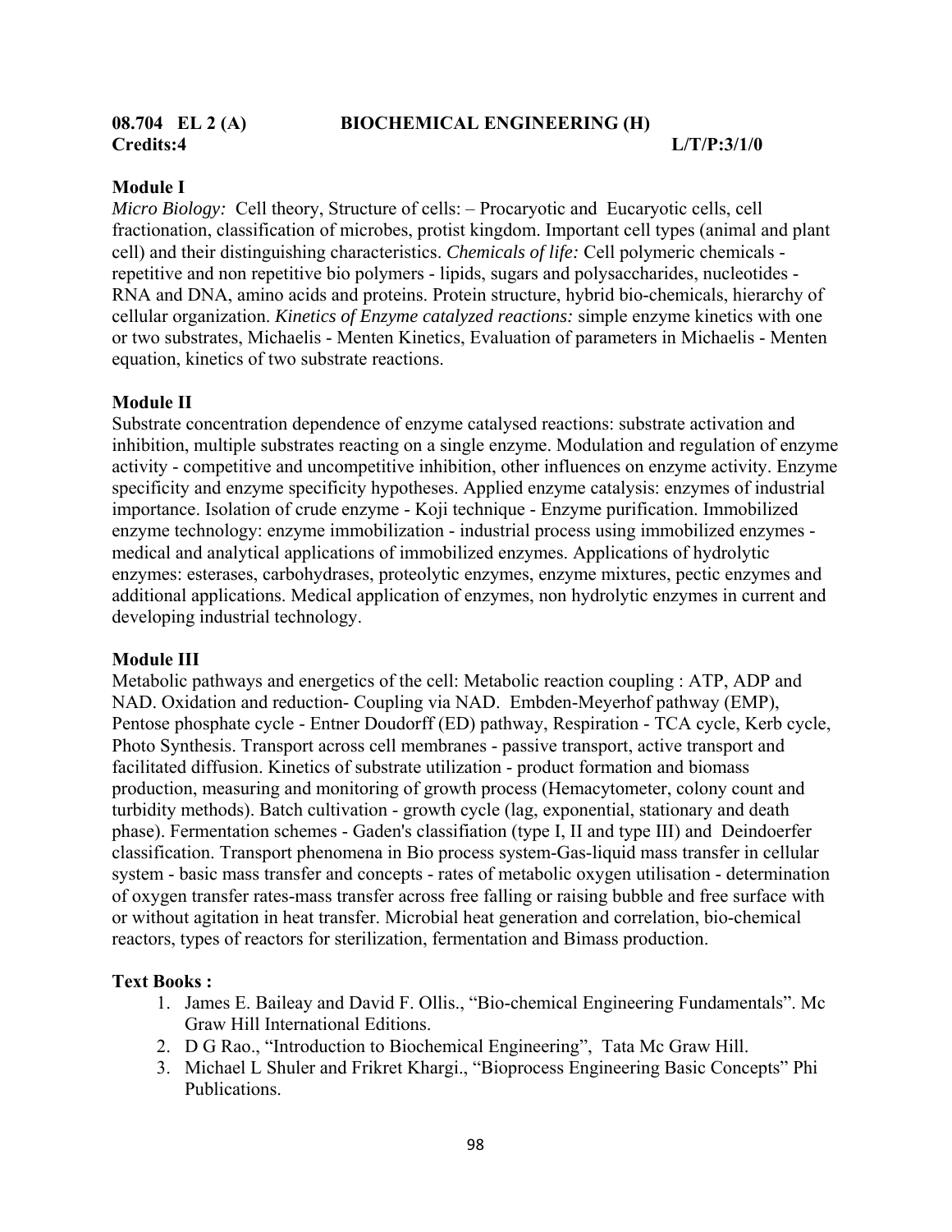**08.704 EL 2 (A) BIOCHEMICAL ENGINEERING (H)**
**Credits:4 L/T/P:3/1/0**

**Module I**

*Micro Biology:* Cell theory, Structure of cells: – Procaryotic and Eucaryotic cells, cell fractionation, classification of microbes, protist kingdom. Important cell types (animal and plant cell) and their distinguishing characteristics. *Chemicals of life:* Cell polymeric chemicals - repetitive and non repetitive bio polymers - lipids, sugars and polysaccharides, nucleotides - RNA and DNA, amino acids and proteins. Protein structure, hybrid bio-chemicals, hierarchy of cellular organization. *Kinetics of Enzyme catalyzed reactions:* simple enzyme kinetics with one or two substrates, Michaelis - Menten Kinetics, Evaluation of parameters in Michaelis - Menten equation, kinetics of two substrate reactions.

**Module II**

Substrate concentration dependence of enzyme catalysed reactions: substrate activation and inhibition, multiple substrates reacting on a single enzyme. Modulation and regulation of enzyme activity - competitive and uncompetitive inhibition, other influences on enzyme activity. Enzyme specificity and enzyme specificity hypotheses. Applied enzyme catalysis: enzymes of industrial importance. Isolation of crude enzyme - Koji technique - Enzyme purification. Immobilized enzyme technology: enzyme immobilization - industrial process using immobilized enzymes - medical and analytical applications of immobilized enzymes. Applications of hydrolytic enzymes: esterases, carbohydrases, proteolytic enzymes, enzyme mixtures, pectic enzymes and additional applications. Medical application of enzymes, non hydrolytic enzymes in current and developing industrial technology.

**Module III**

Metabolic pathways and energetics of the cell: Metabolic reaction coupling : ATP, ADP and NAD. Oxidation and reduction- Coupling via NAD. Embden-Meyerhof pathway (EMP), Pentose phosphate cycle - Entner Doudorff (ED) pathway, Respiration - TCA cycle, Kerb cycle, Photo Synthesis. Transport across cell membranes - passive transport, active transport and facilitated diffusion. Kinetics of substrate utilization - product formation and biomass production, measuring and monitoring of growth process (Hemacytometer, colony count and turbidity methods). Batch cultivation - growth cycle (lag, exponential, stationary and death phase). Fermentation schemes - Gaden's classification (type I, II and type III) and Deindoerfer classification. Transport phenomena in Bio process system-Gas-liquid mass transfer in cellular system - basic mass transfer and concepts - rates of metabolic oxygen utilisation - determination of oxygen transfer rates-mass transfer across free falling or raising bubble and free surface with or without agitation in heat transfer. Microbial heat generation and correlation, bio-chemical reactors, types of reactors for sterilization, fermentation and Bimass production.

**Text Books :**

1. James E. Baileay and David F. Ollis., "Bio-chemical Engineering Fundamentals". Mc Graw Hill International Editions.
2. D G Rao., "Introduction to Biochemical Engineering", Tata Mc Graw Hill.
3. Michael L Shuler and Frikret Khargi., "Bioprocess Engineering Basic Concepts" Phi Publications.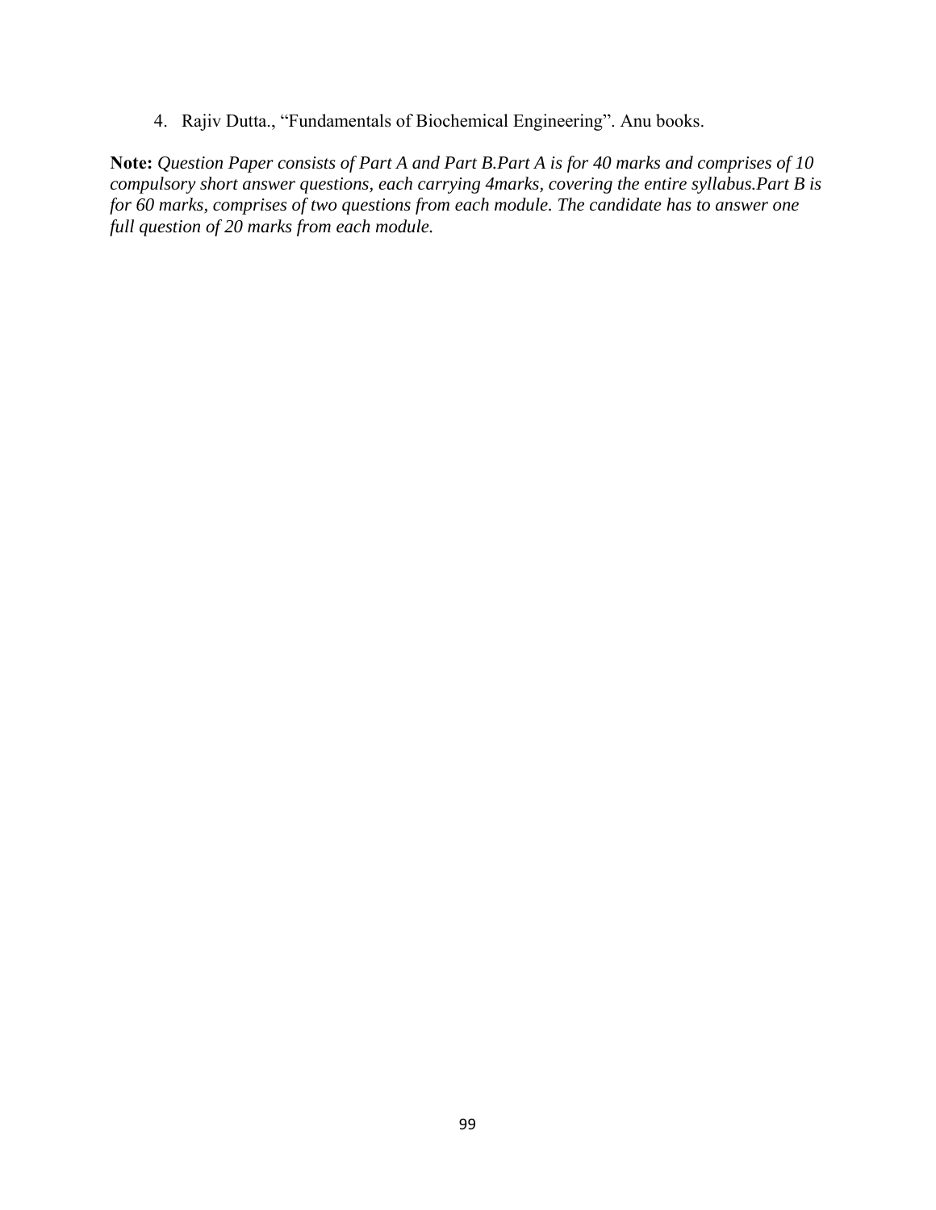4. Rajiv Dutta., “Fundamentals of Biochemical Engineering”. Anu books.

**Note:** *Question Paper consists of Part A and Part B.Part A is for 40 marks and comprises of 10 compulsory short answer questions, each carrying 4marks, covering the entire syllabus.Part B is for 60 marks, comprises of two questions from each module. The candidate has to answer one full question of 20 marks from each module.*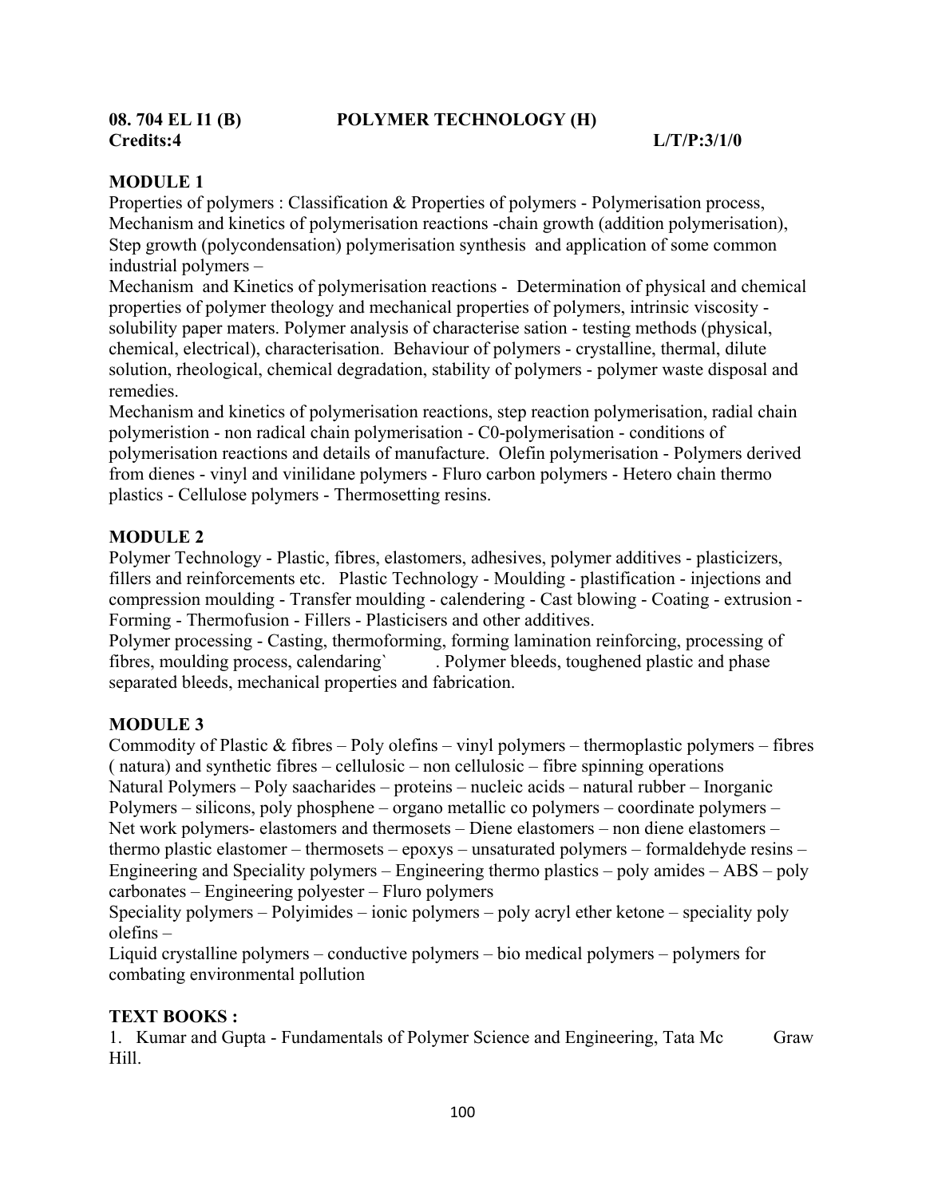**08. 704 EL I1 (B) POLYMER TECHNOLOGY (H)**
**Credits:4 L/T/P:3/1/0**

## MODULE 1

Properties of polymers : Classification & Properties of polymers - Polymerisation process, Mechanism and kinetics of polymerisation reactions -chain growth (addition polymerisation), Step growth (polycondensation) polymerisation synthesis and application of some common industrial polymers –

Mechanism and Kinetics of polymerisation reactions - Determination of physical and chemical properties of polymer theology and mechanical properties of polymers, intrinsic viscosity - solubility paper maters. Polymer analysis of characterise sation - testing methods (physical, chemical, electrical), characterisation. Behaviour of polymers - crystalline, thermal, dilute solution, rheological, chemical degradation, stability of polymers - polymer waste disposal and remedies.

Mechanism and kinetics of polymerisation reactions, step reaction polymerisation, radial chain polymeristion - non radical chain polymerisation - C0-polymerisation - conditions of polymerisation reactions and details of manufacture. Olefin polymerisation - Polymers derived from dienes - vinyl and vinilidane polymers - Fluro carbon polymers - Hetero chain thermo plastics - Cellulose polymers - Thermosetting resins.

## MODULE 2

Polymer Technology - Plastic, fibres, elastomers, adhesives, polymer additives - plasticizers, fillers and reinforcements etc. Plastic Technology - Moulding - plastification - injections and compression moulding - Transfer moulding - calendering - Cast blowing - Coating - extrusion - Forming - Thermofusion - Fillers - Plasticisers and other additives.

Polymer processing - Casting, thermoforming, forming lamination reinforcing, processing of fibres, moulding process, calendaring` . Polymer bleeds, toughened plastic and phase separated bleeds, mechanical properties and fabrication.

## MODULE 3

Commodity of Plastic & fibres – Poly olefins – vinyl polymers – thermoplastic polymers – fibres ( natura) and synthetic fibres – cellulosic – non cellulosic – fibre spinning operations

Natural Polymers – Poly saacharides – proteins – nucleic acids – natural rubber – Inorganic Polymers – silicons, poly phosphene – organo metallic co polymers – coordinate polymers – Net work polymers- elastomers and thermosets – Diene elastomers – non diene elastomers – thermo plastic elastomer – thermosets – epoxys – unsaturated polymers – formaldehyde resins – Engineering and Speciality polymers – Engineering thermo plastics – poly amides – ABS – poly carbonates – Engineering polyester – Fluro polymers

Speciality polymers – Polyimides – ionic polymers – poly acryl ether ketone – speciality poly olefins –

Liquid crystalline polymers – conductive polymers – bio medical polymers – polymers for combating environmental pollution

## TEXT BOOKS :

1. Kumar and Gupta - Fundamentals of Polymer Science and Engineering, Tata Mc Graw Hill.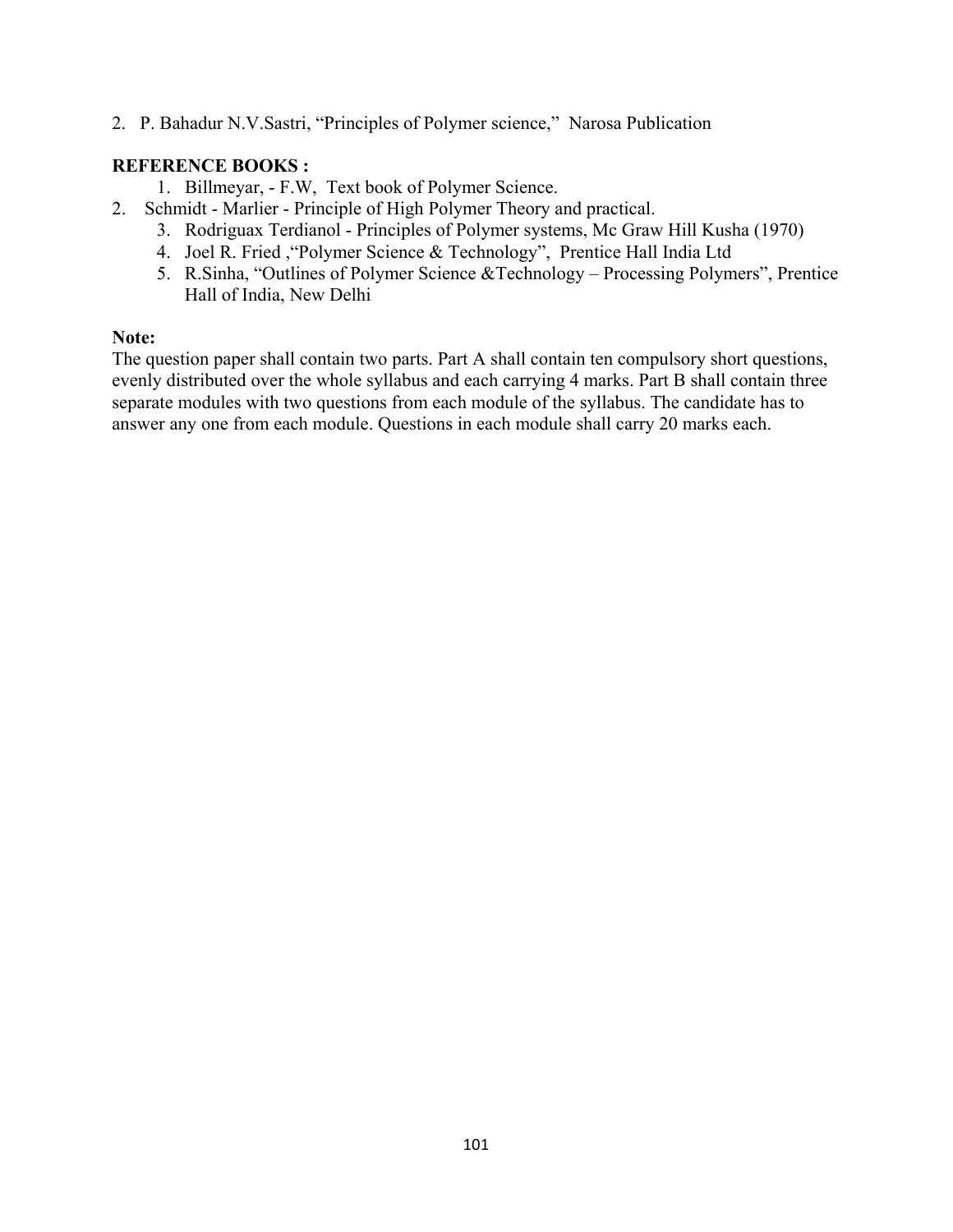2. P. Bahadur N.V.Sastri, "Principles of Polymer science," Narosa Publication

**REFERENCE BOOKS :**

1. Billmeyar, - F.W, Text book of Polymer Science.
2. Schmidt - Marlier - Principle of High Polymer Theory and practical.
3. Rodriguax Terdianol - Principles of Polymer systems, Mc Graw Hill Kusha (1970)
4. Joel R. Fried ,"Polymer Science & Technology", Prentice Hall India Ltd
5. R.Sinha, "Outlines of Polymer Science &Technology – Processing Polymers", Prentice Hall of India, New Delhi

**Note:**

The question paper shall contain two parts. Part A shall contain ten compulsory short questions, evenly distributed over the whole syllabus and each carrying 4 marks. Part B shall contain three separate modules with two questions from each module of the syllabus. The candidate has to answer any one from each module. Questions in each module shall carry 20 marks each.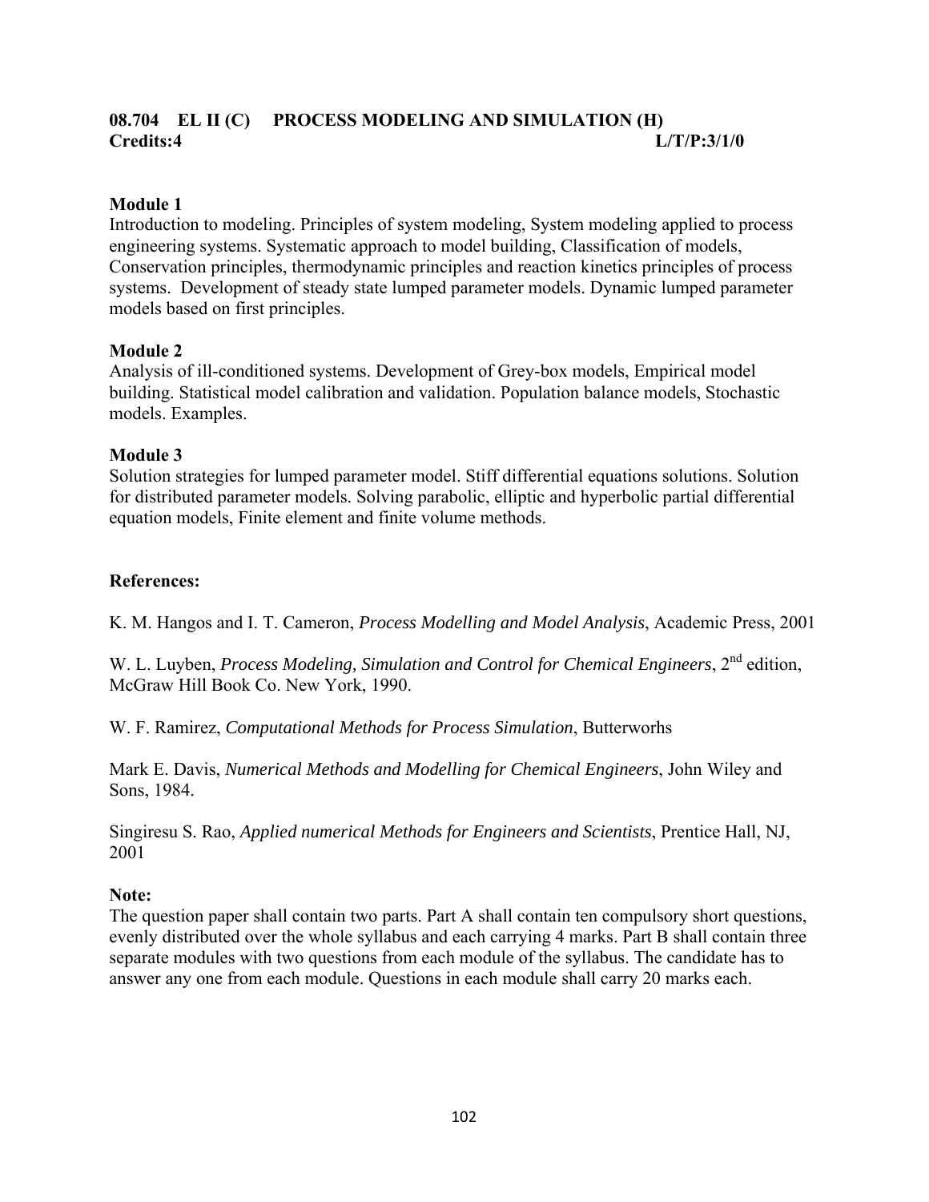**08.704 EL II (C) PROCESS MODELING AND SIMULATION (H)**
**Credits:4 L/T/P:3/1/0**

**Module 1**
Introduction to modeling. Principles of system modeling, System modeling applied to process engineering systems. Systematic approach to model building, Classification of models, Conservation principles, thermodynamic principles and reaction kinetics principles of process systems. Development of steady state lumped parameter models. Dynamic lumped parameter models based on first principles.

**Module 2**
Analysis of ill-conditioned systems. Development of Grey-box models, Empirical model building. Statistical model calibration and validation. Population balance models, Stochastic models. Examples.

**Module 3**
Solution strategies for lumped parameter model. Stiff differential equations solutions. Solution for distributed parameter models. Solving parabolic, elliptic and hyperbolic partial differential equation models, Finite element and finite volume methods.

**References:**

K. M. Hangos and I. T. Cameron, *Process Modelling and Model Analysis*, Academic Press, 2001

W. L. Luyben, *Process Modeling, Simulation and Control for Chemical Engineers*, 2nd edition, McGraw Hill Book Co. New York, 1990.

W. F. Ramirez, *Computational Methods for Process Simulation*, Butterworhs

Mark E. Davis, *Numerical Methods and Modelling for Chemical Engineers*, John Wiley and Sons, 1984.

Singiresu S. Rao, *Applied numerical Methods for Engineers and Scientists*, Prentice Hall, NJ, 2001

**Note:**
The question paper shall contain two parts. Part A shall contain ten compulsory short questions, evenly distributed over the whole syllabus and each carrying 4 marks. Part B shall contain three separate modules with two questions from each module of the syllabus. The candidate has to answer any one from each module. Questions in each module shall carry 20 marks each.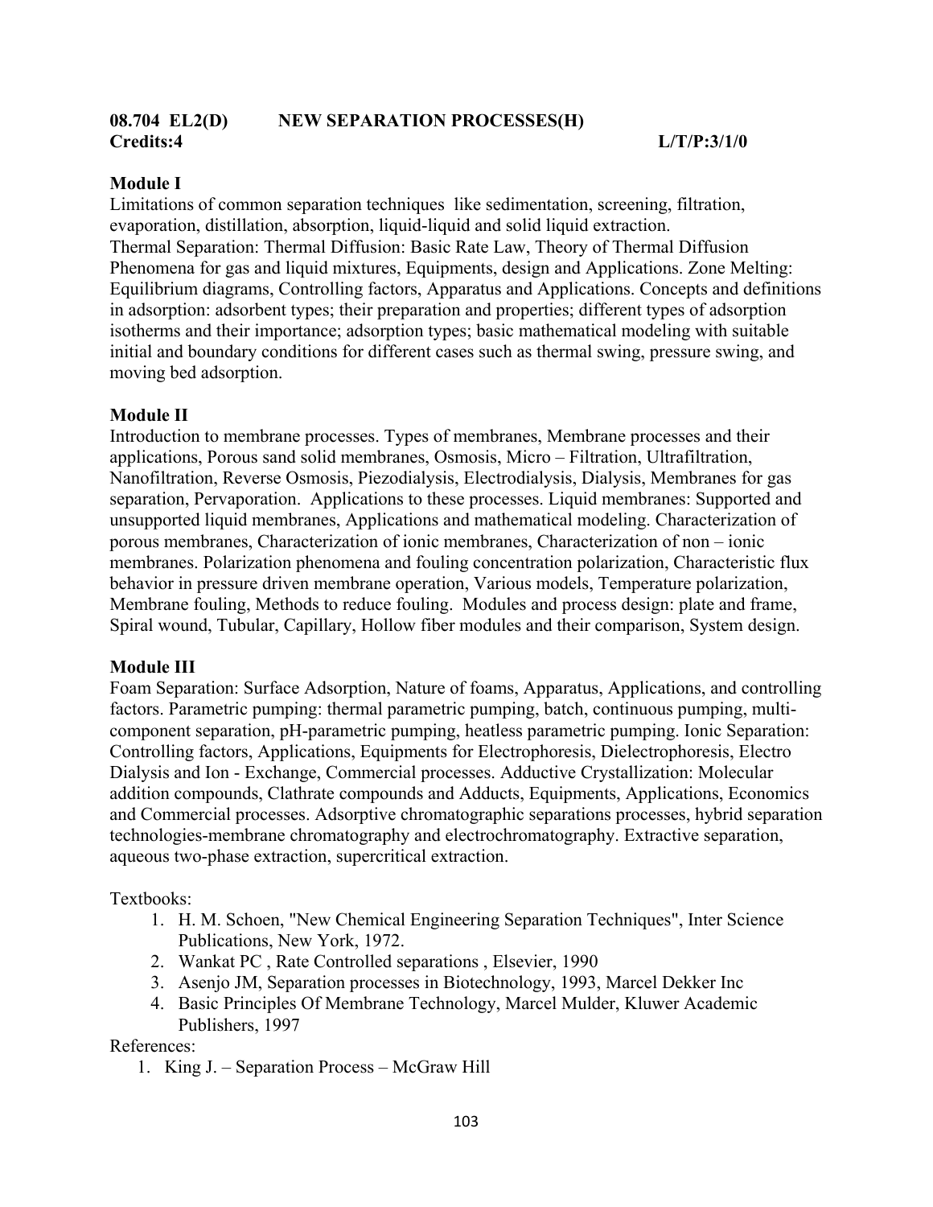**08.704 EL2(D) NEW SEPARATION PROCESSES(H)**
**Credits:4 L/T/P:3/1/0**

**Module I**

Limitations of common separation techniques like sedimentation, screening, filtration, evaporation, distillation, absorption, liquid-liquid and solid liquid extraction.
Thermal Separation: Thermal Diffusion: Basic Rate Law, Theory of Thermal Diffusion Phenomena for gas and liquid mixtures, Equipments, design and Applications. Zone Melting: Equilibrium diagrams, Controlling factors, Apparatus and Applications. Concepts and definitions in adsorption: adsorbent types; their preparation and properties; different types of adsorption isotherms and their importance; adsorption types; basic mathematical modeling with suitable initial and boundary conditions for different cases such as thermal swing, pressure swing, and moving bed adsorption.

**Module II**

Introduction to membrane processes. Types of membranes, Membrane processes and their applications, Porous sand solid membranes, Osmosis, Micro – Filtration, Ultrafiltration, Nanofiltration, Reverse Osmosis, Piezodialysis, Electrodialysis, Dialysis, Membranes for gas separation, Pervaporation. Applications to these processes. Liquid membranes: Supported and unsupported liquid membranes, Applications and mathematical modeling. Characterization of porous membranes, Characterization of ionic membranes, Characterization of non – ionic membranes. Polarization phenomena and fouling concentration polarization, Characteristic flux behavior in pressure driven membrane operation, Various models, Temperature polarization, Membrane fouling, Methods to reduce fouling. Modules and process design: plate and frame, Spiral wound, Tubular, Capillary, Hollow fiber modules and their comparison, System design.

**Module III**

Foam Separation: Surface Adsorption, Nature of foams, Apparatus, Applications, and controlling factors. Parametric pumping: thermal parametric pumping, batch, continuous pumping, multi-component separation, pH-parametric pumping, heatless parametric pumping. Ionic Separation: Controlling factors, Applications, Equipments for Electrophoresis, Dielectrophoresis, Electro Dialysis and Ion - Exchange, Commercial processes. Adductive Crystallization: Molecular addition compounds, Clathrate compounds and Adducts, Equipments, Applications, Economics and Commercial processes. Adsorptive chromatographic separations processes, hybrid separation technologies-membrane chromatography and electrochromatography. Extractive separation, aqueous two-phase extraction, supercritical extraction.

Textbooks:

1. H. M. Schoen, "New Chemical Engineering Separation Techniques", Inter Science Publications, New York, 1972.
2. Wankat PC , Rate Controlled separations , Elsevier, 1990
3. Asenjo JM, Separation processes in Biotechnology, 1993, Marcel Dekker Inc
4. Basic Principles Of Membrane Technology, Marcel Mulder, Kluwer Academic Publishers, 1997

References:

1. King J. – Separation Process – McGraw Hill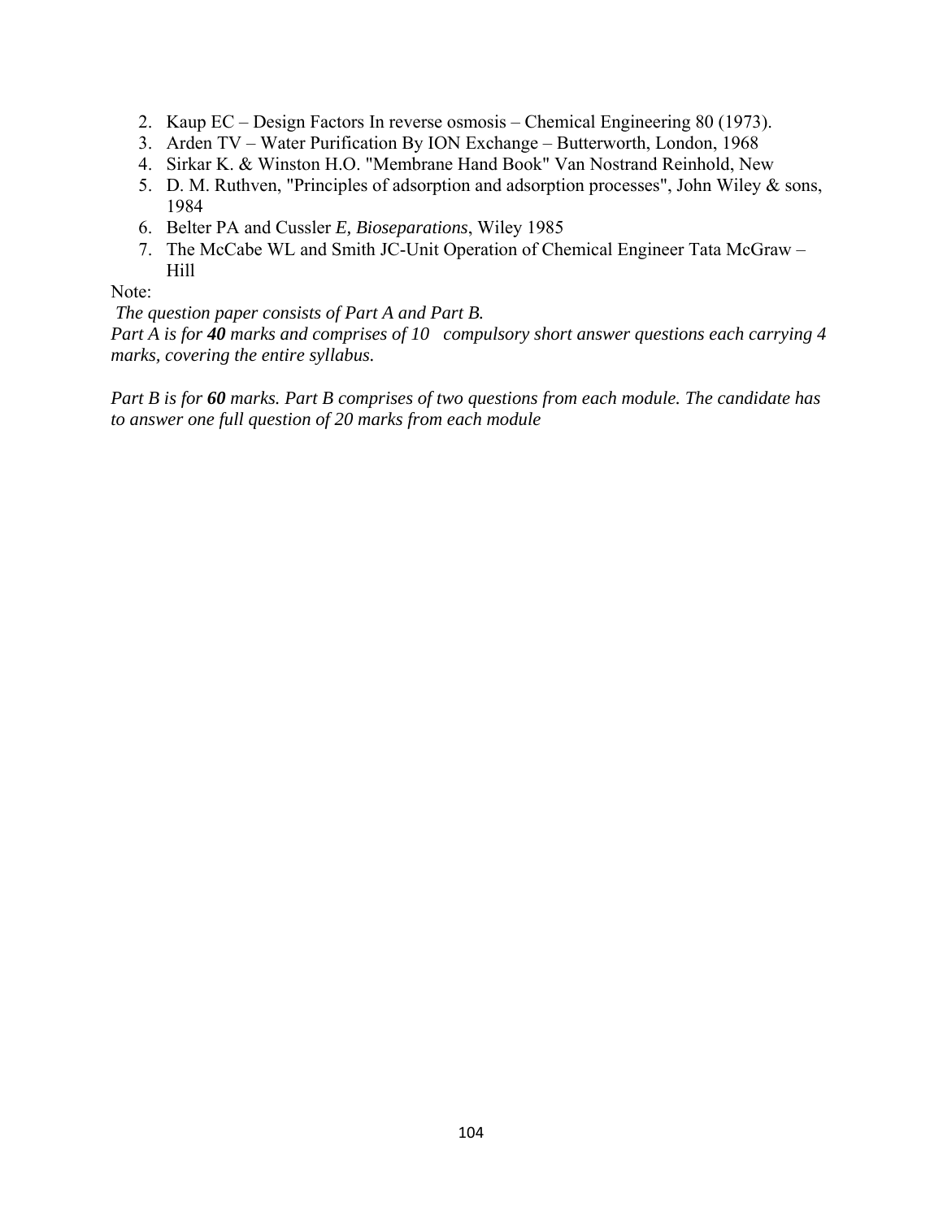2. Kaup EC – Design Factors In reverse osmosis – Chemical Engineering 80 (1973).
3. Arden TV – Water Purification By ION Exchange – Butterworth, London, 1968
4. Sirkar K. & Winston H.O. "Membrane Hand Book" Van Nostrand Reinhold, New
5. D. M. Ruthven, "Principles of adsorption and adsorption processes", John Wiley & sons, 1984
6. Belter PA and Cussler *E, Bioseparations*, Wiley 1985
7. The McCabe WL and Smith JC-Unit Operation of Chemical Engineer Tata McGraw – Hill

Note:

*The question paper consists of Part A and Part B.*

*Part A is for **40** marks and comprises of 10 compulsory short answer questions each carrying 4 marks, covering the entire syllabus.*

*Part B is for **60** marks. Part B comprises of two questions from each module. The candidate has to answer one full question of 20 marks from each module*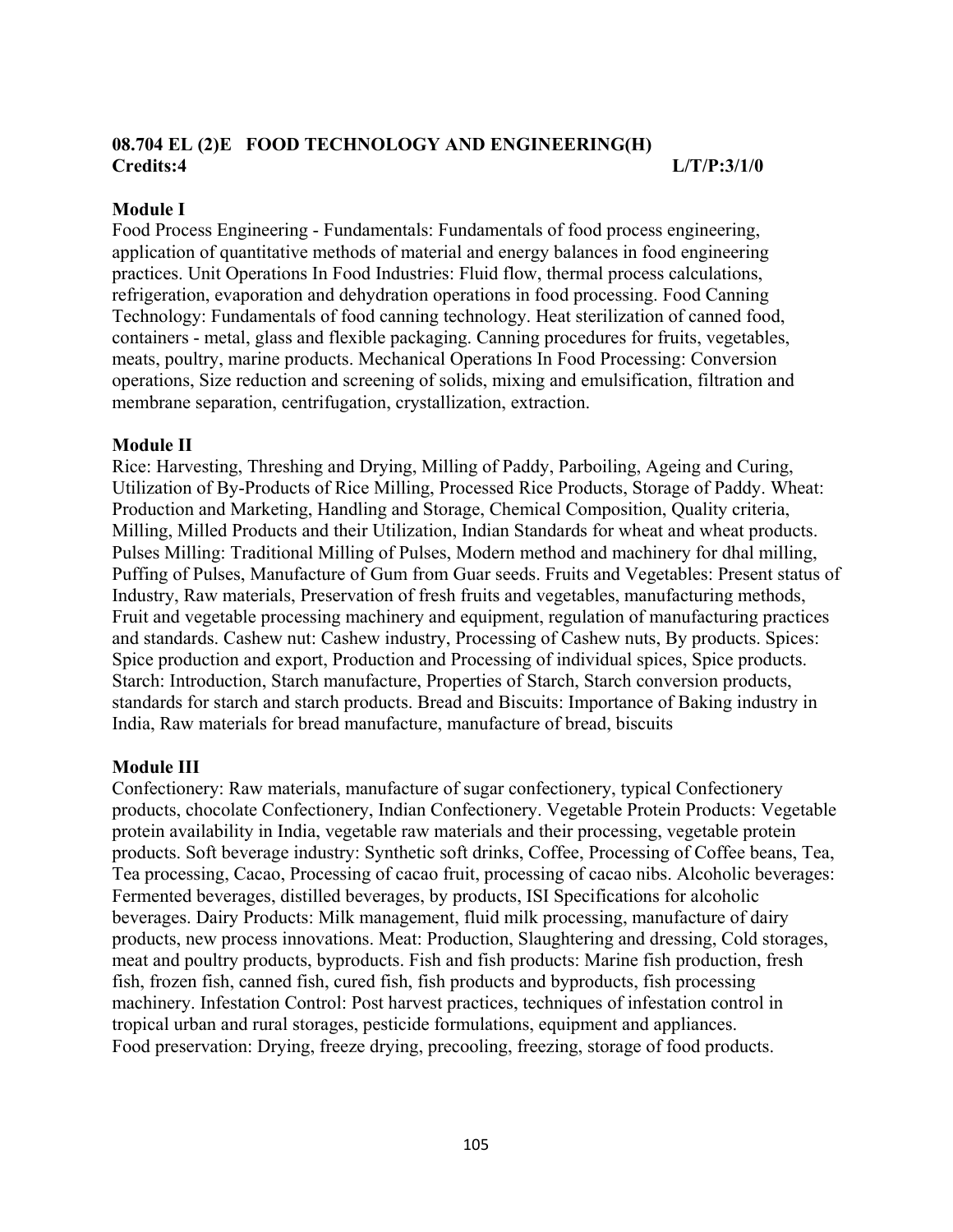**08.704 EL (2)E FOOD TECHNOLOGY AND ENGINEERING(H)**
**Credits:4** **L/T/P:3/1/0**

**Module I**

Food Process Engineering - Fundamentals: Fundamentals of food process engineering, application of quantitative methods of material and energy balances in food engineering practices. Unit Operations In Food Industries: Fluid flow, thermal process calculations, refrigeration, evaporation and dehydration operations in food processing. Food Canning Technology: Fundamentals of food canning technology. Heat sterilization of canned food, containers - metal, glass and flexible packaging. Canning procedures for fruits, vegetables, meats, poultry, marine products. Mechanical Operations In Food Processing: Conversion operations, Size reduction and screening of solids, mixing and emulsification, filtration and membrane separation, centrifugation, crystallization, extraction.

**Module II**

Rice: Harvesting, Threshing and Drying, Milling of Paddy, Parboiling, Ageing and Curing, Utilization of By-Products of Rice Milling, Processed Rice Products, Storage of Paddy. Wheat: Production and Marketing, Handling and Storage, Chemical Composition, Quality criteria, Milling, Milled Products and their Utilization, Indian Standards for wheat and wheat products. Pulses Milling: Traditional Milling of Pulses, Modern method and machinery for dhal milling, Puffing of Pulses, Manufacture of Gum from Guar seeds. Fruits and Vegetables: Present status of Industry, Raw materials, Preservation of fresh fruits and vegetables, manufacturing methods, Fruit and vegetable processing machinery and equipment, regulation of manufacturing practices and standards. Cashew nut: Cashew industry, Processing of Cashew nuts, By products. Spices: Spice production and export, Production and Processing of individual spices, Spice products. Starch: Introduction, Starch manufacture, Properties of Starch, Starch conversion products, standards for starch and starch products. Bread and Biscuits: Importance of Baking industry in India, Raw materials for bread manufacture, manufacture of bread, biscuits

**Module III**

Confectionery: Raw materials, manufacture of sugar confectionery, typical Confectionery products, chocolate Confectionery, Indian Confectionery. Vegetable Protein Products: Vegetable protein availability in India, vegetable raw materials and their processing, vegetable protein products. Soft beverage industry: Synthetic soft drinks, Coffee, Processing of Coffee beans, Tea, Tea processing, Cacao, Processing of cacao fruit, processing of cacao nibs. Alcoholic beverages: Fermented beverages, distilled beverages, by products, ISI Specifications for alcoholic beverages. Dairy Products: Milk management, fluid milk processing, manufacture of dairy products, new process innovations. Meat: Production, Slaughtering and dressing, Cold storages, meat and poultry products, byproducts. Fish and fish products: Marine fish production, fresh fish, frozen fish, canned fish, cured fish, fish products and byproducts, fish processing machinery. Infestation Control: Post harvest practices, techniques of infestation control in tropical urban and rural storages, pesticide formulations, equipment and appliances.
Food preservation: Drying, freeze drying, precooling, freezing, storage of food products.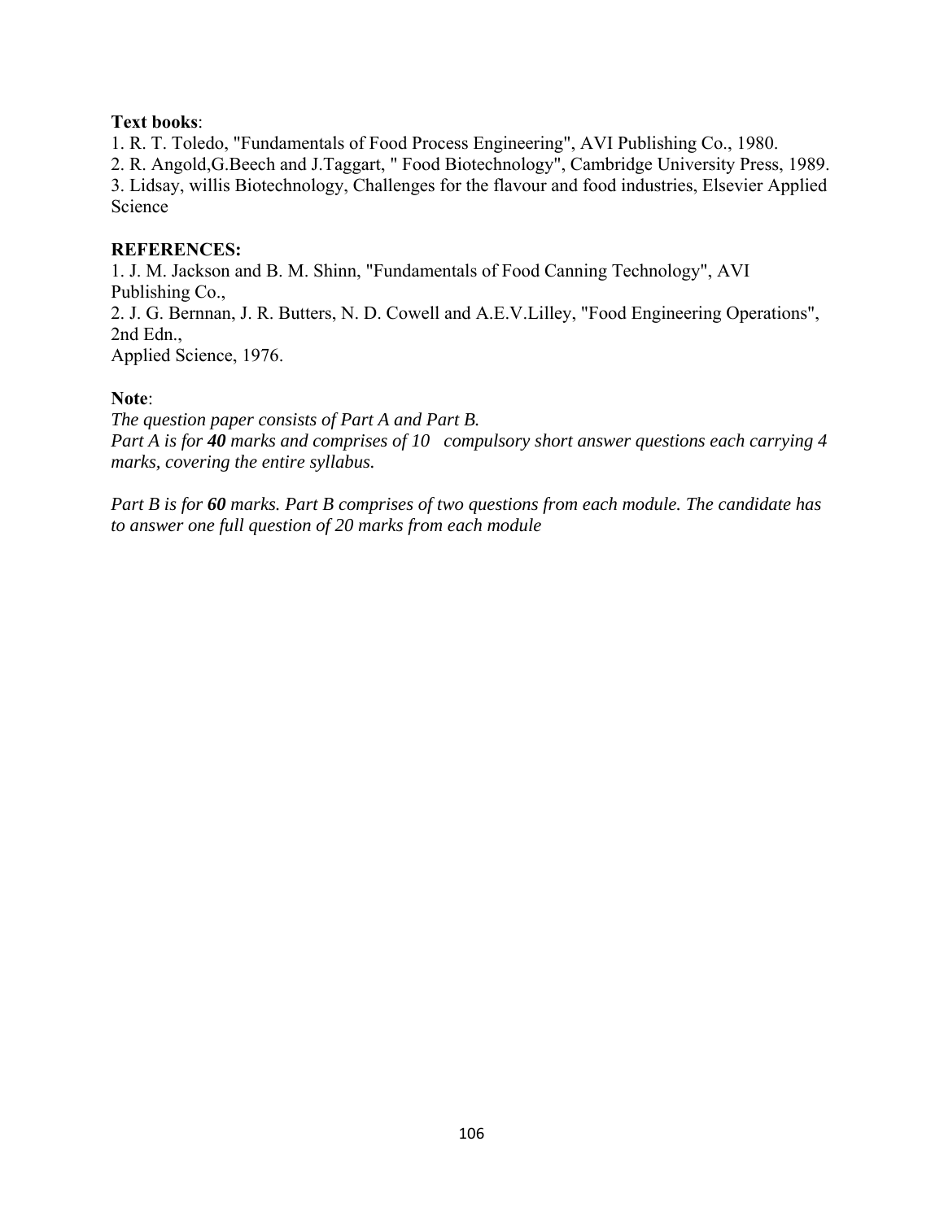**Text books**:

1. R. T. Toledo, "Fundamentals of Food Process Engineering", AVI Publishing Co., 1980.
2. R. Angold,G.Beech and J.Taggart, " Food Biotechnology", Cambridge University Press, 1989.
3. Lidsay, willis Biotechnology, Challenges for the flavour and food industries, Elsevier Applied Science

**REFERENCES:**

1. J. M. Jackson and B. M. Shinn, "Fundamentals of Food Canning Technology", AVI Publishing Co.,
2. J. G. Bernnan, J. R. Butters, N. D. Cowell and A.E.V.Lilley, "Food Engineering Operations", 2nd Edn.,
Applied Science, 1976.

**Note**:

*The question paper consists of Part A and Part B.*
*Part A is for* ***40*** *marks and comprises of 10 compulsory short answer questions each carrying 4 marks, covering the entire syllabus.*

*Part B is for* ***60*** *marks. Part B comprises of two questions from each module. The candidate has to answer one full question of 20 marks from each module*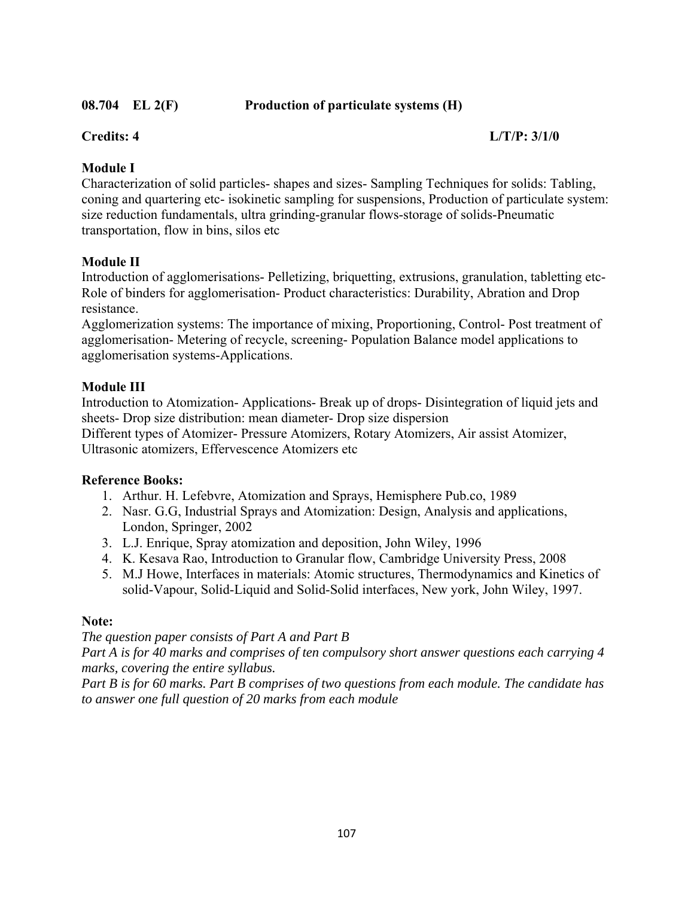**08.704 EL 2(F) Production of particulate systems (H)**

**Credits: 4** **L/T/P: 3/1/0**

**Module I**

Characterization of solid particles- shapes and sizes- Sampling Techniques for solids: Tabling, coning and quartering etc- isokinetic sampling for suspensions, Production of particulate system: size reduction fundamentals, ultra grinding-granular flows-storage of solids-Pneumatic transportation, flow in bins, silos etc

**Module II**

Introduction of agglomerisations- Pelletizing, briquetting, extrusions, granulation, tabletting etc- Role of binders for agglomerisation- Product characteristics: Durability, Abration and Drop resistance.

Agglomerization systems: The importance of mixing, Proportioning, Control- Post treatment of agglomerisation- Metering of recycle, screening- Population Balance model applications to agglomerisation systems-Applications.

**Module III**

Introduction to Atomization- Applications- Break up of drops- Disintegration of liquid jets and sheets- Drop size distribution: mean diameter- Drop size dispersion

Different types of Atomizer- Pressure Atomizers, Rotary Atomizers, Air assist Atomizer, Ultrasonic atomizers, Effervescence Atomizers etc

**Reference Books:**

1. Arthur. H. Lefebvre, Atomization and Sprays, Hemisphere Pub.co, 1989
2. Nasr. G.G, Industrial Sprays and Atomization: Design, Analysis and applications, London, Springer, 2002
3. L.J. Enrique, Spray atomization and deposition, John Wiley, 1996
4. K. Kesava Rao, Introduction to Granular flow, Cambridge University Press, 2008
5. M.J Howe, Interfaces in materials: Atomic structures, Thermodynamics and Kinetics of solid-Vapour, Solid-Liquid and Solid-Solid interfaces, New york, John Wiley, 1997.

**Note:**

*The question paper consists of Part A and Part B*

*Part A is for 40 marks and comprises of ten compulsory short answer questions each carrying 4 marks, covering the entire syllabus.*

*Part B is for 60 marks. Part B comprises of two questions from each module. The candidate has to answer one full question of 20 marks from each module*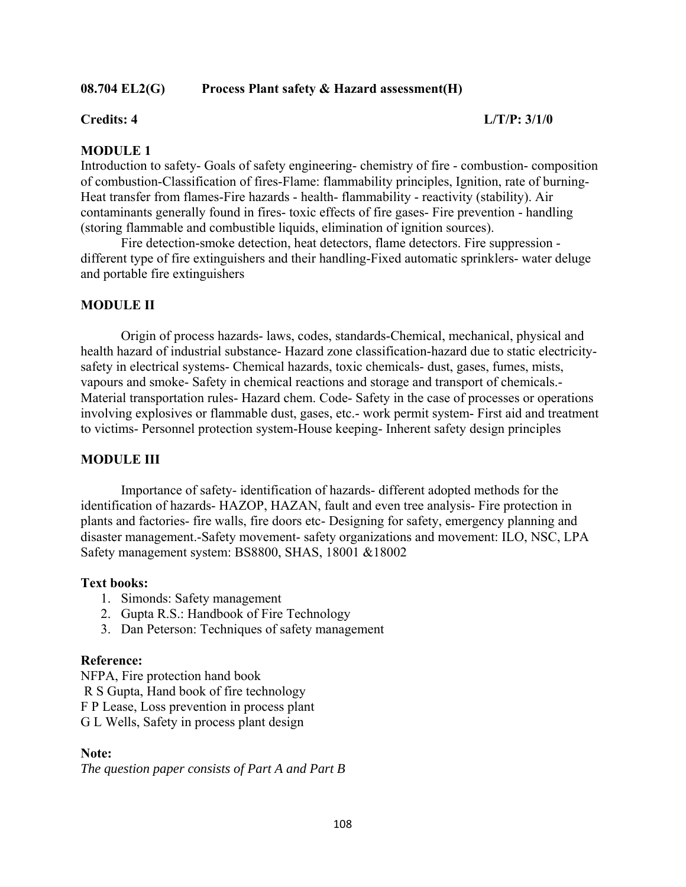**08.704 EL2(G) Process Plant safety & Hazard assessment(H)**

**Credits: 4** **L/T/P: 3/1/0**

**MODULE 1**

Introduction to safety- Goals of safety engineering- chemistry of fire - combustion- composition of combustion-Classification of fires-Flame: flammability principles, Ignition, rate of burning-Heat transfer from flames-Fire hazards - health- flammability - reactivity (stability). Air contaminants generally found in fires- toxic effects of fire gases- Fire prevention - handling (storing flammable and combustible liquids, elimination of ignition sources).

Fire detection-smoke detection, heat detectors, flame detectors. Fire suppression - different type of fire extinguishers and their handling-Fixed automatic sprinklers- water deluge and portable fire extinguishers

**MODULE II**

Origin of process hazards- laws, codes, standards-Chemical, mechanical, physical and health hazard of industrial substance- Hazard zone classification-hazard due to static electricity-safety in electrical systems- Chemical hazards, toxic chemicals- dust, gases, fumes, mists, vapours and smoke- Safety in chemical reactions and storage and transport of chemicals.- Material transportation rules- Hazard chem. Code- Safety in the case of processes or operations involving explosives or flammable dust, gases, etc.- work permit system- First aid and treatment to victims- Personnel protection system-House keeping- Inherent safety design principles

**MODULE III**

Importance of safety- identification of hazards- different adopted methods for the identification of hazards- HAZOP, HAZAN, fault and even tree analysis- Fire protection in plants and factories- fire walls, fire doors etc- Designing for safety, emergency planning and disaster management.-Safety movement- safety organizations and movement: ILO, NSC, LPA Safety management system: BS8800, SHAS, 18001 &18002

**Text books:**

1. Simonds: Safety management
2. Gupta R.S.: Handbook of Fire Technology
3. Dan Peterson: Techniques of safety management

**Reference:**

NFPA, Fire protection hand book
R S Gupta, Hand book of fire technology
F P Lease, Loss prevention in process plant
G L Wells, Safety in process plant design

**Note:**

*The question paper consists of Part A and Part B*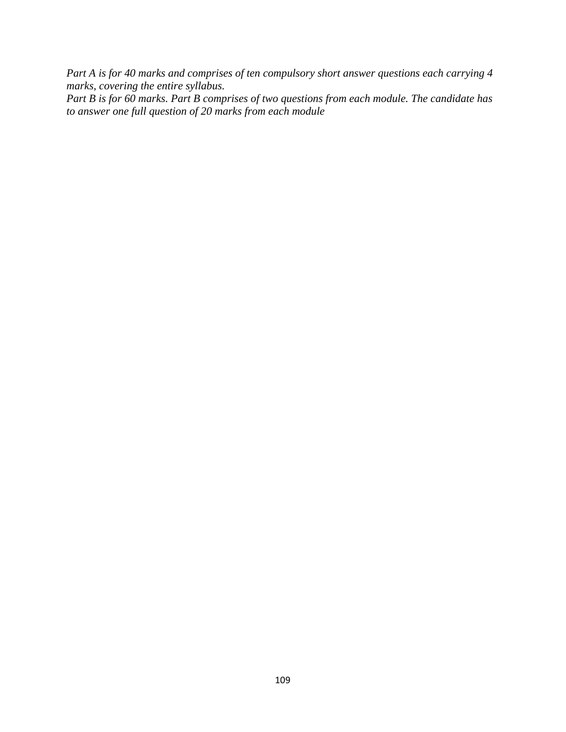*Part A is for 40 marks and comprises of ten compulsory short answer questions each carrying 4 marks, covering the entire syllabus.*
*Part B is for 60 marks. Part B comprises of two questions from each module. The candidate has to answer one full question of 20 marks from each module*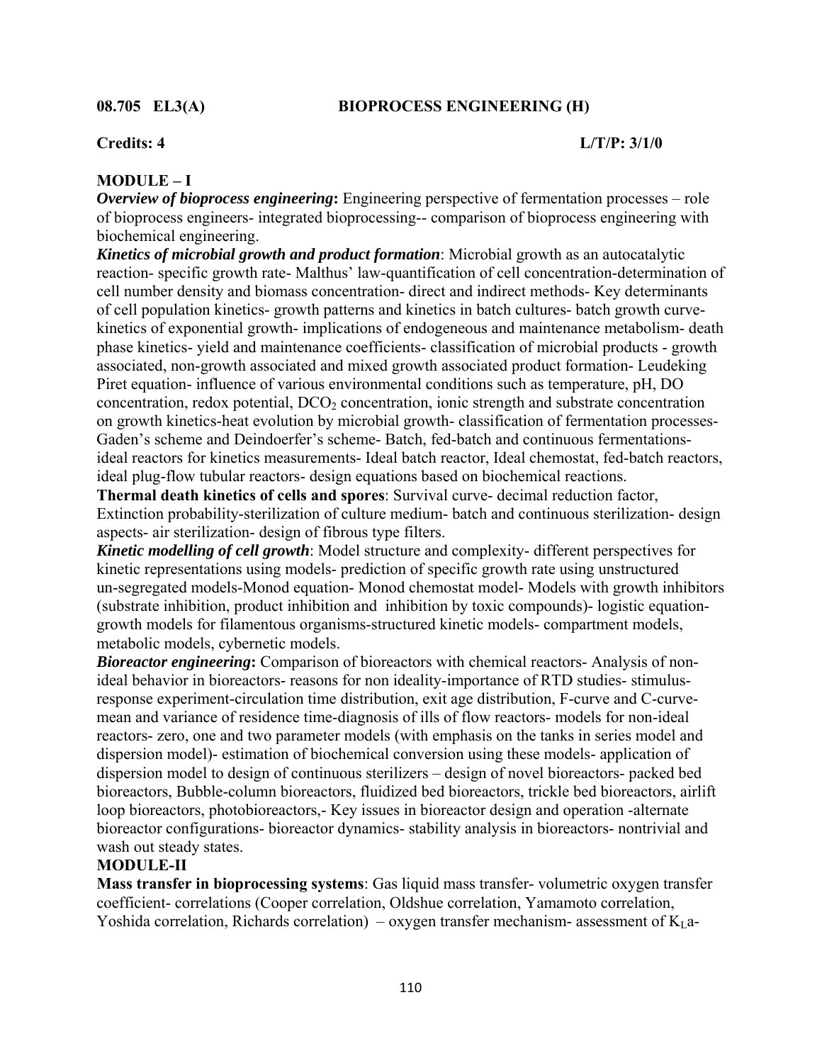**08.705 EL3(A) BIOPROCESS ENGINEERING (H)**

**Credits: 4 L/T/P: 3/1/0**

**MODULE – I**

***Overview of bioprocess engineering*:** Engineering perspective of fermentation processes – role of bioprocess engineers- integrated bioprocessing-- comparison of bioprocess engineering with biochemical engineering.

***Kinetics of microbial growth and product formation***: Microbial growth as an autocatalytic reaction- specific growth rate- Malthus' law-quantification of cell concentration-determination of cell number density and biomass concentration- direct and indirect methods- Key determinants of cell population kinetics- growth patterns and kinetics in batch cultures- batch growth curve-kinetics of exponential growth- implications of endogeneous and maintenance metabolism- death phase kinetics- yield and maintenance coefficients- classification of microbial products - growth associated, non-growth associated and mixed growth associated product formation- Leudeking Piret equation- influence of various environmental conditions such as temperature, pH, DO concentration, redox potential, $DCO_2$ concentration, ionic strength and substrate concentration on growth kinetics-heat evolution by microbial growth- classification of fermentation processes-Gaden's scheme and Deindoerfer's scheme- Batch, fed-batch and continuous fermentations-ideal reactors for kinetics measurements- Ideal batch reactor, Ideal chemostat, fed-batch reactors, ideal plug-flow tubular reactors- design equations based on biochemical reactions.

**Thermal death kinetics of cells and spores**: Survival curve- decimal reduction factor, Extinction probability-sterilization of culture medium- batch and continuous sterilization- design aspects- air sterilization- design of fibrous type filters.

***Kinetic modelling of cell growth***: Model structure and complexity- different perspectives for kinetic representations using models- prediction of specific growth rate using unstructured un-segregated models-Monod equation- Monod chemostat model- Models with growth inhibitors (substrate inhibition, product inhibition and inhibition by toxic compounds)- logistic equation-growth models for filamentous organisms-structured kinetic models- compartment models, metabolic models, cybernetic models.

***Bioreactor engineering*:** Comparison of bioreactors with chemical reactors- Analysis of non-ideal behavior in bioreactors- reasons for non ideality-importance of RTD studies- stimulus-response experiment-circulation time distribution, exit age distribution, F-curve and C-curve-mean and variance of residence time-diagnosis of ills of flow reactors- models for non-ideal reactors- zero, one and two parameter models (with emphasis on the tanks in series model and dispersion model)- estimation of biochemical conversion using these models- application of dispersion model to design of continuous sterilizers – design of novel bioreactors- packed bed bioreactors, Bubble-column bioreactors, fluidized bed bioreactors, trickle bed bioreactors, airlift loop bioreactors, photobioreactors,- Key issues in bioreactor design and operation -alternate bioreactor configurations- bioreactor dynamics- stability analysis in bioreactors- nontrivial and wash out steady states.

**MODULE-II**

**Mass transfer in bioprocessing systems**: Gas liquid mass transfer- volumetric oxygen transfer coefficient- correlations (Cooper correlation, Oldshue correlation, Yamamoto correlation, Yoshida correlation, Richards correlation) – oxygen transfer mechanism- assessment of $K_La$-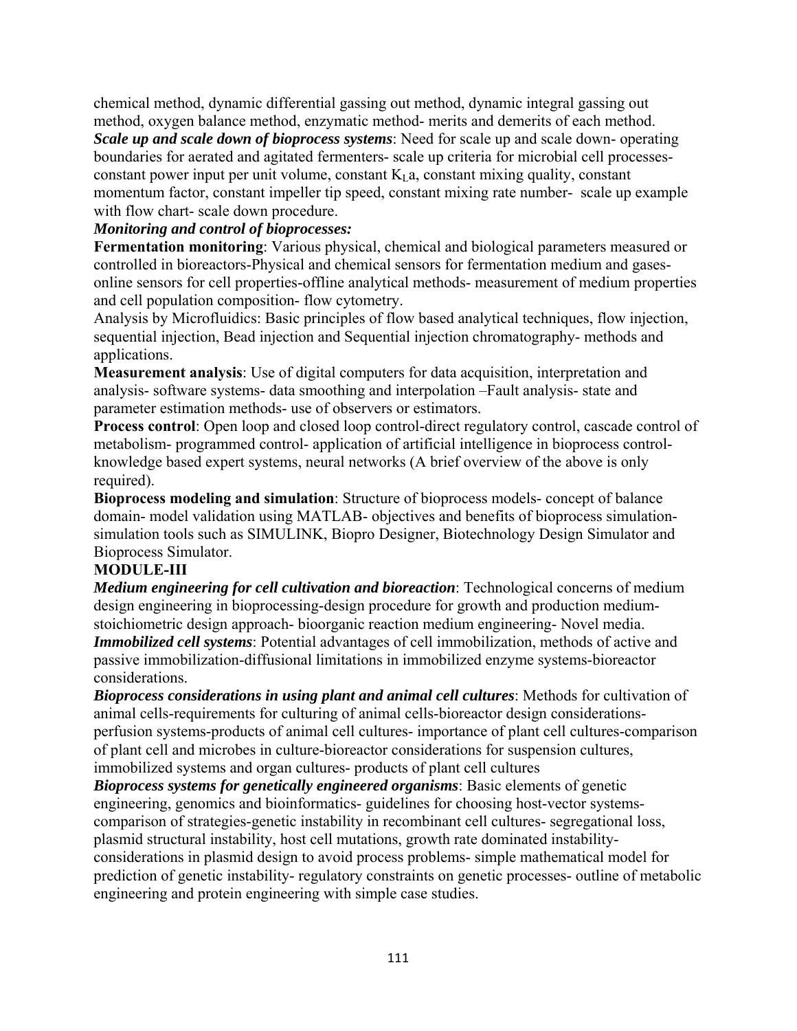chemical method, dynamic differential gassing out method, dynamic integral gassing out method, oxygen balance method, enzymatic method- merits and demerits of each method.

***Scale up and scale down of bioprocess systems***: Need for scale up and scale down- operating boundaries for aerated and agitated fermenters- scale up criteria for microbial cell processes- constant power input per unit volume, constant $K_La$, constant mixing quality, constant momentum factor, constant impeller tip speed, constant mixing rate number- scale up example with flow chart- scale down procedure.

***Monitoring and control of bioprocesses:***

**Fermentation monitoring**: Various physical, chemical and biological parameters measured or controlled in bioreactors-Physical and chemical sensors for fermentation medium and gases-online sensors for cell properties-offline analytical methods- measurement of medium properties and cell population composition- flow cytometry.

Analysis by Microfluidics: Basic principles of flow based analytical techniques, flow injection, sequential injection, Bead injection and Sequential injection chromatography- methods and applications.

**Measurement analysis**: Use of digital computers for data acquisition, interpretation and analysis- software systems- data smoothing and interpolation –Fault analysis- state and parameter estimation methods- use of observers or estimators.

**Process control**: Open loop and closed loop control-direct regulatory control, cascade control of metabolism- programmed control- application of artificial intelligence in bioprocess control-knowledge based expert systems, neural networks (A brief overview of the above is only required).

**Bioprocess modeling and simulation**: Structure of bioprocess models- concept of balance domain- model validation using MATLAB- objectives and benefits of bioprocess simulation-simulation tools such as SIMULINK, Biopro Designer, Biotechnology Design Simulator and Bioprocess Simulator.

**MODULE-III**

***Medium engineering for cell cultivation and bioreaction***: Technological concerns of medium design engineering in bioprocessing-design procedure for growth and production medium-stoichiometric design approach- bioorganic reaction medium engineering- Novel media.

***Immobilized cell systems***: Potential advantages of cell immobilization, methods of active and passive immobilization-diffusional limitations in immobilized enzyme systems-bioreactor considerations.

***Bioprocess considerations in using plant and animal cell cultures***: Methods for cultivation of animal cells-requirements for culturing of animal cells-bioreactor design considerations-perfusion systems-products of animal cell cultures- importance of plant cell cultures-comparison of plant cell and microbes in culture-bioreactor considerations for suspension cultures, immobilized systems and organ cultures- products of plant cell cultures

***Bioprocess systems for genetically engineered organisms***: Basic elements of genetic engineering, genomics and bioinformatics- guidelines for choosing host-vector systems-comparison of strategies-genetic instability in recombinant cell cultures- segregational loss, plasmid structural instability, host cell mutations, growth rate dominated instability-considerations in plasmid design to avoid process problems- simple mathematical model for prediction of genetic instability- regulatory constraints on genetic processes- outline of metabolic engineering and protein engineering with simple case studies.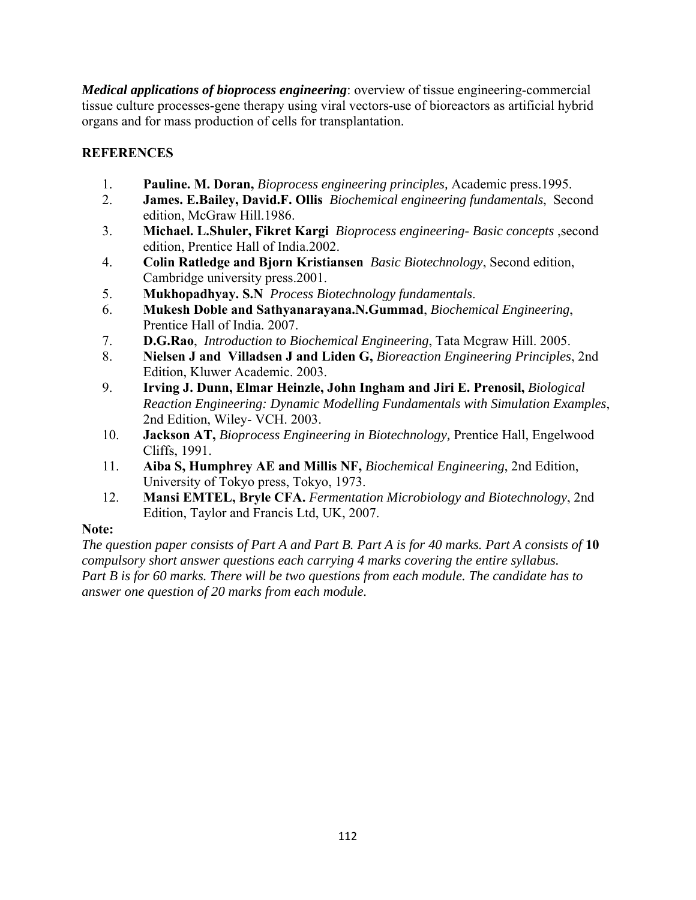***Medical applications of bioprocess engineering***: overview of tissue engineering-commercial tissue culture processes-gene therapy using viral vectors-use of bioreactors as artificial hybrid organs and for mass production of cells for transplantation.

## REFERENCES

1. **Pauline. M. Doran,** *Bioprocess engineering principles,* Academic press.1995.
2. **James. E.Bailey, David.F. Ollis** *Biochemical engineering fundamentals*, Second edition, McGraw Hill.1986.
3. **Michael. L.Shuler, Fikret Kargi** *Bioprocess engineering- Basic concepts* ,second edition, Prentice Hall of India.2002.
4. **Colin Ratledge and Bjorn Kristiansen** *Basic Biotechnology*, Second edition, Cambridge university press.2001.
5. **Mukhopadhyay. S.N** *Process Biotechnology fundamentals*.
6. **Mukesh Doble and Sathyanarayana.N.Gummad**, *Biochemical Engineering*, Prentice Hall of India. 2007.
7. **D.G.Rao**, *Introduction to Biochemical Engineering*, Tata Mcgraw Hill. 2005.
8. **Nielsen J and Villadsen J and Liden G,** *Bioreaction Engineering Principles*, 2nd Edition, Kluwer Academic. 2003.
9. **Irving J. Dunn, Elmar Heinzle, John Ingham and Jiri E. Prenosil,** *Biological Reaction Engineering: Dynamic Modelling Fundamentals with Simulation Examples*, 2nd Edition, Wiley- VCH. 2003.
10. **Jackson AT,** *Bioprocess Engineering in Biotechnology,* Prentice Hall, Engelwood Cliffs, 1991.
11. **Aiba S, Humphrey AE and Millis NF,** *Biochemical Engineering*, 2nd Edition, University of Tokyo press, Tokyo, 1973.
12. **Mansi EMTEL, Bryle CFA.** *Fermentation Microbiology and Biotechnology*, 2nd Edition, Taylor and Francis Ltd, UK, 2007.

**Note:**

*The question paper consists of Part A and Part B. Part A is for 40 marks. Part A consists of* **10** *compulsory short answer questions each carrying 4 marks covering the entire syllabus.*
*Part B is for 60 marks. There will be two questions from each module. The candidate has to answer one question of 20 marks from each module.*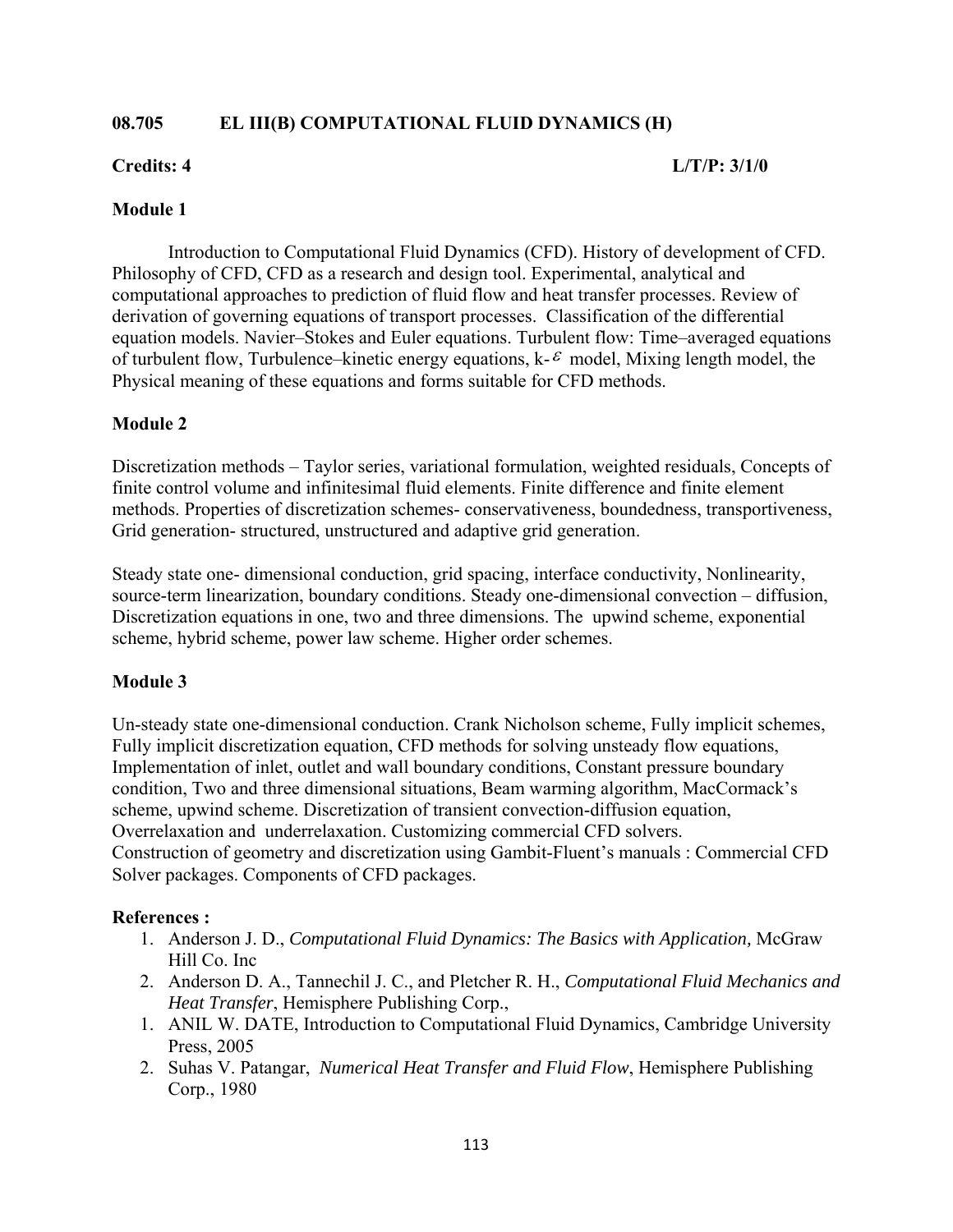**08.705 EL III(B) COMPUTATIONAL FLUID DYNAMICS (H)**

**Credits: 4** **L/T/P: 3/1/0**

**Module 1**

Introduction to Computational Fluid Dynamics (CFD). History of development of CFD. Philosophy of CFD, CFD as a research and design tool. Experimental, analytical and computational approaches to prediction of fluid flow and heat transfer processes. Review of derivation of governing equations of transport processes. Classification of the differential equation models. Navier–Stokes and Euler equations. Turbulent flow: Time–averaged equations of turbulent flow, Turbulence–kinetic energy equations, k-$\varepsilon$ model, Mixing length model, the Physical meaning of these equations and forms suitable for CFD methods.

**Module 2**

Discretization methods – Taylor series, variational formulation, weighted residuals, Concepts of finite control volume and infinitesimal fluid elements. Finite difference and finite element methods. Properties of discretization schemes- conservativeness, boundedness, transportiveness, Grid generation- structured, unstructured and adaptive grid generation.

Steady state one- dimensional conduction, grid spacing, interface conductivity, Nonlinearity, source-term linearization, boundary conditions. Steady one-dimensional convection – diffusion, Discretization equations in one, two and three dimensions. The upwind scheme, exponential scheme, hybrid scheme, power law scheme. Higher order schemes.

**Module 3**

Un-steady state one-dimensional conduction. Crank Nicholson scheme, Fully implicit schemes, Fully implicit discretization equation, CFD methods for solving unsteady flow equations, Implementation of inlet, outlet and wall boundary conditions, Constant pressure boundary condition, Two and three dimensional situations, Beam warming algorithm, MacCormack's scheme, upwind scheme. Discretization of transient convection-diffusion equation, Overrelaxation and underrelaxation. Customizing commercial CFD solvers.
Construction of geometry and discretization using Gambit-Fluent's manuals : Commercial CFD Solver packages. Components of CFD packages.

**References :**

1. Anderson J. D., *Computational Fluid Dynamics: The Basics with Application,* McGraw Hill Co. Inc
2. Anderson D. A., Tannechil J. C., and Pletcher R. H., *Computational Fluid Mechanics and Heat Transfer*, Hemisphere Publishing Corp.,
1. ANIL W. DATE, Introduction to Computational Fluid Dynamics, Cambridge University Press, 2005
2. Suhas V. Patangar, *Numerical Heat Transfer and Fluid Flow*, Hemisphere Publishing Corp., 1980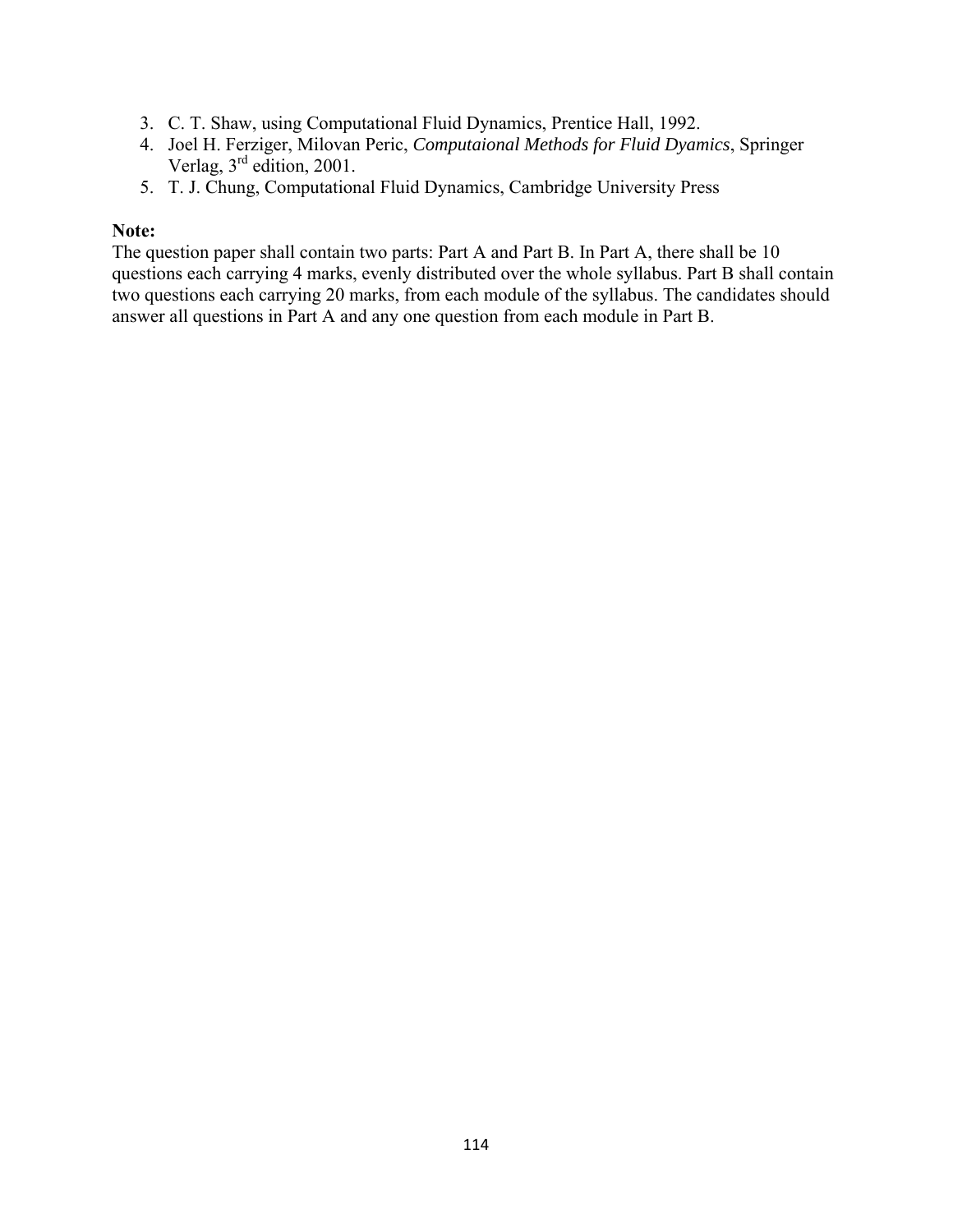3. C. T. Shaw, using Computational Fluid Dynamics, Prentice Hall, 1992.
4. Joel H. Ferziger, Milovan Peric, *Computaional Methods for Fluid Dyamics*, Springer Verlag, 3rd edition, 2001.
5. T. J. Chung, Computational Fluid Dynamics, Cambridge University Press

**Note:**

The question paper shall contain two parts: Part A and Part B. In Part A, there shall be 10 questions each carrying 4 marks, evenly distributed over the whole syllabus. Part B shall contain two questions each carrying 20 marks, from each module of the syllabus. The candidates should answer all questions in Part A and any one question from each module in Part B.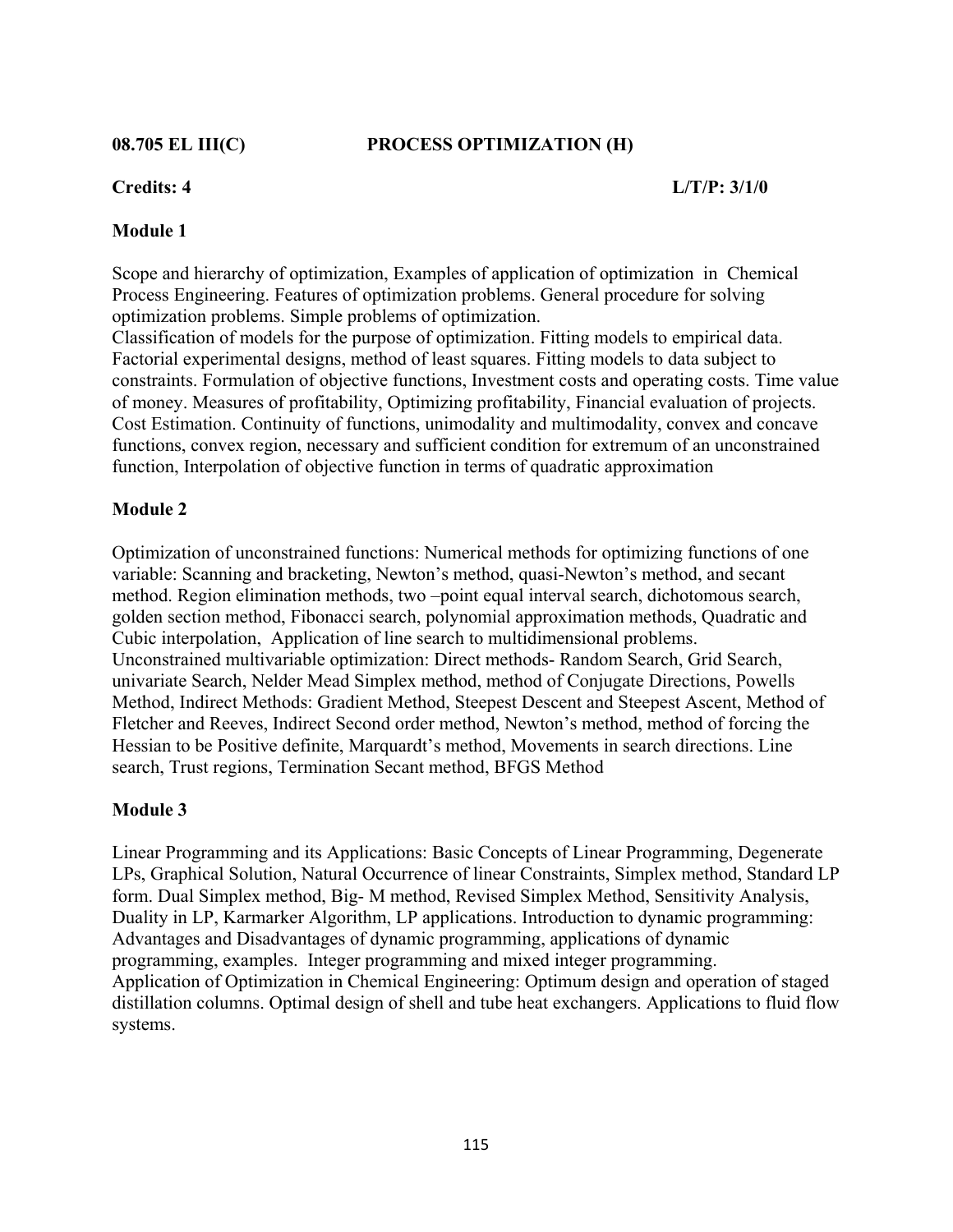**08.705 EL III(C) PROCESS OPTIMIZATION (H)**

**Credits: 4 L/T/P: 3/1/0**

**Module 1**

Scope and hierarchy of optimization, Examples of application of optimization in Chemical Process Engineering. Features of optimization problems. General procedure for solving optimization problems. Simple problems of optimization.
Classification of models for the purpose of optimization. Fitting models to empirical data. Factorial experimental designs, method of least squares. Fitting models to data subject to constraints. Formulation of objective functions, Investment costs and operating costs. Time value of money. Measures of profitability, Optimizing profitability, Financial evaluation of projects. Cost Estimation. Continuity of functions, unimodality and multimodality, convex and concave functions, convex region, necessary and sufficient condition for extremum of an unconstrained function, Interpolation of objective function in terms of quadratic approximation

**Module 2**

Optimization of unconstrained functions: Numerical methods for optimizing functions of one variable: Scanning and bracketing, Newton's method, quasi-Newton's method, and secant method. Region elimination methods, two –point equal interval search, dichotomous search, golden section method, Fibonacci search, polynomial approximation methods, Quadratic and Cubic interpolation, Application of line search to multidimensional problems.
Unconstrained multivariable optimization: Direct methods- Random Search, Grid Search, univariate Search, Nelder Mead Simplex method, method of Conjugate Directions, Powells Method, Indirect Methods: Gradient Method, Steepest Descent and Steepest Ascent, Method of Fletcher and Reeves, Indirect Second order method, Newton's method, method of forcing the Hessian to be Positive definite, Marquardt's method, Movements in search directions. Line search, Trust regions, Termination Secant method, BFGS Method

**Module 3**

Linear Programming and its Applications: Basic Concepts of Linear Programming, Degenerate LPs, Graphical Solution, Natural Occurrence of linear Constraints, Simplex method, Standard LP form. Dual Simplex method, Big- M method, Revised Simplex Method, Sensitivity Analysis, Duality in LP, Karmarker Algorithm, LP applications. Introduction to dynamic programming: Advantages and Disadvantages of dynamic programming, applications of dynamic programming, examples. Integer programming and mixed integer programming.
Application of Optimization in Chemical Engineering: Optimum design and operation of staged distillation columns. Optimal design of shell and tube heat exchangers. Applications to fluid flow systems.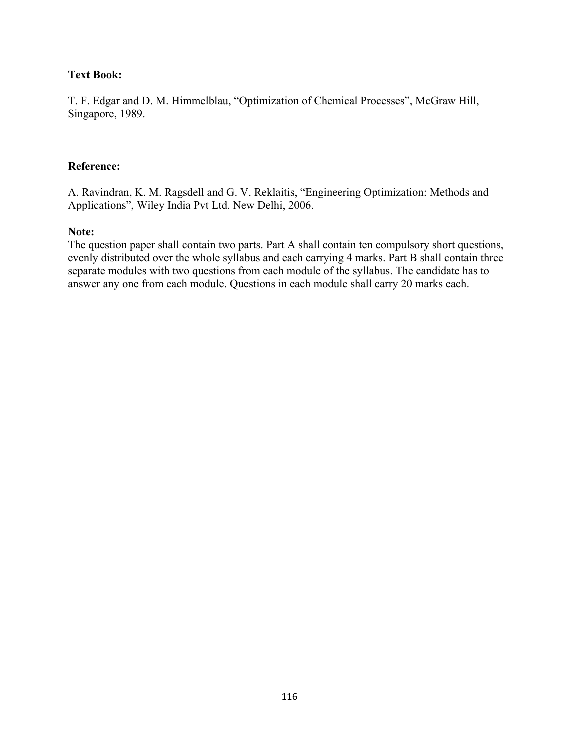**Text Book:**

T. F. Edgar and D. M. Himmelblau, “Optimization of Chemical Processes”, McGraw Hill, Singapore, 1989.

**Reference:**

A. Ravindran, K. M. Ragsdell and G. V. Reklaitis, “Engineering Optimization: Methods and Applications”, Wiley India Pvt Ltd. New Delhi, 2006.

**Note:**
The question paper shall contain two parts. Part A shall contain ten compulsory short questions, evenly distributed over the whole syllabus and each carrying 4 marks. Part B shall contain three separate modules with two questions from each module of the syllabus. The candidate has to answer any one from each module. Questions in each module shall carry 20 marks each.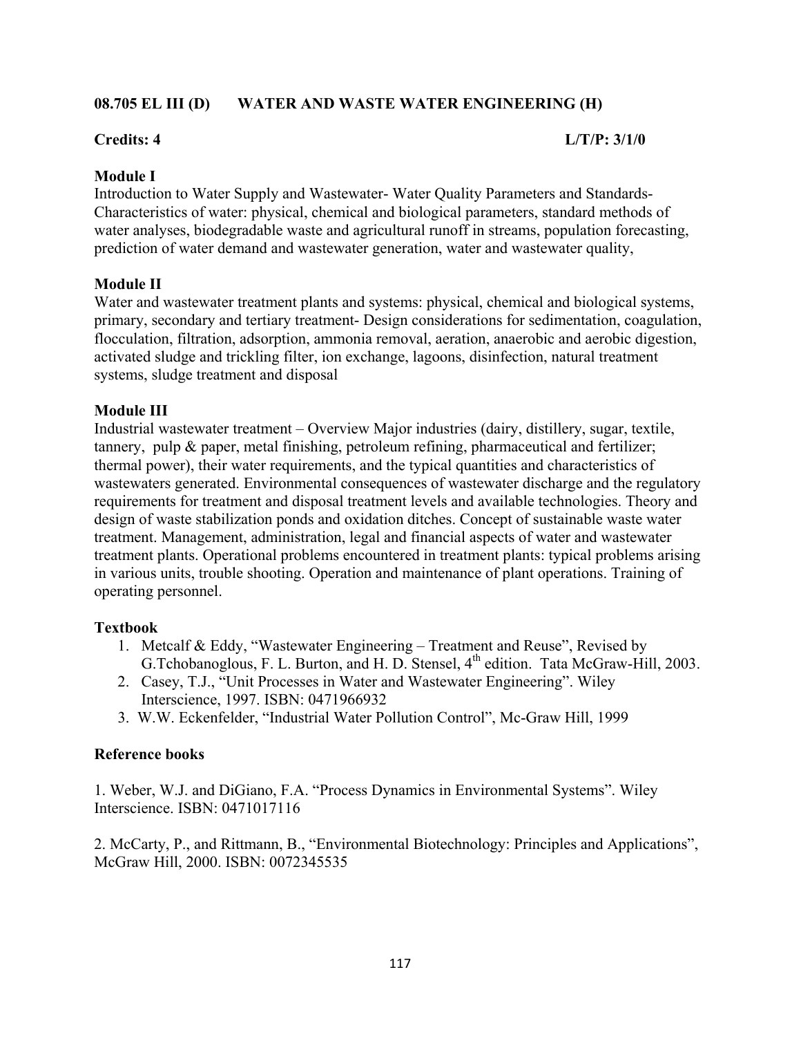**08.705 EL III (D) WATER AND WASTE WATER ENGINEERING (H)**

**Credits: 4** **L/T/P: 3/1/0**

**Module I**

Introduction to Water Supply and Wastewater- Water Quality Parameters and Standards- Characteristics of water: physical, chemical and biological parameters, standard methods of water analyses, biodegradable waste and agricultural runoff in streams, population forecasting, prediction of water demand and wastewater generation, water and wastewater quality,

**Module II**

Water and wastewater treatment plants and systems: physical, chemical and biological systems, primary, secondary and tertiary treatment- Design considerations for sedimentation, coagulation, flocculation, filtration, adsorption, ammonia removal, aeration, anaerobic and aerobic digestion, activated sludge and trickling filter, ion exchange, lagoons, disinfection, natural treatment systems, sludge treatment and disposal

**Module III**

Industrial wastewater treatment – Overview Major industries (dairy, distillery, sugar, textile, tannery, pulp & paper, metal finishing, petroleum refining, pharmaceutical and fertilizer; thermal power), their water requirements, and the typical quantities and characteristics of wastewaters generated. Environmental consequences of wastewater discharge and the regulatory requirements for treatment and disposal treatment levels and available technologies. Theory and design of waste stabilization ponds and oxidation ditches. Concept of sustainable waste water treatment. Management, administration, legal and financial aspects of water and wastewater treatment plants. Operational problems encountered in treatment plants: typical problems arising in various units, trouble shooting. Operation and maintenance of plant operations. Training of operating personnel.

**Textbook**

1. Metcalf & Eddy, "Wastewater Engineering – Treatment and Reuse", Revised by G.Tchobanoglous, F. L. Burton, and H. D. Stensel, 4th edition. Tata McGraw-Hill, 2003.
2. Casey, T.J., "Unit Processes in Water and Wastewater Engineering". Wiley Interscience, 1997. ISBN: 0471966932
3. W.W. Eckenfelder, "Industrial Water Pollution Control", Mc-Graw Hill, 1999

**Reference books**

1. Weber, W.J. and DiGiano, F.A. "Process Dynamics in Environmental Systems". Wiley Interscience. ISBN: 0471017116

2. McCarty, P., and Rittmann, B., "Environmental Biotechnology: Principles and Applications", McGraw Hill, 2000. ISBN: 0072345535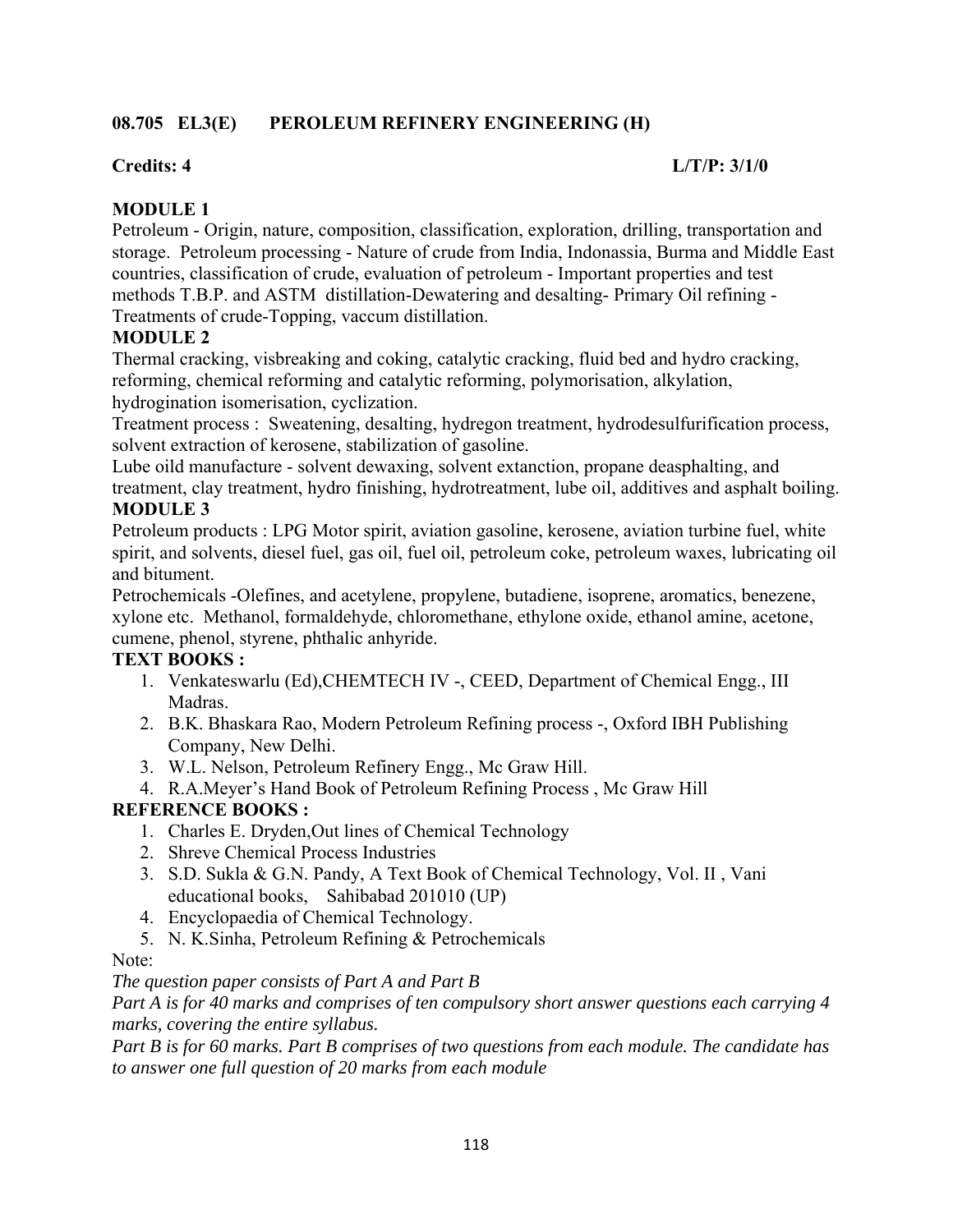## 08.705 EL3(E) PEROLEUM REFINERY ENGINEERING (H)

**Credits: 4** **L/T/P: 3/1/0**

### MODULE 1

Petroleum - Origin, nature, composition, classification, exploration, drilling, transportation and storage. Petroleum processing - Nature of crude from India, Indonassia, Burma and Middle East countries, classification of crude, evaluation of petroleum - Important properties and test methods T.B.P. and ASTM distillation-Dewatering and desalting- Primary Oil refining - Treatments of crude-Topping, vaccum distillation.

### MODULE 2

Thermal cracking, visbreaking and coking, catalytic cracking, fluid bed and hydro cracking, reforming, chemical reforming and catalytic reforming, polymorisation, alkylation, hydrogination isomerisation, cyclization.

Treatment process : Sweatening, desalting, hydregon treatment, hydrodesulfurification process, solvent extraction of kerosene, stabilization of gasoline.

Lube oild manufacture - solvent dewaxing, solvent extanction, propane deasphalting, and treatment, clay treatment, hydro finishing, hydrotreatment, lube oil, additives and asphalt boiling.

### MODULE 3

Petroleum products : LPG Motor spirit, aviation gasoline, kerosene, aviation turbine fuel, white spirit, and solvents, diesel fuel, gas oil, fuel oil, petroleum coke, petroleum waxes, lubricating oil and bitument.

Petrochemicals -Olefines, and acetylene, propylene, butadiene, isoprene, aromatics, benezene, xylone etc. Methanol, formaldehyde, chloromethane, ethylone oxide, ethanol amine, acetone, cumene, phenol, styrene, phthalic anhyride.

### TEXT BOOKS :

1. Venkateswarlu (Ed),CHEMTECH IV -, CEED, Department of Chemical Engg., III Madras.
2. B.K. Bhaskara Rao, Modern Petroleum Refining process -, Oxford IBH Publishing Company, New Delhi.
3. W.L. Nelson, Petroleum Refinery Engg., Mc Graw Hill.
4. R.A.Meyer's Hand Book of Petroleum Refining Process , Mc Graw Hill

### REFERENCE BOOKS :

1. Charles E. Dryden,Out lines of Chemical Technology
2. Shreve Chemical Process Industries
3. S.D. Sukla & G.N. Pandy, A Text Book of Chemical Technology, Vol. II , Vani educational books, Sahibabad 201010 (UP)
4. Encyclopaedia of Chemical Technology.
5. N. K.Sinha, Petroleum Refining & Petrochemicals

Note:

*The question paper consists of Part A and Part B*

*Part A is for 40 marks and comprises of ten compulsory short answer questions each carrying 4 marks, covering the entire syllabus.*

*Part B is for 60 marks. Part B comprises of two questions from each module. The candidate has to answer one full question of 20 marks from each module*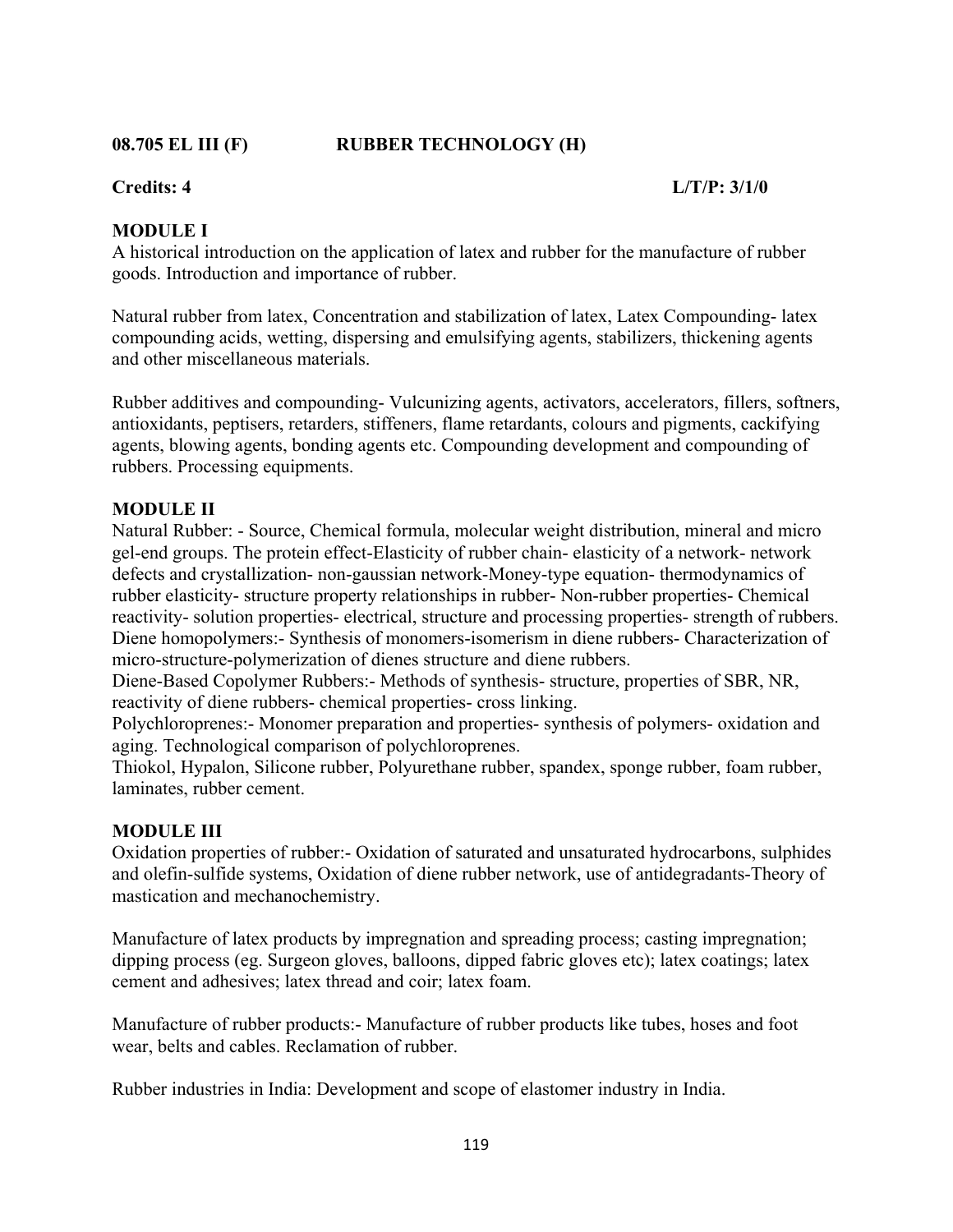**08.705 EL III (F) RUBBER TECHNOLOGY (H)**

**Credits: 4 L/T/P: 3/1/0**

**MODULE I**

A historical introduction on the application of latex and rubber for the manufacture of rubber goods. Introduction and importance of rubber.

Natural rubber from latex, Concentration and stabilization of latex, Latex Compounding- latex compounding acids, wetting, dispersing and emulsifying agents, stabilizers, thickening agents and other miscellaneous materials.

Rubber additives and compounding- Vulcunizing agents, activators, accelerators, fillers, softners, antioxidants, peptisers, retarders, stiffeners, flame retardants, colours and pigments, cackifying agents, blowing agents, bonding agents etc. Compounding development and compounding of rubbers. Processing equipments.

**MODULE II**

Natural Rubber: - Source, Chemical formula, molecular weight distribution, mineral and micro gel-end groups. The protein effect-Elasticity of rubber chain- elasticity of a network- network defects and crystallization- non-gaussian network-Money-type equation- thermodynamics of rubber elasticity- structure property relationships in rubber- Non-rubber properties- Chemical reactivity- solution properties- electrical, structure and processing properties- strength of rubbers.
Diene homopolymers:- Synthesis of monomers-isomerism in diene rubbers- Characterization of micro-structure-polymerization of dienes structure and diene rubbers.
Diene-Based Copolymer Rubbers:- Methods of synthesis- structure, properties of SBR, NR, reactivity of diene rubbers- chemical properties- cross linking.
Polychloroprenes:- Monomer preparation and properties- synthesis of polymers- oxidation and aging. Technological comparison of polychloroprenes.
Thiokol, Hypalon, Silicone rubber, Polyurethane rubber, spandex, sponge rubber, foam rubber, laminates, rubber cement.

**MODULE III**

Oxidation properties of rubber:- Oxidation of saturated and unsaturated hydrocarbons, sulphides and olefin-sulfide systems, Oxidation of diene rubber network, use of antidegradants-Theory of mastication and mechanochemistry.

Manufacture of latex products by impregnation and spreading process; casting impregnation; dipping process (eg. Surgeon gloves, balloons, dipped fabric gloves etc); latex coatings; latex cement and adhesives; latex thread and coir; latex foam.

Manufacture of rubber products:- Manufacture of rubber products like tubes, hoses and foot wear, belts and cables. Reclamation of rubber.

Rubber industries in India: Development and scope of elastomer industry in India.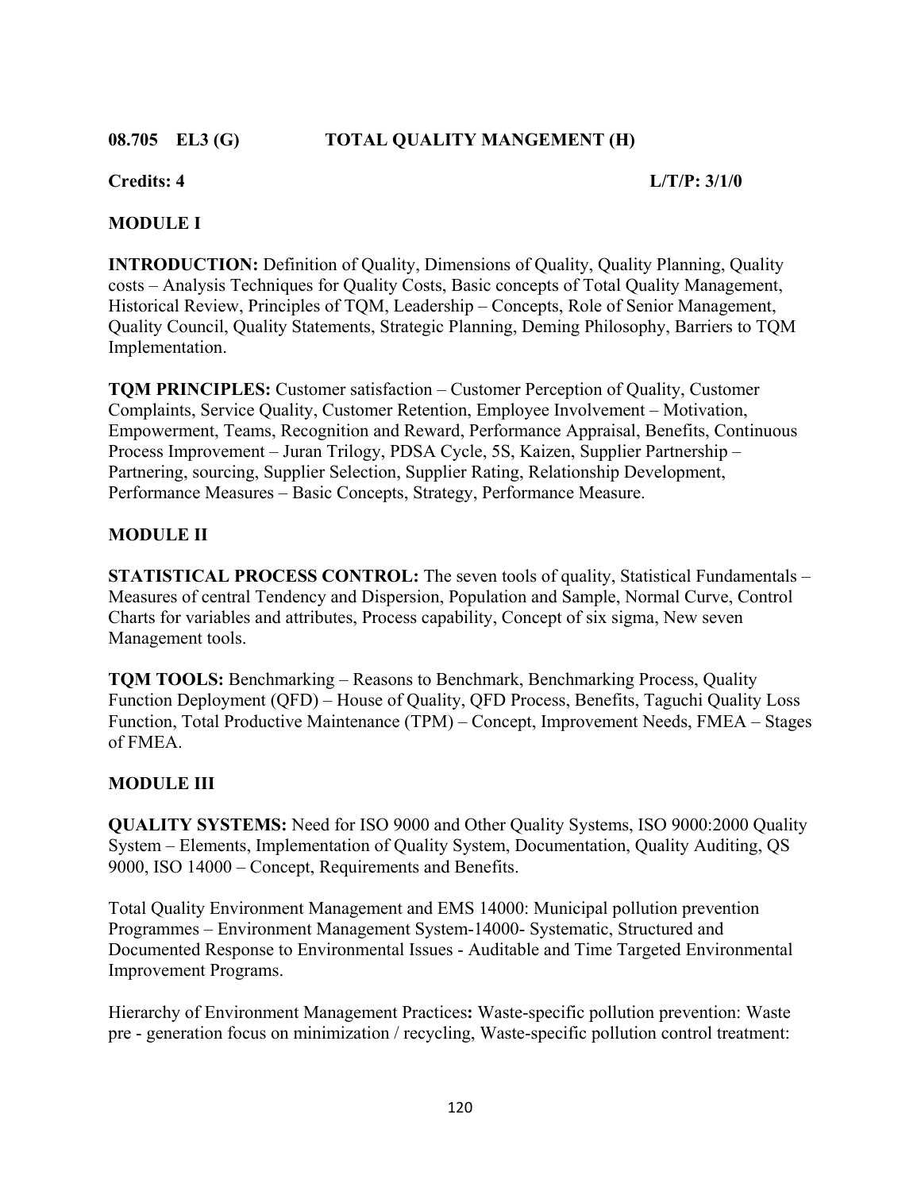## 08.705 EL3 (G) TOTAL QUALITY MANGEMENT (H)

**Credits: 4** **L/T/P: 3/1/0**

### MODULE I

**INTRODUCTION:** Definition of Quality, Dimensions of Quality, Quality Planning, Quality costs – Analysis Techniques for Quality Costs, Basic concepts of Total Quality Management, Historical Review, Principles of TQM, Leadership – Concepts, Role of Senior Management, Quality Council, Quality Statements, Strategic Planning, Deming Philosophy, Barriers to TQM Implementation.

**TQM PRINCIPLES:** Customer satisfaction – Customer Perception of Quality, Customer Complaints, Service Quality, Customer Retention, Employee Involvement – Motivation, Empowerment, Teams, Recognition and Reward, Performance Appraisal, Benefits, Continuous Process Improvement – Juran Trilogy, PDSA Cycle, 5S, Kaizen, Supplier Partnership – Partnering, sourcing, Supplier Selection, Supplier Rating, Relationship Development, Performance Measures – Basic Concepts, Strategy, Performance Measure.

### MODULE II

**STATISTICAL PROCESS CONTROL:** The seven tools of quality, Statistical Fundamentals – Measures of central Tendency and Dispersion, Population and Sample, Normal Curve, Control Charts for variables and attributes, Process capability, Concept of six sigma, New seven Management tools.

**TQM TOOLS:** Benchmarking – Reasons to Benchmark, Benchmarking Process, Quality Function Deployment (QFD) – House of Quality, QFD Process, Benefits, Taguchi Quality Loss Function, Total Productive Maintenance (TPM) – Concept, Improvement Needs, FMEA – Stages of FMEA.

### MODULE III

**QUALITY SYSTEMS:** Need for ISO 9000 and Other Quality Systems, ISO 9000:2000 Quality System – Elements, Implementation of Quality System, Documentation, Quality Auditing, QS 9000, ISO 14000 – Concept, Requirements and Benefits.

Total Quality Environment Management and EMS 14000: Municipal pollution prevention Programmes – Environment Management System-14000- Systematic, Structured and Documented Response to Environmental Issues - Auditable and Time Targeted Environmental Improvement Programs.

Hierarchy of Environment Management Practices**:** Waste-specific pollution prevention: Waste pre - generation focus on minimization / recycling, Waste-specific pollution control treatment: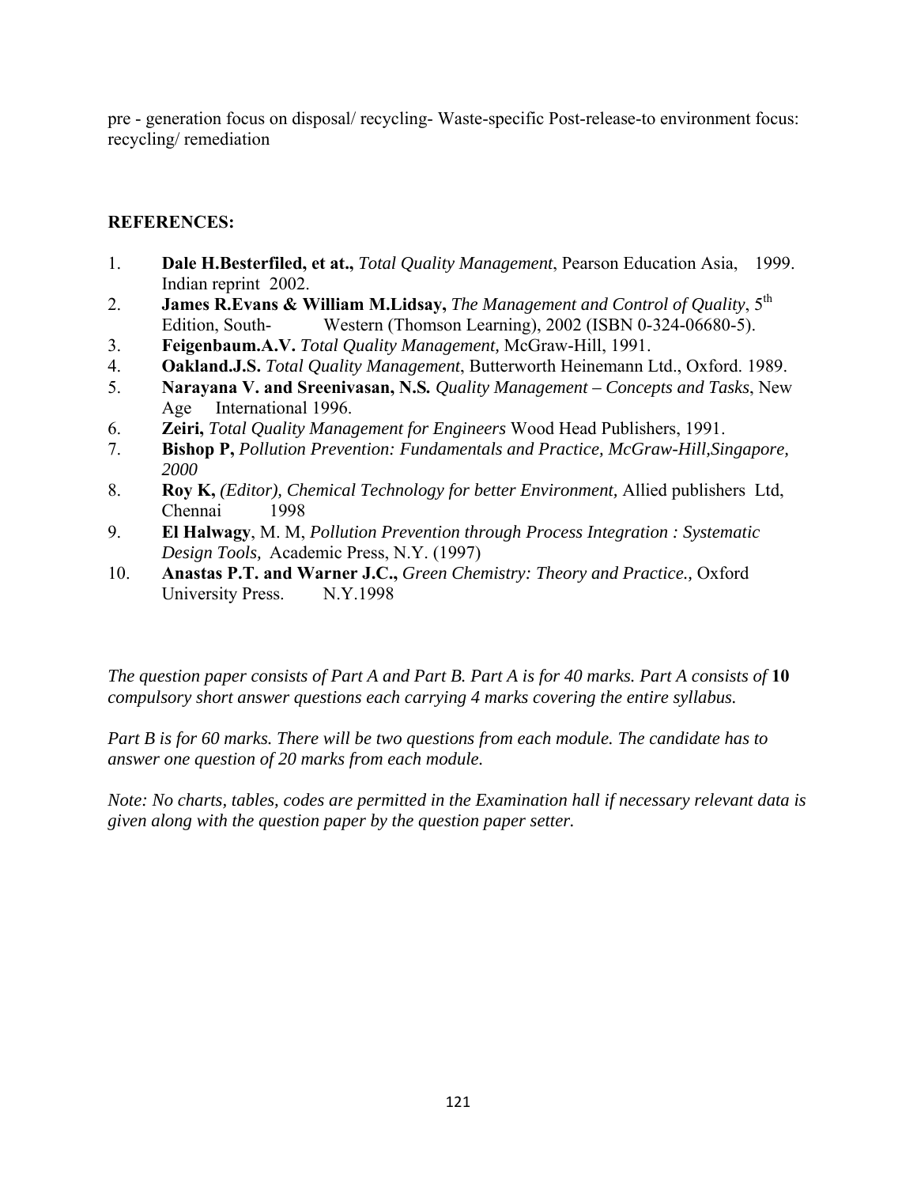pre - generation focus on disposal/ recycling- Waste-specific Post-release-to environment focus: recycling/ remediation

**REFERENCES:**

1. **Dale H.Besterfiled, et at.,** *Total Quality Management*, Pearson Education Asia, 1999. Indian reprint 2002.
2. **James R.Evans & William M.Lidsay,** *The Management and Control of Quality*, 5th Edition, South- Western (Thomson Learning), 2002 (ISBN 0-324-06680-5).
3. **Feigenbaum.A.V.** *Total Quality Management,* McGraw-Hill, 1991.
4. **Oakland.J.S.** *Total Quality Management*, Butterworth Heinemann Ltd., Oxford. 1989.
5. **Narayana V. and Sreenivasan, N.S.** *Quality Management – Concepts and Tasks*, New Age International 1996.
6. **Zeiri,** *Total Quality Management for Engineers* Wood Head Publishers, 1991.
7. **Bishop P,** *Pollution Prevention: Fundamentals and Practice, McGraw-Hill,Singapore, 2000*
8. **Roy K,** *(Editor), Chemical Technology for better Environment,* Allied publishers Ltd, Chennai 1998
9. **El Halwagy**, M. M, *Pollution Prevention through Process Integration : Systematic Design Tools,* Academic Press, N.Y. (1997)
10. **Anastas P.T. and Warner J.C.,** *Green Chemistry: Theory and Practice.,* Oxford University Press. N.Y.1998

*The question paper consists of Part A and Part B. Part A is for 40 marks. Part A consists of* **10** *compulsory short answer questions each carrying 4 marks covering the entire syllabus.*

*Part B is for 60 marks. There will be two questions from each module. The candidate has to answer one question of 20 marks from each module.*

*Note: No charts, tables, codes are permitted in the Examination hall if necessary relevant data is given along with the question paper by the question paper setter.*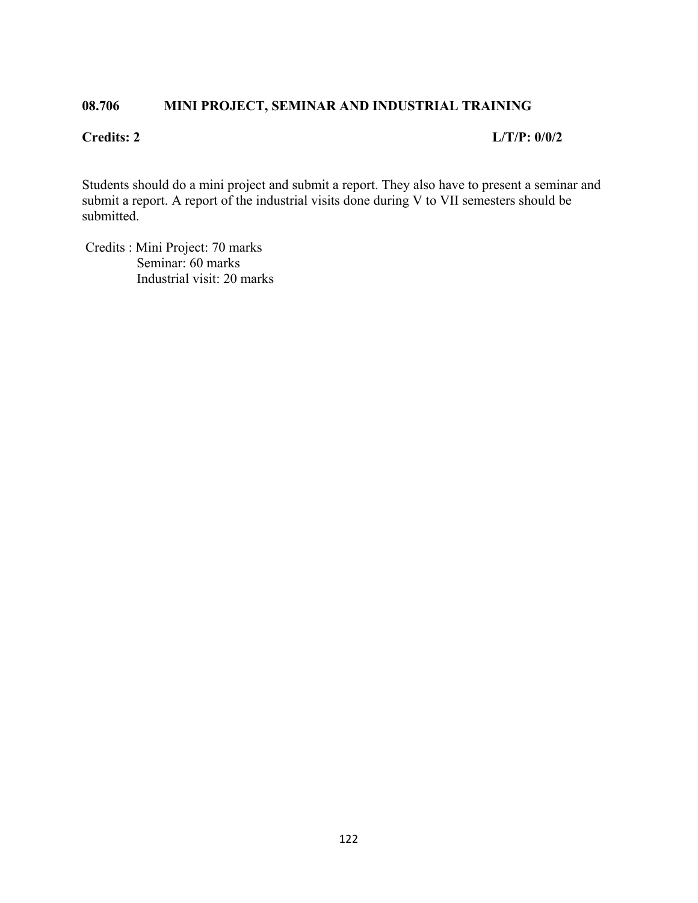### 08.706 MINI PROJECT, SEMINAR AND INDUSTRIAL TRAINING

**Credits: 2** **L/T/P: 0/0/2**

Students should do a mini project and submit a report. They also have to present a seminar and submit a report. A report of the industrial visits done during V to VII semesters should be submitted.

Credits : Mini Project: 70 marks
Seminar: 60 marks
Industrial visit: 20 marks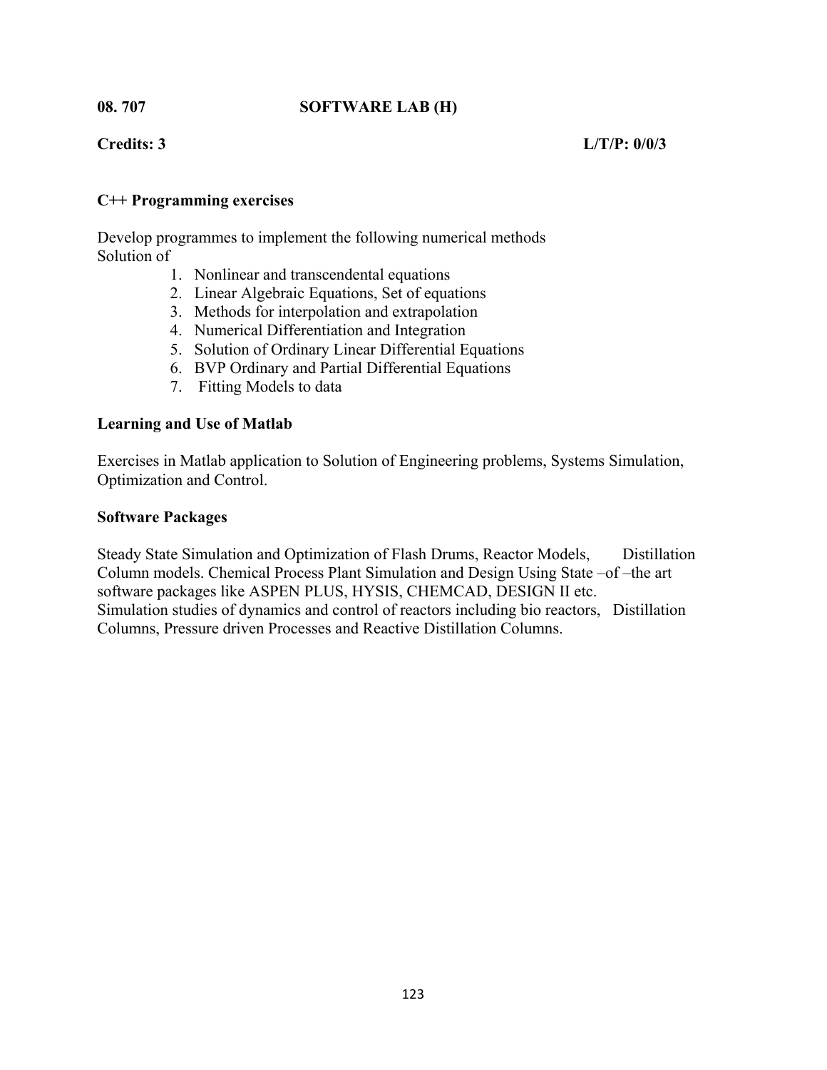**08. 707 SOFTWARE LAB (H)**

**Credits: 3 L/T/P: 0/0/3**

**C++ Programming exercises**

Develop programmes to implement the following numerical methods
Solution of

1. Nonlinear and transcendental equations
2. Linear Algebraic Equations, Set of equations
3. Methods for interpolation and extrapolation
4. Numerical Differentiation and Integration
5. Solution of Ordinary Linear Differential Equations
6. BVP Ordinary and Partial Differential Equations
7. Fitting Models to data

**Learning and Use of Matlab**

Exercises in Matlab application to Solution of Engineering problems, Systems Simulation, Optimization and Control.

**Software Packages**

Steady State Simulation and Optimization of Flash Drums, Reactor Models, Distillation Column models. Chemical Process Plant Simulation and Design Using State –of –the art software packages like ASPEN PLUS, HYSIS, CHEMCAD, DESIGN II etc.
Simulation studies of dynamics and control of reactors including bio reactors, Distillation Columns, Pressure driven Processes and Reactive Distillation Columns.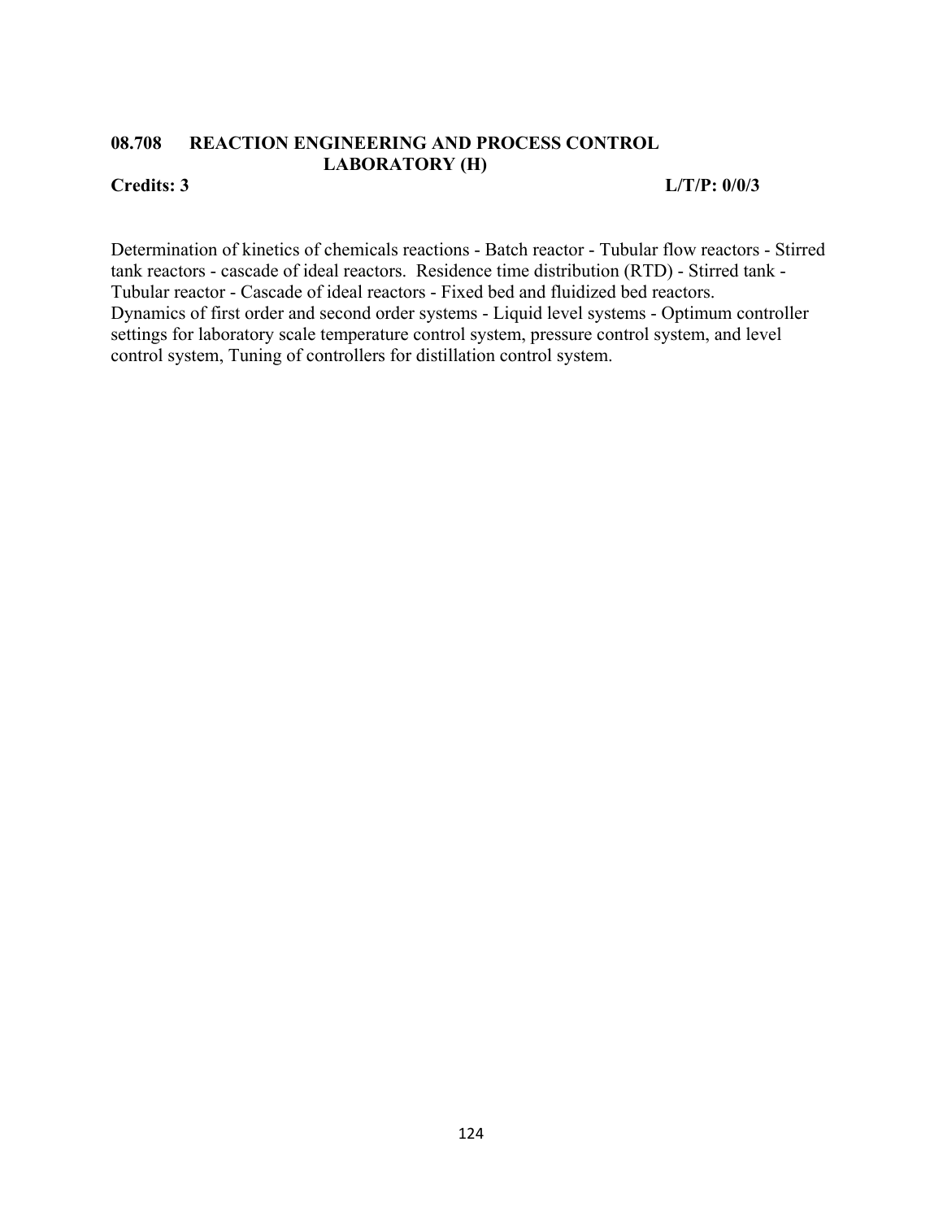### 08.708 REACTION ENGINEERING AND PROCESS CONTROL LABORATORY (H)

**Credits: 3** **L/T/P: 0/0/3**

Determination of kinetics of chemicals reactions - Batch reactor - Tubular flow reactors - Stirred tank reactors - cascade of ideal reactors. Residence time distribution (RTD) - Stirred tank - Tubular reactor - Cascade of ideal reactors - Fixed bed and fluidized bed reactors.
Dynamics of first order and second order systems - Liquid level systems - Optimum controller settings for laboratory scale temperature control system, pressure control system, and level control system, Tuning of controllers for distillation control system.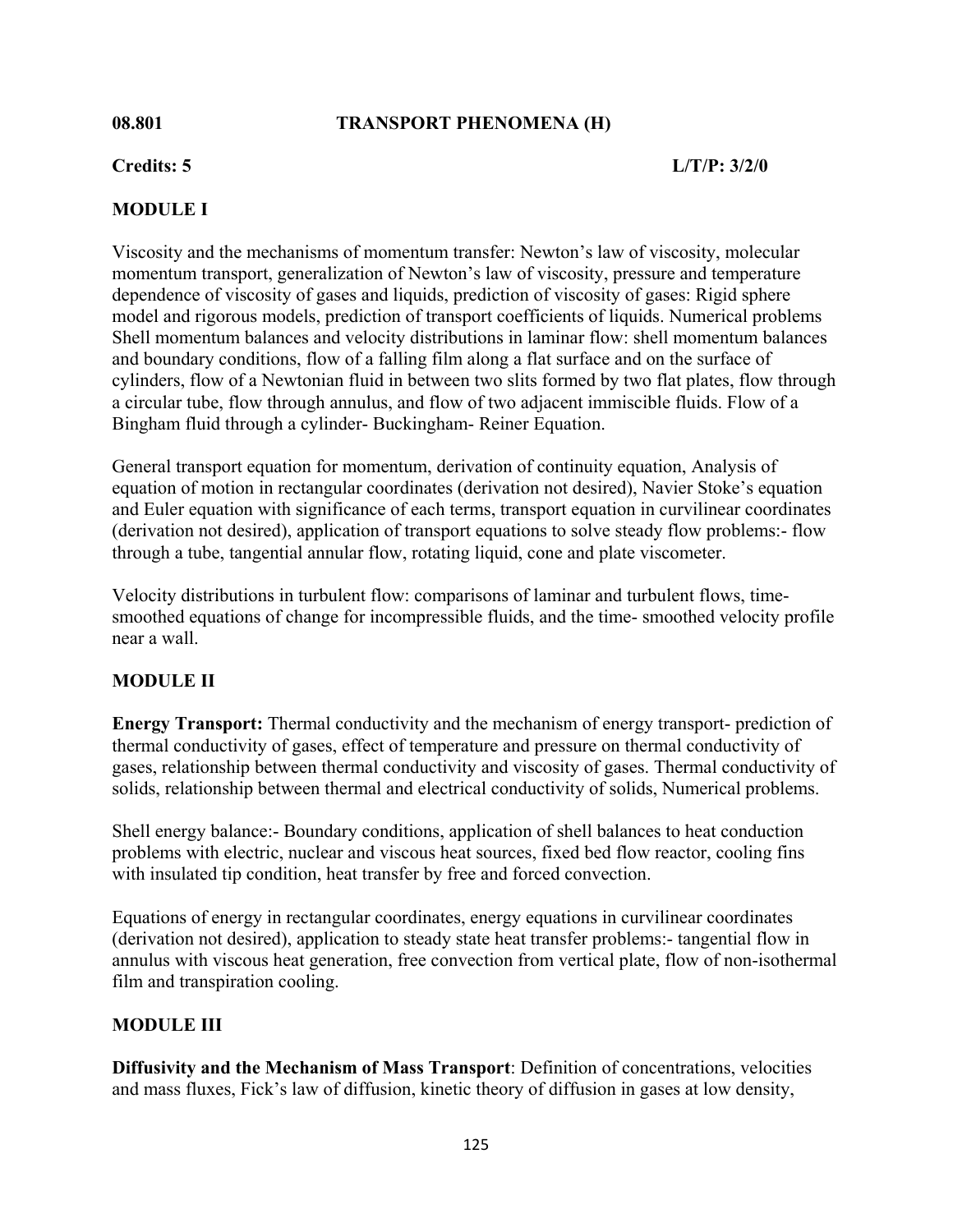**08.801 TRANSPORT PHENOMENA (H)**

**Credits: 5 L/T/P: 3/2/0**

**MODULE I**

Viscosity and the mechanisms of momentum transfer: Newton's law of viscosity, molecular momentum transport, generalization of Newton's law of viscosity, pressure and temperature dependence of viscosity of gases and liquids, prediction of viscosity of gases: Rigid sphere model and rigorous models, prediction of transport coefficients of liquids. Numerical problems Shell momentum balances and velocity distributions in laminar flow: shell momentum balances and boundary conditions, flow of a falling film along a flat surface and on the surface of cylinders, flow of a Newtonian fluid in between two slits formed by two flat plates, flow through a circular tube, flow through annulus, and flow of two adjacent immiscible fluids. Flow of a Bingham fluid through a cylinder- Buckingham- Reiner Equation.

General transport equation for momentum, derivation of continuity equation, Analysis of equation of motion in rectangular coordinates (derivation not desired), Navier Stoke's equation and Euler equation with significance of each terms, transport equation in curvilinear coordinates (derivation not desired), application of transport equations to solve steady flow problems:- flow through a tube, tangential annular flow, rotating liquid, cone and plate viscometer.

Velocity distributions in turbulent flow: comparisons of laminar and turbulent flows, time-smoothed equations of change for incompressible fluids, and the time- smoothed velocity profile near a wall.

**MODULE II**

**Energy Transport:** Thermal conductivity and the mechanism of energy transport- prediction of thermal conductivity of gases, effect of temperature and pressure on thermal conductivity of gases, relationship between thermal conductivity and viscosity of gases. Thermal conductivity of solids, relationship between thermal and electrical conductivity of solids, Numerical problems.

Shell energy balance:- Boundary conditions, application of shell balances to heat conduction problems with electric, nuclear and viscous heat sources, fixed bed flow reactor, cooling fins with insulated tip condition, heat transfer by free and forced convection.

Equations of energy in rectangular coordinates, energy equations in curvilinear coordinates (derivation not desired), application to steady state heat transfer problems:- tangential flow in annulus with viscous heat generation, free convection from vertical plate, flow of non-isothermal film and transpiration cooling.

**MODULE III**

**Diffusivity and the Mechanism of Mass Transport**: Definition of concentrations, velocities and mass fluxes, Fick's law of diffusion, kinetic theory of diffusion in gases at low density,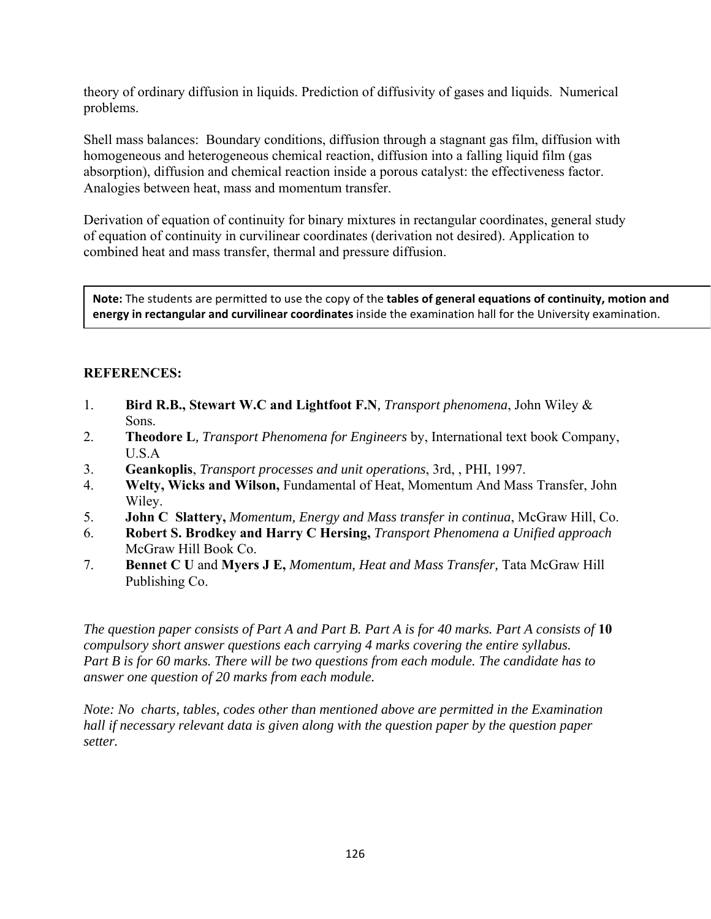theory of ordinary diffusion in liquids. Prediction of diffusivity of gases and liquids. Numerical problems.

Shell mass balances: Boundary conditions, diffusion through a stagnant gas film, diffusion with homogeneous and heterogeneous chemical reaction, diffusion into a falling liquid film (gas absorption), diffusion and chemical reaction inside a porous catalyst: the effectiveness factor. Analogies between heat, mass and momentum transfer.

Derivation of equation of continuity for binary mixtures in rectangular coordinates, general study of equation of continuity in curvilinear coordinates (derivation not desired). Application to combined heat and mass transfer, thermal and pressure diffusion.

> **Note:** The students are permitted to use the copy of the **tables of general equations of continuity, motion and energy in rectangular and curvilinear coordinates** inside the examination hall for the University examination.

**REFERENCES:**

1. **Bird R.B., Stewart W.C and Lightfoot F.N**, *Transport phenomena*, John Wiley & Sons.
2. **Theodore L**, *Transport Phenomena for Engineers* by, International text book Company, U.S.A
3. **Geankoplis**, *Transport processes and unit operations*, 3rd, , PHI, 1997.
4. **Welty, Wicks and Wilson,** Fundamental of Heat, Momentum And Mass Transfer, John Wiley.
5. **John C Slattery,** *Momentum, Energy and Mass transfer in continua*, McGraw Hill, Co.
6. **Robert S. Brodkey and Harry C Hersing,** *Transport Phenomena a Unified approach* McGraw Hill Book Co.
7. **Bennet C U** and **Myers J E,** *Momentum, Heat and Mass Transfer,* Tata McGraw Hill Publishing Co.

*The question paper consists of Part A and Part B. Part A is for 40 marks. Part A consists of* **10** *compulsory short answer questions each carrying 4 marks covering the entire syllabus. Part B is for 60 marks. There will be two questions from each module. The candidate has to answer one question of 20 marks from each module.*

*Note: No charts, tables, codes other than mentioned above are permitted in the Examination hall if necessary relevant data is given along with the question paper by the question paper setter.*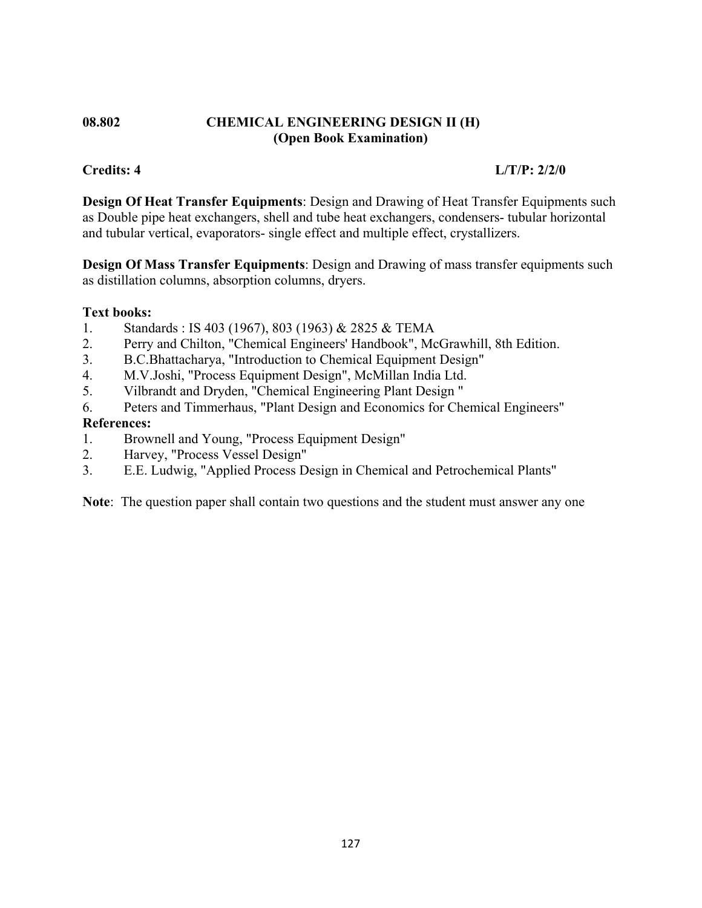## 08.802 CHEMICAL ENGINEERING DESIGN II (H)
**(Open Book Examination)**

**Credits: 4** **L/T/P: 2/2/0**

**Design Of Heat Transfer Equipments**: Design and Drawing of Heat Transfer Equipments such as Double pipe heat exchangers, shell and tube heat exchangers, condensers- tubular horizontal and tubular vertical, evaporators- single effect and multiple effect, crystallizers.

**Design Of Mass Transfer Equipments**: Design and Drawing of mass transfer equipments such as distillation columns, absorption columns, dryers.

**Text books:**

1. Standards : IS 403 (1967), 803 (1963) & 2825 & TEMA
2. Perry and Chilton, "Chemical Engineers' Handbook", McGrawhill, 8th Edition.
3. B.C.Bhattacharya, "Introduction to Chemical Equipment Design"
4. M.V.Joshi, "Process Equipment Design", McMillan India Ltd.
5. Vilbrandt and Dryden, "Chemical Engineering Plant Design "
6. Peters and Timmerhaus, "Plant Design and Economics for Chemical Engineers"

**References:**

1. Brownell and Young, "Process Equipment Design"
2. Harvey, "Process Vessel Design"
3. E.E. Ludwig, "Applied Process Design in Chemical and Petrochemical Plants"

**Note**: The question paper shall contain two questions and the student must answer any one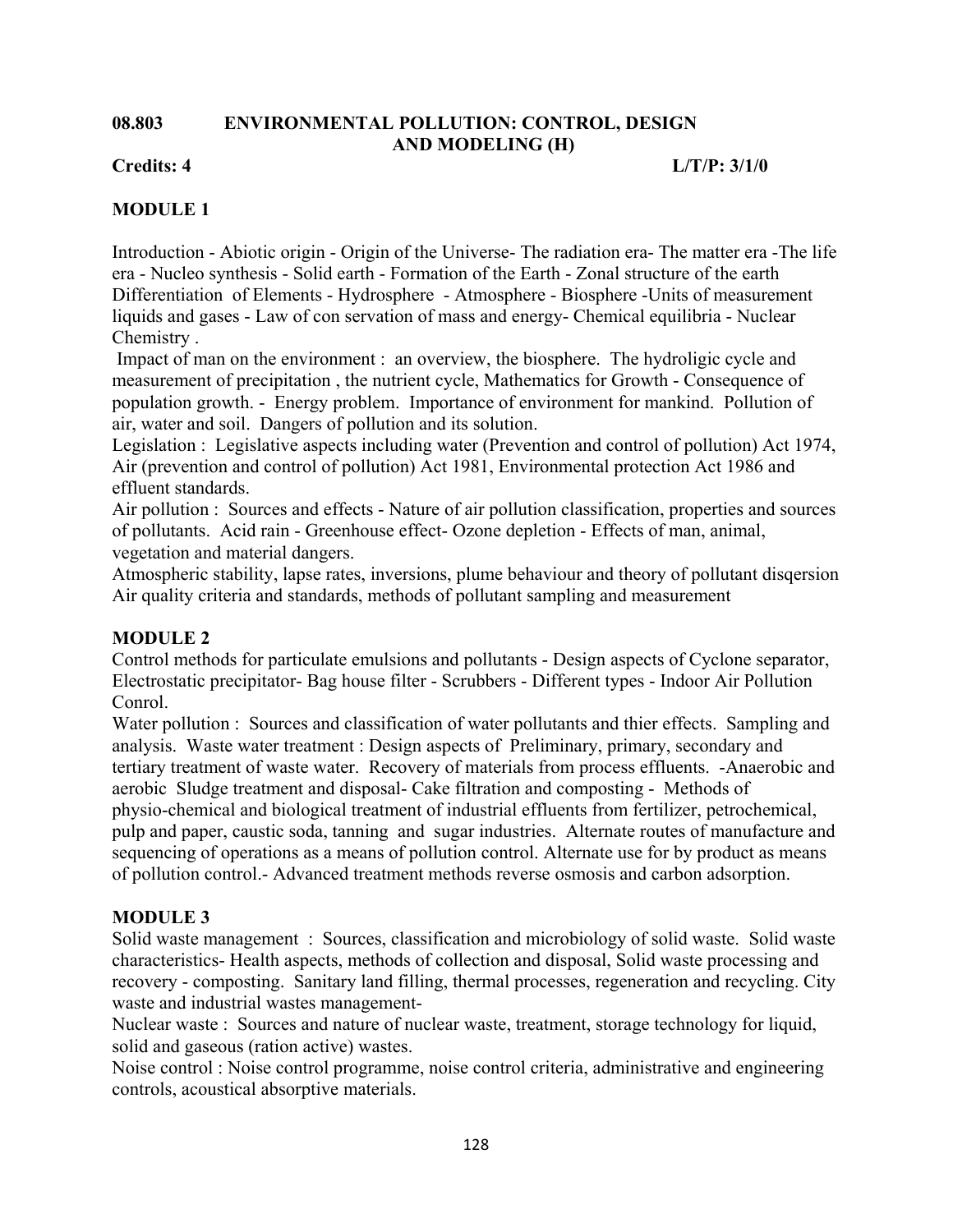# 08.803 ENVIRONMENTAL POLLUTION: CONTROL, DESIGN AND MODELING (H)

**Credits: 4** **L/T/P: 3/1/0**

## MODULE 1

Introduction - Abiotic origin - Origin of the Universe- The radiation era- The matter era -The life era - Nucleo synthesis - Solid earth - Formation of the Earth - Zonal structure of the earth Differentiation of Elements - Hydrosphere - Atmosphere - Biosphere -Units of measurement liquids and gases - Law of con servation of mass and energy- Chemical equilibria - Nuclear Chemistry .

Impact of man on the environment : an overview, the biosphere. The hydroligic cycle and measurement of precipitation , the nutrient cycle, Mathematics for Growth - Consequence of population growth. - Energy problem. Importance of environment for mankind. Pollution of air, water and soil. Dangers of pollution and its solution.

Legislation : Legislative aspects including water (Prevention and control of pollution) Act 1974, Air (prevention and control of pollution) Act 1981, Environmental protection Act 1986 and effluent standards.

Air pollution : Sources and effects - Nature of air pollution classification, properties and sources of pollutants. Acid rain - Greenhouse effect- Ozone depletion - Effects of man, animal, vegetation and material dangers.

Atmospheric stability, lapse rates, inversions, plume behaviour and theory of pollutant disqersion Air quality criteria and standards, methods of pollutant sampling and measurement

## MODULE 2

Control methods for particulate emulsions and pollutants - Design aspects of Cyclone separator, Electrostatic precipitator- Bag house filter - Scrubbers - Different types - Indoor Air Pollution Conrol.

Water pollution : Sources and classification of water pollutants and thier effects. Sampling and analysis. Waste water treatment : Design aspects of Preliminary, primary, secondary and tertiary treatment of waste water. Recovery of materials from process effluents. -Anaerobic and aerobic Sludge treatment and disposal- Cake filtration and composting - Methods of physio-chemical and biological treatment of industrial effluents from fertilizer, petrochemical, pulp and paper, caustic soda, tanning and sugar industries. Alternate routes of manufacture and sequencing of operations as a means of pollution control. Alternate use for by product as means of pollution control.- Advanced treatment methods reverse osmosis and carbon adsorption.

## MODULE 3

Solid waste management : Sources, classification and microbiology of solid waste. Solid waste characteristics- Health aspects, methods of collection and disposal, Solid waste processing and recovery - composting. Sanitary land filling, thermal processes, regeneration and recycling. City waste and industrial wastes management-

Nuclear waste : Sources and nature of nuclear waste, treatment, storage technology for liquid, solid and gaseous (ration active) wastes.

Noise control : Noise control programme, noise control criteria, administrative and engineering controls, acoustical absorptive materials.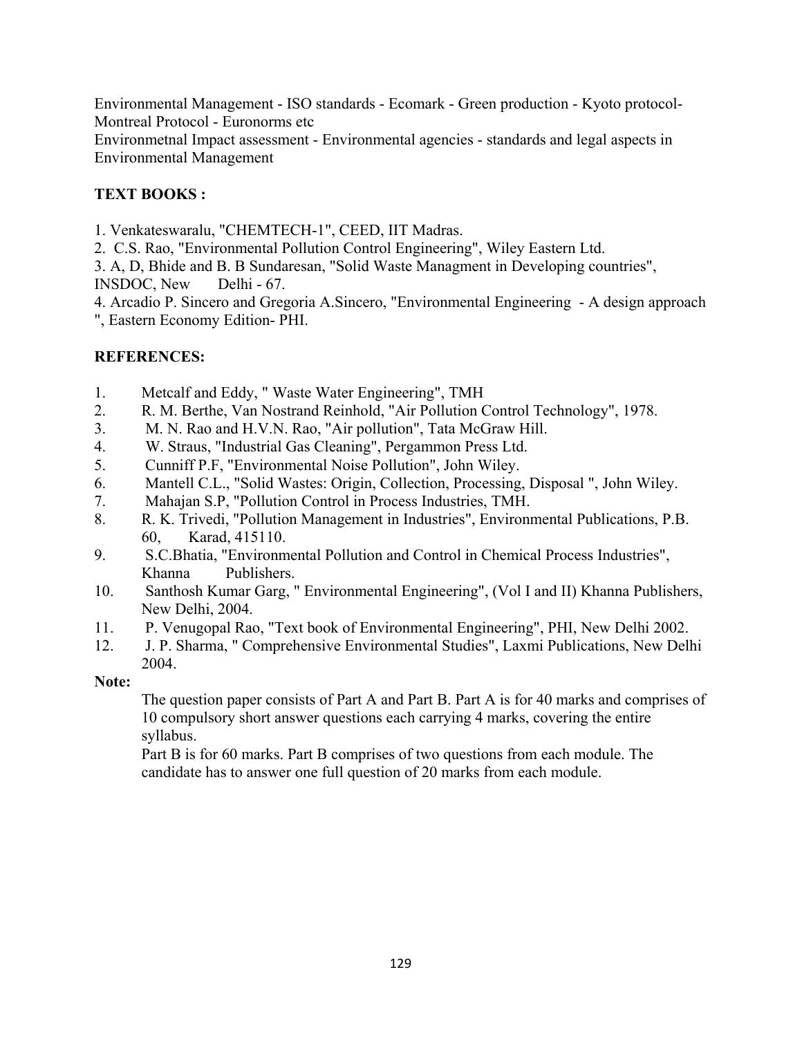Environmental Management - ISO standards - Ecomark - Green production - Kyoto protocol- Montreal Protocol - Euronorms etc

Environmetnal Impact assessment - Environmental agencies - standards and legal aspects in Environmental Management

**TEXT BOOKS :**

1. Venkateswaralu, "CHEMTECH-1", CEED, IIT Madras.
2. C.S. Rao, "Environmental Pollution Control Engineering", Wiley Eastern Ltd.
3. A, D, Bhide and B. B Sundaresan, "Solid Waste Managment in Developing countries", INSDOC, New Delhi - 67.
4. Arcadio P. Sincero and Gregoria A.Sincero, "Environmental Engineering - A design approach ", Eastern Economy Edition- PHI.

**REFERENCES:**

1. Metcalf and Eddy, " Waste Water Engineering", TMH
2. R. M. Berthe, Van Nostrand Reinhold, "Air Pollution Control Technology", 1978.
3. M. N. Rao and H.V.N. Rao, "Air pollution", Tata McGraw Hill.
4. W. Straus, "Industrial Gas Cleaning", Pergammon Press Ltd.
5. Cunniff P.F, "Environmental Noise Pollution", John Wiley.
6. Mantell C.L., "Solid Wastes: Origin, Collection, Processing, Disposal ", John Wiley.
7. Mahajan S.P, "Pollution Control in Process Industries, TMH.
8. R. K. Trivedi, "Pollution Management in Industries", Environmental Publications, P.B. 60, Karad, 415110.
9. S.C.Bhatia, "Environmental Pollution and Control in Chemical Process Industries", Khanna Publishers.
10. Santhosh Kumar Garg, " Environmental Engineering", (Vol I and II) Khanna Publishers, New Delhi, 2004.
11. P. Venugopal Rao, "Text book of Environmental Engineering", PHI, New Delhi 2002.
12. J. P. Sharma, " Comprehensive Environmental Studies", Laxmi Publications, New Delhi 2004.

**Note:**

The question paper consists of Part A and Part B. Part A is for 40 marks and comprises of 10 compulsory short answer questions each carrying 4 marks, covering the entire syllabus.

Part B is for 60 marks. Part B comprises of two questions from each module. The candidate has to answer one full question of 20 marks from each module.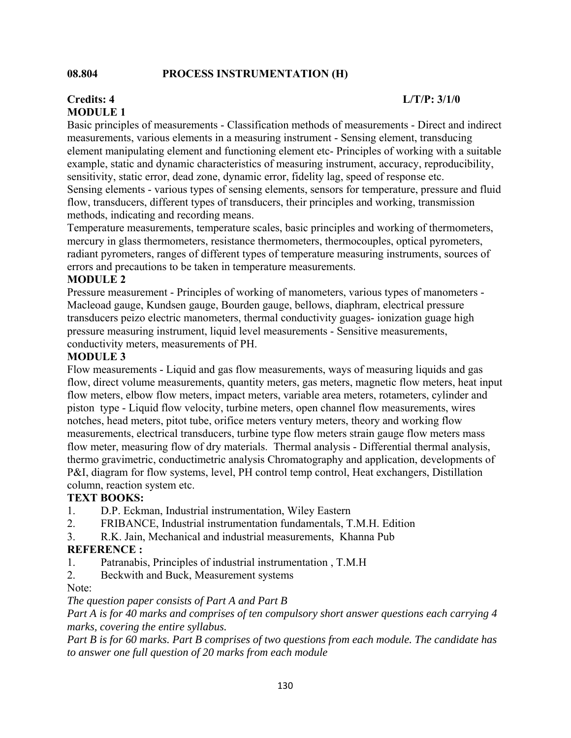## 08.804 PROCESS INSTRUMENTATION (H)

**Credits: 4** **L/T/P: 3/1/0**

**MODULE 1**

Basic principles of measurements - Classification methods of measurements - Direct and indirect measurements, various elements in a measuring instrument - Sensing element, transducing element manipulating element and functioning element etc- Principles of working with a suitable example, static and dynamic characteristics of measuring instrument, accuracy, reproducibility, sensitivity, static error, dead zone, dynamic error, fidelity lag, speed of response etc.
Sensing elements - various types of sensing elements, sensors for temperature, pressure and fluid flow, transducers, different types of transducers, their principles and working, transmission methods, indicating and recording means.
Temperature measurements, temperature scales, basic principles and working of thermometers, mercury in glass thermometers, resistance thermometers, thermocouples, optical pyrometers, radiant pyrometers, ranges of different types of temperature measuring instruments, sources of errors and precautions to be taken in temperature measurements.

**MODULE 2**

Pressure measurement - Principles of working of manometers, various types of manometers - Macleoad gauge, Kundsen gauge, Bourden gauge, bellows, diaphram, electrical pressure transducers peizo electric manometers, thermal conductivity guages- ionization guage high pressure measuring instrument, liquid level measurements - Sensitive measurements, conductivity meters, measurements of PH.

**MODULE 3**

Flow measurements - Liquid and gas flow measurements, ways of measuring liquids and gas flow, direct volume measurements, quantity meters, gas meters, magnetic flow meters, heat input flow meters, elbow flow meters, impact meters, variable area meters, rotameters, cylinder and piston type - Liquid flow velocity, turbine meters, open channel flow measurements, wires notches, head meters, pitot tube, orifice meters ventury meters, theory and working flow measurements, electrical transducers, turbine type flow meters strain gauge flow meters mass flow meter, measuring flow of dry materials. Thermal analysis - Differential thermal analysis, thermo gravimetric, conductimetric analysis Chromatography and application, developments of P&I, diagram for flow systems, level, PH control temp control, Heat exchangers, Distillation column, reaction system etc.

**TEXT BOOKS:**

1. D.P. Eckman, Industrial instrumentation, Wiley Eastern
2. FRIBANCE, Industrial instrumentation fundamentals, T.M.H. Edition
3. R.K. Jain, Mechanical and industrial measurements, Khanna Pub

**REFERENCE :**

1. Patranabis, Principles of industrial instrumentation , T.M.H
2. Beckwith and Buck, Measurement systems

Note:

*The question paper consists of Part A and Part B*

*Part A is for 40 marks and comprises of ten compulsory short answer questions each carrying 4 marks, covering the entire syllabus.*

*Part B is for 60 marks. Part B comprises of two questions from each module. The candidate has to answer one full question of 20 marks from each module*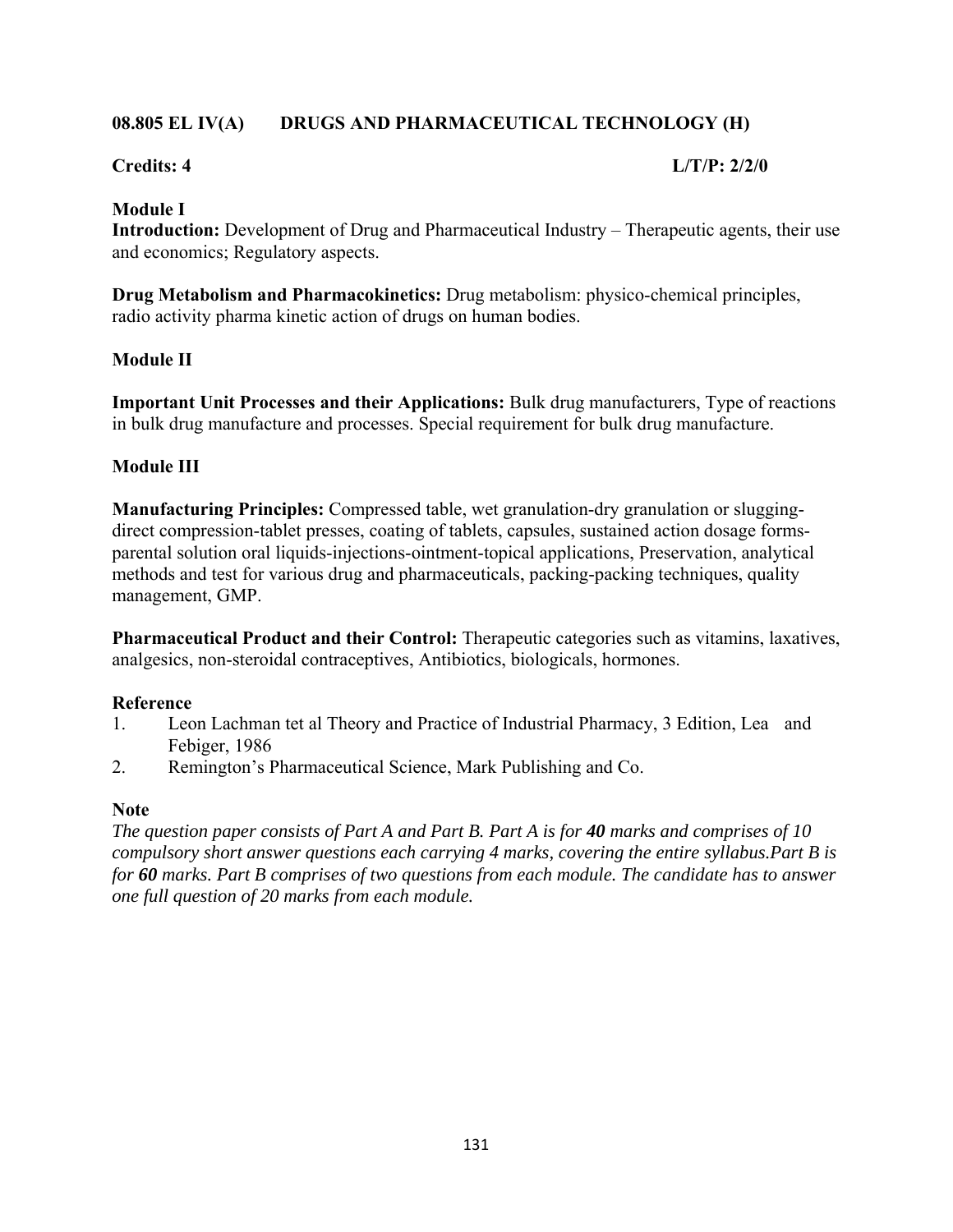## 08.805 EL IV(A) DRUGS AND PHARMACEUTICAL TECHNOLOGY (H)

**Credits: 4** **L/T/P: 2/2/0**

### Module I

**Introduction:** Development of Drug and Pharmaceutical Industry – Therapeutic agents, their use and economics; Regulatory aspects.

**Drug Metabolism and Pharmacokinetics:** Drug metabolism: physico-chemical principles, radio activity pharma kinetic action of drugs on human bodies.

### Module II

**Important Unit Processes and their Applications:** Bulk drug manufacturers, Type of reactions in bulk drug manufacture and processes. Special requirement for bulk drug manufacture.

### Module III

**Manufacturing Principles:** Compressed table, wet granulation-dry granulation or slugging-direct compression-tablet presses, coating of tablets, capsules, sustained action dosage forms-parental solution oral liquids-injections-ointment-topical applications, Preservation, analytical methods and test for various drug and pharmaceuticals, packing-packing techniques, quality management, GMP.

**Pharmaceutical Product and their Control:** Therapeutic categories such as vitamins, laxatives, analgesics, non-steroidal contraceptives, Antibiotics, biologicals, hormones.

### Reference

1. Leon Lachman tet al Theory and Practice of Industrial Pharmacy, 3 Edition, Lea and Febiger, 1986
2. Remington's Pharmaceutical Science, Mark Publishing and Co.

### Note

*The question paper consists of Part A and Part B. Part A is for **40** marks and comprises of 10 compulsory short answer questions each carrying 4 marks, covering the entire syllabus.Part B is for **60** marks. Part B comprises of two questions from each module. The candidate has to answer one full question of 20 marks from each module.*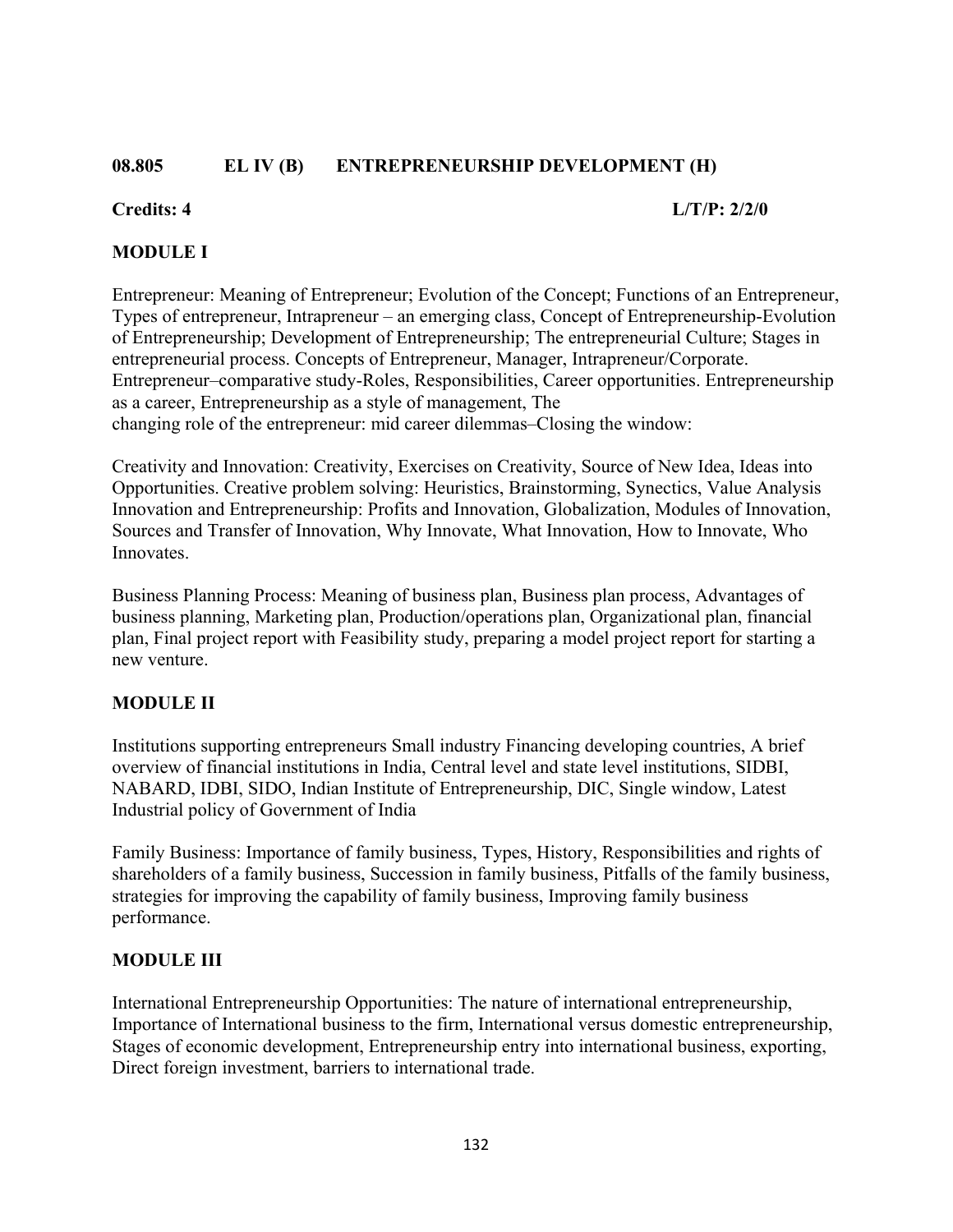**08.805 EL IV (B) ENTREPRENEURSHIP DEVELOPMENT (H)**

**Credits: 4 L/T/P: 2/2/0**

**MODULE I**

Entrepreneur: Meaning of Entrepreneur; Evolution of the Concept; Functions of an Entrepreneur, Types of entrepreneur, Intrapreneur – an emerging class, Concept of Entrepreneurship-Evolution of Entrepreneurship; Development of Entrepreneurship; The entrepreneurial Culture; Stages in entrepreneurial process. Concepts of Entrepreneur, Manager, Intrapreneur/Corporate. Entrepreneur–comparative study-Roles, Responsibilities, Career opportunities. Entrepreneurship as a career, Entrepreneurship as a style of management, The changing role of the entrepreneur: mid career dilemmas–Closing the window:

Creativity and Innovation: Creativity, Exercises on Creativity, Source of New Idea, Ideas into Opportunities. Creative problem solving: Heuristics, Brainstorming, Synectics, Value Analysis Innovation and Entrepreneurship: Profits and Innovation, Globalization, Modules of Innovation, Sources and Transfer of Innovation, Why Innovate, What Innovation, How to Innovate, Who Innovates.

Business Planning Process: Meaning of business plan, Business plan process, Advantages of business planning, Marketing plan, Production/operations plan, Organizational plan, financial plan, Final project report with Feasibility study, preparing a model project report for starting a new venture.

**MODULE II**

Institutions supporting entrepreneurs Small industry Financing developing countries, A brief overview of financial institutions in India, Central level and state level institutions, SIDBI, NABARD, IDBI, SIDO, Indian Institute of Entrepreneurship, DIC, Single window, Latest Industrial policy of Government of India

Family Business: Importance of family business, Types, History, Responsibilities and rights of shareholders of a family business, Succession in family business, Pitfalls of the family business, strategies for improving the capability of family business, Improving family business performance.

**MODULE III**

International Entrepreneurship Opportunities: The nature of international entrepreneurship, Importance of International business to the firm, International versus domestic entrepreneurship, Stages of economic development, Entrepreneurship entry into international business, exporting, Direct foreign investment, barriers to international trade.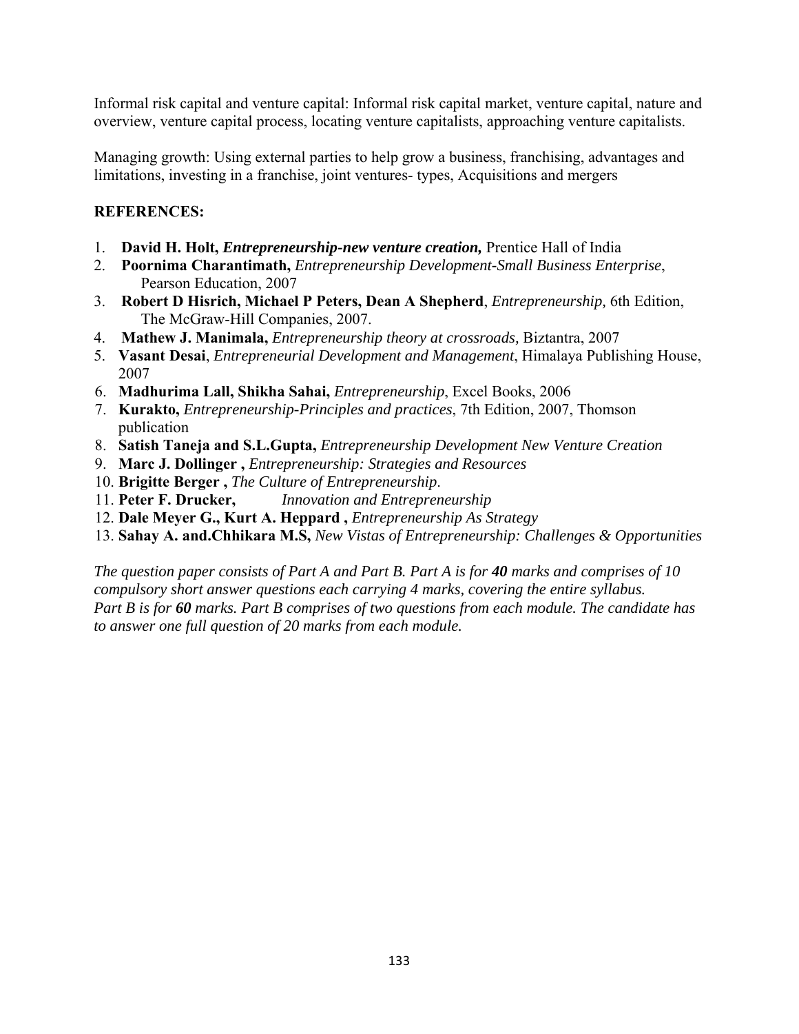Informal risk capital and venture capital: Informal risk capital market, venture capital, nature and overview, venture capital process, locating venture capitalists, approaching venture capitalists.

Managing growth: Using external parties to help grow a business, franchising, advantages and limitations, investing in a franchise, joint ventures- types, Acquisitions and mergers

**REFERENCES:**

1. **David H. Holt,** ***Entrepreneurship-new venture creation,*** Prentice Hall of India
2. **Poornima Charantimath,** *Entrepreneurship Development-Small Business Enterprise*, Pearson Education, 2007
3. **Robert D Hisrich, Michael P Peters, Dean A Shepherd**, *Entrepreneurship,* 6th Edition, The McGraw-Hill Companies, 2007.
4. **Mathew J. Manimala,** *Entrepreneurship theory at crossroads,* Biztantra, 2007
5. **Vasant Desai**, *Entrepreneurial Development and Management*, Himalaya Publishing House, 2007
6. **Madhurima Lall, Shikha Sahai,** *Entrepreneurship*, Excel Books, 2006
7. **Kurakto,** *Entrepreneurship-Principles and practices*, 7th Edition, 2007, Thomson publication
8. **Satish Taneja and S.L.Gupta,** *Entrepreneurship Development New Venture Creation*
9. **Marc J. Dollinger ,** *Entrepreneurship: Strategies and Resources*
10. **Brigitte Berger ,** *The Culture of Entrepreneurship*.
11. **Peter F. Drucker,** *Innovation and Entrepreneurship*
12. **Dale Meyer G., Kurt A. Heppard ,** *Entrepreneurship As Strategy*
13. **Sahay A. and.Chhikara M.S,** *New Vistas of Entrepreneurship: Challenges & Opportunities*

*The question paper consists of Part A and Part B. Part A is for* ***40*** *marks and comprises of 10 compulsory short answer questions each carrying 4 marks, covering the entire syllabus. Part B is for* ***60*** *marks. Part B comprises of two questions from each module. The candidate has to answer one full question of 20 marks from each module.*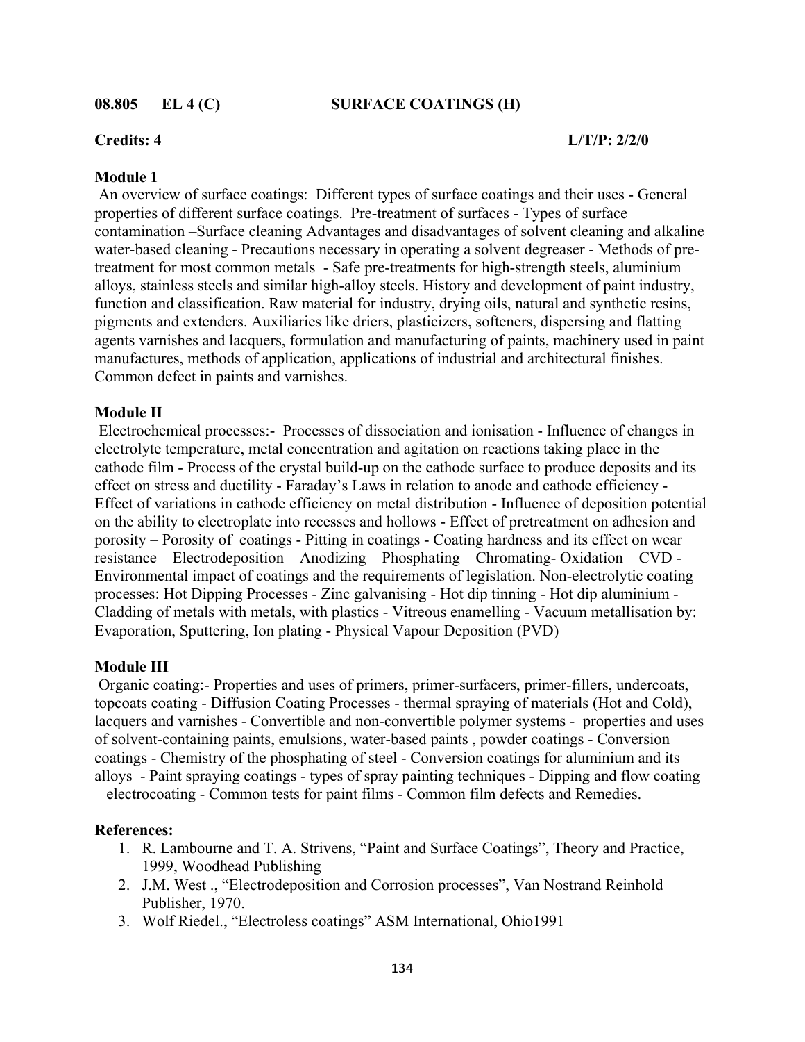**08.805 EL 4 (C) SURFACE COATINGS (H)**

**Credits: 4 L/T/P: 2/2/0**

**Module 1**

An overview of surface coatings: Different types of surface coatings and their uses - General properties of different surface coatings. Pre-treatment of surfaces - Types of surface contamination –Surface cleaning Advantages and disadvantages of solvent cleaning and alkaline water-based cleaning - Precautions necessary in operating a solvent degreaser - Methods of pre-treatment for most common metals - Safe pre-treatments for high-strength steels, aluminium alloys, stainless steels and similar high-alloy steels. History and development of paint industry, function and classification. Raw material for industry, drying oils, natural and synthetic resins, pigments and extenders. Auxiliaries like driers, plasticizers, softeners, dispersing and flatting agents varnishes and lacquers, formulation and manufacturing of paints, machinery used in paint manufactures, methods of application, applications of industrial and architectural finishes. Common defect in paints and varnishes.

**Module II**

Electrochemical processes:- Processes of dissociation and ionisation - Influence of changes in electrolyte temperature, metal concentration and agitation on reactions taking place in the cathode film - Process of the crystal build-up on the cathode surface to produce deposits and its effect on stress and ductility - Faraday's Laws in relation to anode and cathode efficiency - Effect of variations in cathode efficiency on metal distribution - Influence of deposition potential on the ability to electroplate into recesses and hollows - Effect of pretreatment on adhesion and porosity – Porosity of coatings - Pitting in coatings - Coating hardness and its effect on wear resistance – Electrodeposition – Anodizing – Phosphating – Chromating- Oxidation – CVD - Environmental impact of coatings and the requirements of legislation. Non-electrolytic coating processes: Hot Dipping Processes - Zinc galvanising - Hot dip tinning - Hot dip aluminium - Cladding of metals with metals, with plastics - Vitreous enamelling - Vacuum metallisation by: Evaporation, Sputtering, Ion plating - Physical Vapour Deposition (PVD)

**Module III**

Organic coating:- Properties and uses of primers, primer-surfacers, primer-fillers, undercoats, topcoats coating - Diffusion Coating Processes - thermal spraying of materials (Hot and Cold), lacquers and varnishes - Convertible and non-convertible polymer systems - properties and uses of solvent-containing paints, emulsions, water-based paints , powder coatings - Conversion coatings - Chemistry of the phosphating of steel - Conversion coatings for aluminium and its alloys - Paint spraying coatings - types of spray painting techniques - Dipping and flow coating – electrocoating - Common tests for paint films - Common film defects and Remedies.

**References:**

1. R. Lambourne and T. A. Strivens, "Paint and Surface Coatings", Theory and Practice, 1999, Woodhead Publishing
2. J.M. West ., "Electrodeposition and Corrosion processes", Van Nostrand Reinhold Publisher, 1970.
3. Wolf Riedel., "Electroless coatings" ASM International, Ohio1991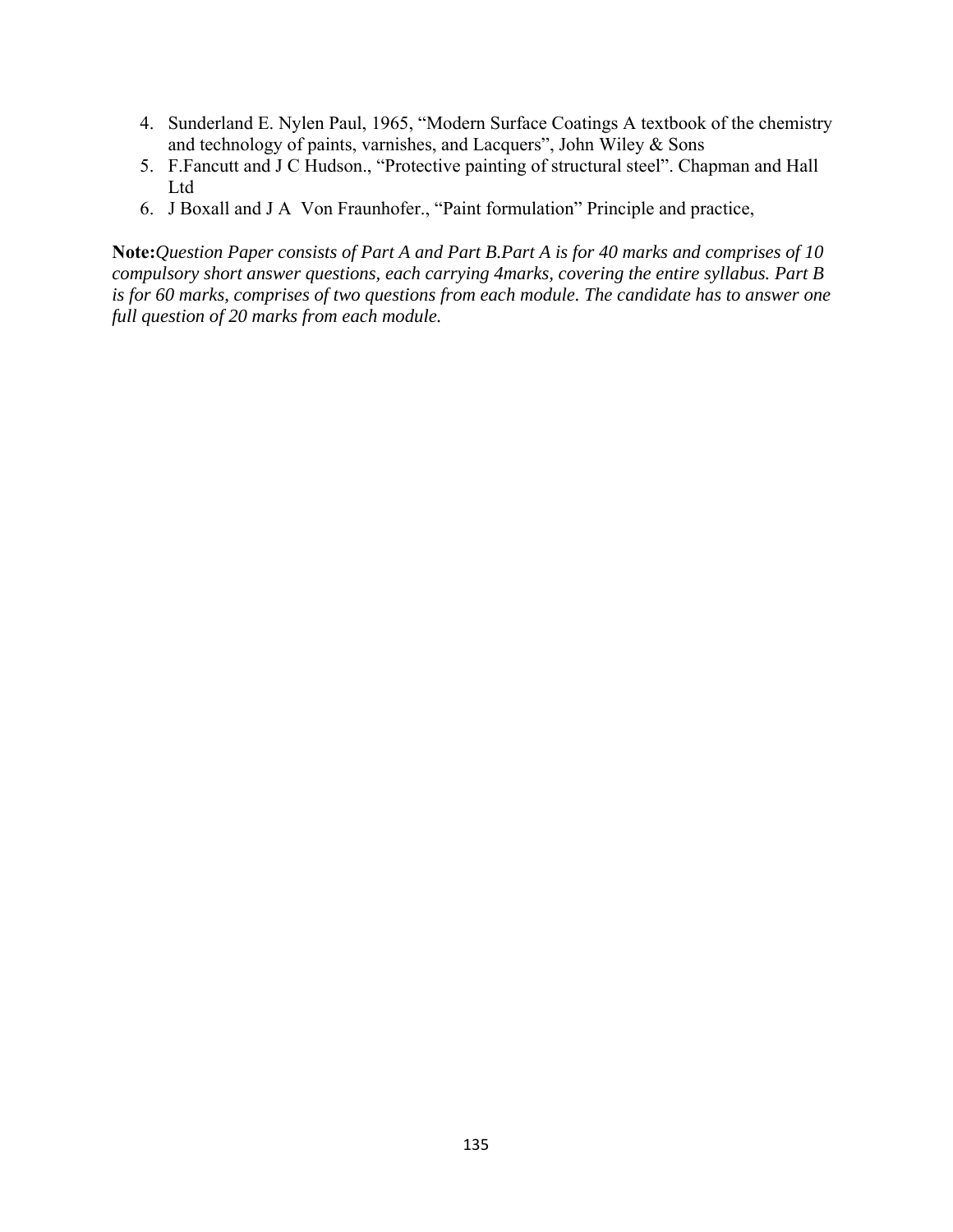4. Sunderland E. Nylen Paul, 1965, "Modern Surface Coatings A textbook of the chemistry and technology of paints, varnishes, and Lacquers", John Wiley & Sons
5. F.Fancutt and J C Hudson., "Protective painting of structural steel". Chapman and Hall Ltd
6. J Boxall and J A Von Fraunhofer., "Paint formulation" Principle and practice,

**Note:***Question Paper consists of Part A and Part B.Part A is for 40 marks and comprises of 10 compulsory short answer questions, each carrying 4marks, covering the entire syllabus. Part B is for 60 marks, comprises of two questions from each module. The candidate has to answer one full question of 20 marks from each module.*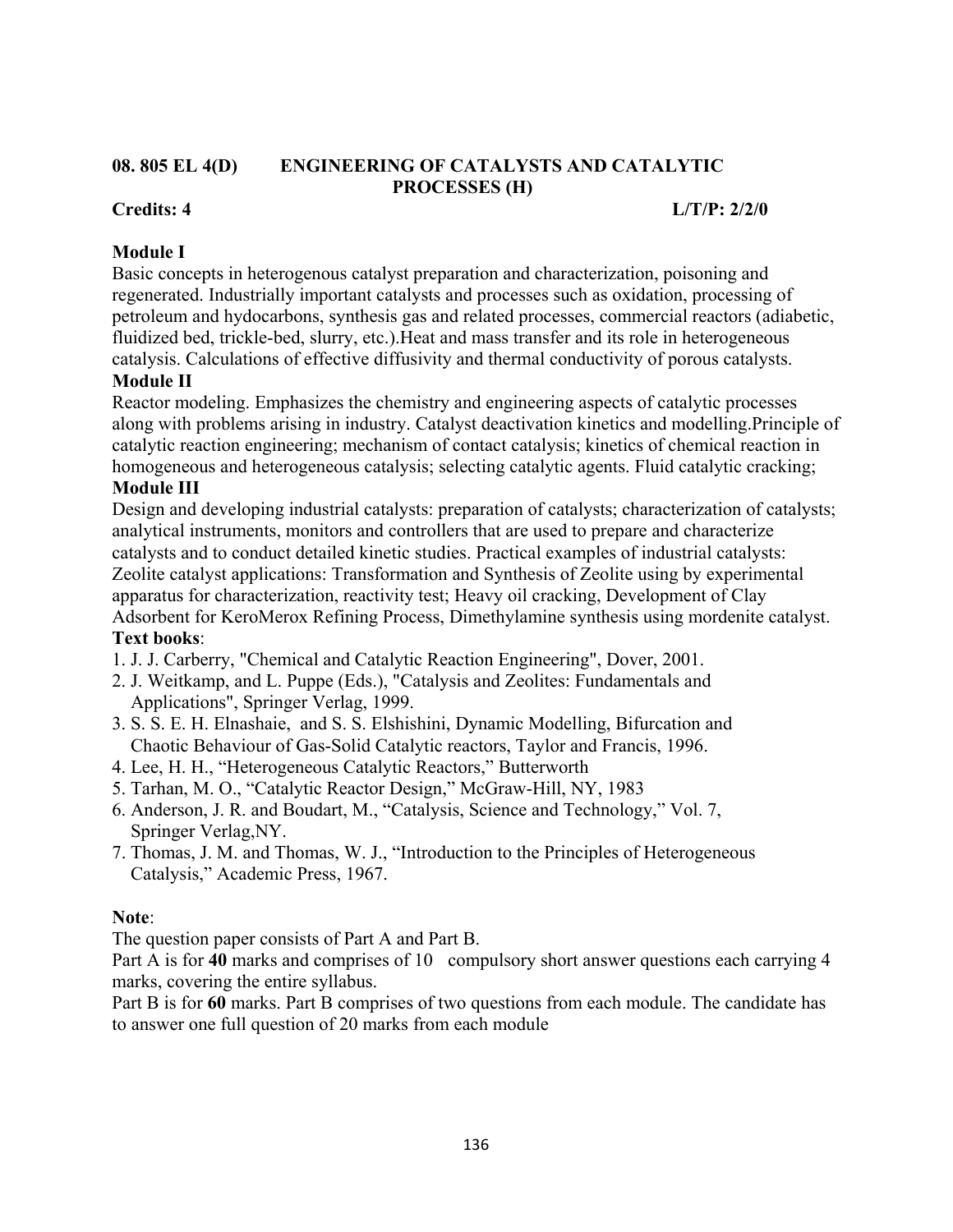## 08. 805 EL 4(D) ENGINEERING OF CATALYSTS AND CATALYTIC PROCESSES (H)

**Credits: 4** **L/T/P: 2/2/0**

### Module I

Basic concepts in heterogenous catalyst preparation and characterization, poisoning and regenerated. Industrially important catalysts and processes such as oxidation, processing of petroleum and hydocarbons, synthesis gas and related processes, commercial reactors (adiabetic, fluidized bed, trickle-bed, slurry, etc.).Heat and mass transfer and its role in heterogeneous catalysis. Calculations of effective diffusivity and thermal conductivity of porous catalysts.

### Module II

Reactor modeling. Emphasizes the chemistry and engineering aspects of catalytic processes along with problems arising in industry. Catalyst deactivation kinetics and modelling.Principle of catalytic reaction engineering; mechanism of contact catalysis; kinetics of chemical reaction in homogeneous and heterogeneous catalysis; selecting catalytic agents. Fluid catalytic cracking;

### Module III

Design and developing industrial catalysts: preparation of catalysts; characterization of catalysts; analytical instruments, monitors and controllers that are used to prepare and characterize catalysts and to conduct detailed kinetic studies. Practical examples of industrial catalysts: Zeolite catalyst applications: Transformation and Synthesis of Zeolite using by experimental apparatus for characterization, reactivity test; Heavy oil cracking, Development of Clay Adsorbent for KeroMerox Refining Process, Dimethylamine synthesis using mordenite catalyst.

**Text books**:

1. J. J. Carberry, "Chemical and Catalytic Reaction Engineering", Dover, 2001.
2. J. Weitkamp, and L. Puppe (Eds.), "Catalysis and Zeolites: Fundamentals and Applications", Springer Verlag, 1999.
3. S. S. E. H. Elnashaie, and S. S. Elshishini, Dynamic Modelling, Bifurcation and Chaotic Behaviour of Gas-Solid Catalytic reactors, Taylor and Francis, 1996.
4. Lee, H. H., "Heterogeneous Catalytic Reactors," Butterworth
5. Tarhan, M. O., "Catalytic Reactor Design," McGraw-Hill, NY, 1983
6. Anderson, J. R. and Boudart, M., "Catalysis, Science and Technology," Vol. 7, Springer Verlag,NY.
7. Thomas, J. M. and Thomas, W. J., "Introduction to the Principles of Heterogeneous Catalysis," Academic Press, 1967.

**Note**:

The question paper consists of Part A and Part B.

Part A is for **40** marks and comprises of 10 compulsory short answer questions each carrying 4 marks, covering the entire syllabus.

Part B is for **60** marks. Part B comprises of two questions from each module. The candidate has to answer one full question of 20 marks from each module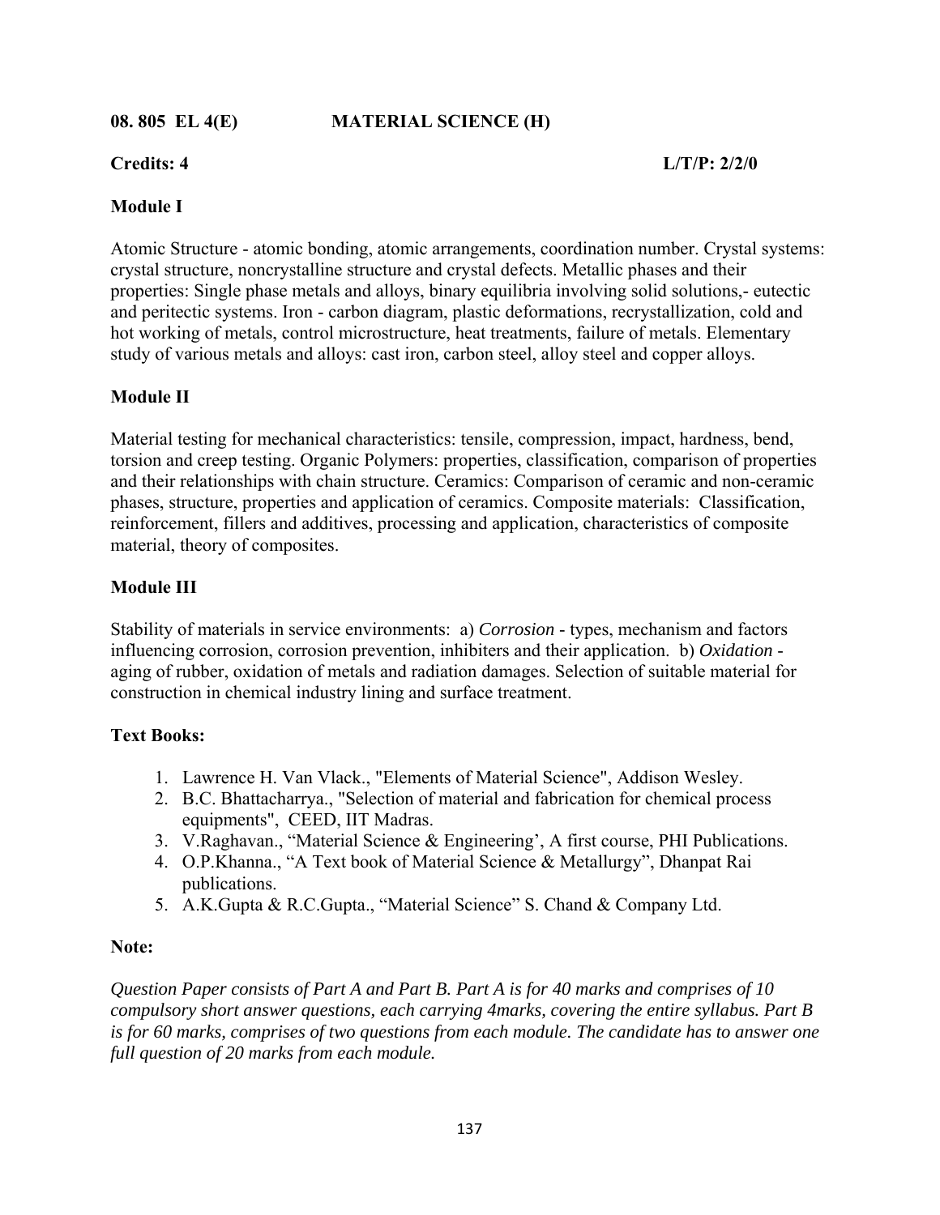**08. 805 EL 4(E) MATERIAL SCIENCE (H)**

**Credits: 4 L/T/P: 2/2/0**

**Module I**

Atomic Structure - atomic bonding, atomic arrangements, coordination number. Crystal systems: crystal structure, noncrystalline structure and crystal defects. Metallic phases and their properties: Single phase metals and alloys, binary equilibria involving solid solutions,- eutectic and peritectic systems. Iron - carbon diagram, plastic deformations, recrystallization, cold and hot working of metals, control microstructure, heat treatments, failure of metals. Elementary study of various metals and alloys: cast iron, carbon steel, alloy steel and copper alloys.

**Module II**

Material testing for mechanical characteristics: tensile, compression, impact, hardness, bend, torsion and creep testing. Organic Polymers: properties, classification, comparison of properties and their relationships with chain structure. Ceramics: Comparison of ceramic and non-ceramic phases, structure, properties and application of ceramics. Composite materials: Classification, reinforcement, fillers and additives, processing and application, characteristics of composite material, theory of composites.

**Module III**

Stability of materials in service environments: a) *Corrosion* - types, mechanism and factors influencing corrosion, corrosion prevention, inhibiters and their application. b) *Oxidation* - aging of rubber, oxidation of metals and radiation damages. Selection of suitable material for construction in chemical industry lining and surface treatment.

**Text Books:**

1. Lawrence H. Van Vlack., "Elements of Material Science", Addison Wesley.
2. B.C. Bhattacharrya., "Selection of material and fabrication for chemical process equipments", CEED, IIT Madras.
3. V.Raghavan., “Material Science & Engineering’, A first course, PHI Publications.
4. O.P.Khanna., “A Text book of Material Science & Metallurgy”, Dhanpat Rai publications.
5. A.K.Gupta & R.C.Gupta., “Material Science” S. Chand & Company Ltd.

**Note:**

*Question Paper consists of Part A and Part B. Part A is for 40 marks and comprises of 10 compulsory short answer questions, each carrying 4marks, covering the entire syllabus. Part B is for 60 marks, comprises of two questions from each module. The candidate has to answer one full question of 20 marks from each module.*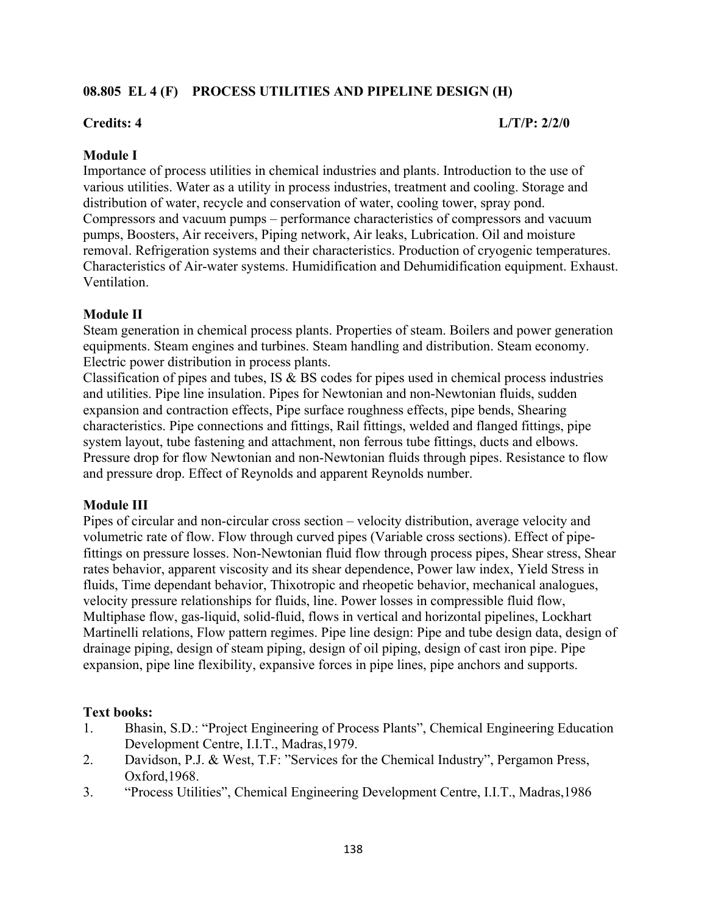## 08.805 EL 4 (F) PROCESS UTILITIES AND PIPELINE DESIGN (H)

**Credits: 4** **L/T/P: 2/2/0**

### Module I

Importance of process utilities in chemical industries and plants. Introduction to the use of various utilities. Water as a utility in process industries, treatment and cooling. Storage and distribution of water, recycle and conservation of water, cooling tower, spray pond. Compressors and vacuum pumps – performance characteristics of compressors and vacuum pumps, Boosters, Air receivers, Piping network, Air leaks, Lubrication. Oil and moisture removal. Refrigeration systems and their characteristics. Production of cryogenic temperatures. Characteristics of Air-water systems. Humidification and Dehumidification equipment. Exhaust. Ventilation.

### Module II

Steam generation in chemical process plants. Properties of steam. Boilers and power generation equipments. Steam engines and turbines. Steam handling and distribution. Steam economy. Electric power distribution in process plants.

Classification of pipes and tubes, IS & BS codes for pipes used in chemical process industries and utilities. Pipe line insulation. Pipes for Newtonian and non-Newtonian fluids, sudden expansion and contraction effects, Pipe surface roughness effects, pipe bends, Shearing characteristics. Pipe connections and fittings, Rail fittings, welded and flanged fittings, pipe system layout, tube fastening and attachment, non ferrous tube fittings, ducts and elbows. Pressure drop for flow Newtonian and non-Newtonian fluids through pipes. Resistance to flow and pressure drop. Effect of Reynolds and apparent Reynolds number.

### Module III

Pipes of circular and non-circular cross section – velocity distribution, average velocity and volumetric rate of flow. Flow through curved pipes (Variable cross sections). Effect of pipe-fittings on pressure losses. Non-Newtonian fluid flow through process pipes, Shear stress, Shear rates behavior, apparent viscosity and its shear dependence, Power law index, Yield Stress in fluids, Time dependant behavior, Thixotropic and rheopetic behavior, mechanical analogues, velocity pressure relationships for fluids, line. Power losses in compressible fluid flow, Multiphase flow, gas-liquid, solid-fluid, flows in vertical and horizontal pipelines, Lockhart Martinelli relations, Flow pattern regimes. Pipe line design: Pipe and tube design data, design of drainage piping, design of steam piping, design of oil piping, design of cast iron pipe. Pipe expansion, pipe line flexibility, expansive forces in pipe lines, pipe anchors and supports.

**Text books:**

1. Bhasin, S.D.: "Project Engineering of Process Plants", Chemical Engineering Education Development Centre, I.I.T., Madras,1979.
2. Davidson, P.J. & West, T.F: "Services for the Chemical Industry", Pergamon Press, Oxford,1968.
3. "Process Utilities", Chemical Engineering Development Centre, I.I.T., Madras,1986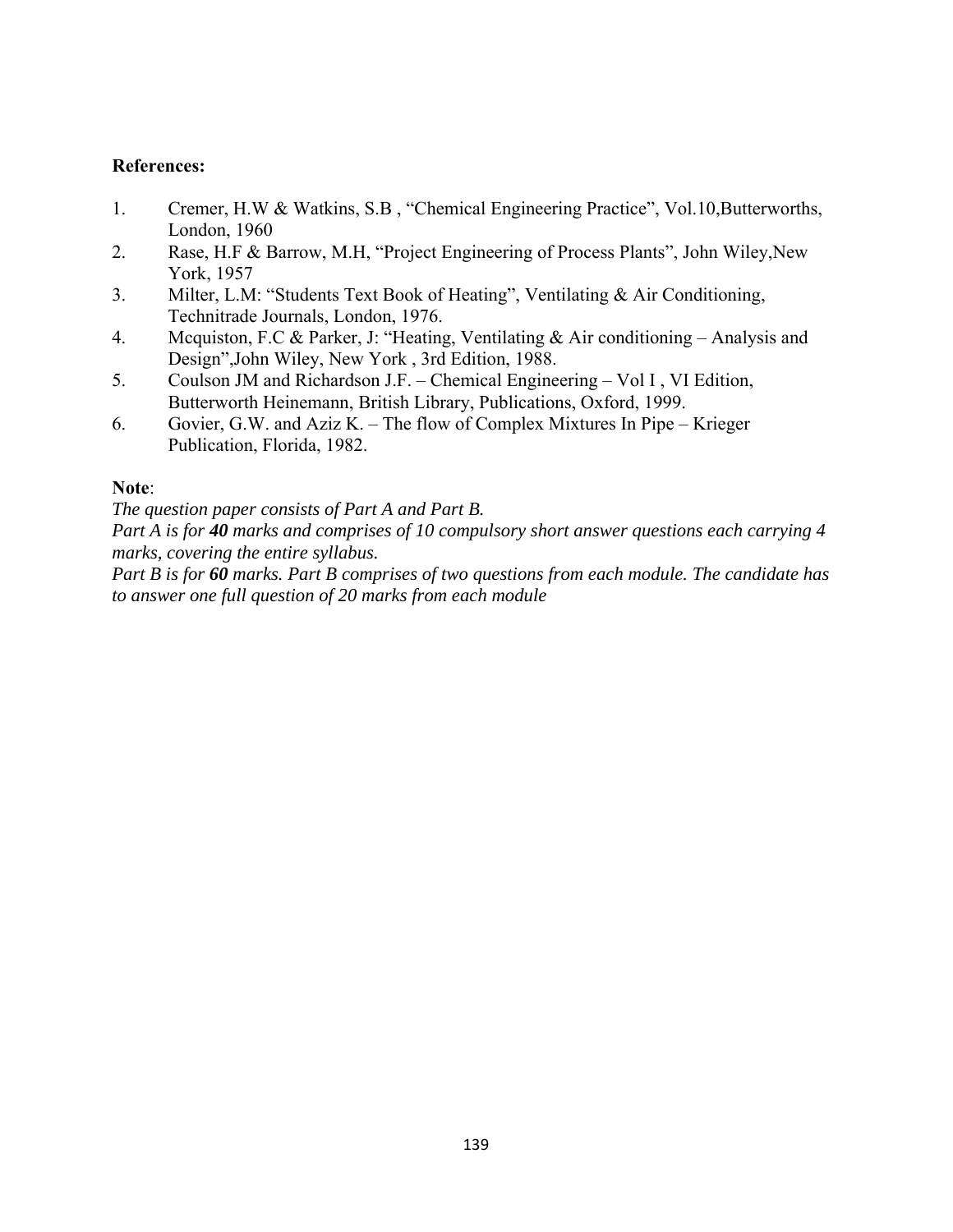**References:**

1. Cremer, H.W & Watkins, S.B , "Chemical Engineering Practice", Vol.10,Butterworths, London, 1960
2. Rase, H.F & Barrow, M.H, "Project Engineering of Process Plants", John Wiley,New York, 1957
3. Milter, L.M: "Students Text Book of Heating", Ventilating & Air Conditioning, Technitrade Journals, London, 1976.
4. Mcquiston, F.C & Parker, J: "Heating, Ventilating & Air conditioning – Analysis and Design",John Wiley, New York , 3rd Edition, 1988.
5. Coulson JM and Richardson J.F. – Chemical Engineering – Vol I , VI Edition, Butterworth Heinemann, British Library, Publications, Oxford, 1999.
6. Govier, G.W. and Aziz K. – The flow of Complex Mixtures In Pipe – Krieger Publication, Florida, 1982.

**Note**:

*The question paper consists of Part A and Part B.*

*Part A is for **40** marks and comprises of 10 compulsory short answer questions each carrying 4 marks, covering the entire syllabus.*

*Part B is for **60** marks. Part B comprises of two questions from each module. The candidate has to answer one full question of 20 marks from each module*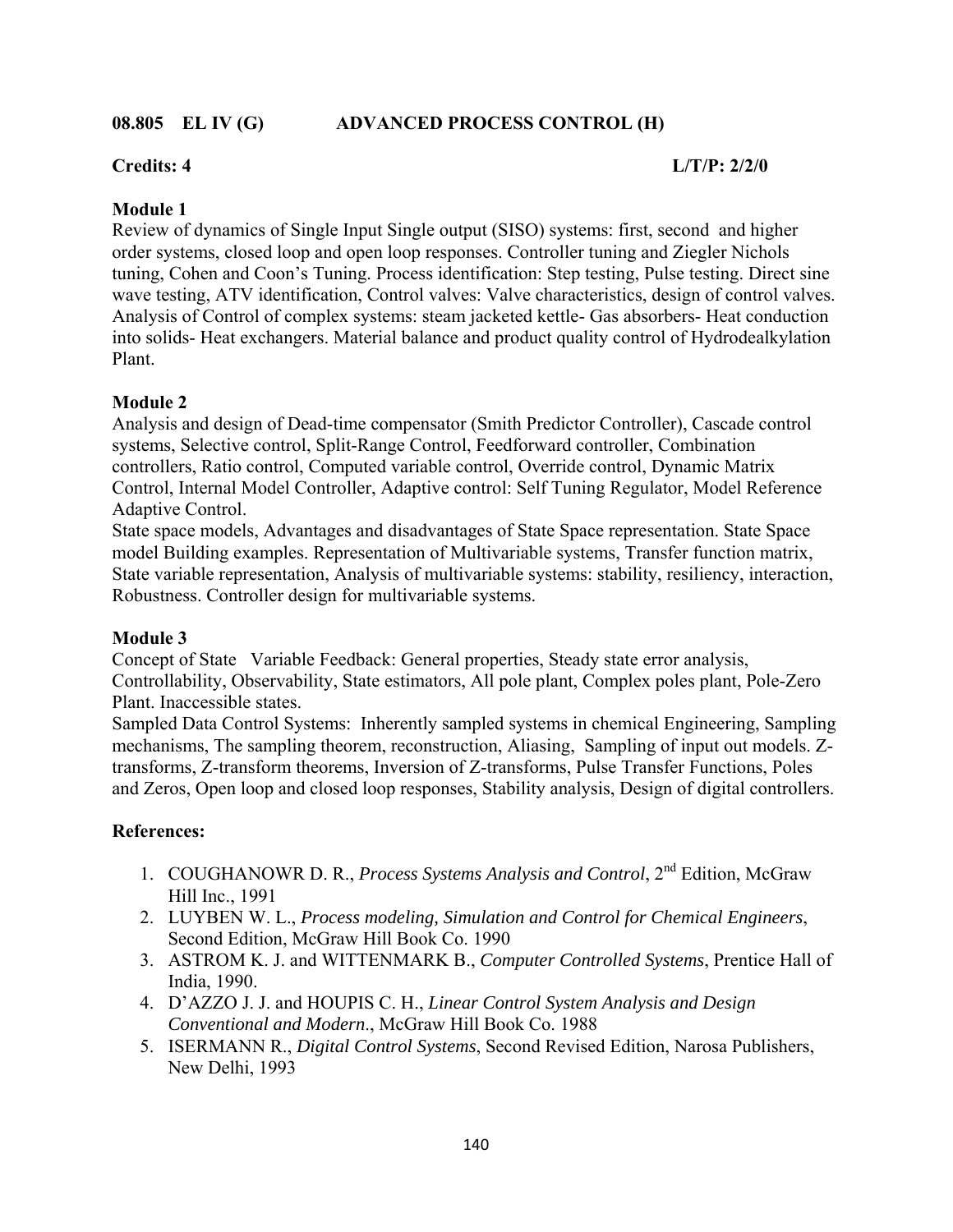**08.805 EL IV (G) ADVANCED PROCESS CONTROL (H)**

**Credits: 4** **L/T/P: 2/2/0**

**Module 1**

Review of dynamics of Single Input Single output (SISO) systems: first, second and higher order systems, closed loop and open loop responses. Controller tuning and Ziegler Nichols tuning, Cohen and Coon's Tuning. Process identification: Step testing, Pulse testing. Direct sine wave testing, ATV identification, Control valves: Valve characteristics, design of control valves. Analysis of Control of complex systems: steam jacketed kettle- Gas absorbers- Heat conduction into solids- Heat exchangers. Material balance and product quality control of Hydrodealkylation Plant.

**Module 2**

Analysis and design of Dead-time compensator (Smith Predictor Controller), Cascade control systems, Selective control, Split-Range Control, Feedforward controller, Combination controllers, Ratio control, Computed variable control, Override control, Dynamic Matrix Control, Internal Model Controller, Adaptive control: Self Tuning Regulator, Model Reference Adaptive Control.

State space models, Advantages and disadvantages of State Space representation. State Space model Building examples. Representation of Multivariable systems, Transfer function matrix, State variable representation, Analysis of multivariable systems: stability, resiliency, interaction, Robustness. Controller design for multivariable systems.

**Module 3**

Concept of State Variable Feedback: General properties, Steady state error analysis, Controllability, Observability, State estimators, All pole plant, Complex poles plant, Pole-Zero Plant. Inaccessible states.

Sampled Data Control Systems: Inherently sampled systems in chemical Engineering, Sampling mechanisms, The sampling theorem, reconstruction, Aliasing, Sampling of input out models. Z-transforms, Z-transform theorems, Inversion of Z-transforms, Pulse Transfer Functions, Poles and Zeros, Open loop and closed loop responses, Stability analysis, Design of digital controllers.

**References:**

1. COUGHANOWR D. R., *Process Systems Analysis and Control*, 2nd Edition, McGraw Hill Inc., 1991
2. LUYBEN W. L., *Process modeling, Simulation and Control for Chemical Engineers*, Second Edition, McGraw Hill Book Co. 1990
3. ASTROM K. J. and WITTENMARK B., *Computer Controlled Systems*, Prentice Hall of India, 1990.
4. D'AZZO J. J. and HOUPIS C. H., *Linear Control System Analysis and Design Conventional and Modern*., McGraw Hill Book Co. 1988
5. ISERMANN R., *Digital Control Systems*, Second Revised Edition, Narosa Publishers, New Delhi, 1993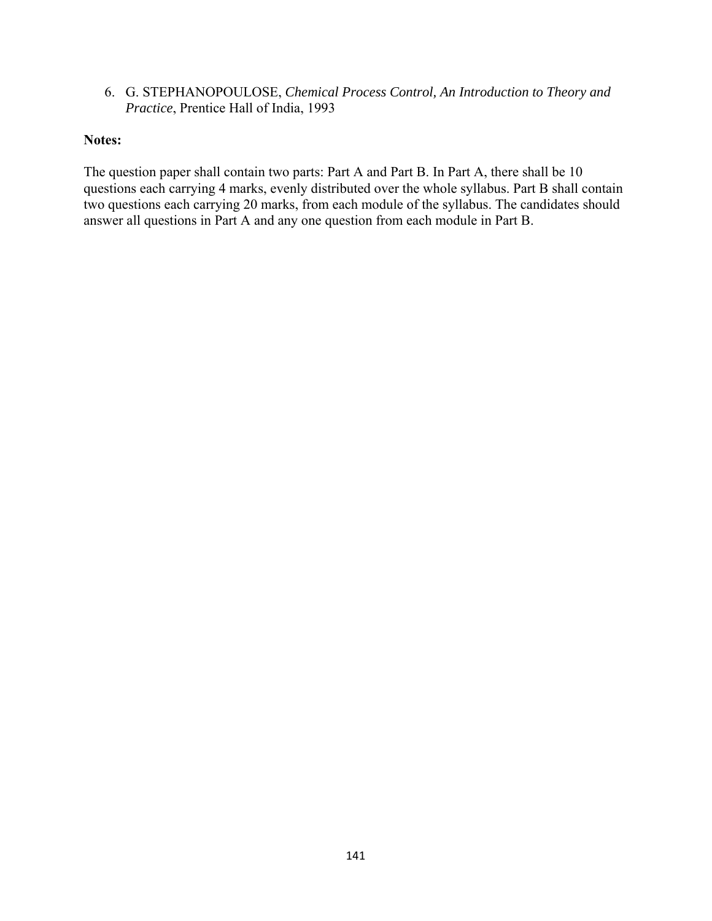6. G. STEPHANOPOULOSE, *Chemical Process Control, An Introduction to Theory and Practice*, Prentice Hall of India, 1993

**Notes:**

The question paper shall contain two parts: Part A and Part B. In Part A, there shall be 10 questions each carrying 4 marks, evenly distributed over the whole syllabus. Part B shall contain two questions each carrying 20 marks, from each module of the syllabus. The candidates should answer all questions in Part A and any one question from each module in Part B.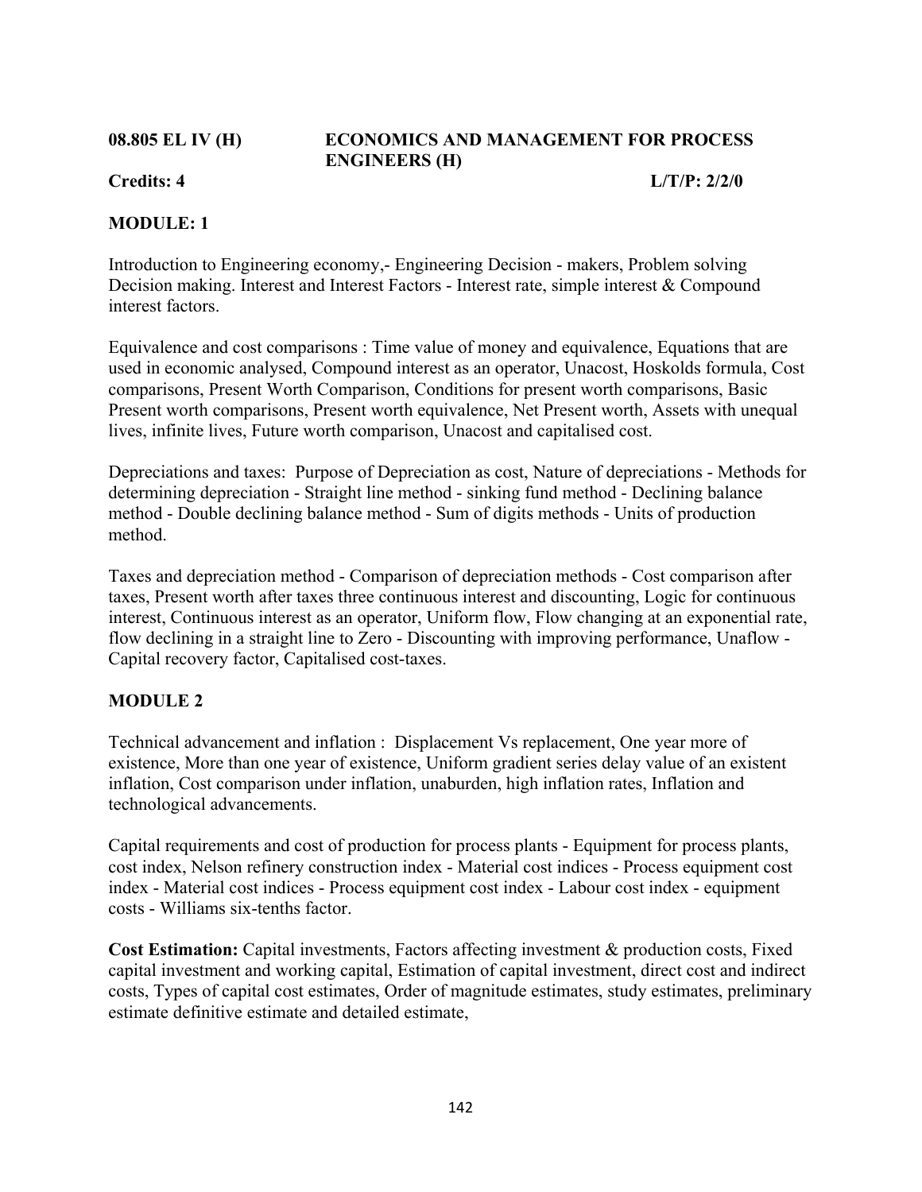**08.805 EL IV (H) ECONOMICS AND MANAGEMENT FOR PROCESS ENGINEERS (H)**

**Credits: 4 L/T/P: 2/2/0**

**MODULE: 1**

Introduction to Engineering economy,- Engineering Decision - makers, Problem solving Decision making. Interest and Interest Factors - Interest rate, simple interest & Compound interest factors.

Equivalence and cost comparisons : Time value of money and equivalence, Equations that are used in economic analysed, Compound interest as an operator, Unacost, Hoskolds formula, Cost comparisons, Present Worth Comparison, Conditions for present worth comparisons, Basic Present worth comparisons, Present worth equivalence, Net Present worth, Assets with unequal lives, infinite lives, Future worth comparison, Unacost and capitalised cost.

Depreciations and taxes: Purpose of Depreciation as cost, Nature of depreciations - Methods for determining depreciation - Straight line method - sinking fund method - Declining balance method - Double declining balance method - Sum of digits methods - Units of production method.

Taxes and depreciation method - Comparison of depreciation methods - Cost comparison after taxes, Present worth after taxes three continuous interest and discounting, Logic for continuous interest, Continuous interest as an operator, Uniform flow, Flow changing at an exponential rate, flow declining in a straight line to Zero - Discounting with improving performance, Unaflow - Capital recovery factor, Capitalised cost-taxes.

**MODULE 2**

Technical advancement and inflation : Displacement Vs replacement, One year more of existence, More than one year of existence, Uniform gradient series delay value of an existent inflation, Cost comparison under inflation, unaburden, high inflation rates, Inflation and technological advancements.

Capital requirements and cost of production for process plants - Equipment for process plants, cost index, Nelson refinery construction index - Material cost indices - Process equipment cost index - Material cost indices - Process equipment cost index - Labour cost index - equipment costs - Williams six-tenths factor.

**Cost Estimation:** Capital investments, Factors affecting investment & production costs, Fixed capital investment and working capital, Estimation of capital investment, direct cost and indirect costs, Types of capital cost estimates, Order of magnitude estimates, study estimates, preliminary estimate definitive estimate and detailed estimate,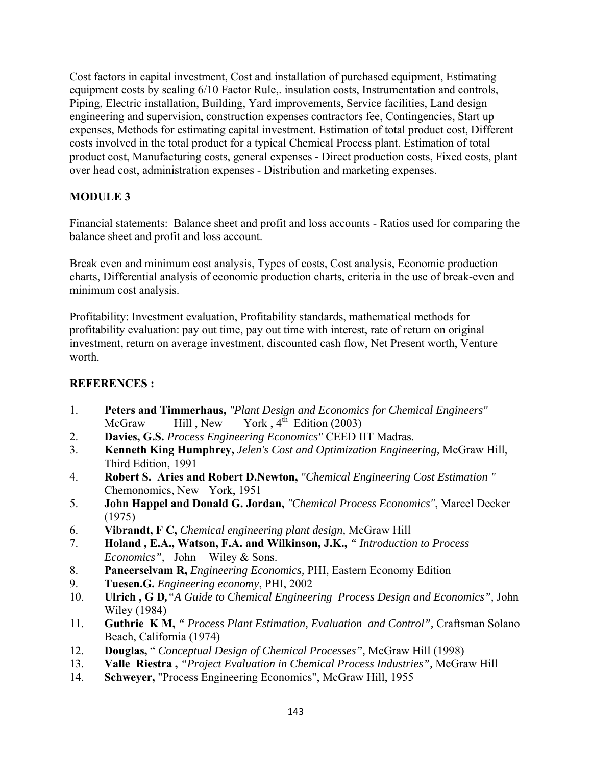Cost factors in capital investment, Cost and installation of purchased equipment, Estimating equipment costs by scaling 6/10 Factor Rule,. insulation costs, Instrumentation and controls, Piping, Electric installation, Building, Yard improvements, Service facilities, Land design engineering and supervision, construction expenses contractors fee, Contingencies, Start up expenses, Methods for estimating capital investment. Estimation of total product cost, Different costs involved in the total product for a typical Chemical Process plant. Estimation of total product cost, Manufacturing costs, general expenses - Direct production costs, Fixed costs, plant over head cost, administration expenses - Distribution and marketing expenses.

## MODULE 3

Financial statements: Balance sheet and profit and loss accounts - Ratios used for comparing the balance sheet and profit and loss account.

Break even and minimum cost analysis, Types of costs, Cost analysis, Economic production charts, Differential analysis of economic production charts, criteria in the use of break-even and minimum cost analysis.

Profitability: Investment evaluation, Profitability standards, mathematical methods for profitability evaluation: pay out time, pay out time with interest, rate of return on original investment, return on average investment, discounted cash flow, Net Present worth, Venture worth.

## REFERENCES :

1. **Peters and Timmerhaus,** *"Plant Design and Economics for Chemical Engineers"* McGraw Hill , New York , 4th Edition (2003)
2. **Davies, G.S.** *Process Engineering Economics"* CEED IIT Madras.
3. **Kenneth King Humphrey,** *Jelen's Cost and Optimization Engineering,* McGraw Hill, Third Edition, 1991
4. **Robert S. Aries and Robert D.Newton,** *"Chemical Engineering Cost Estimation "* Chemonomics, New York, 1951
5. **John Happel and Donald G. Jordan,** *"Chemical Process Economics"*, Marcel Decker (1975)
6. **Vibrandt, F C,** *Chemical engineering plant design,* McGraw Hill
7. **Holand , E.A., Watson, F.A. and Wilkinson, J.K.,** *" Introduction to Process Economics",* John Wiley & Sons.
8. **Paneerselvam R,** *Engineering Economics,* PHI, Eastern Economy Edition
9. **Tuesen.G.** *Engineering economy*, PHI, 2002
10. **Ulrich , G D,** *"A Guide to Chemical Engineering Process Design and Economics",* John Wiley (1984)
11. **Guthrie K M,** *" Process Plant Estimation, Evaluation and Control",* Craftsman Solano Beach, California (1974)
12. **Douglas,** " *Conceptual Design of Chemical Processes",* McGraw Hill (1998)
13. **Valle Riestra ,** *"Project Evaluation in Chemical Process Industries",* McGraw Hill
14. **Schweyer,** "Process Engineering Economics", McGraw Hill, 1955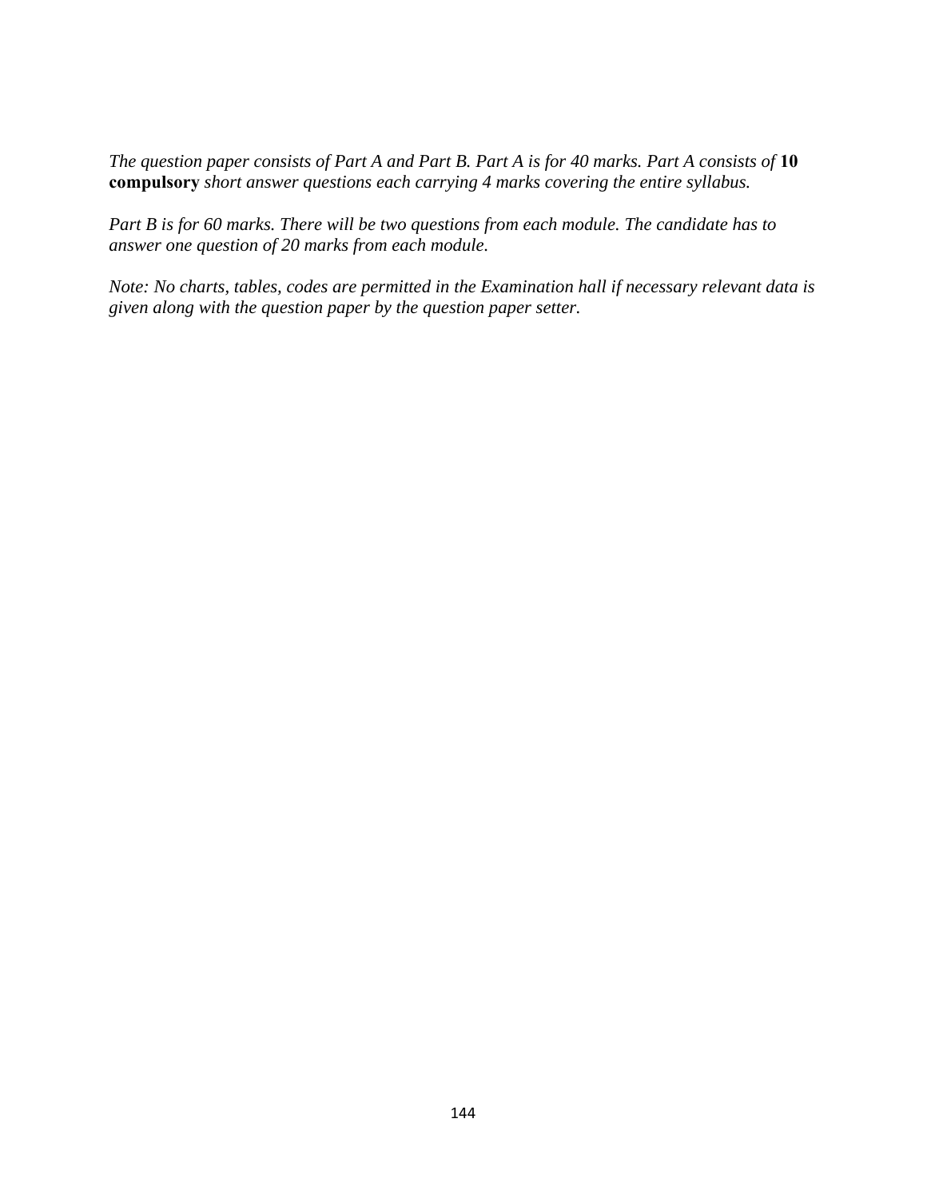*The question paper consists of Part A and Part B. Part A is for 40 marks. Part A consists of* **10 compulsory** *short answer questions each carrying 4 marks covering the entire syllabus.*

*Part B is for 60 marks. There will be two questions from each module. The candidate has to answer one question of 20 marks from each module.*

*Note: No charts, tables, codes are permitted in the Examination hall if necessary relevant data is given along with the question paper by the question paper setter.*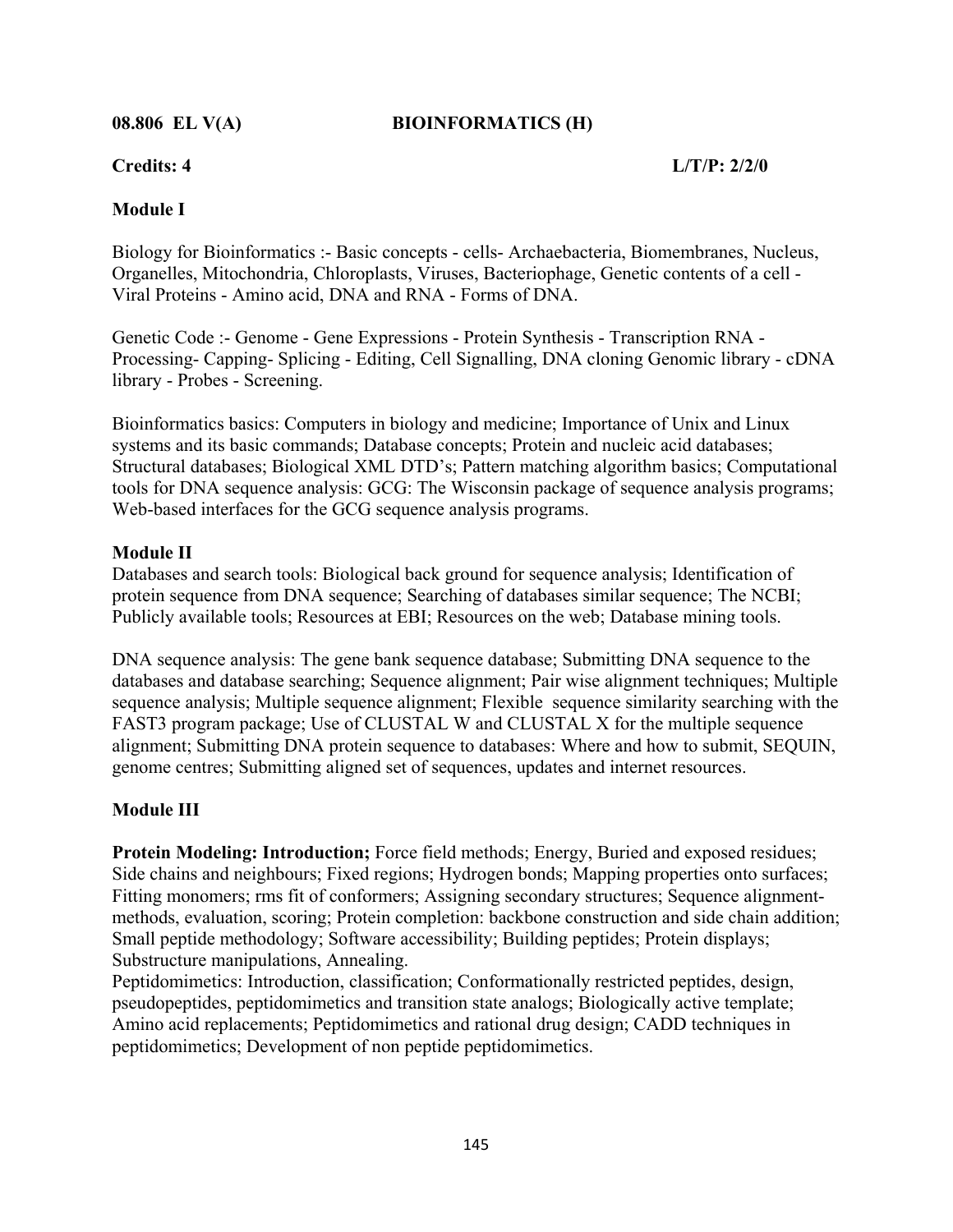**08.806 EL V(A) BIOINFORMATICS (H)**

**Credits: 4 L/T/P: 2/2/0**

**Module I**

Biology for Bioinformatics :- Basic concepts - cells- Archaebacteria, Biomembranes, Nucleus, Organelles, Mitochondria, Chloroplasts, Viruses, Bacteriophage, Genetic contents of a cell - Viral Proteins - Amino acid, DNA and RNA - Forms of DNA.

Genetic Code :- Genome - Gene Expressions - Protein Synthesis - Transcription RNA - Processing- Capping- Splicing - Editing, Cell Signalling, DNA cloning Genomic library - cDNA library - Probes - Screening.

Bioinformatics basics: Computers in biology and medicine; Importance of Unix and Linux systems and its basic commands; Database concepts; Protein and nucleic acid databases; Structural databases; Biological XML DTD's; Pattern matching algorithm basics; Computational tools for DNA sequence analysis: GCG: The Wisconsin package of sequence analysis programs; Web-based interfaces for the GCG sequence analysis programs.

**Module II**

Databases and search tools: Biological back ground for sequence analysis; Identification of protein sequence from DNA sequence; Searching of databases similar sequence; The NCBI; Publicly available tools; Resources at EBI; Resources on the web; Database mining tools.

DNA sequence analysis: The gene bank sequence database; Submitting DNA sequence to the databases and database searching; Sequence alignment; Pair wise alignment techniques; Multiple sequence analysis; Multiple sequence alignment; Flexible sequence similarity searching with the FAST3 program package; Use of CLUSTAL W and CLUSTAL X for the multiple sequence alignment; Submitting DNA protein sequence to databases: Where and how to submit, SEQUIN, genome centres; Submitting aligned set of sequences, updates and internet resources.

**Module III**

**Protein Modeling: Introduction;** Force field methods; Energy, Buried and exposed residues; Side chains and neighbours; Fixed regions; Hydrogen bonds; Mapping properties onto surfaces; Fitting monomers; rms fit of conformers; Assigning secondary structures; Sequence alignment-methods, evaluation, scoring; Protein completion: backbone construction and side chain addition; Small peptide methodology; Software accessibility; Building peptides; Protein displays; Substructure manipulations, Annealing.

Peptidomimetics: Introduction, classification; Conformationally restricted peptides, design, pseudopeptides, peptidomimetics and transition state analogs; Biologically active template; Amino acid replacements; Peptidomimetics and rational drug design; CADD techniques in peptidomimetics; Development of non peptide peptidomimetics.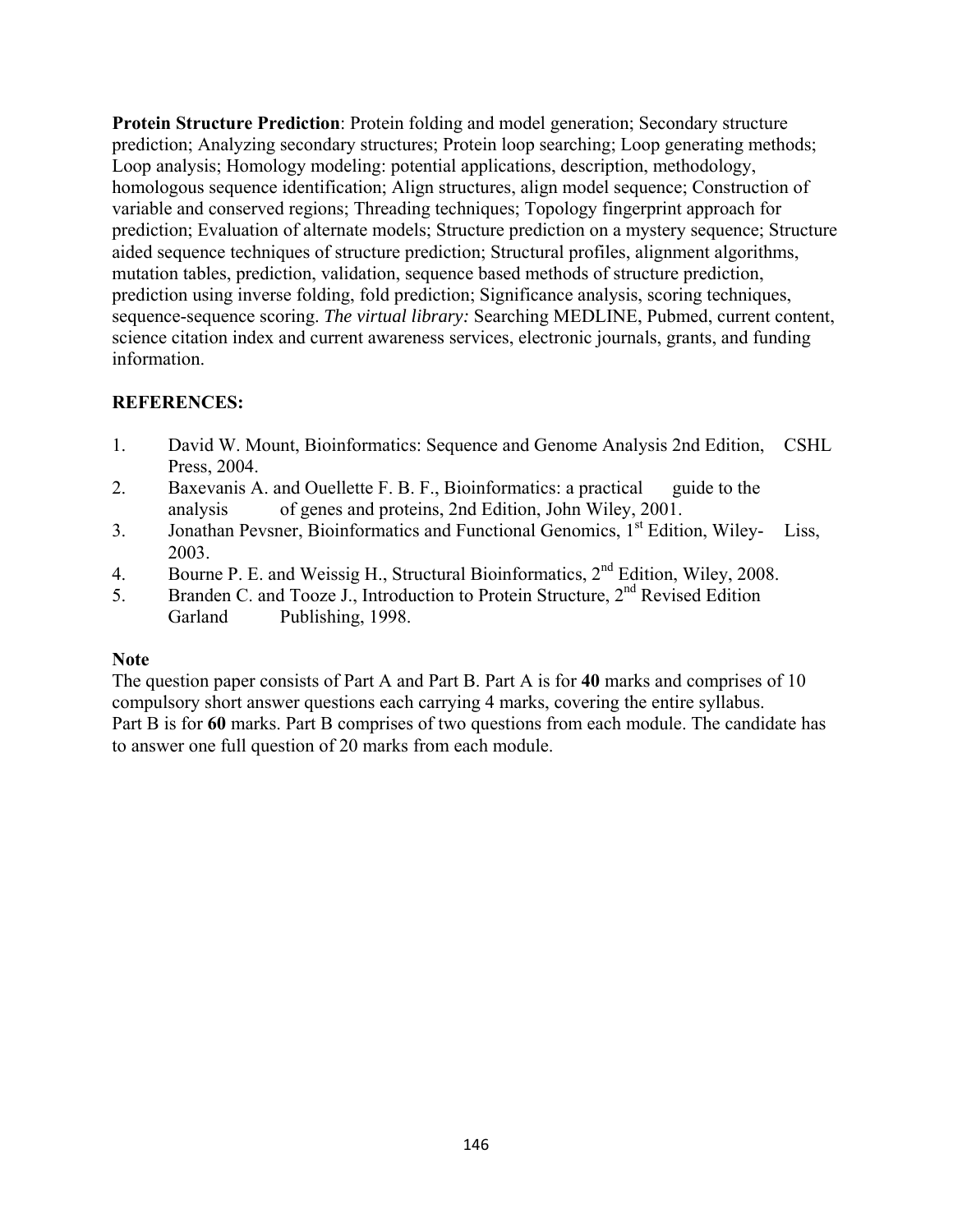**Protein Structure Prediction**: Protein folding and model generation; Secondary structure prediction; Analyzing secondary structures; Protein loop searching; Loop generating methods; Loop analysis; Homology modeling: potential applications, description, methodology, homologous sequence identification; Align structures, align model sequence; Construction of variable and conserved regions; Threading techniques; Topology fingerprint approach for prediction; Evaluation of alternate models; Structure prediction on a mystery sequence; Structure aided sequence techniques of structure prediction; Structural profiles, alignment algorithms, mutation tables, prediction, validation, sequence based methods of structure prediction, prediction using inverse folding, fold prediction; Significance analysis, scoring techniques, sequence-sequence scoring. *The virtual library:* Searching MEDLINE, Pubmed, current content, science citation index and current awareness services, electronic journals, grants, and funding information.

**REFERENCES:**

1. David W. Mount, Bioinformatics: Sequence and Genome Analysis 2nd Edition, CSHL Press, 2004.
2. Baxevanis A. and Ouellette F. B. F., Bioinformatics: a practical guide to the analysis of genes and proteins, 2nd Edition, John Wiley, 2001.
3. Jonathan Pevsner, Bioinformatics and Functional Genomics, 1st Edition, Wiley-Liss, 2003.
4. Bourne P. E. and Weissig H., Structural Bioinformatics, 2nd Edition, Wiley, 2008.
5. Branden C. and Tooze J., Introduction to Protein Structure, 2nd Revised Edition Garland Publishing, 1998.

**Note**

The question paper consists of Part A and Part B. Part A is for **40** marks and comprises of 10 compulsory short answer questions each carrying 4 marks, covering the entire syllabus.
Part B is for **60** marks. Part B comprises of two questions from each module. The candidate has to answer one full question of 20 marks from each module.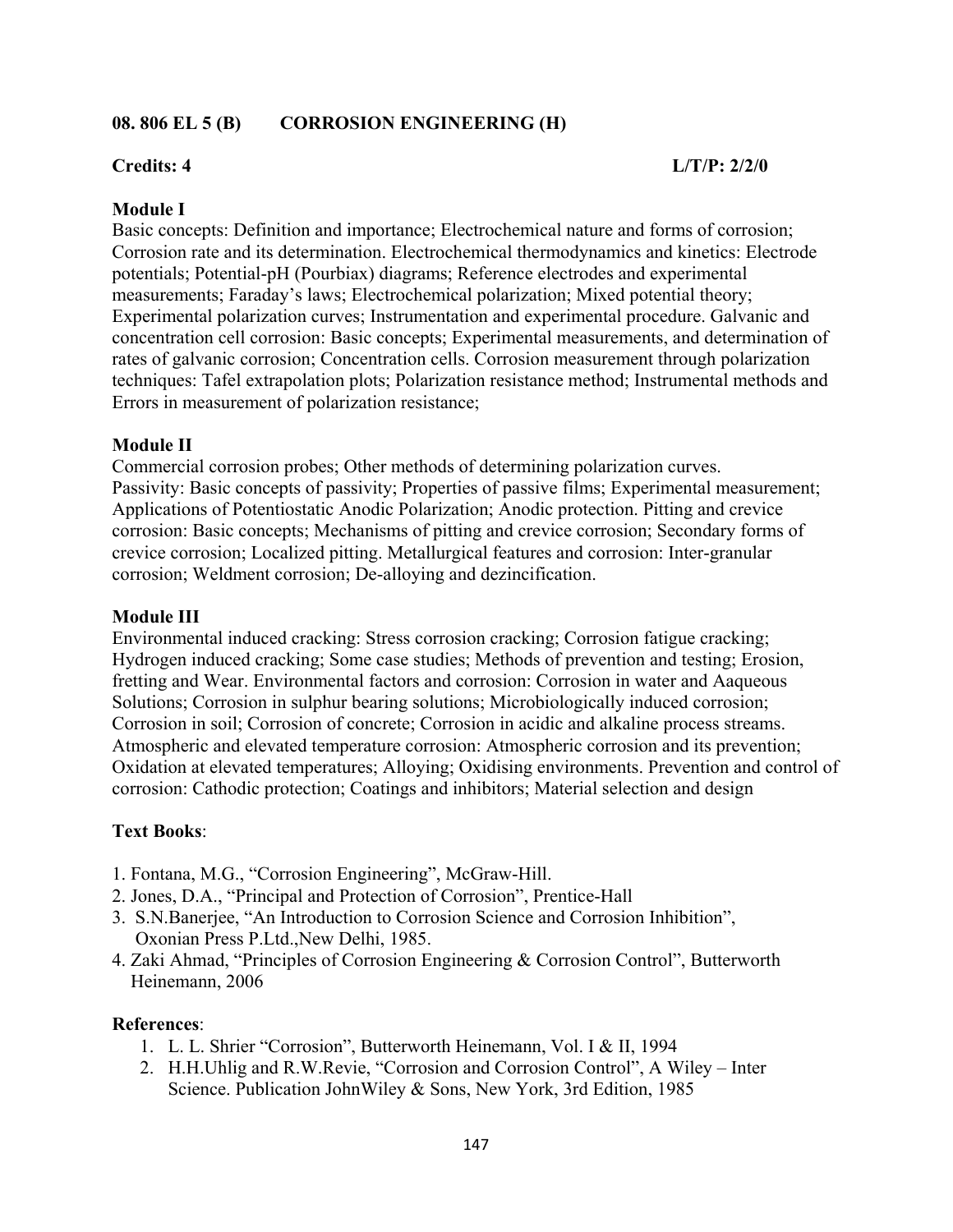**08. 806 EL 5 (B) CORROSION ENGINEERING (H)**

**Credits: 4** **L/T/P: 2/2/0**

**Module I**

Basic concepts: Definition and importance; Electrochemical nature and forms of corrosion; Corrosion rate and its determination. Electrochemical thermodynamics and kinetics: Electrode potentials; Potential-pH (Pourbiax) diagrams; Reference electrodes and experimental measurements; Faraday's laws; Electrochemical polarization; Mixed potential theory; Experimental polarization curves; Instrumentation and experimental procedure. Galvanic and concentration cell corrosion: Basic concepts; Experimental measurements, and determination of rates of galvanic corrosion; Concentration cells. Corrosion measurement through polarization techniques: Tafel extrapolation plots; Polarization resistance method; Instrumental methods and Errors in measurement of polarization resistance;

**Module II**

Commercial corrosion probes; Other methods of determining polarization curves. Passivity: Basic concepts of passivity; Properties of passive films; Experimental measurement; Applications of Potentiostatic Anodic Polarization; Anodic protection. Pitting and crevice corrosion: Basic concepts; Mechanisms of pitting and crevice corrosion; Secondary forms of crevice corrosion; Localized pitting. Metallurgical features and corrosion: Inter-granular corrosion; Weldment corrosion; De-alloying and dezincification.

**Module III**

Environmental induced cracking: Stress corrosion cracking; Corrosion fatigue cracking; Hydrogen induced cracking; Some case studies; Methods of prevention and testing; Erosion, fretting and Wear. Environmental factors and corrosion: Corrosion in water and Aaqueous Solutions; Corrosion in sulphur bearing solutions; Microbiologically induced corrosion; Corrosion in soil; Corrosion of concrete; Corrosion in acidic and alkaline process streams. Atmospheric and elevated temperature corrosion: Atmospheric corrosion and its prevention; Oxidation at elevated temperatures; Alloying; Oxidising environments. Prevention and control of corrosion: Cathodic protection; Coatings and inhibitors; Material selection and design

**Text Books**:

1. Fontana, M.G., "Corrosion Engineering", McGraw-Hill.
2. Jones, D.A., "Principal and Protection of Corrosion", Prentice-Hall
3. S.N.Banerjee, "An Introduction to Corrosion Science and Corrosion Inhibition", Oxonian Press P.Ltd.,New Delhi, 1985.
4. Zaki Ahmad, "Principles of Corrosion Engineering & Corrosion Control", Butterworth Heinemann, 2006

**References**:

1. L. L. Shrier "Corrosion", Butterworth Heinemann, Vol. I & II, 1994
2. H.H.Uhlig and R.W.Revie, "Corrosion and Corrosion Control", A Wiley – Inter Science. Publication JohnWiley & Sons, New York, 3rd Edition, 1985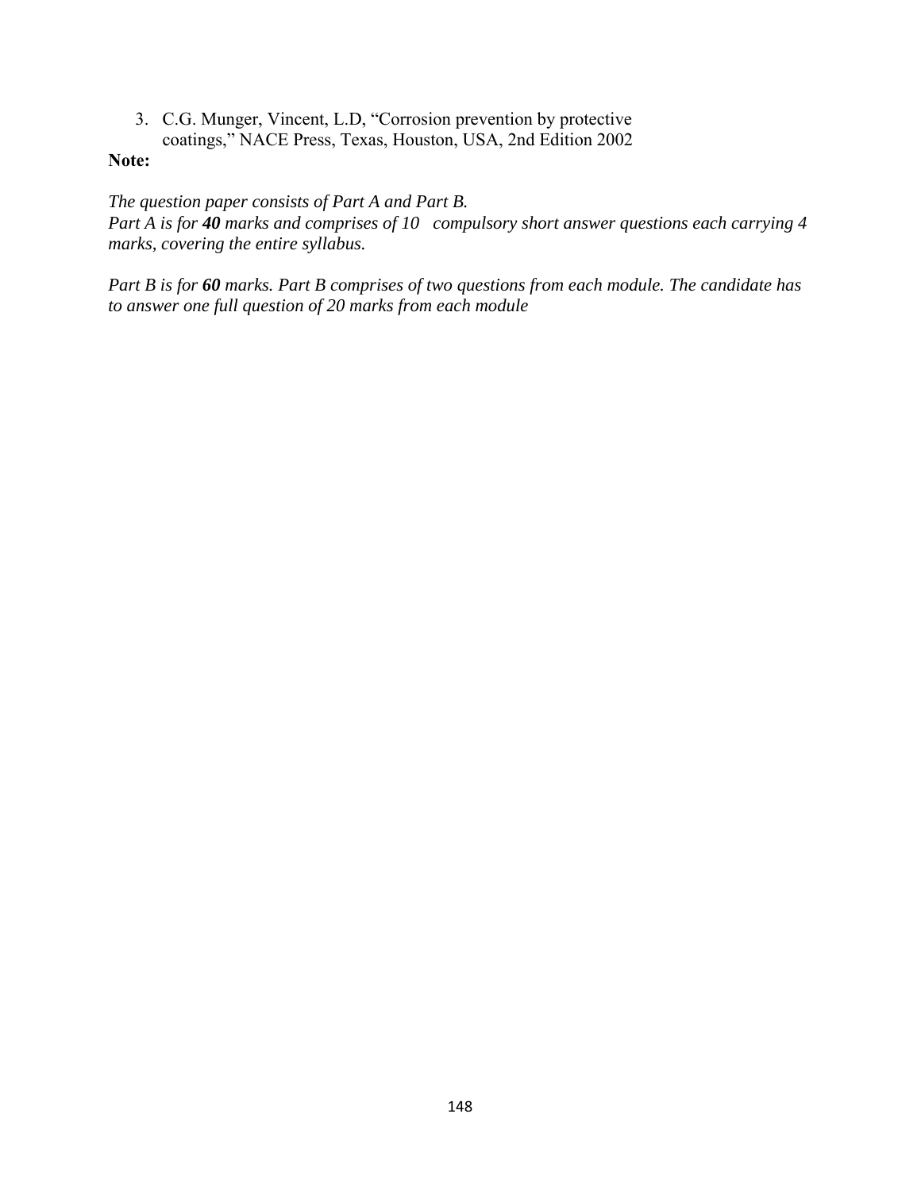3. C.G. Munger, Vincent, L.D, “Corrosion prevention by protective coatings,” NACE Press, Texas, Houston, USA, 2nd Edition 2002

**Note:**

*The question paper consists of Part A and Part B.*
*Part A is for **40** marks and comprises of 10 compulsory short answer questions each carrying 4 marks, covering the entire syllabus.*

*Part B is for **60** marks. Part B comprises of two questions from each module. The candidate has to answer one full question of 20 marks from each module*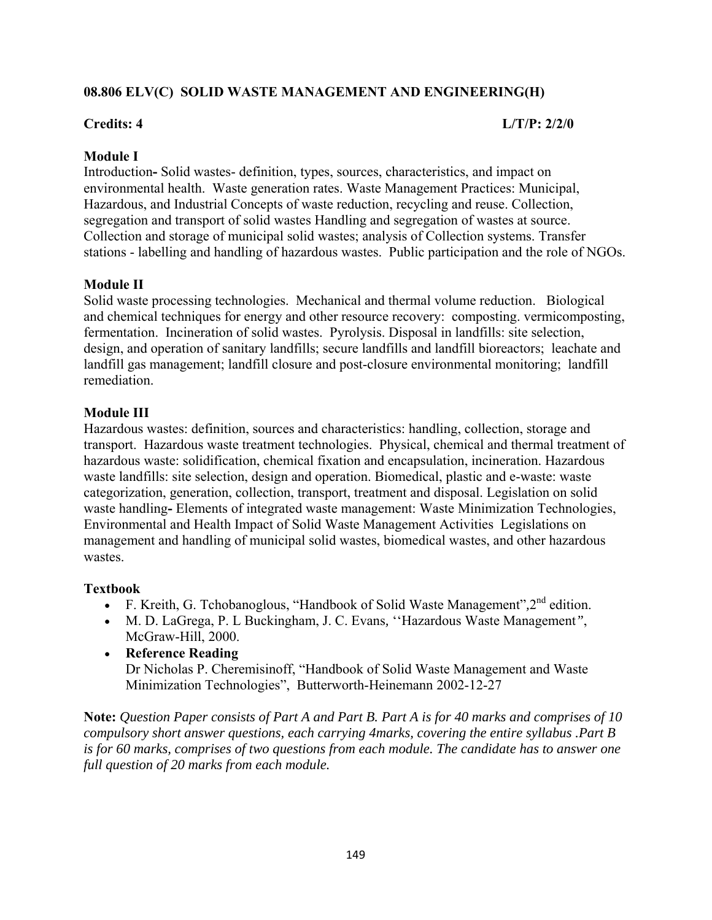### 08.806 ELV(C) SOLID WASTE MANAGEMENT AND ENGINEERING(H)

**Credits: 4** **L/T/P: 2/2/0**

**Module I**

Introduction**-** Solid wastes- definition, types, sources, characteristics, and impact on environmental health. Waste generation rates. Waste Management Practices: Municipal, Hazardous, and Industrial Concepts of waste reduction, recycling and reuse. Collection, segregation and transport of solid wastes Handling and segregation of wastes at source. Collection and storage of municipal solid wastes; analysis of Collection systems. Transfer stations - labelling and handling of hazardous wastes. Public participation and the role of NGOs.

**Module II**

Solid waste processing technologies. Mechanical and thermal volume reduction. Biological and chemical techniques for energy and other resource recovery: composting. vermicomposting, fermentation. Incineration of solid wastes. Pyrolysis. Disposal in landfills: site selection, design, and operation of sanitary landfills; secure landfills and landfill bioreactors; leachate and landfill gas management; landfill closure and post-closure environmental monitoring; landfill remediation.

**Module III**

Hazardous wastes: definition, sources and characteristics: handling, collection, storage and transport. Hazardous waste treatment technologies. Physical, chemical and thermal treatment of hazardous waste: solidification, chemical fixation and encapsulation, incineration. Hazardous waste landfills: site selection, design and operation. Biomedical, plastic and e-waste: waste categorization, generation, collection, transport, treatment and disposal. Legislation on solid waste handling**-** Elements of integrated waste management: Waste Minimization Technologies, Environmental and Health Impact of Solid Waste Management Activities Legislations on management and handling of municipal solid wastes, biomedical wastes, and other hazardous wastes.

**Textbook**

- F. Kreith, G. Tchobanoglous, "Handbook of Solid Waste Management",2nd edition.
- M. D. LaGrega, P. L Buckingham, J. C. Evans, ''Hazardous Waste Management*"*, McGraw-Hill, 2000.
- **Reference Reading**
  Dr Nicholas P. Cheremisinoff, "Handbook of Solid Waste Management and Waste Minimization Technologies", Butterworth-Heinemann 2002-12-27

**Note:** *Question Paper consists of Part A and Part B. Part A is for 40 marks and comprises of 10 compulsory short answer questions, each carrying 4marks, covering the entire syllabus .Part B is for 60 marks, comprises of two questions from each module. The candidate has to answer one full question of 20 marks from each module.*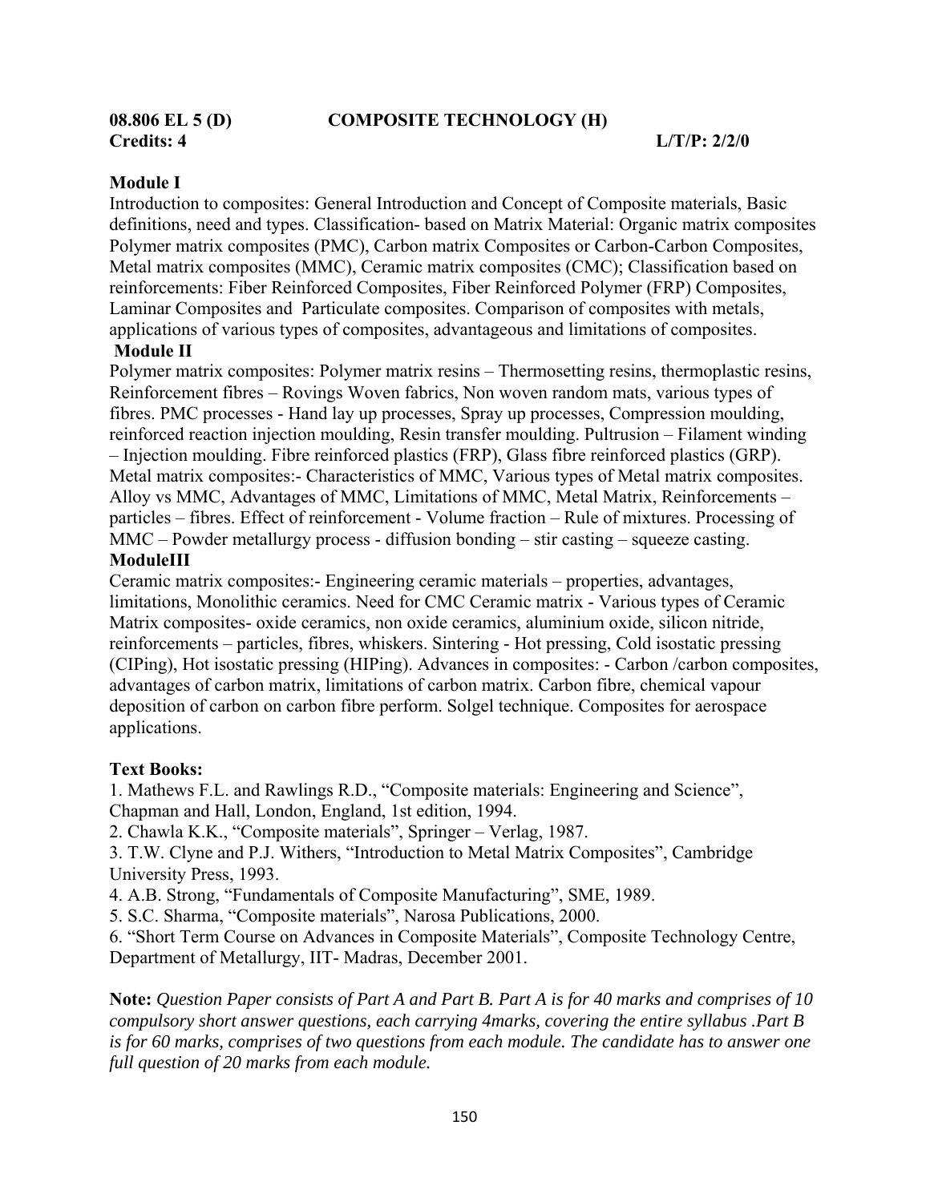**08.806 EL 5 (D)** **COMPOSITE TECHNOLOGY (H)**

**Credits: 4** **L/T/P: 2/2/0**

**Module I**

Introduction to composites: General Introduction and Concept of Composite materials, Basic definitions, need and types. Classification- based on Matrix Material: Organic matrix composites Polymer matrix composites (PMC), Carbon matrix Composites or Carbon-Carbon Composites, Metal matrix composites (MMC), Ceramic matrix composites (CMC); Classification based on reinforcements: Fiber Reinforced Composites, Fiber Reinforced Polymer (FRP) Composites, Laminar Composites and Particulate composites. Comparison of composites with metals, applications of various types of composites, advantageous and limitations of composites.

**Module II**

Polymer matrix composites: Polymer matrix resins – Thermosetting resins, thermoplastic resins, Reinforcement fibres – Rovings Woven fabrics, Non woven random mats, various types of fibres. PMC processes - Hand lay up processes, Spray up processes, Compression moulding, reinforced reaction injection moulding, Resin transfer moulding. Pultrusion – Filament winding – Injection moulding. Fibre reinforced plastics (FRP), Glass fibre reinforced plastics (GRP). Metal matrix composites:- Characteristics of MMC, Various types of Metal matrix composites. Alloy vs MMC, Advantages of MMC, Limitations of MMC, Metal Matrix, Reinforcements – particles – fibres. Effect of reinforcement - Volume fraction – Rule of mixtures. Processing of MMC – Powder metallurgy process - diffusion bonding – stir casting – squeeze casting.

**ModuleIII**

Ceramic matrix composites:- Engineering ceramic materials – properties, advantages, limitations, Monolithic ceramics. Need for CMC Ceramic matrix - Various types of Ceramic Matrix composites- oxide ceramics, non oxide ceramics, aluminium oxide, silicon nitride, reinforcements – particles, fibres, whiskers. Sintering - Hot pressing, Cold isostatic pressing (CIPing), Hot isostatic pressing (HIPing). Advances in composites: - Carbon /carbon composites, advantages of carbon matrix, limitations of carbon matrix. Carbon fibre, chemical vapour deposition of carbon on carbon fibre perform. Solgel technique. Composites for aerospace applications.

**Text Books:**

1. Mathews F.L. and Rawlings R.D., "Composite materials: Engineering and Science", Chapman and Hall, London, England, 1st edition, 1994.
2. Chawla K.K., "Composite materials", Springer – Verlag, 1987.
3. T.W. Clyne and P.J. Withers, "Introduction to Metal Matrix Composites", Cambridge University Press, 1993.
4. A.B. Strong, "Fundamentals of Composite Manufacturing", SME, 1989.
5. S.C. Sharma, "Composite materials", Narosa Publications, 2000.
6. "Short Term Course on Advances in Composite Materials", Composite Technology Centre, Department of Metallurgy, IIT- Madras, December 2001.

**Note:** *Question Paper consists of Part A and Part B. Part A is for 40 marks and comprises of 10 compulsory short answer questions, each carrying 4marks, covering the entire syllabus .Part B is for 60 marks, comprises of two questions from each module. The candidate has to answer one full question of 20 marks from each module.*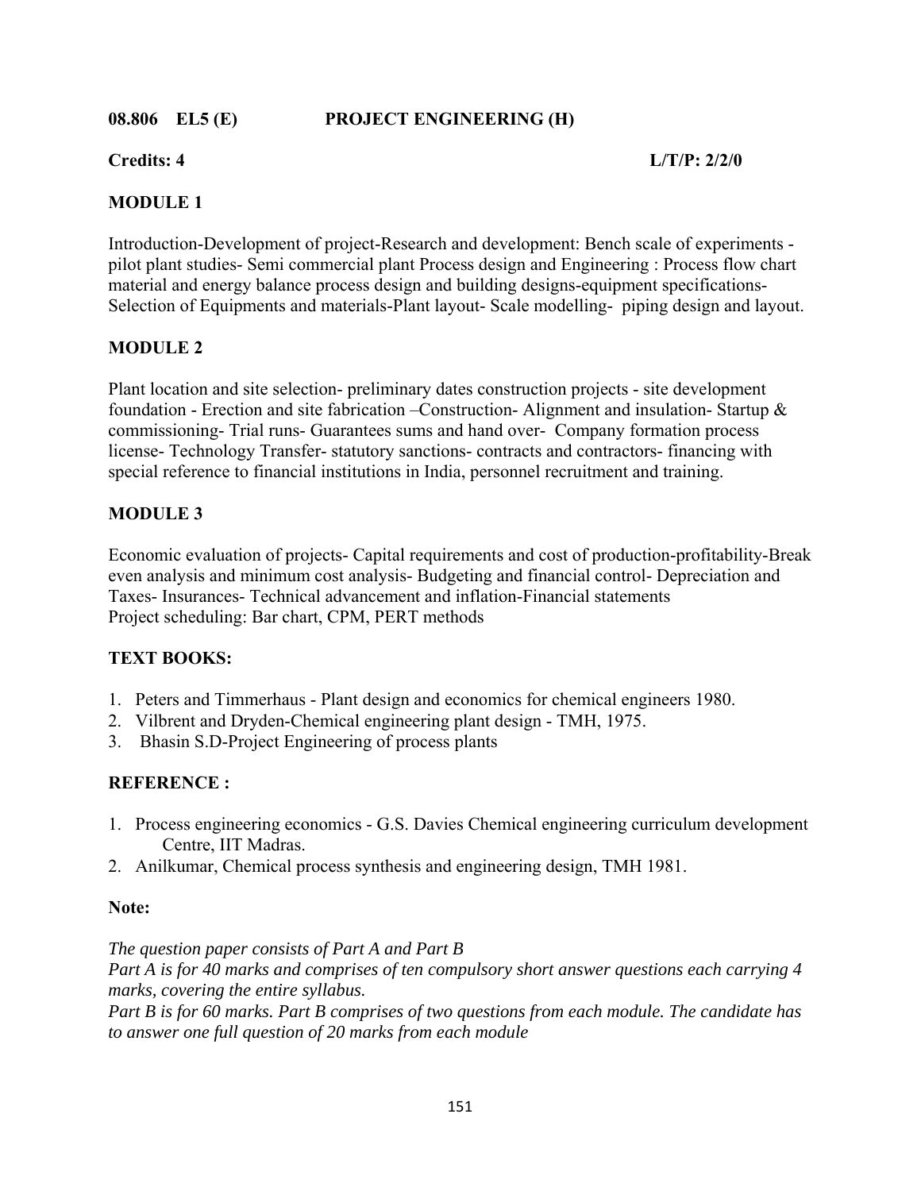**08.806 EL5 (E) PROJECT ENGINEERING (H)**

**Credits: 4** **L/T/P: 2/2/0**

**MODULE 1**

Introduction-Development of project-Research and development: Bench scale of experiments - pilot plant studies- Semi commercial plant Process design and Engineering : Process flow chart material and energy balance process design and building designs-equipment specifications- Selection of Equipments and materials-Plant layout- Scale modelling- piping design and layout.

**MODULE 2**

Plant location and site selection- preliminary dates construction projects - site development foundation - Erection and site fabrication –Construction- Alignment and insulation- Startup & commissioning- Trial runs- Guarantees sums and hand over- Company formation process license- Technology Transfer- statutory sanctions- contracts and contractors- financing with special reference to financial institutions in India, personnel recruitment and training.

**MODULE 3**

Economic evaluation of projects- Capital requirements and cost of production-profitability-Break even analysis and minimum cost analysis- Budgeting and financial control- Depreciation and Taxes- Insurances- Technical advancement and inflation-Financial statements
Project scheduling: Bar chart, CPM, PERT methods

**TEXT BOOKS:**

1. Peters and Timmerhaus - Plant design and economics for chemical engineers 1980.
2. Vilbrent and Dryden-Chemical engineering plant design - TMH, 1975.
3. Bhasin S.D-Project Engineering of process plants

**REFERENCE :**

1. Process engineering economics - G.S. Davies Chemical engineering curriculum development Centre, IIT Madras.
2. Anilkumar, Chemical process synthesis and engineering design, TMH 1981.

**Note:**

*The question paper consists of Part A and Part B*
*Part A is for 40 marks and comprises of ten compulsory short answer questions each carrying 4 marks, covering the entire syllabus.*
*Part B is for 60 marks. Part B comprises of two questions from each module. The candidate has to answer one full question of 20 marks from each module*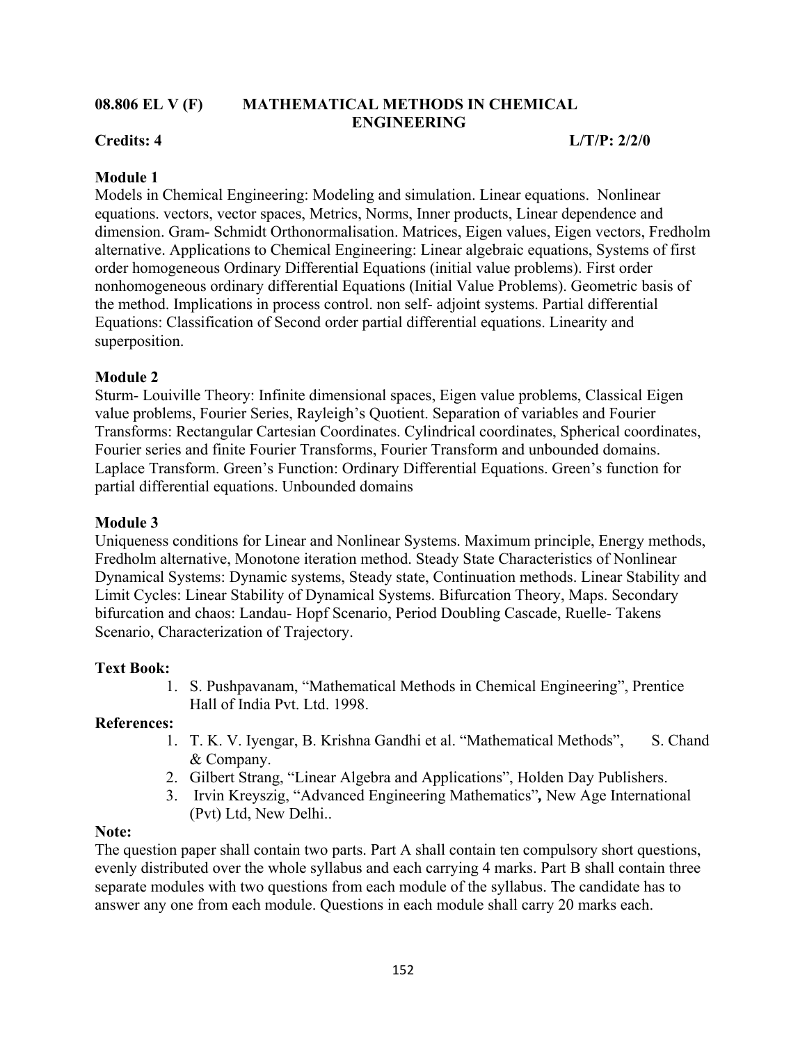## 08.806 EL V (F) MATHEMATICAL METHODS IN CHEMICAL ENGINEERING

**Credits: 4** **L/T/P: 2/2/0**

### Module 1

Models in Chemical Engineering: Modeling and simulation. Linear equations. Nonlinear equations. vectors, vector spaces, Metrics, Norms, Inner products, Linear dependence and dimension. Gram- Schmidt Orthonormalisation. Matrices, Eigen values, Eigen vectors, Fredholm alternative. Applications to Chemical Engineering: Linear algebraic equations, Systems of first order homogeneous Ordinary Differential Equations (initial value problems). First order nonhomogeneous ordinary differential Equations (Initial Value Problems). Geometric basis of the method. Implications in process control. non self- adjoint systems. Partial differential Equations: Classification of Second order partial differential equations. Linearity and superposition.

### Module 2

Sturm- Louiville Theory: Infinite dimensional spaces, Eigen value problems, Classical Eigen value problems, Fourier Series, Rayleigh's Quotient. Separation of variables and Fourier Transforms: Rectangular Cartesian Coordinates. Cylindrical coordinates, Spherical coordinates, Fourier series and finite Fourier Transforms, Fourier Transform and unbounded domains. Laplace Transform. Green's Function: Ordinary Differential Equations. Green's function for partial differential equations. Unbounded domains

### Module 3

Uniqueness conditions for Linear and Nonlinear Systems. Maximum principle, Energy methods, Fredholm alternative, Monotone iteration method. Steady State Characteristics of Nonlinear Dynamical Systems: Dynamic systems, Steady state, Continuation methods. Linear Stability and Limit Cycles: Linear Stability of Dynamical Systems. Bifurcation Theory, Maps. Secondary bifurcation and chaos: Landau- Hopf Scenario, Period Doubling Cascade, Ruelle- Takens Scenario, Characterization of Trajectory.

**Text Book:**

1. S. Pushpavanam, "Mathematical Methods in Chemical Engineering", Prentice Hall of India Pvt. Ltd. 1998.

**References:**

1. T. K. V. Iyengar, B. Krishna Gandhi et al. "Mathematical Methods", S. Chand & Company.
2. Gilbert Strang, "Linear Algebra and Applications", Holden Day Publishers.
3. Irvin Kreyszig, "Advanced Engineering Mathematics"**,** New Age International (Pvt) Ltd, New Delhi..

**Note:**

The question paper shall contain two parts. Part A shall contain ten compulsory short questions, evenly distributed over the whole syllabus and each carrying 4 marks. Part B shall contain three separate modules with two questions from each module of the syllabus. The candidate has to answer any one from each module. Questions in each module shall carry 20 marks each.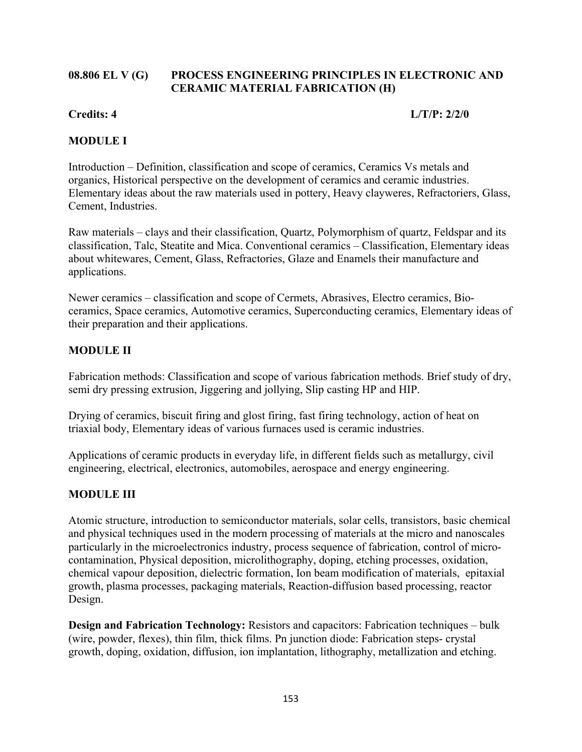**08.806 EL V (G) PROCESS ENGINEERING PRINCIPLES IN ELECTRONIC AND CERAMIC MATERIAL FABRICATION (H)**

**Credits: 4** **L/T/P: 2/2/0**

**MODULE I**

Introduction – Definition, classification and scope of ceramics, Ceramics Vs metals and organics, Historical perspective on the development of ceramics and ceramic industries. Elementary ideas about the raw materials used in pottery, Heavy claywere​s, Refractoriers, Glass, Cement, Industries.

Raw materials – clays and their classification, Quartz, Polymorphism of quartz, Feldspar and its classification, Talc, Steatite and Mica. Conventional ceramics – Classification, Elementary ideas about whitewares, Cement, Glass, Refractories, Glaze and Enamels their manufacture and applications.

Newer ceramics – classification and scope of Cermets, Abrasives, Electro ceramics, Bio-ceramics, Space ceramics, Automotive ceramics, Superconducting ceramics, Elementary ideas of their preparation and their applications.

**MODULE II**

Fabrication methods: Classification and scope of various fabrication methods. Brief study of dry, semi dry pressing extrusion, Jiggering and jollying, Slip casting HP and HIP.

Drying of ceramics, biscuit firing and glost firing, fast firing technology, action of heat on triaxial body, Elementary ideas of various furnaces used is ceramic industries.

Applications of ceramic products in everyday life, in different fields such as metallurgy, civil engineering, electrical, electronics, automobiles, aerospace and energy engineering.

**MODULE III**

Atomic structure, introduction to semiconductor materials, solar cells, transistors, basic chemical and physical techniques used in the modern processing of materials at the micro and nanoscales particularly in the microelectronics industry, process sequence of fabrication, control of micro-contamination, Physical deposition, microlithography, doping, etching processes, oxidation, chemical vapour deposition, dielectric formation, Ion beam modification of materials, epitaxial growth, plasma processes, packaging materials, Reaction-diffusion based processing, reactor Design.

**Design and Fabrication Technology:** Resistors and capacitors: Fabrication techniques – bulk (wire, powder, flexes), thin film, thick films. Pn junction diode: Fabrication steps- crystal growth, doping, oxidation, diffusion, ion implantation, lithography, metallization and etching.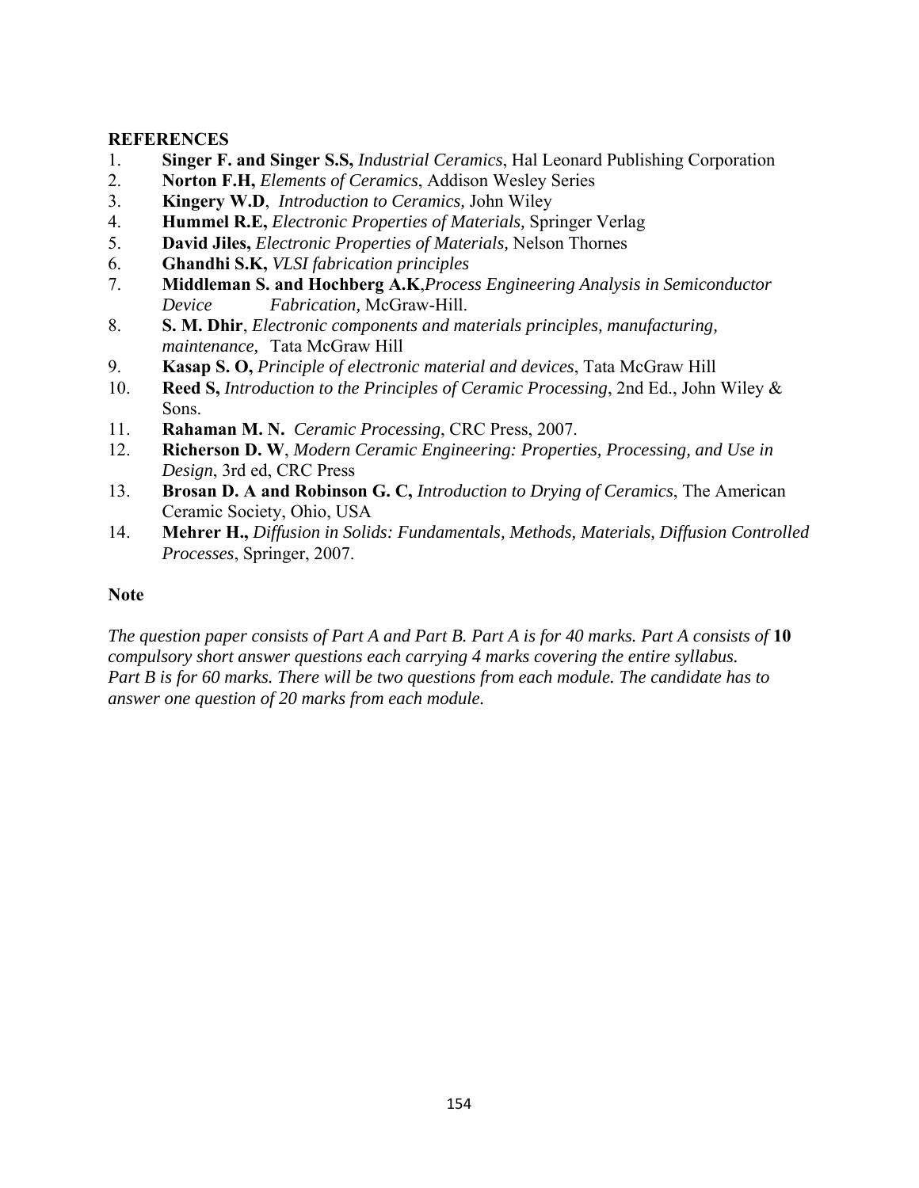**REFERENCES**

1. **Singer F. and Singer S.S,** *Industrial Ceramics*, Hal Leonard Publishing Corporation
2. **Norton F.H,** *Elements of Ceramics*, Addison Wesley Series
3. **Kingery W.D**, *Introduction to Ceramics,* John Wiley
4. **Hummel R.E,** *Electronic Properties of Materials,* Springer Verlag
5. **David Jiles,** *Electronic Properties of Materials,* Nelson Thornes
6. **Ghandhi S.K,** *VLSI fabrication principles*
7. **Middleman S. and Hochberg A.K**,*Process Engineering Analysis in Semiconductor Device Fabrication,* McGraw-Hill.
8. **S. M. Dhir**, *Electronic components and materials principles, manufacturing, maintenance,* Tata McGraw Hill
9. **Kasap S. O,** *Principle of electronic material and devices*, Tata McGraw Hill
10. **Reed S,** *Introduction to the Principles of Ceramic Processing*, 2nd Ed., John Wiley & Sons.
11. **Rahaman M. N.** *Ceramic Processing*, CRC Press, 2007.
12. **Richerson D. W**, *Modern Ceramic Engineering: Properties, Processing, and Use in Design*, 3rd ed, CRC Press
13. **Brosan D. A and Robinson G. C,** *Introduction to Drying of Ceramics*, The American Ceramic Society, Ohio, USA
14. **Mehrer H.,** *Diffusion in Solids: Fundamentals, Methods, Materials, Diffusion Controlled Processes*, Springer, 2007.

**Note**

*The question paper consists of Part A and Part B. Part A is for 40 marks. Part A consists of* **10** *compulsory short answer questions each carrying 4 marks covering the entire syllabus. Part B is for 60 marks. There will be two questions from each module. The candidate has to answer one question of 20 marks from each module.*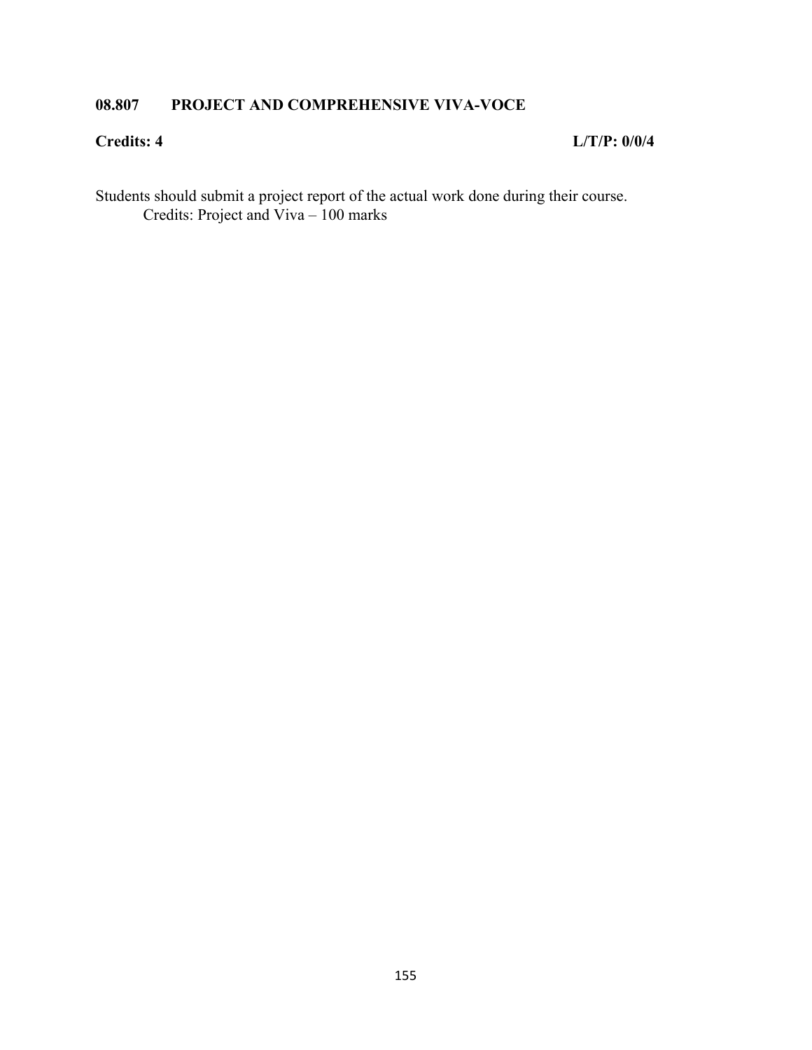### 08.807 PROJECT AND COMPREHENSIVE VIVA-VOCE

**Credits: 4** **L/T/P: 0/0/4**

Students should submit a project report of the actual work done during their course.

Credits: Project and Viva – 100 marks